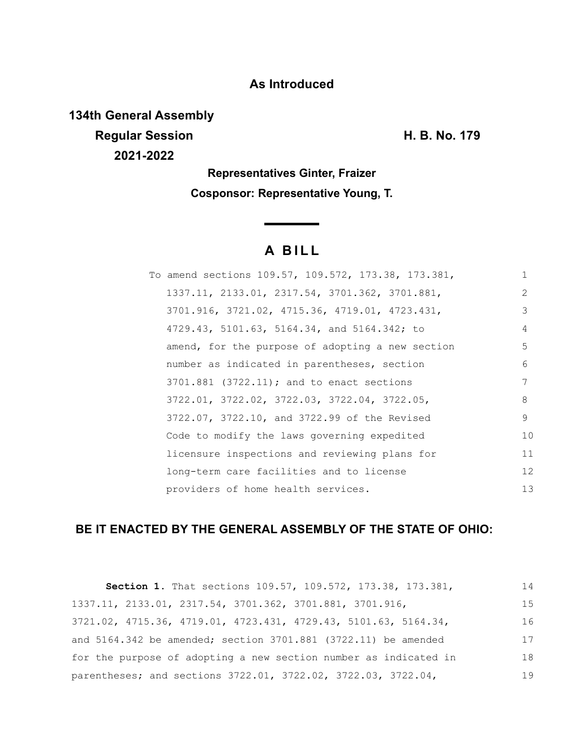**As Introduced**

**134th General Assembly**
**Regular Session** **H. B. No. 179**
**2021-2022**

**Representatives Ginter, Fraizer**

**Cosponsor: Representative Young, T.**

# A BILL

To amend sections 109.57, 109.572, 173.38, 173.381, 1337.11, 2133.01, 2317.54, 3701.362, 3701.881, 3701.916, 3721.02, 4715.36, 4719.01, 4723.431, 4729.43, 5101.63, 5164.34, and 5164.342; to amend, for the purpose of adopting a new section number as indicated in parentheses, section 3701.881 (3722.11); and to enact sections 3722.01, 3722.02, 3722.03, 3722.04, 3722.05, 3722.07, 3722.10, and 3722.99 of the Revised Code to modify the laws governing expedited licensure inspections and reviewing plans for long-term care facilities and to license providers of home health services.

**BE IT ENACTED BY THE GENERAL ASSEMBLY OF THE STATE OF OHIO:**

**Section 1.** That sections 109.57, 109.572, 173.38, 173.381, 1337.11, 2133.01, 2317.54, 3701.362, 3701.881, 3701.916, 3721.02, 4715.36, 4719.01, 4723.431, 4729.43, 5101.63, 5164.34, and 5164.342 be amended; section 3701.881 (3722.11) be amended for the purpose of adopting a new section number as indicated in parentheses; and sections 3722.01, 3722.02, 3722.03, 3722.04,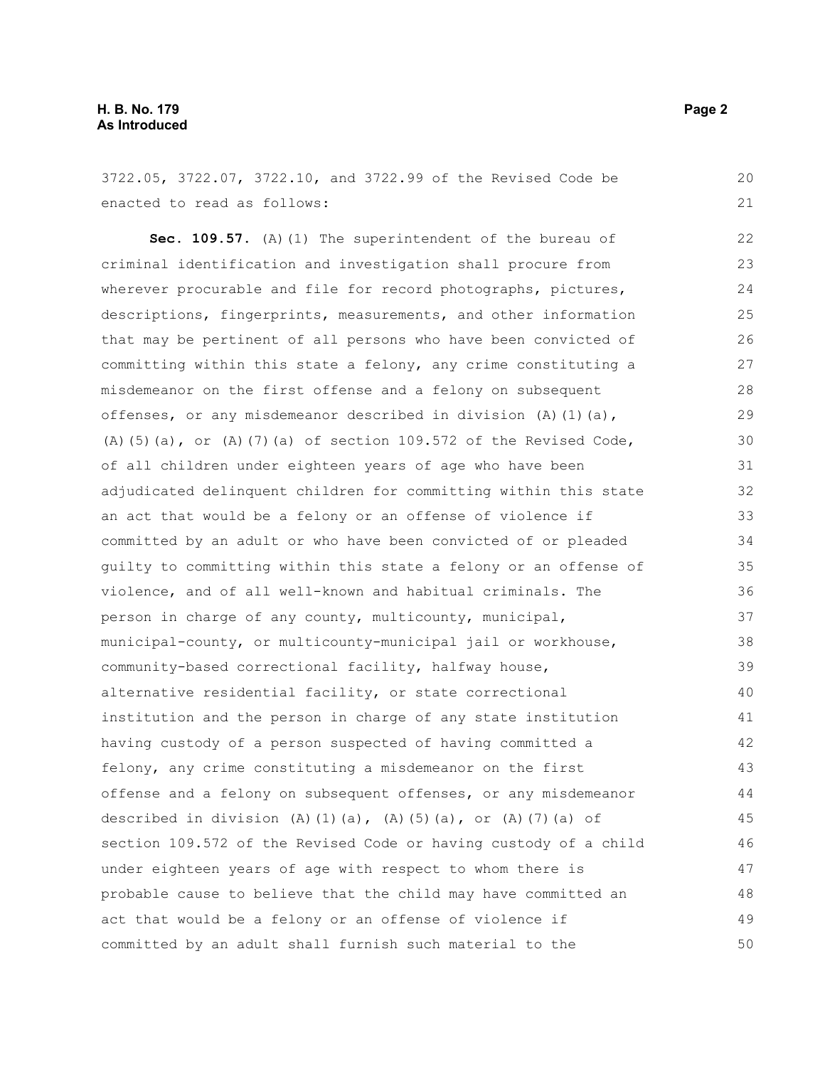3722.05, 3722.07, 3722.10, and 3722.99 of the Revised Code be enacted to read as follows:

**Sec. 109.57.** (A)(1) The superintendent of the bureau of criminal identification and investigation shall procure from wherever procurable and file for record photographs, pictures, descriptions, fingerprints, measurements, and other information that may be pertinent of all persons who have been convicted of committing within this state a felony, any crime constituting a misdemeanor on the first offense and a felony on subsequent offenses, or any misdemeanor described in division (A)(1)(a), (A)(5)(a), or (A)(7)(a) of section 109.572 of the Revised Code, of all children under eighteen years of age who have been adjudicated delinquent children for committing within this state an act that would be a felony or an offense of violence if committed by an adult or who have been convicted of or pleaded guilty to committing within this state a felony or an offense of violence, and of all well-known and habitual criminals. The person in charge of any county, multicounty, municipal, municipal-county, or multicounty-municipal jail or workhouse, community-based correctional facility, halfway house, alternative residential facility, or state correctional institution and the person in charge of any state institution having custody of a person suspected of having committed a felony, any crime constituting a misdemeanor on the first offense and a felony on subsequent offenses, or any misdemeanor described in division (A)(1)(a), (A)(5)(a), or (A)(7)(a) of section 109.572 of the Revised Code or having custody of a child under eighteen years of age with respect to whom there is probable cause to believe that the child may have committed an act that would be a felony or an offense of violence if committed by an adult shall furnish such material to the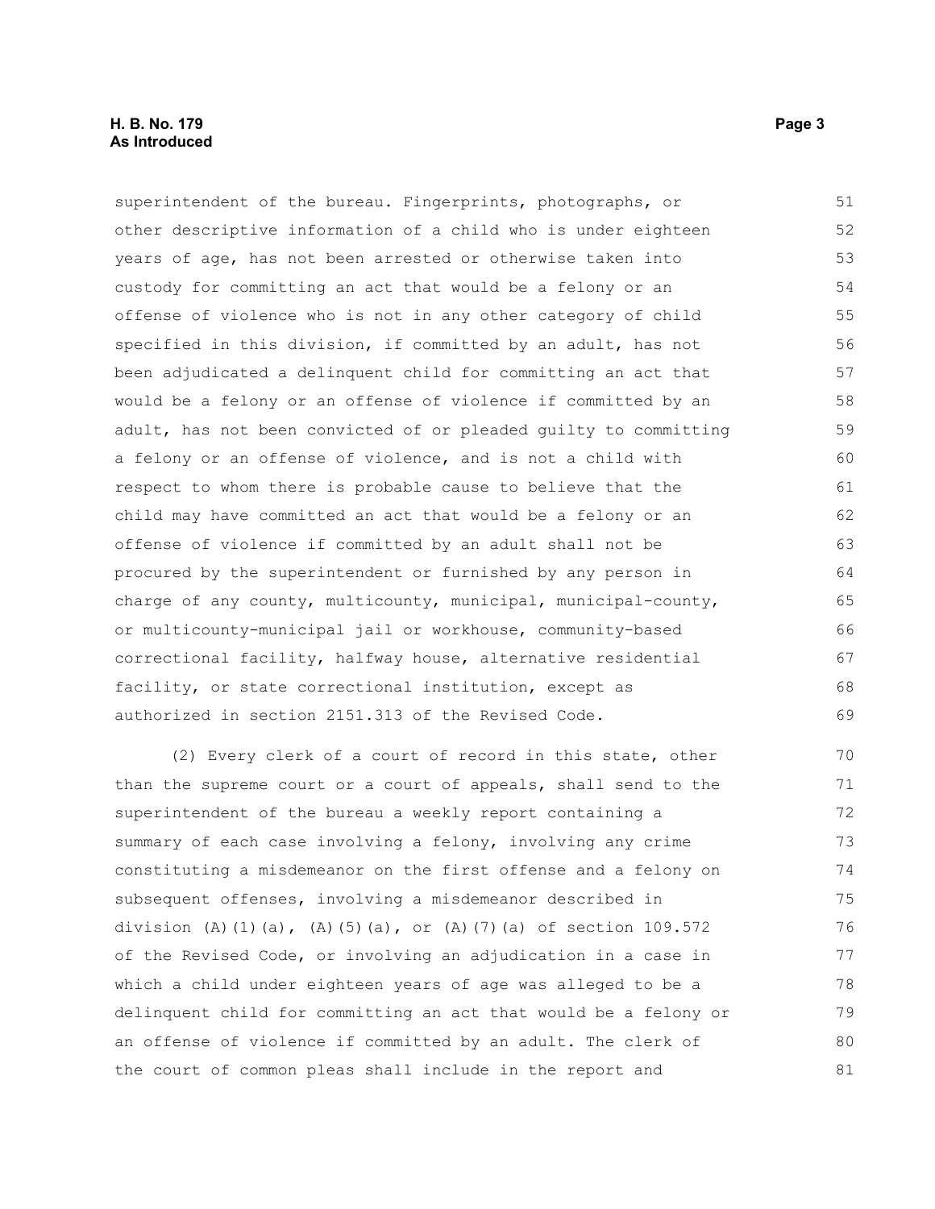superintendent of the bureau. Fingerprints, photographs, or other descriptive information of a child who is under eighteen years of age, has not been arrested or otherwise taken into custody for committing an act that would be a felony or an offense of violence who is not in any other category of child specified in this division, if committed by an adult, has not been adjudicated a delinquent child for committing an act that would be a felony or an offense of violence if committed by an adult, has not been convicted of or pleaded guilty to committing a felony or an offense of violence, and is not a child with respect to whom there is probable cause to believe that the child may have committed an act that would be a felony or an offense of violence if committed by an adult shall not be procured by the superintendent or furnished by any person in charge of any county, multicounty, municipal, municipal-county, or multicounty-municipal jail or workhouse, community-based correctional facility, halfway house, alternative residential facility, or state correctional institution, except as authorized in section 2151.313 of the Revised Code.

(2) Every clerk of a court of record in this state, other than the supreme court or a court of appeals, shall send to the superintendent of the bureau a weekly report containing a summary of each case involving a felony, involving any crime constituting a misdemeanor on the first offense and a felony on subsequent offenses, involving a misdemeanor described in division (A)(1)(a), (A)(5)(a), or (A)(7)(a) of section 109.572 of the Revised Code, or involving an adjudication in a case in which a child under eighteen years of age was alleged to be a delinquent child for committing an act that would be a felony or an offense of violence if committed by an adult. The clerk of the court of common pleas shall include in the report and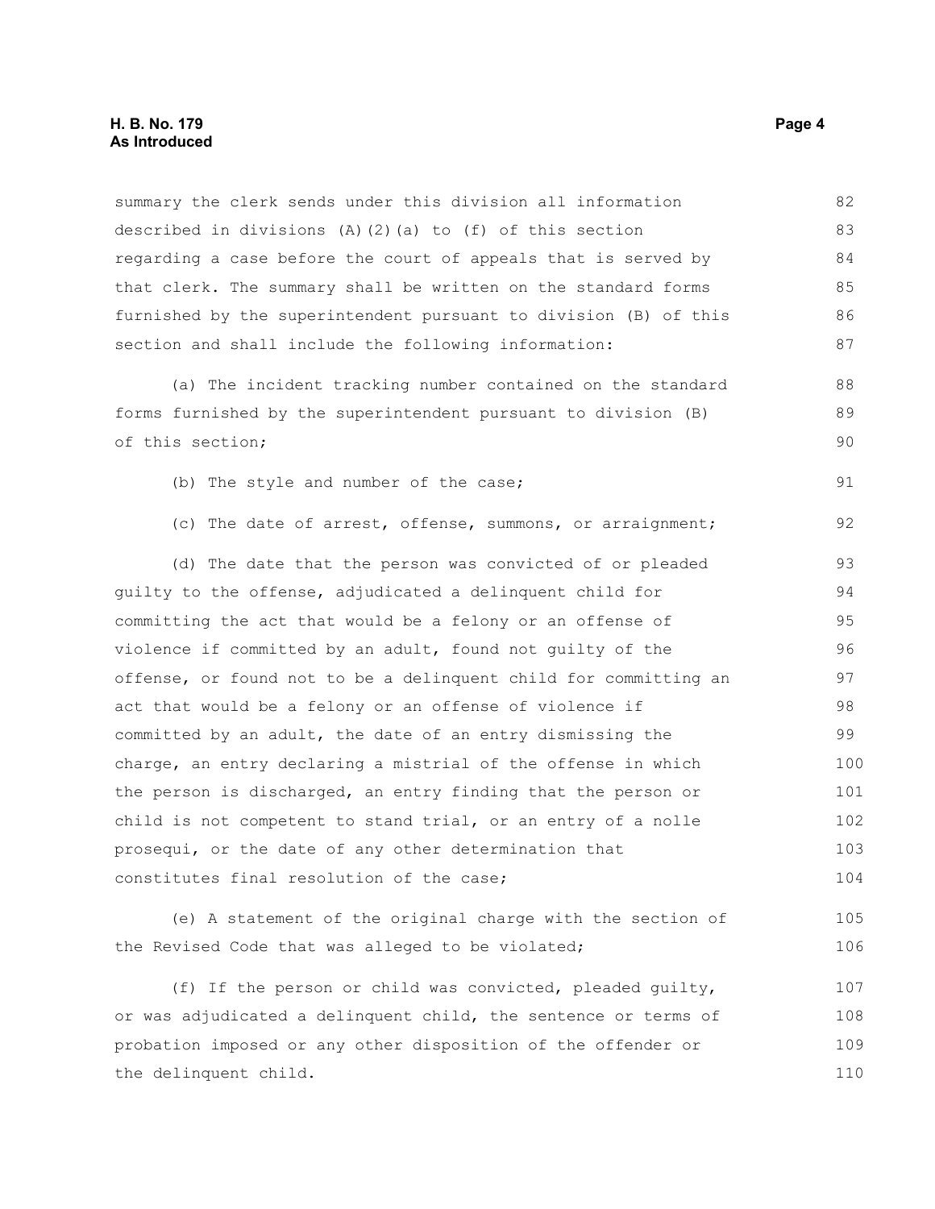summary the clerk sends under this division all information described in divisions (A)(2)(a) to (f) of this section regarding a case before the court of appeals that is served by that clerk. The summary shall be written on the standard forms furnished by the superintendent pursuant to division (B) of this section and shall include the following information:

(a) The incident tracking number contained on the standard forms furnished by the superintendent pursuant to division (B) of this section;

(b) The style and number of the case;

(c) The date of arrest, offense, summons, or arraignment;

(d) The date that the person was convicted of or pleaded guilty to the offense, adjudicated a delinquent child for committing the act that would be a felony or an offense of violence if committed by an adult, found not guilty of the offense, or found not to be a delinquent child for committing an act that would be a felony or an offense of violence if committed by an adult, the date of an entry dismissing the charge, an entry declaring a mistrial of the offense in which the person is discharged, an entry finding that the person or child is not competent to stand trial, or an entry of a nolle prosequi, or the date of any other determination that constitutes final resolution of the case;

(e) A statement of the original charge with the section of the Revised Code that was alleged to be violated;

(f) If the person or child was convicted, pleaded guilty, or was adjudicated a delinquent child, the sentence or terms of probation imposed or any other disposition of the offender or the delinquent child.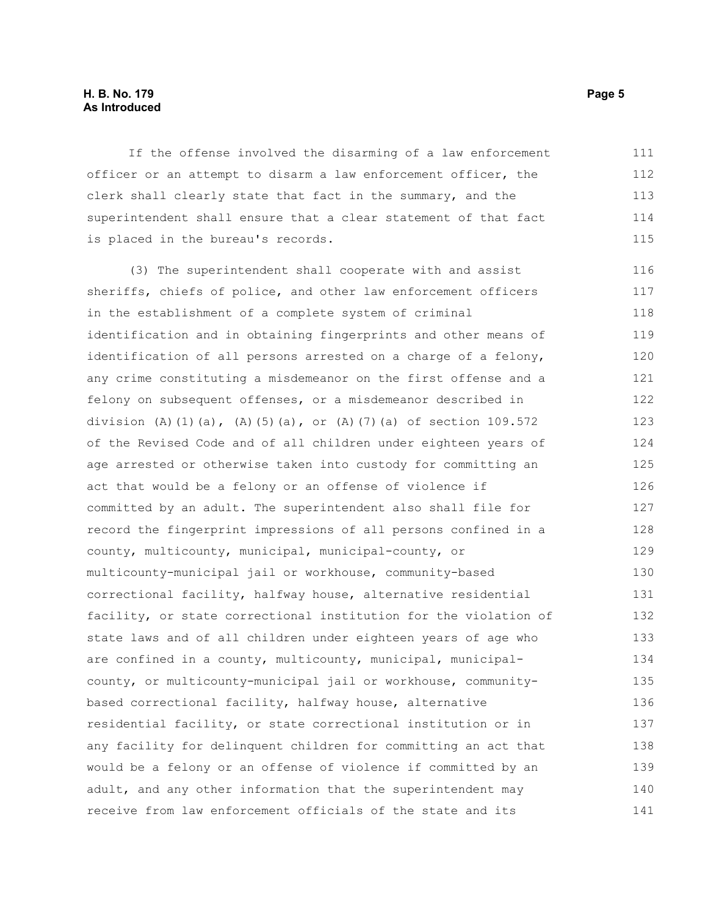If the offense involved the disarming of a law enforcement officer or an attempt to disarm a law enforcement officer, the clerk shall clearly state that fact in the summary, and the superintendent shall ensure that a clear statement of that fact is placed in the bureau's records.

(3) The superintendent shall cooperate with and assist sheriffs, chiefs of police, and other law enforcement officers in the establishment of a complete system of criminal identification and in obtaining fingerprints and other means of identification of all persons arrested on a charge of a felony, any crime constituting a misdemeanor on the first offense and a felony on subsequent offenses, or a misdemeanor described in division (A)(1)(a), (A)(5)(a), or (A)(7)(a) of section 109.572 of the Revised Code and of all children under eighteen years of age arrested or otherwise taken into custody for committing an act that would be a felony or an offense of violence if committed by an adult. The superintendent also shall file for record the fingerprint impressions of all persons confined in a county, multicounty, municipal, municipal-county, or multicounty-municipal jail or workhouse, community-based correctional facility, halfway house, alternative residential facility, or state correctional institution for the violation of state laws and of all children under eighteen years of age who are confined in a county, multicounty, municipal, municipal-county, or multicounty-municipal jail or workhouse, community-based correctional facility, halfway house, alternative residential facility, or state correctional institution or in any facility for delinquent children for committing an act that would be a felony or an offense of violence if committed by an adult, and any other information that the superintendent may receive from law enforcement officials of the state and its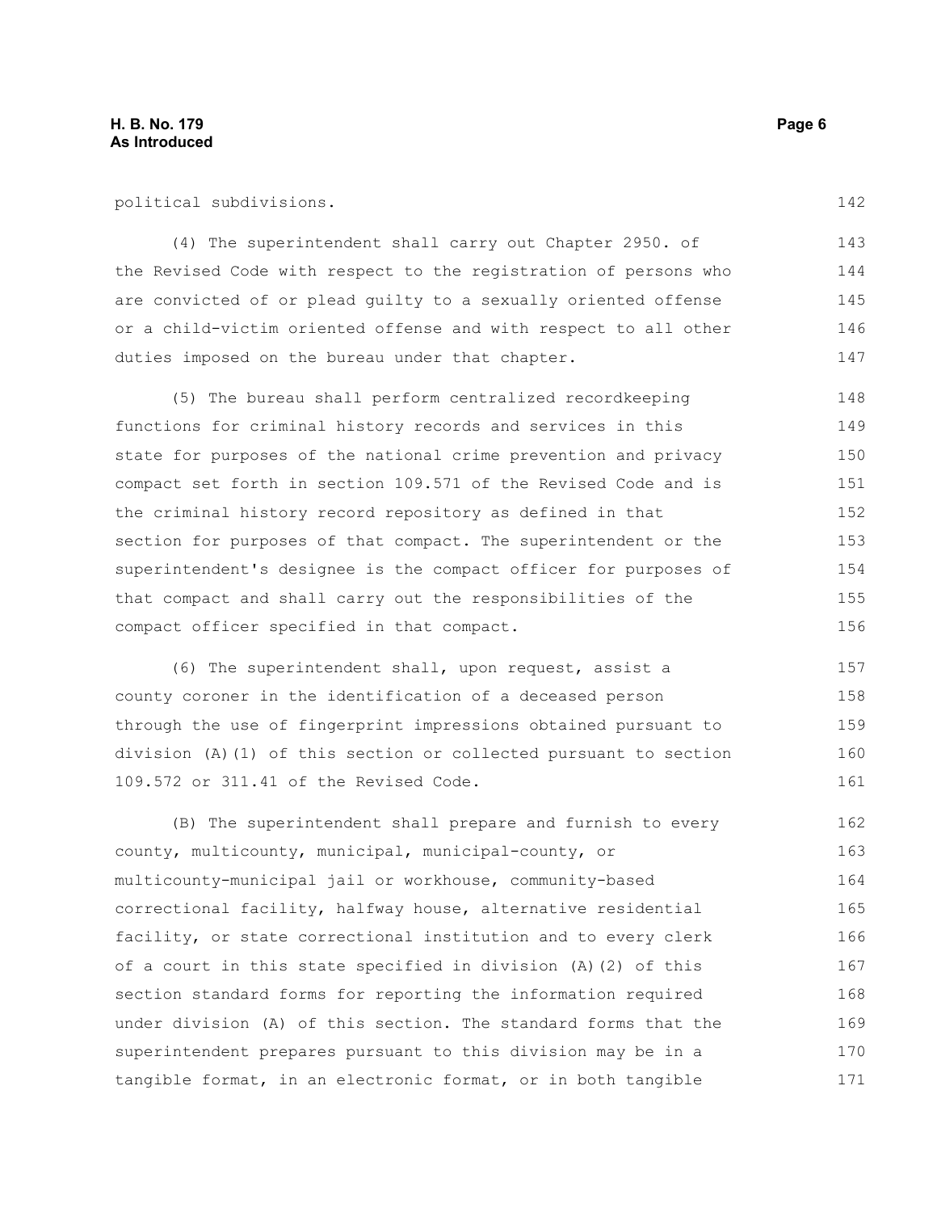political subdivisions.

(4) The superintendent shall carry out Chapter 2950. of the Revised Code with respect to the registration of persons who are convicted of or plead guilty to a sexually oriented offense or a child-victim oriented offense and with respect to all other duties imposed on the bureau under that chapter.

(5) The bureau shall perform centralized recordkeeping functions for criminal history records and services in this state for purposes of the national crime prevention and privacy compact set forth in section 109.571 of the Revised Code and is the criminal history record repository as defined in that section for purposes of that compact. The superintendent or the superintendent's designee is the compact officer for purposes of that compact and shall carry out the responsibilities of the compact officer specified in that compact.

(6) The superintendent shall, upon request, assist a county coroner in the identification of a deceased person through the use of fingerprint impressions obtained pursuant to division (A)(1) of this section or collected pursuant to section 109.572 or 311.41 of the Revised Code.

(B) The superintendent shall prepare and furnish to every county, multicounty, municipal, municipal-county, or multicounty-municipal jail or workhouse, community-based correctional facility, halfway house, alternative residential facility, or state correctional institution and to every clerk of a court in this state specified in division (A)(2) of this section standard forms for reporting the information required under division (A) of this section. The standard forms that the superintendent prepares pursuant to this division may be in a tangible format, in an electronic format, or in both tangible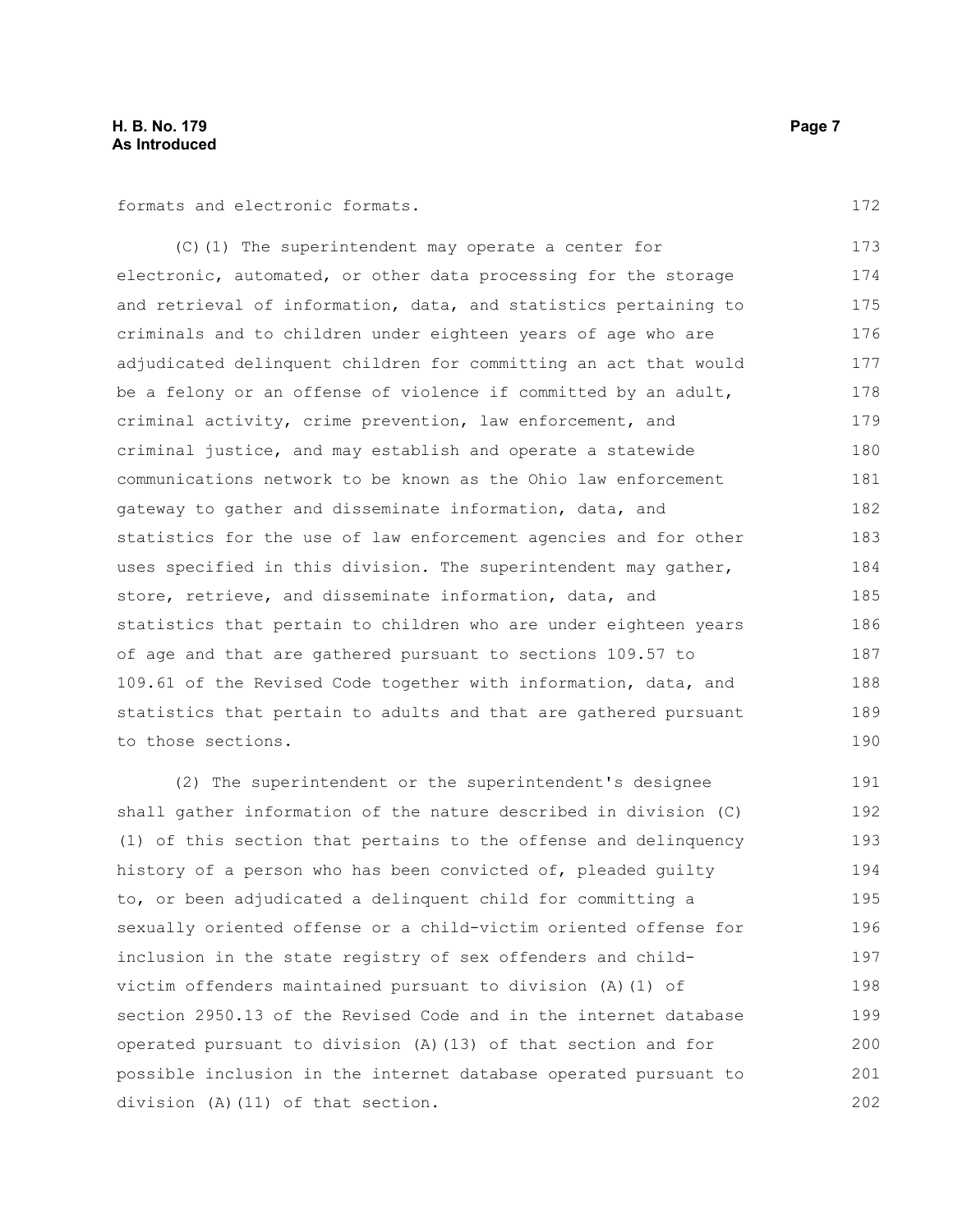formats and electronic formats.

(C)(1) The superintendent may operate a center for electronic, automated, or other data processing for the storage and retrieval of information, data, and statistics pertaining to criminals and to children under eighteen years of age who are adjudicated delinquent children for committing an act that would be a felony or an offense of violence if committed by an adult, criminal activity, crime prevention, law enforcement, and criminal justice, and may establish and operate a statewide communications network to be known as the Ohio law enforcement gateway to gather and disseminate information, data, and statistics for the use of law enforcement agencies and for other uses specified in this division. The superintendent may gather, store, retrieve, and disseminate information, data, and statistics that pertain to children who are under eighteen years of age and that are gathered pursuant to sections 109.57 to 109.61 of the Revised Code together with information, data, and statistics that pertain to adults and that are gathered pursuant to those sections.

(2) The superintendent or the superintendent's designee shall gather information of the nature described in division (C)(1) of this section that pertains to the offense and delinquency history of a person who has been convicted of, pleaded guilty to, or been adjudicated a delinquent child for committing a sexually oriented offense or a child-victim oriented offense for inclusion in the state registry of sex offenders and child-victim offenders maintained pursuant to division (A)(1) of section 2950.13 of the Revised Code and in the internet database operated pursuant to division (A)(13) of that section and for possible inclusion in the internet database operated pursuant to division (A)(11) of that section.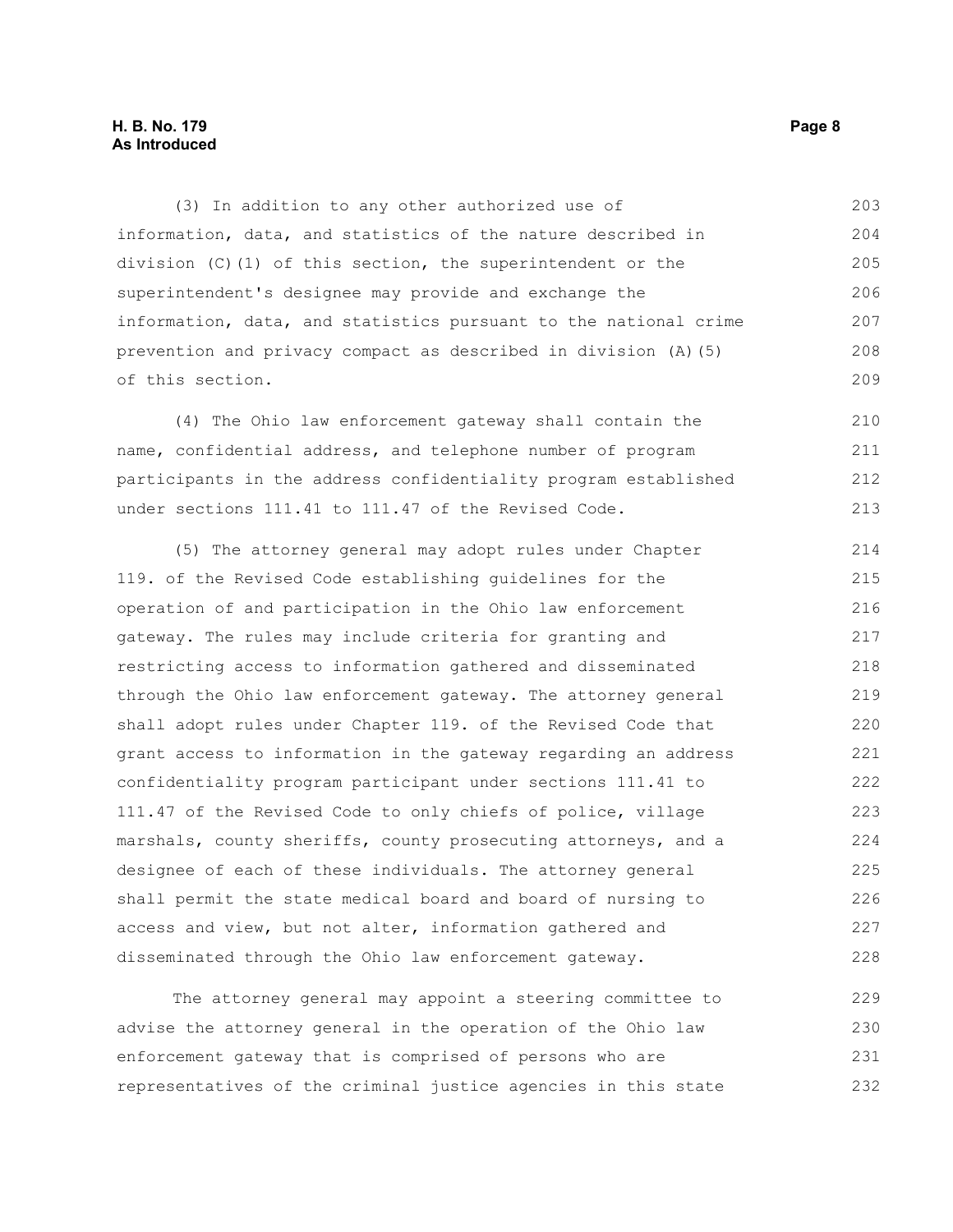(3) In addition to any other authorized use of information, data, and statistics of the nature described in division (C)(1) of this section, the superintendent or the superintendent's designee may provide and exchange the information, data, and statistics pursuant to the national crime prevention and privacy compact as described in division (A)(5) of this section.

(4) The Ohio law enforcement gateway shall contain the name, confidential address, and telephone number of program participants in the address confidentiality program established under sections 111.41 to 111.47 of the Revised Code.

(5) The attorney general may adopt rules under Chapter 119. of the Revised Code establishing guidelines for the operation of and participation in the Ohio law enforcement gateway. The rules may include criteria for granting and restricting access to information gathered and disseminated through the Ohio law enforcement gateway. The attorney general shall adopt rules under Chapter 119. of the Revised Code that grant access to information in the gateway regarding an address confidentiality program participant under sections 111.41 to 111.47 of the Revised Code to only chiefs of police, village marshals, county sheriffs, county prosecuting attorneys, and a designee of each of these individuals. The attorney general shall permit the state medical board and board of nursing to access and view, but not alter, information gathered and disseminated through the Ohio law enforcement gateway.

The attorney general may appoint a steering committee to advise the attorney general in the operation of the Ohio law enforcement gateway that is comprised of persons who are representatives of the criminal justice agencies in this state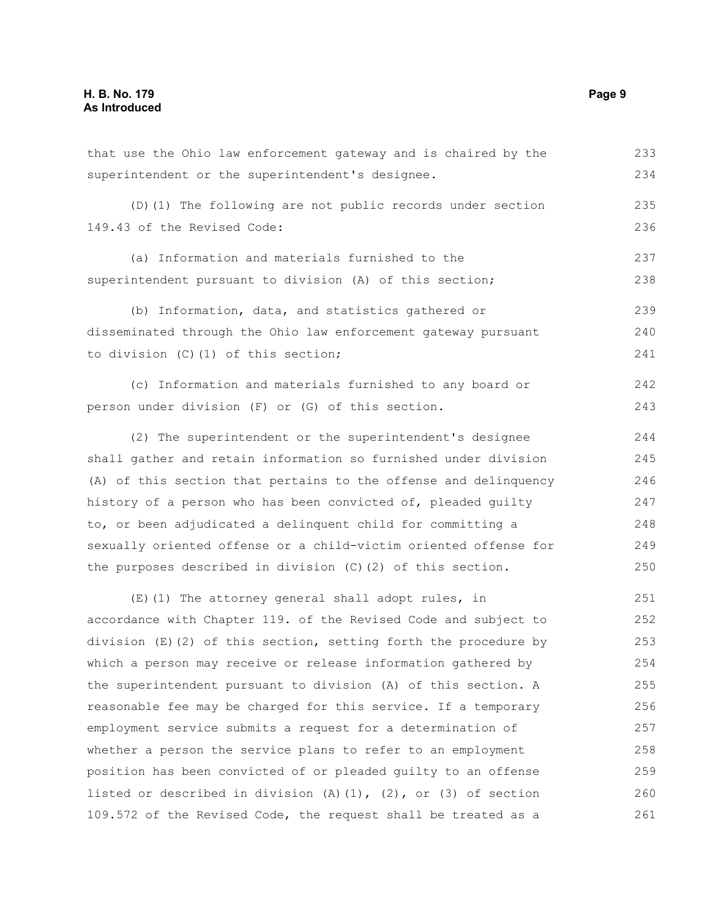that use the Ohio law enforcement gateway and is chaired by the superintendent or the superintendent's designee.

(D)(1) The following are not public records under section 149.43 of the Revised Code:

(a) Information and materials furnished to the superintendent pursuant to division (A) of this section;

(b) Information, data, and statistics gathered or disseminated through the Ohio law enforcement gateway pursuant to division (C)(1) of this section;

(c) Information and materials furnished to any board or person under division (F) or (G) of this section.

(2) The superintendent or the superintendent's designee shall gather and retain information so furnished under division (A) of this section that pertains to the offense and delinquency history of a person who has been convicted of, pleaded guilty to, or been adjudicated a delinquent child for committing a sexually oriented offense or a child-victim oriented offense for the purposes described in division (C)(2) of this section.

(E)(1) The attorney general shall adopt rules, in accordance with Chapter 119. of the Revised Code and subject to division (E)(2) of this section, setting forth the procedure by which a person may receive or release information gathered by the superintendent pursuant to division (A) of this section. A reasonable fee may be charged for this service. If a temporary employment service submits a request for a determination of whether a person the service plans to refer to an employment position has been convicted of or pleaded guilty to an offense listed or described in division (A)(1), (2), or (3) of section 109.572 of the Revised Code, the request shall be treated as a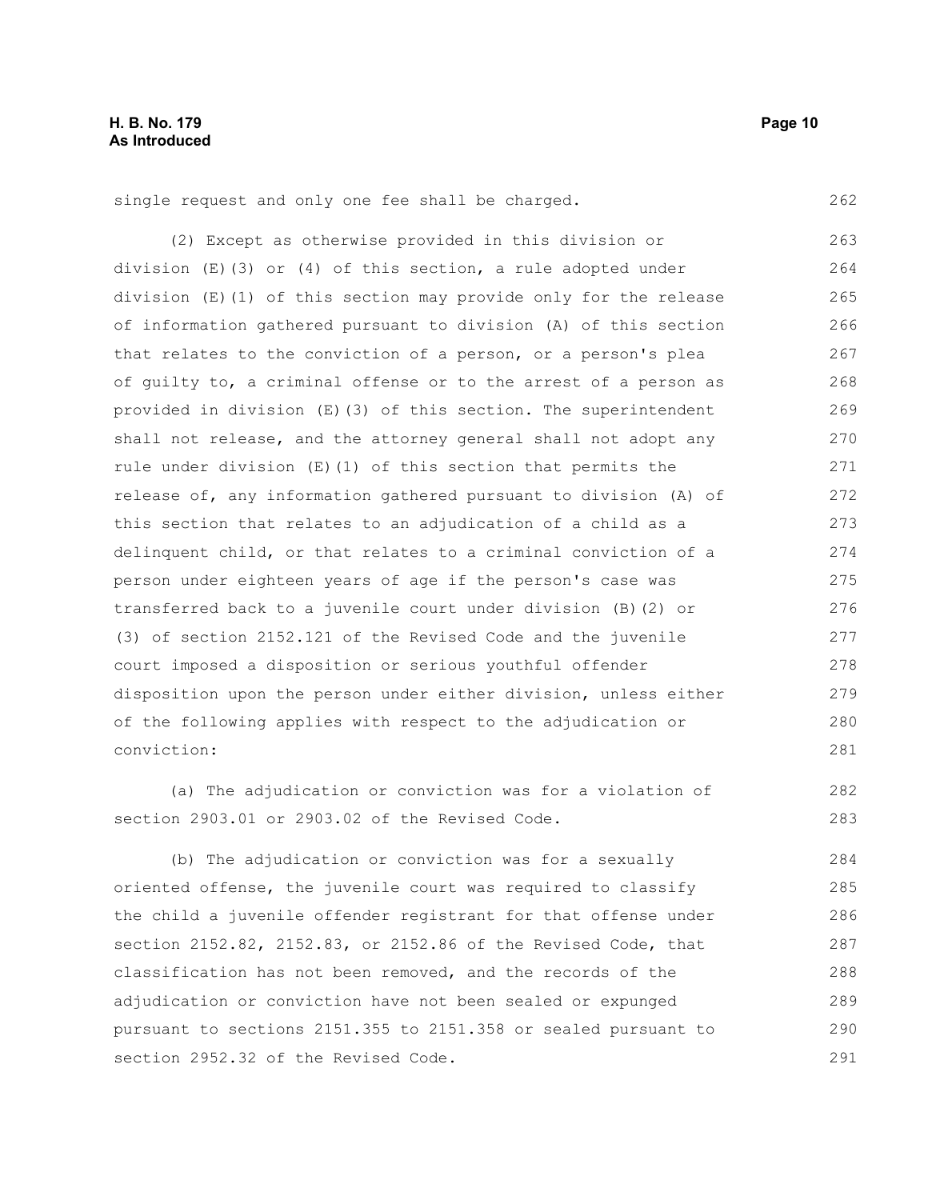single request and only one fee shall be charged.

(2) Except as otherwise provided in this division or division (E)(3) or (4) of this section, a rule adopted under division (E)(1) of this section may provide only for the release of information gathered pursuant to division (A) of this section that relates to the conviction of a person, or a person's plea of guilty to, a criminal offense or to the arrest of a person as provided in division (E)(3) of this section. The superintendent shall not release, and the attorney general shall not adopt any rule under division (E)(1) of this section that permits the release of, any information gathered pursuant to division (A) of this section that relates to an adjudication of a child as a delinquent child, or that relates to a criminal conviction of a person under eighteen years of age if the person's case was transferred back to a juvenile court under division (B)(2) or (3) of section 2152.121 of the Revised Code and the juvenile court imposed a disposition or serious youthful offender disposition upon the person under either division, unless either of the following applies with respect to the adjudication or conviction:

(a) The adjudication or conviction was for a violation of section 2903.01 or 2903.02 of the Revised Code.

(b) The adjudication or conviction was for a sexually oriented offense, the juvenile court was required to classify the child a juvenile offender registrant for that offense under section 2152.82, 2152.83, or 2152.86 of the Revised Code, that classification has not been removed, and the records of the adjudication or conviction have not been sealed or expunged pursuant to sections 2151.355 to 2151.358 or sealed pursuant to section 2952.32 of the Revised Code.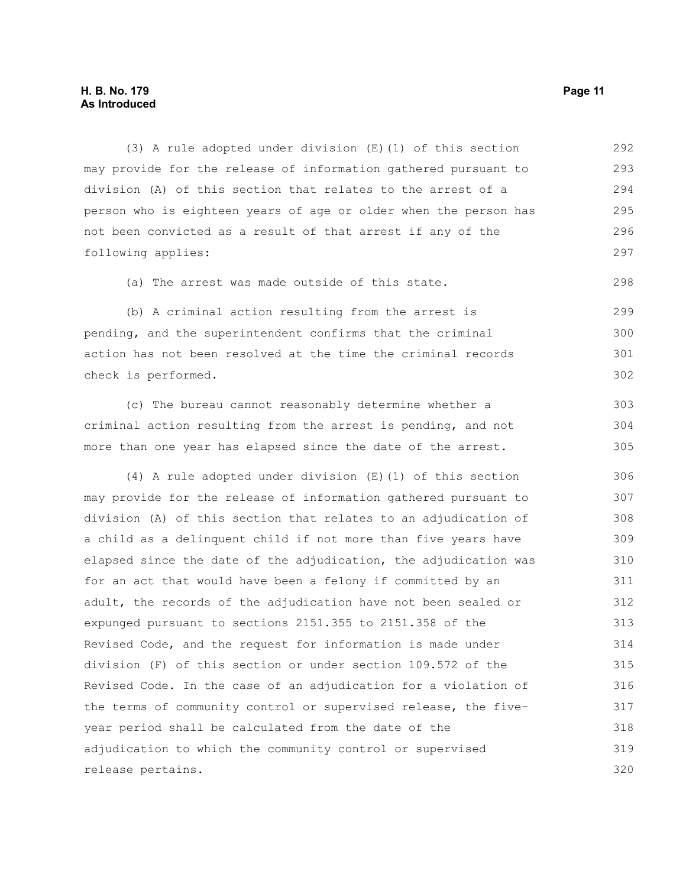(3) A rule adopted under division (E)(1) of this section may provide for the release of information gathered pursuant to division (A) of this section that relates to the arrest of a person who is eighteen years of age or older when the person has not been convicted as a result of that arrest if any of the following applies:

(a) The arrest was made outside of this state.

(b) A criminal action resulting from the arrest is pending, and the superintendent confirms that the criminal action has not been resolved at the time the criminal records check is performed.

(c) The bureau cannot reasonably determine whether a criminal action resulting from the arrest is pending, and not more than one year has elapsed since the date of the arrest.

(4) A rule adopted under division (E)(1) of this section may provide for the release of information gathered pursuant to division (A) of this section that relates to an adjudication of a child as a delinquent child if not more than five years have elapsed since the date of the adjudication, the adjudication was for an act that would have been a felony if committed by an adult, the records of the adjudication have not been sealed or expunged pursuant to sections 2151.355 to 2151.358 of the Revised Code, and the request for information is made under division (F) of this section or under section 109.572 of the Revised Code. In the case of an adjudication for a violation of the terms of community control or supervised release, the five-year period shall be calculated from the date of the adjudication to which the community control or supervised release pertains.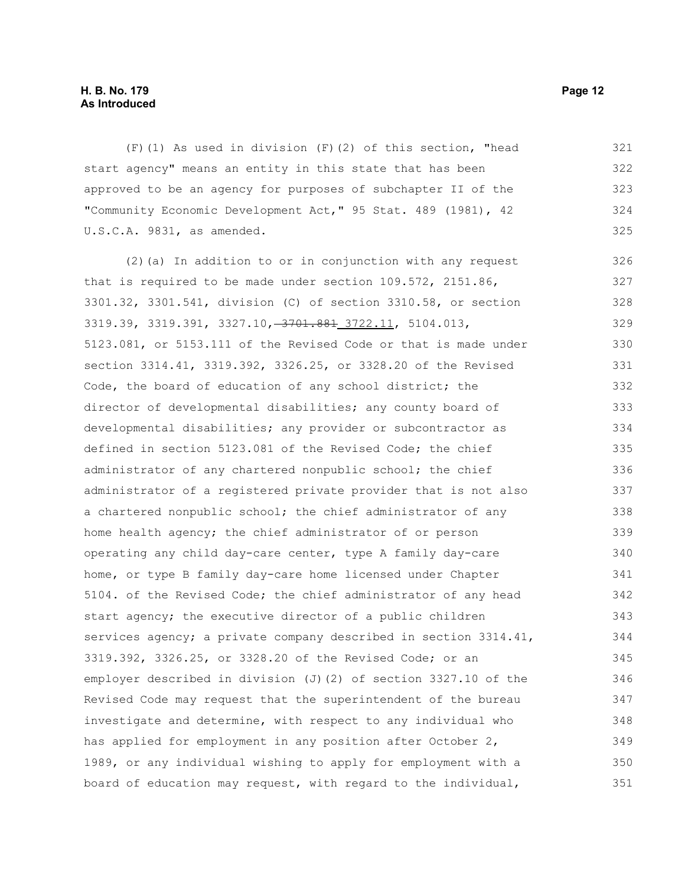(F)(1) As used in division (F)(2) of this section, "head start agency" means an entity in this state that has been approved to be an agency for purposes of subchapter II of the "Community Economic Development Act," 95 Stat. 489 (1981), 42 U.S.C.A. 9831, as amended.

(2)(a) In addition to or in conjunction with any request that is required to be made under section 109.572, 2151.86, 3301.32, 3301.541, division (C) of section 3310.58, or section 3319.39, 3319.391, 3327.10, ~~3701.881~~ 3722.11, 5104.013, 5123.081, or 5153.111 of the Revised Code or that is made under section 3314.41, 3319.392, 3326.25, or 3328.20 of the Revised Code, the board of education of any school district; the director of developmental disabilities; any county board of developmental disabilities; any provider or subcontractor as defined in section 5123.081 of the Revised Code; the chief administrator of any chartered nonpublic school; the chief administrator of a registered private provider that is not also a chartered nonpublic school; the chief administrator of any home health agency; the chief administrator of or person operating any child day-care center, type A family day-care home, or type B family day-care home licensed under Chapter 5104. of the Revised Code; the chief administrator of any head start agency; the executive director of a public children services agency; a private company described in section 3314.41, 3319.392, 3326.25, or 3328.20 of the Revised Code; or an employer described in division (J)(2) of section 3327.10 of the Revised Code may request that the superintendent of the bureau investigate and determine, with respect to any individual who has applied for employment in any position after October 2, 1989, or any individual wishing to apply for employment with a board of education may request, with regard to the individual,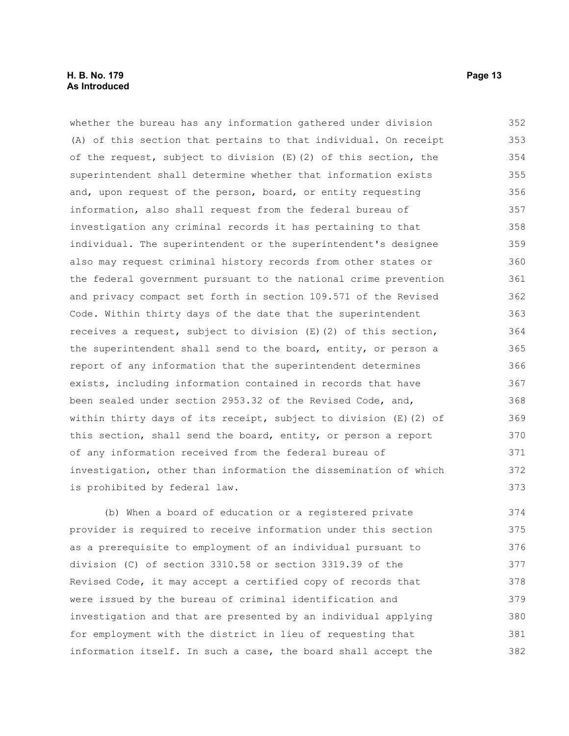whether the bureau has any information gathered under division (A) of this section that pertains to that individual. On receipt of the request, subject to division (E)(2) of this section, the superintendent shall determine whether that information exists and, upon request of the person, board, or entity requesting information, also shall request from the federal bureau of investigation any criminal records it has pertaining to that individual. The superintendent or the superintendent's designee also may request criminal history records from other states or the federal government pursuant to the national crime prevention and privacy compact set forth in section 109.571 of the Revised Code. Within thirty days of the date that the superintendent receives a request, subject to division (E)(2) of this section, the superintendent shall send to the board, entity, or person a report of any information that the superintendent determines exists, including information contained in records that have been sealed under section 2953.32 of the Revised Code, and, within thirty days of its receipt, subject to division (E)(2) of this section, shall send the board, entity, or person a report of any information received from the federal bureau of investigation, other than information the dissemination of which is prohibited by federal law.

(b) When a board of education or a registered private provider is required to receive information under this section as a prerequisite to employment of an individual pursuant to division (C) of section 3310.58 or section 3319.39 of the Revised Code, it may accept a certified copy of records that were issued by the bureau of criminal identification and investigation and that are presented by an individual applying for employment with the district in lieu of requesting that information itself. In such a case, the board shall accept the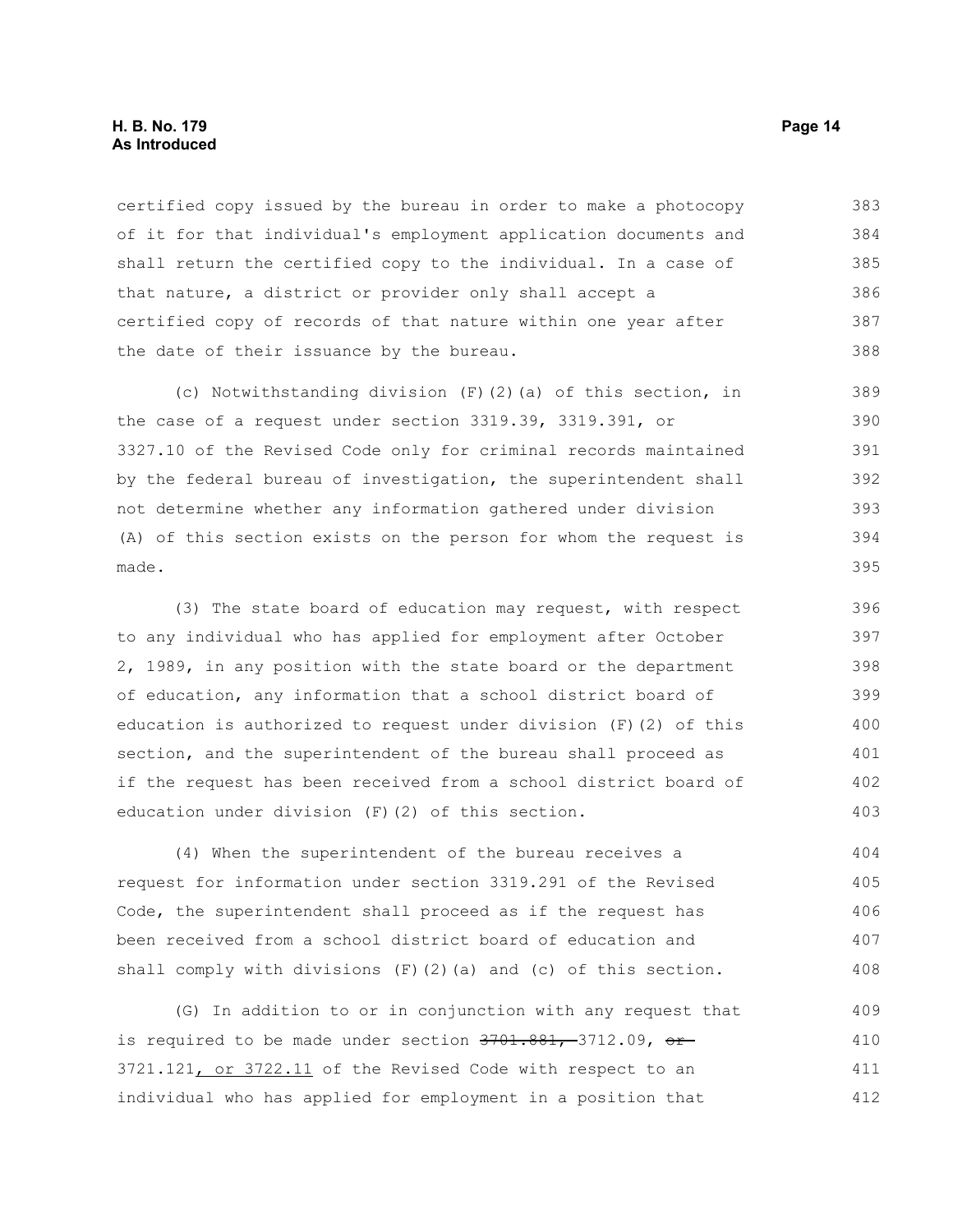certified copy issued by the bureau in order to make a photocopy of it for that individual's employment application documents and shall return the certified copy to the individual. In a case of that nature, a district or provider only shall accept a certified copy of records of that nature within one year after the date of their issuance by the bureau.

(c) Notwithstanding division (F)(2)(a) of this section, in the case of a request under section 3319.39, 3319.391, or 3327.10 of the Revised Code only for criminal records maintained by the federal bureau of investigation, the superintendent shall not determine whether any information gathered under division (A) of this section exists on the person for whom the request is made.

(3) The state board of education may request, with respect to any individual who has applied for employment after October 2, 1989, in any position with the state board or the department of education, any information that a school district board of education is authorized to request under division (F)(2) of this section, and the superintendent of the bureau shall proceed as if the request has been received from a school district board of education under division (F)(2) of this section.

(4) When the superintendent of the bureau receives a request for information under section 3319.291 of the Revised Code, the superintendent shall proceed as if the request has been received from a school district board of education and shall comply with divisions (F)(2)(a) and (c) of this section.

(G) In addition to or in conjunction with any request that is required to be made under section ~~3701.881,~~ 3712.09, ~~or~~ 3721.121<u>, or 3722.11</u> of the Revised Code with respect to an individual who has applied for employment in a position that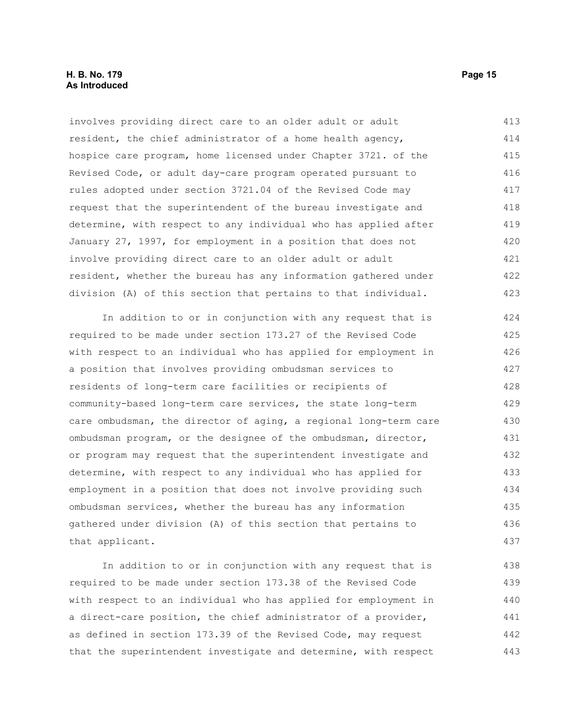involves providing direct care to an older adult or adult resident, the chief administrator of a home health agency, hospice care program, home licensed under Chapter 3721. of the Revised Code, or adult day-care program operated pursuant to rules adopted under section 3721.04 of the Revised Code may request that the superintendent of the bureau investigate and determine, with respect to any individual who has applied after January 27, 1997, for employment in a position that does not involve providing direct care to an older adult or adult resident, whether the bureau has any information gathered under division (A) of this section that pertains to that individual.

In addition to or in conjunction with any request that is required to be made under section 173.27 of the Revised Code with respect to an individual who has applied for employment in a position that involves providing ombudsman services to residents of long-term care facilities or recipients of community-based long-term care services, the state long-term care ombudsman, the director of aging, a regional long-term care ombudsman program, or the designee of the ombudsman, director, or program may request that the superintendent investigate and determine, with respect to any individual who has applied for employment in a position that does not involve providing such ombudsman services, whether the bureau has any information gathered under division (A) of this section that pertains to that applicant.

In addition to or in conjunction with any request that is required to be made under section 173.38 of the Revised Code with respect to an individual who has applied for employment in a direct-care position, the chief administrator of a provider, as defined in section 173.39 of the Revised Code, may request that the superintendent investigate and determine, with respect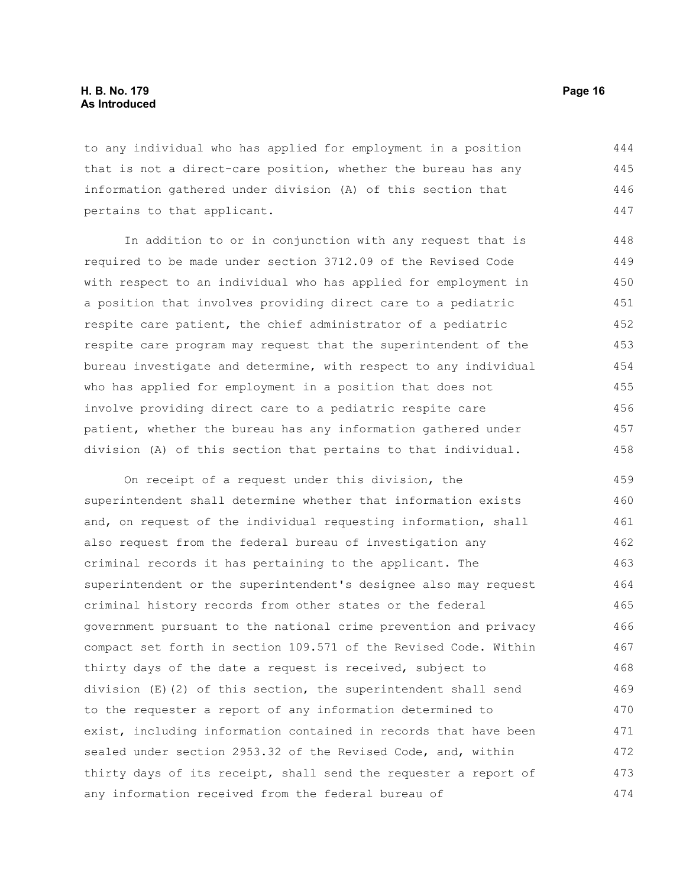to any individual who has applied for employment in a position that is not a direct-care position, whether the bureau has any information gathered under division (A) of this section that pertains to that applicant.

In addition to or in conjunction with any request that is required to be made under section 3712.09 of the Revised Code with respect to an individual who has applied for employment in a position that involves providing direct care to a pediatric respite care patient, the chief administrator of a pediatric respite care program may request that the superintendent of the bureau investigate and determine, with respect to any individual who has applied for employment in a position that does not involve providing direct care to a pediatric respite care patient, whether the bureau has any information gathered under division (A) of this section that pertains to that individual.

On receipt of a request under this division, the superintendent shall determine whether that information exists and, on request of the individual requesting information, shall also request from the federal bureau of investigation any criminal records it has pertaining to the applicant. The superintendent or the superintendent's designee also may request criminal history records from other states or the federal government pursuant to the national crime prevention and privacy compact set forth in section 109.571 of the Revised Code. Within thirty days of the date a request is received, subject to division (E)(2) of this section, the superintendent shall send to the requester a report of any information determined to exist, including information contained in records that have been sealed under section 2953.32 of the Revised Code, and, within thirty days of its receipt, shall send the requester a report of any information received from the federal bureau of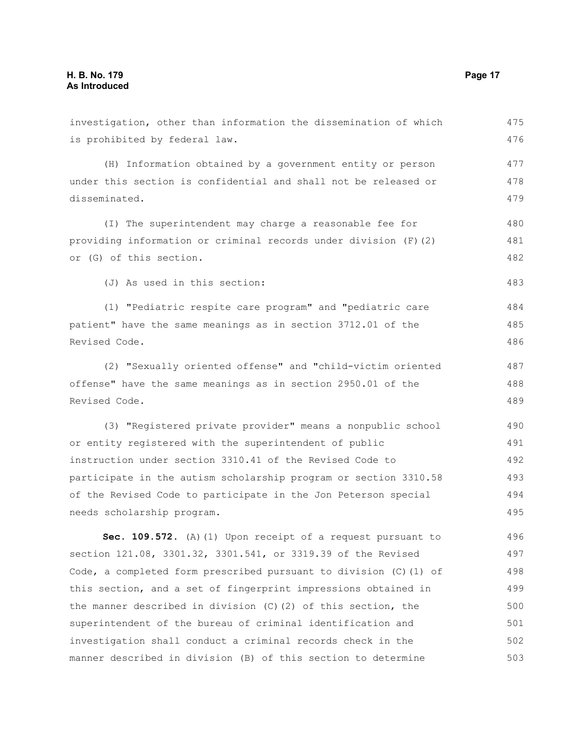investigation, other than information the dissemination of which is prohibited by federal law.

(H) Information obtained by a government entity or person under this section is confidential and shall not be released or disseminated.

(I) The superintendent may charge a reasonable fee for providing information or criminal records under division (F)(2) or (G) of this section.

(J) As used in this section:

(1) "Pediatric respite care program" and "pediatric care patient" have the same meanings as in section 3712.01 of the Revised Code.

(2) "Sexually oriented offense" and "child-victim oriented offense" have the same meanings as in section 2950.01 of the Revised Code.

(3) "Registered private provider" means a nonpublic school or entity registered with the superintendent of public instruction under section 3310.41 of the Revised Code to participate in the autism scholarship program or section 3310.58 of the Revised Code to participate in the Jon Peterson special needs scholarship program.

**Sec. 109.572.** (A)(1) Upon receipt of a request pursuant to section 121.08, 3301.32, 3301.541, or 3319.39 of the Revised Code, a completed form prescribed pursuant to division (C)(1) of this section, and a set of fingerprint impressions obtained in the manner described in division (C)(2) of this section, the superintendent of the bureau of criminal identification and investigation shall conduct a criminal records check in the manner described in division (B) of this section to determine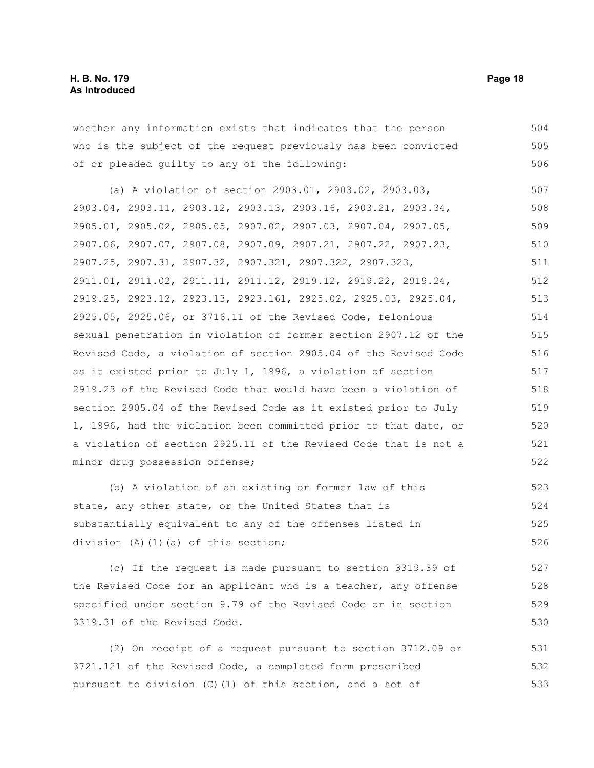whether any information exists that indicates that the person who is the subject of the request previously has been convicted of or pleaded guilty to any of the following:

(a) A violation of section 2903.01, 2903.02, 2903.03, 2903.04, 2903.11, 2903.12, 2903.13, 2903.16, 2903.21, 2903.34, 2905.01, 2905.02, 2905.05, 2907.02, 2907.03, 2907.04, 2907.05, 2907.06, 2907.07, 2907.08, 2907.09, 2907.21, 2907.22, 2907.23, 2907.25, 2907.31, 2907.32, 2907.321, 2907.322, 2907.323, 2911.01, 2911.02, 2911.11, 2911.12, 2919.12, 2919.22, 2919.24, 2919.25, 2923.12, 2923.13, 2923.161, 2925.02, 2925.03, 2925.04, 2925.05, 2925.06, or 3716.11 of the Revised Code, felonious sexual penetration in violation of former section 2907.12 of the Revised Code, a violation of section 2905.04 of the Revised Code as it existed prior to July 1, 1996, a violation of section 2919.23 of the Revised Code that would have been a violation of section 2905.04 of the Revised Code as it existed prior to July 1, 1996, had the violation been committed prior to that date, or a violation of section 2925.11 of the Revised Code that is not a minor drug possession offense;

(b) A violation of an existing or former law of this state, any other state, or the United States that is substantially equivalent to any of the offenses listed in division (A)(1)(a) of this section;

(c) If the request is made pursuant to section 3319.39 of the Revised Code for an applicant who is a teacher, any offense specified under section 9.79 of the Revised Code or in section 3319.31 of the Revised Code.

(2) On receipt of a request pursuant to section 3712.09 or 3721.121 of the Revised Code, a completed form prescribed pursuant to division (C)(1) of this section, and a set of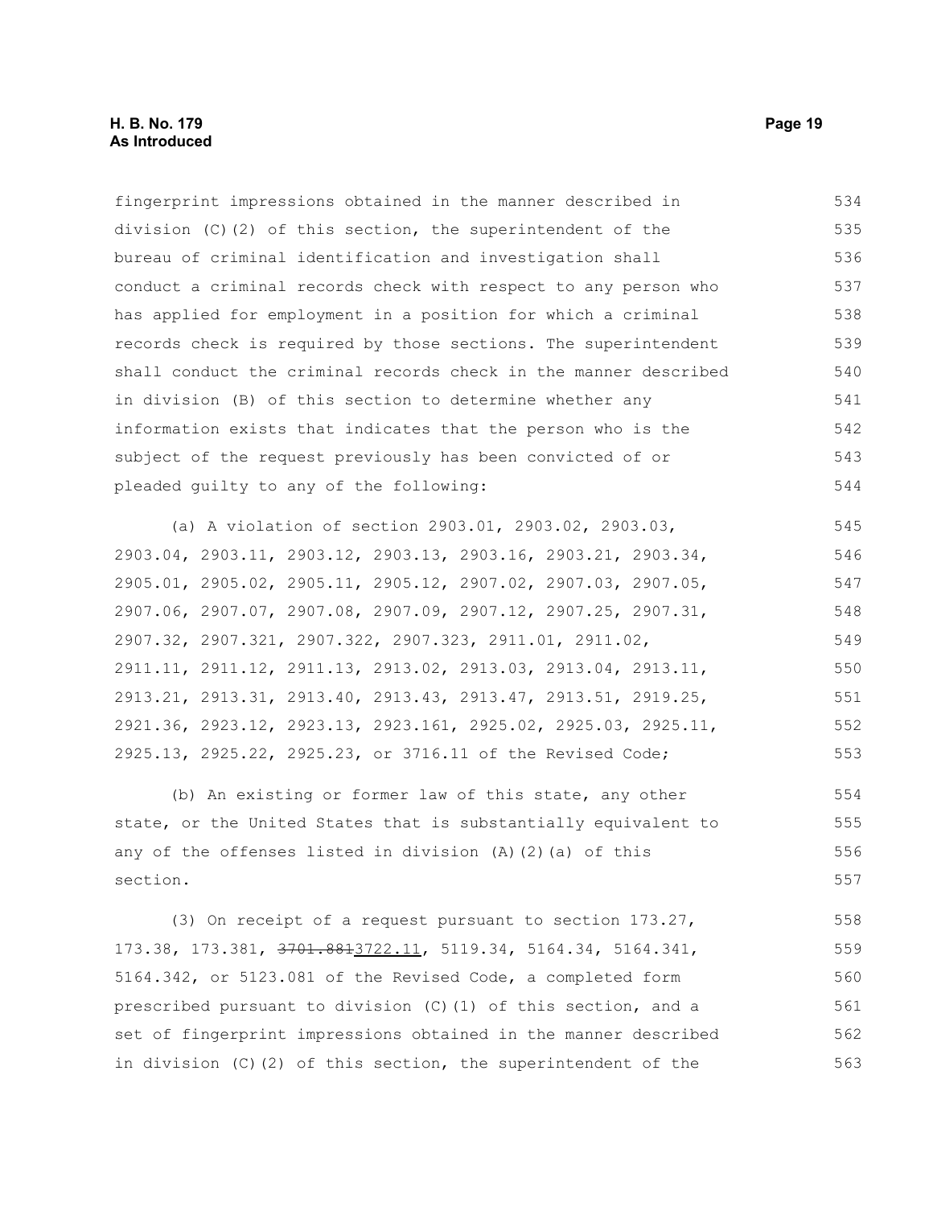fingerprint impressions obtained in the manner described in division (C)(2) of this section, the superintendent of the bureau of criminal identification and investigation shall conduct a criminal records check with respect to any person who has applied for employment in a position for which a criminal records check is required by those sections. The superintendent shall conduct the criminal records check in the manner described in division (B) of this section to determine whether any information exists that indicates that the person who is the subject of the request previously has been convicted of or pleaded guilty to any of the following:

(a) A violation of section 2903.01, 2903.02, 2903.03, 2903.04, 2903.11, 2903.12, 2903.13, 2903.16, 2903.21, 2903.34, 2905.01, 2905.02, 2905.11, 2905.12, 2907.02, 2907.03, 2907.05, 2907.06, 2907.07, 2907.08, 2907.09, 2907.12, 2907.25, 2907.31, 2907.32, 2907.321, 2907.322, 2907.323, 2911.01, 2911.02, 2911.11, 2911.12, 2911.13, 2913.02, 2913.03, 2913.04, 2913.11, 2913.21, 2913.31, 2913.40, 2913.43, 2913.47, 2913.51, 2919.25, 2921.36, 2923.12, 2923.13, 2923.161, 2925.02, 2925.03, 2925.11, 2925.13, 2925.22, 2925.23, or 3716.11 of the Revised Code;

(b) An existing or former law of this state, any other state, or the United States that is substantially equivalent to any of the offenses listed in division (A)(2)(a) of this section.

(3) On receipt of a request pursuant to section 173.27, 173.38, 173.381, ~~3701.881~~3722.11, 5119.34, 5164.34, 5164.341, 5164.342, or 5123.081 of the Revised Code, a completed form prescribed pursuant to division (C)(1) of this section, and a set of fingerprint impressions obtained in the manner described in division (C)(2) of this section, the superintendent of the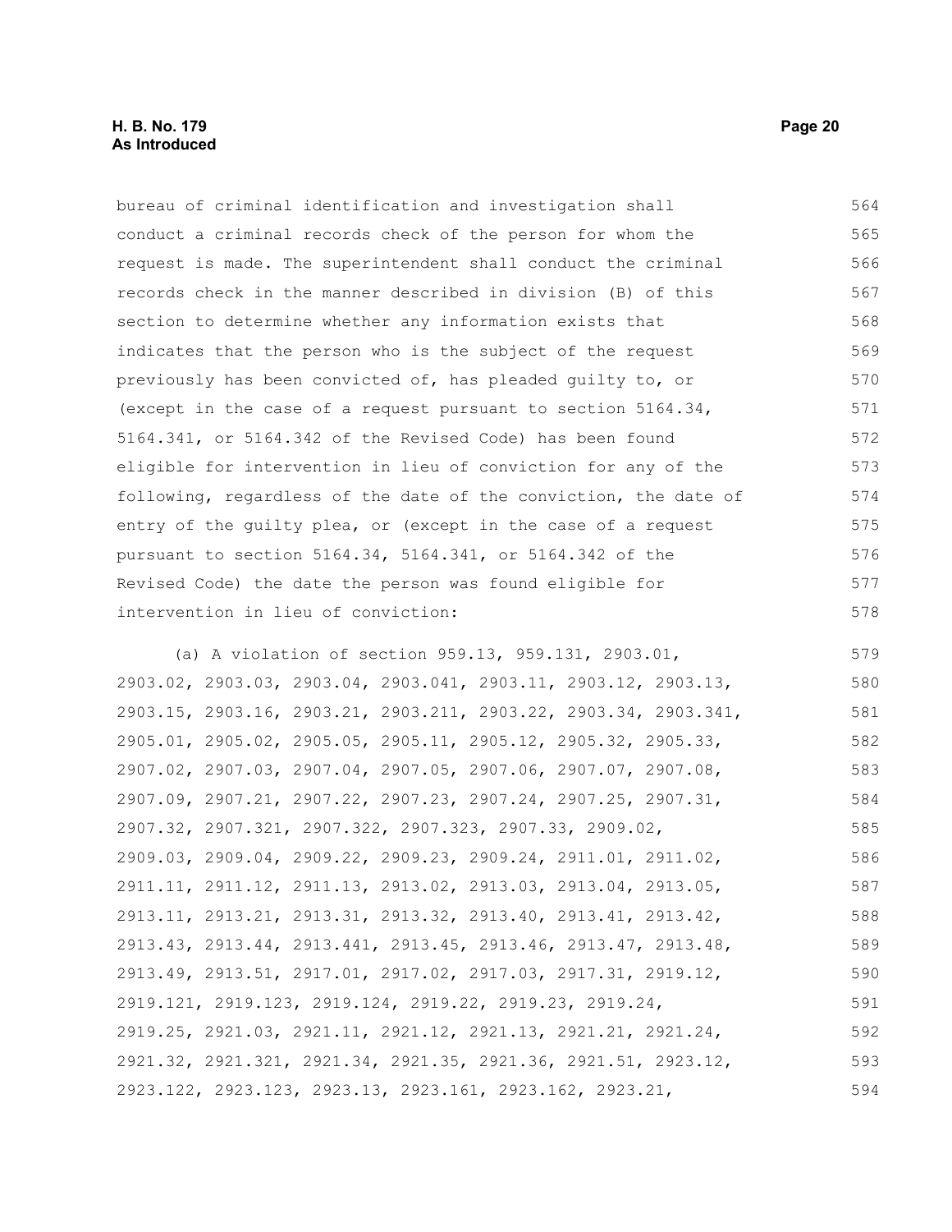bureau of criminal identification and investigation shall conduct a criminal records check of the person for whom the request is made. The superintendent shall conduct the criminal records check in the manner described in division (B) of this section to determine whether any information exists that indicates that the person who is the subject of the request previously has been convicted of, has pleaded guilty to, or (except in the case of a request pursuant to section 5164.34, 5164.341, or 5164.342 of the Revised Code) has been found eligible for intervention in lieu of conviction for any of the following, regardless of the date of the conviction, the date of entry of the guilty plea, or (except in the case of a request pursuant to section 5164.34, 5164.341, or 5164.342 of the Revised Code) the date the person was found eligible for intervention in lieu of conviction:

(a) A violation of section 959.13, 959.131, 2903.01, 2903.02, 2903.03, 2903.04, 2903.041, 2903.11, 2903.12, 2903.13, 2903.15, 2903.16, 2903.21, 2903.211, 2903.22, 2903.34, 2903.341, 2905.01, 2905.02, 2905.05, 2905.11, 2905.12, 2905.32, 2905.33, 2907.02, 2907.03, 2907.04, 2907.05, 2907.06, 2907.07, 2907.08, 2907.09, 2907.21, 2907.22, 2907.23, 2907.24, 2907.25, 2907.31, 2907.32, 2907.321, 2907.322, 2907.323, 2907.33, 2909.02, 2909.03, 2909.04, 2909.22, 2909.23, 2909.24, 2911.01, 2911.02, 2911.11, 2911.12, 2911.13, 2913.02, 2913.03, 2913.04, 2913.05, 2913.11, 2913.21, 2913.31, 2913.32, 2913.40, 2913.41, 2913.42, 2913.43, 2913.44, 2913.441, 2913.45, 2913.46, 2913.47, 2913.48, 2913.49, 2913.51, 2917.01, 2917.02, 2917.03, 2917.31, 2919.12, 2919.121, 2919.123, 2919.124, 2919.22, 2919.23, 2919.24, 2919.25, 2921.03, 2921.11, 2921.12, 2921.13, 2921.21, 2921.24, 2921.32, 2921.321, 2921.34, 2921.35, 2921.36, 2921.51, 2923.12, 2923.122, 2923.123, 2923.13, 2923.161, 2923.162, 2923.21,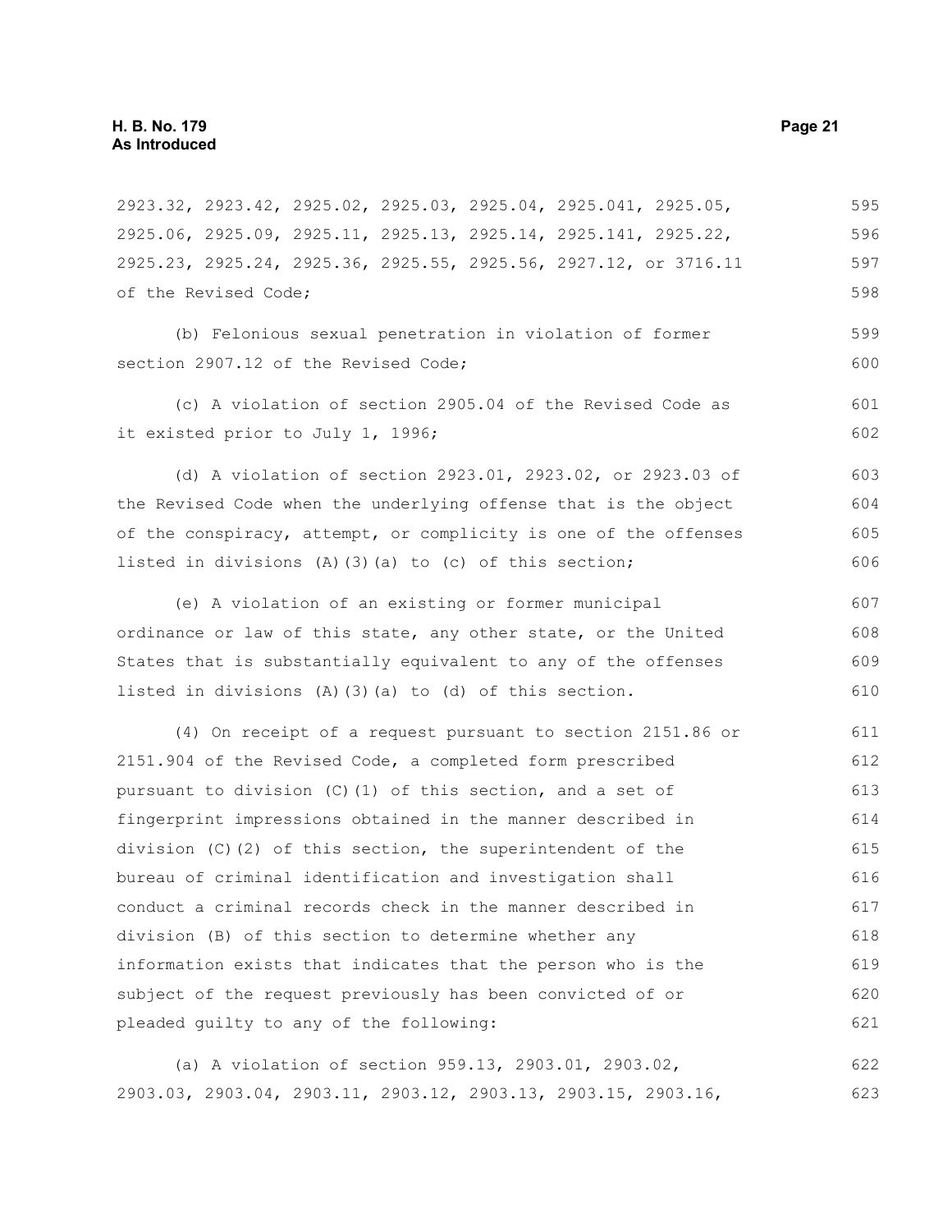2923.32, 2923.42, 2925.02, 2925.03, 2925.04, 2925.041, 2925.05, 2925.06, 2925.09, 2925.11, 2925.13, 2925.14, 2925.141, 2925.22, 2925.23, 2925.24, 2925.36, 2925.55, 2925.56, 2927.12, or 3716.11 of the Revised Code;

(b) Felonious sexual penetration in violation of former section 2907.12 of the Revised Code;

(c) A violation of section 2905.04 of the Revised Code as it existed prior to July 1, 1996;

(d) A violation of section 2923.01, 2923.02, or 2923.03 of the Revised Code when the underlying offense that is the object of the conspiracy, attempt, or complicity is one of the offenses listed in divisions (A)(3)(a) to (c) of this section;

(e) A violation of an existing or former municipal ordinance or law of this state, any other state, or the United States that is substantially equivalent to any of the offenses listed in divisions (A)(3)(a) to (d) of this section.

(4) On receipt of a request pursuant to section 2151.86 or 2151.904 of the Revised Code, a completed form prescribed pursuant to division (C)(1) of this section, and a set of fingerprint impressions obtained in the manner described in division (C)(2) of this section, the superintendent of the bureau of criminal identification and investigation shall conduct a criminal records check in the manner described in division (B) of this section to determine whether any information exists that indicates that the person who is the subject of the request previously has been convicted of or pleaded guilty to any of the following:

(a) A violation of section 959.13, 2903.01, 2903.02, 2903.03, 2903.04, 2903.11, 2903.12, 2903.13, 2903.15, 2903.16,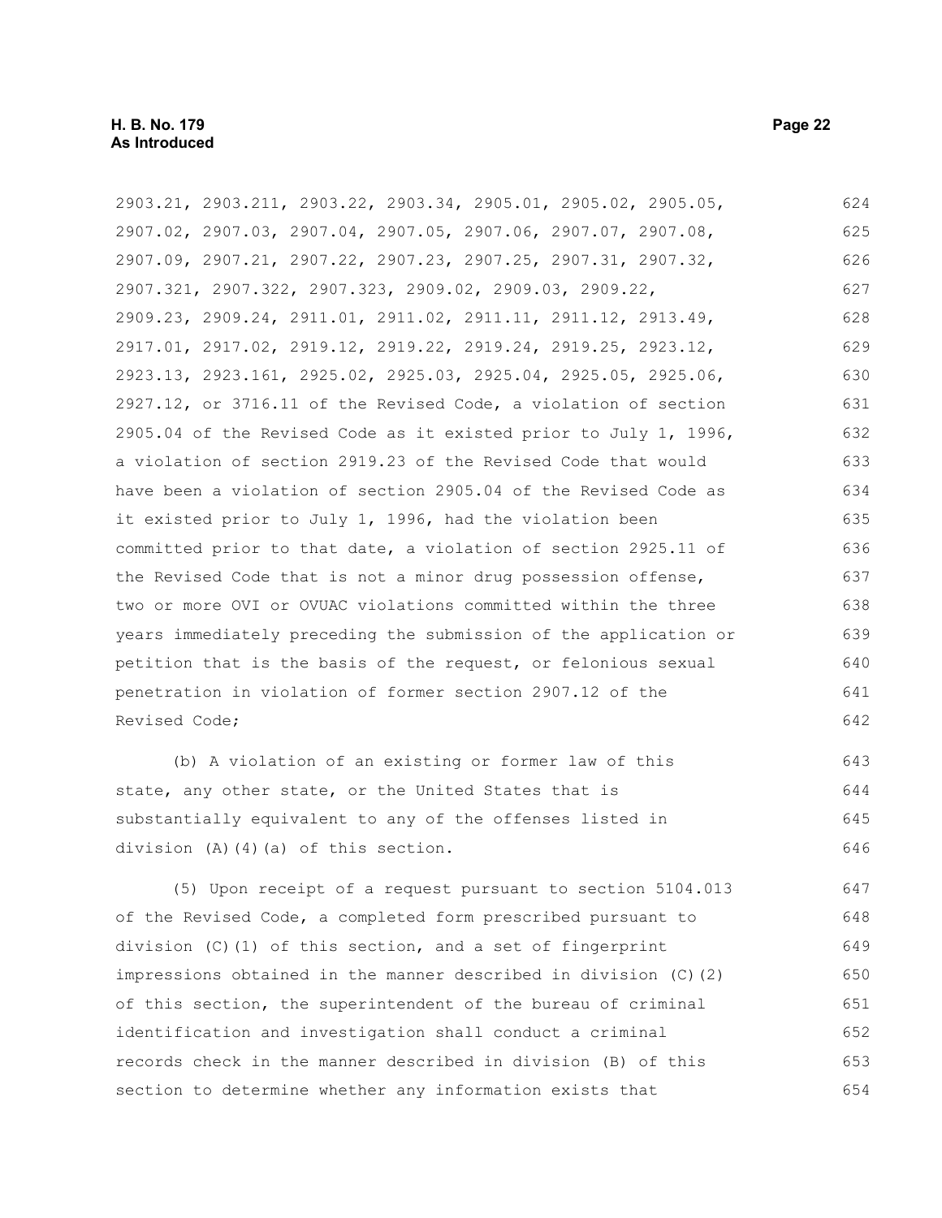2903.21, 2903.211, 2903.22, 2903.34, 2905.01, 2905.02, 2905.05, 2907.02, 2907.03, 2907.04, 2907.05, 2907.06, 2907.07, 2907.08, 2907.09, 2907.21, 2907.22, 2907.23, 2907.25, 2907.31, 2907.32, 2907.321, 2907.322, 2907.323, 2909.02, 2909.03, 2909.22, 2909.23, 2909.24, 2911.01, 2911.02, 2911.11, 2911.12, 2913.49, 2917.01, 2917.02, 2919.12, 2919.22, 2919.24, 2919.25, 2923.12, 2923.13, 2923.161, 2925.02, 2925.03, 2925.04, 2925.05, 2925.06, 2927.12, or 3716.11 of the Revised Code, a violation of section 2905.04 of the Revised Code as it existed prior to July 1, 1996, a violation of section 2919.23 of the Revised Code that would have been a violation of section 2905.04 of the Revised Code as it existed prior to July 1, 1996, had the violation been committed prior to that date, a violation of section 2925.11 of the Revised Code that is not a minor drug possession offense, two or more OVI or OVUAC violations committed within the three years immediately preceding the submission of the application or petition that is the basis of the request, or felonious sexual penetration in violation of former section 2907.12 of the Revised Code;

(b) A violation of an existing or former law of this state, any other state, or the United States that is substantially equivalent to any of the offenses listed in division (A)(4)(a) of this section.

(5) Upon receipt of a request pursuant to section 5104.013 of the Revised Code, a completed form prescribed pursuant to division (C)(1) of this section, and a set of fingerprint impressions obtained in the manner described in division (C)(2) of this section, the superintendent of the bureau of criminal identification and investigation shall conduct a criminal records check in the manner described in division (B) of this section to determine whether any information exists that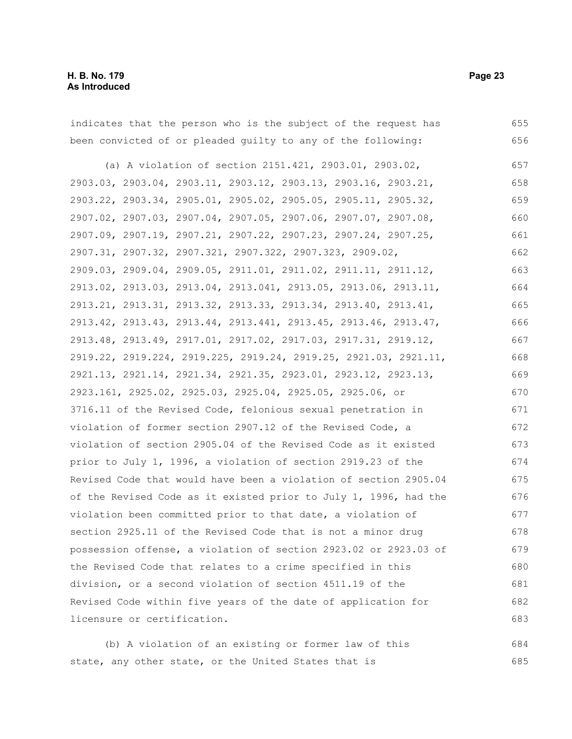indicates that the person who is the subject of the request has been convicted of or pleaded guilty to any of the following:

(a) A violation of section 2151.421, 2903.01, 2903.02, 2903.03, 2903.04, 2903.11, 2903.12, 2903.13, 2903.16, 2903.21, 2903.22, 2903.34, 2905.01, 2905.02, 2905.05, 2905.11, 2905.32, 2907.02, 2907.03, 2907.04, 2907.05, 2907.06, 2907.07, 2907.08, 2907.09, 2907.19, 2907.21, 2907.22, 2907.23, 2907.24, 2907.25, 2907.31, 2907.32, 2907.321, 2907.322, 2907.323, 2909.02, 2909.03, 2909.04, 2909.05, 2911.01, 2911.02, 2911.11, 2911.12, 2913.02, 2913.03, 2913.04, 2913.041, 2913.05, 2913.06, 2913.11, 2913.21, 2913.31, 2913.32, 2913.33, 2913.34, 2913.40, 2913.41, 2913.42, 2913.43, 2913.44, 2913.441, 2913.45, 2913.46, 2913.47, 2913.48, 2913.49, 2917.01, 2917.02, 2917.03, 2917.31, 2919.12, 2919.22, 2919.224, 2919.225, 2919.24, 2919.25, 2921.03, 2921.11, 2921.13, 2921.14, 2921.34, 2921.35, 2923.01, 2923.12, 2923.13, 2923.161, 2925.02, 2925.03, 2925.04, 2925.05, 2925.06, or 3716.11 of the Revised Code, felonious sexual penetration in violation of former section 2907.12 of the Revised Code, a violation of section 2905.04 of the Revised Code as it existed prior to July 1, 1996, a violation of section 2919.23 of the Revised Code that would have been a violation of section 2905.04 of the Revised Code as it existed prior to July 1, 1996, had the violation been committed prior to that date, a violation of section 2925.11 of the Revised Code that is not a minor drug possession offense, a violation of section 2923.02 or 2923.03 of the Revised Code that relates to a crime specified in this division, or a second violation of section 4511.19 of the Revised Code within five years of the date of application for licensure or certification.

(b) A violation of an existing or former law of this state, any other state, or the United States that is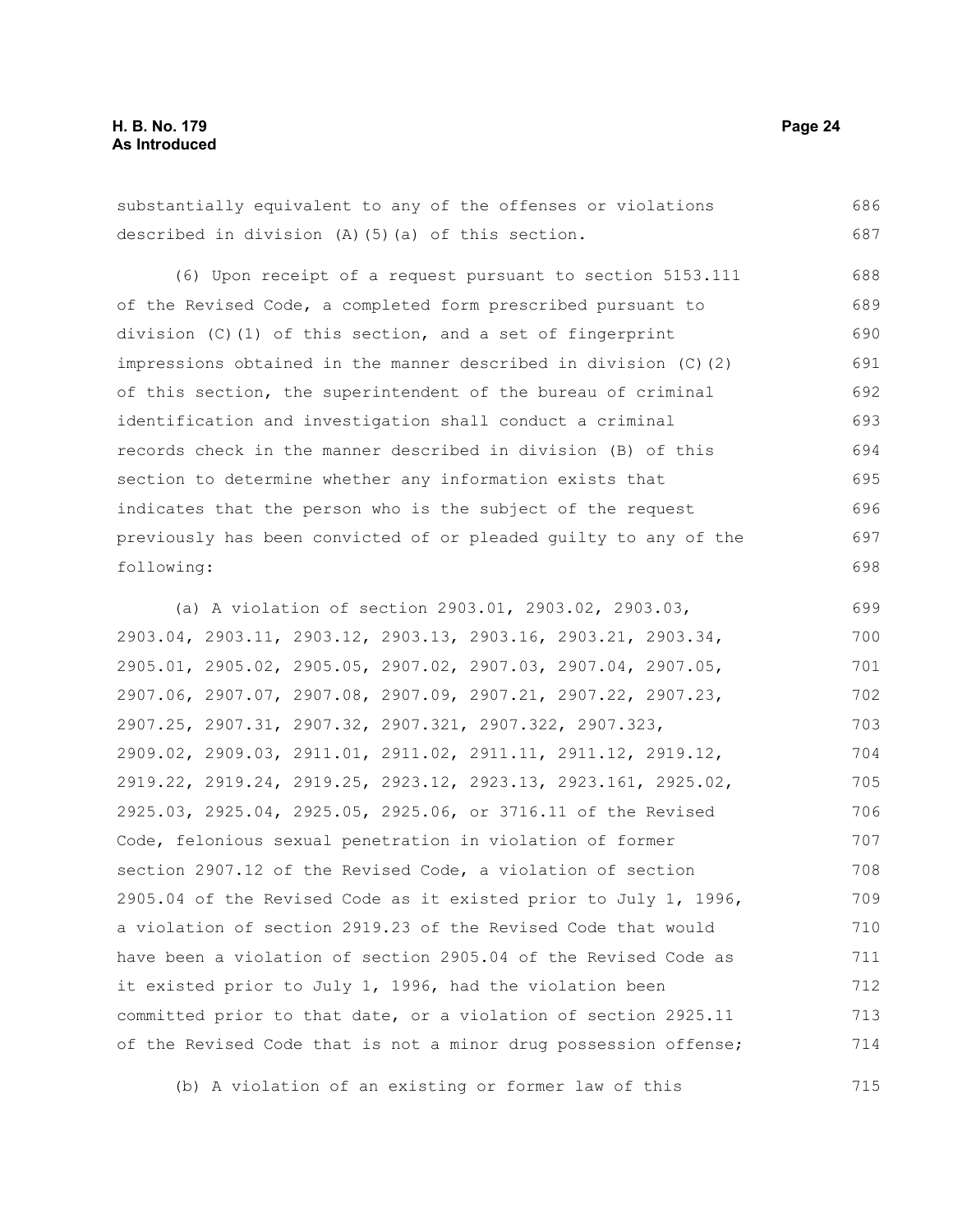substantially equivalent to any of the offenses or violations described in division (A)(5)(a) of this section.

(6) Upon receipt of a request pursuant to section 5153.111 of the Revised Code, a completed form prescribed pursuant to division (C)(1) of this section, and a set of fingerprint impressions obtained in the manner described in division (C)(2) of this section, the superintendent of the bureau of criminal identification and investigation shall conduct a criminal records check in the manner described in division (B) of this section to determine whether any information exists that indicates that the person who is the subject of the request previously has been convicted of or pleaded guilty to any of the following:

(a) A violation of section 2903.01, 2903.02, 2903.03, 2903.04, 2903.11, 2903.12, 2903.13, 2903.16, 2903.21, 2903.34, 2905.01, 2905.02, 2905.05, 2907.02, 2907.03, 2907.04, 2907.05, 2907.06, 2907.07, 2907.08, 2907.09, 2907.21, 2907.22, 2907.23, 2907.25, 2907.31, 2907.32, 2907.321, 2907.322, 2907.323, 2909.02, 2909.03, 2911.01, 2911.02, 2911.11, 2911.12, 2919.12, 2919.22, 2919.24, 2919.25, 2923.12, 2923.13, 2923.161, 2925.02, 2925.03, 2925.04, 2925.05, 2925.06, or 3716.11 of the Revised Code, felonious sexual penetration in violation of former section 2907.12 of the Revised Code, a violation of section 2905.04 of the Revised Code as it existed prior to July 1, 1996, a violation of section 2919.23 of the Revised Code that would have been a violation of section 2905.04 of the Revised Code as it existed prior to July 1, 1996, had the violation been committed prior to that date, or a violation of section 2925.11 of the Revised Code that is not a minor drug possession offense;

(b) A violation of an existing or former law of this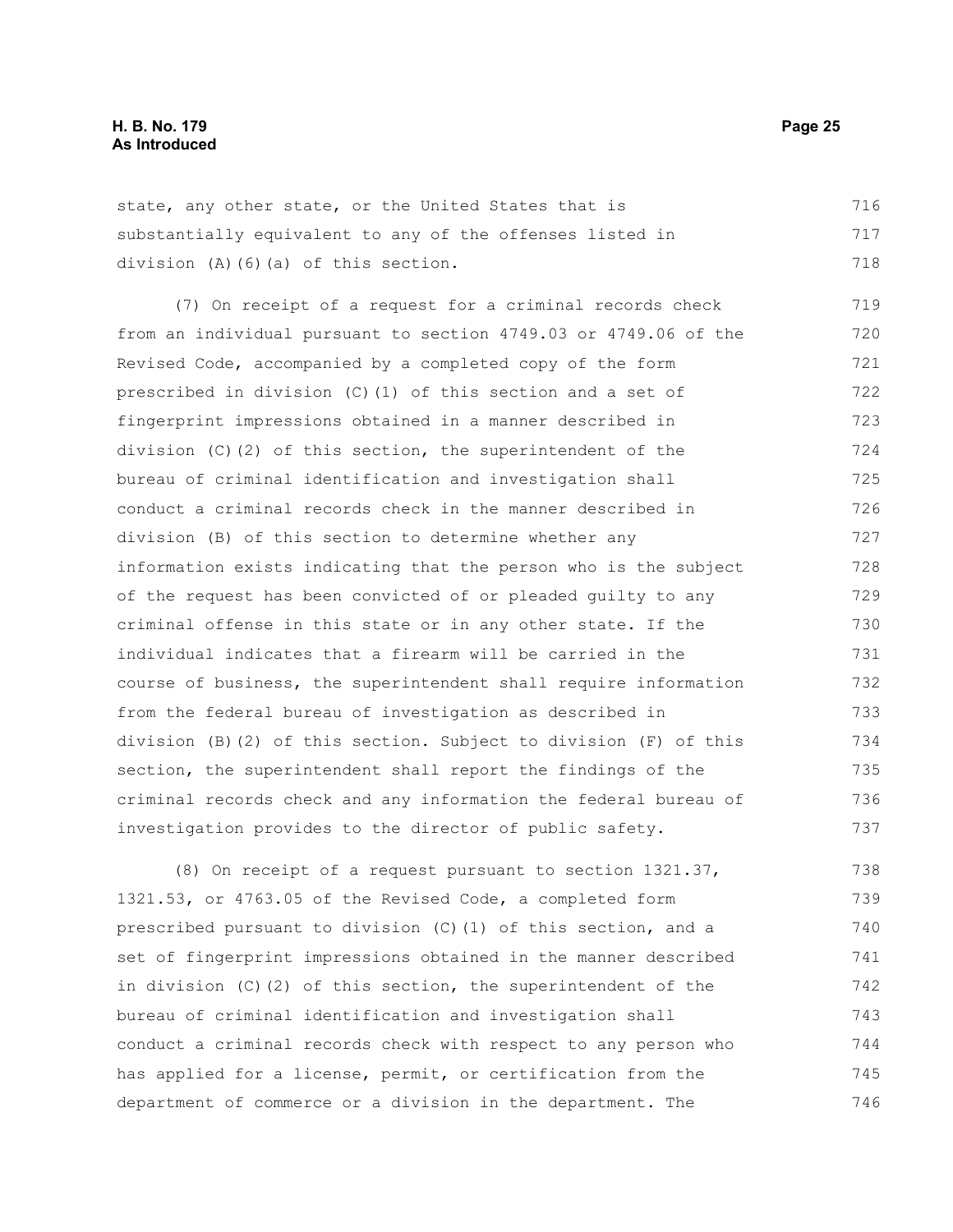state, any other state, or the United States that is substantially equivalent to any of the offenses listed in division (A)(6)(a) of this section.

(7) On receipt of a request for a criminal records check from an individual pursuant to section 4749.03 or 4749.06 of the Revised Code, accompanied by a completed copy of the form prescribed in division (C)(1) of this section and a set of fingerprint impressions obtained in a manner described in division (C)(2) of this section, the superintendent of the bureau of criminal identification and investigation shall conduct a criminal records check in the manner described in division (B) of this section to determine whether any information exists indicating that the person who is the subject of the request has been convicted of or pleaded guilty to any criminal offense in this state or in any other state. If the individual indicates that a firearm will be carried in the course of business, the superintendent shall require information from the federal bureau of investigation as described in division (B)(2) of this section. Subject to division (F) of this section, the superintendent shall report the findings of the criminal records check and any information the federal bureau of investigation provides to the director of public safety.

(8) On receipt of a request pursuant to section 1321.37, 1321.53, or 4763.05 of the Revised Code, a completed form prescribed pursuant to division (C)(1) of this section, and a set of fingerprint impressions obtained in the manner described in division (C)(2) of this section, the superintendent of the bureau of criminal identification and investigation shall conduct a criminal records check with respect to any person who has applied for a license, permit, or certification from the department of commerce or a division in the department. The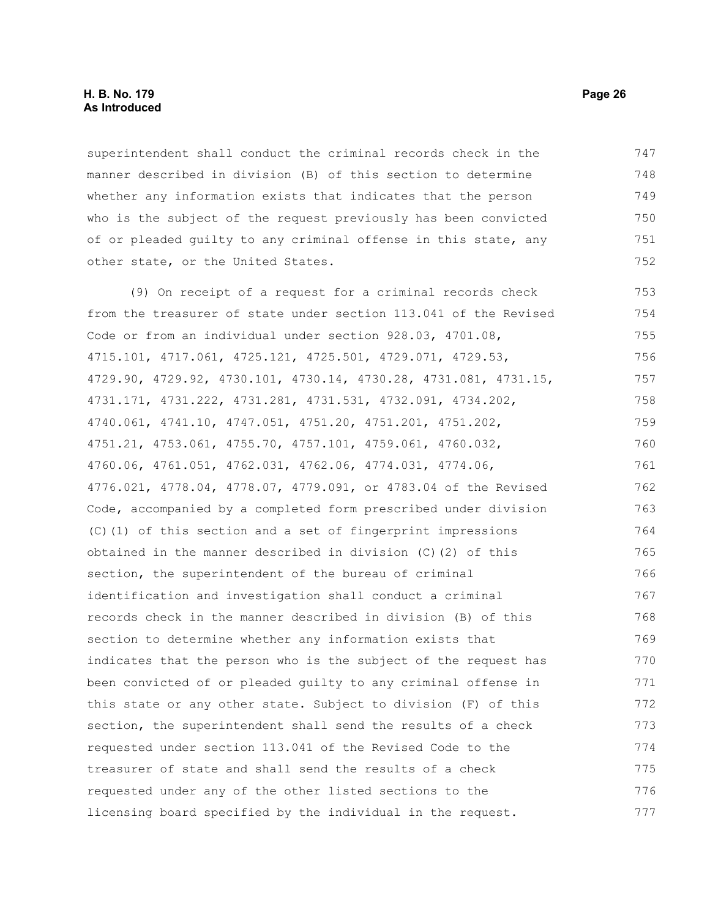superintendent shall conduct the criminal records check in the manner described in division (B) of this section to determine whether any information exists that indicates that the person who is the subject of the request previously has been convicted of or pleaded guilty to any criminal offense in this state, any other state, or the United States.

(9) On receipt of a request for a criminal records check from the treasurer of state under section 113.041 of the Revised Code or from an individual under section 928.03, 4701.08, 4715.101, 4717.061, 4725.121, 4725.501, 4729.071, 4729.53, 4729.90, 4729.92, 4730.101, 4730.14, 4730.28, 4731.081, 4731.15, 4731.171, 4731.222, 4731.281, 4731.531, 4732.091, 4734.202, 4740.061, 4741.10, 4747.051, 4751.20, 4751.201, 4751.202, 4751.21, 4753.061, 4755.70, 4757.101, 4759.061, 4760.032, 4760.06, 4761.051, 4762.031, 4762.06, 4774.031, 4774.06, 4776.021, 4778.04, 4778.07, 4779.091, or 4783.04 of the Revised Code, accompanied by a completed form prescribed under division (C)(1) of this section and a set of fingerprint impressions obtained in the manner described in division (C)(2) of this section, the superintendent of the bureau of criminal identification and investigation shall conduct a criminal records check in the manner described in division (B) of this section to determine whether any information exists that indicates that the person who is the subject of the request has been convicted of or pleaded guilty to any criminal offense in this state or any other state. Subject to division (F) of this section, the superintendent shall send the results of a check requested under section 113.041 of the Revised Code to the treasurer of state and shall send the results of a check requested under any of the other listed sections to the licensing board specified by the individual in the request.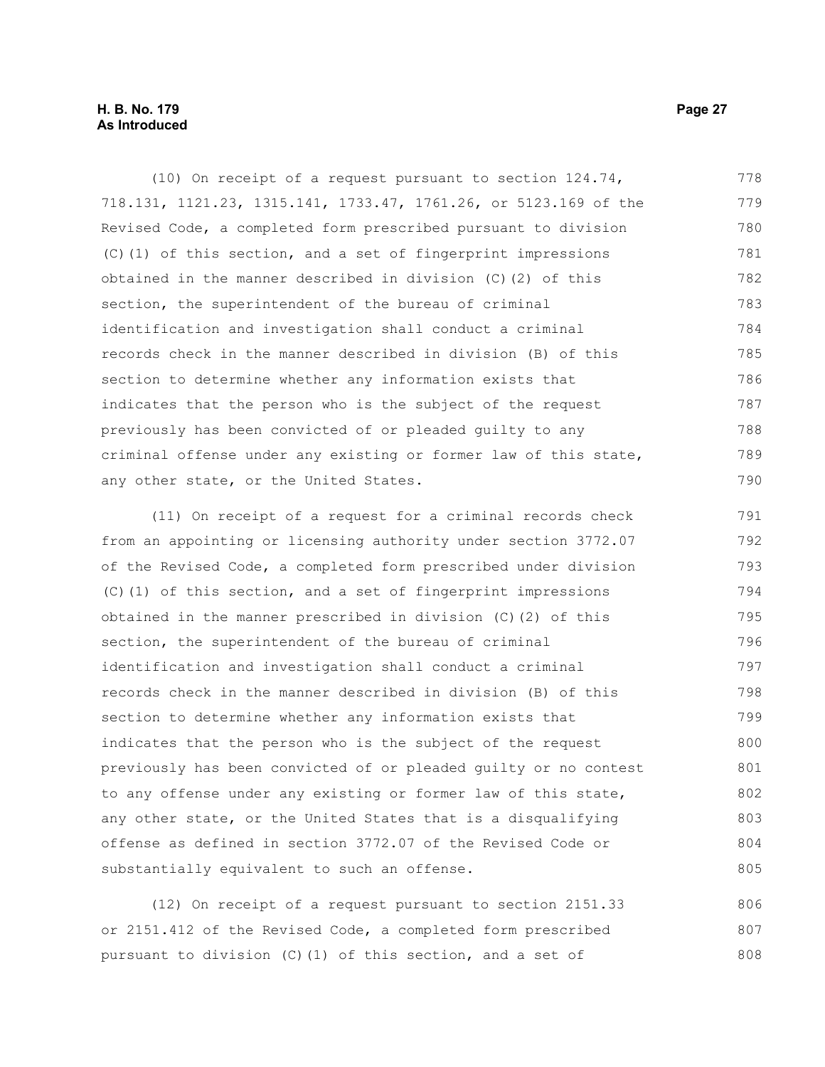(10) On receipt of a request pursuant to section 124.74, 718.131, 1121.23, 1315.141, 1733.47, 1761.26, or 5123.169 of the Revised Code, a completed form prescribed pursuant to division (C)(1) of this section, and a set of fingerprint impressions obtained in the manner described in division (C)(2) of this section, the superintendent of the bureau of criminal identification and investigation shall conduct a criminal records check in the manner described in division (B) of this section to determine whether any information exists that indicates that the person who is the subject of the request previously has been convicted of or pleaded guilty to any criminal offense under any existing or former law of this state, any other state, or the United States.

(11) On receipt of a request for a criminal records check from an appointing or licensing authority under section 3772.07 of the Revised Code, a completed form prescribed under division (C)(1) of this section, and a set of fingerprint impressions obtained in the manner prescribed in division (C)(2) of this section, the superintendent of the bureau of criminal identification and investigation shall conduct a criminal records check in the manner described in division (B) of this section to determine whether any information exists that indicates that the person who is the subject of the request previously has been convicted of or pleaded guilty or no contest to any offense under any existing or former law of this state, any other state, or the United States that is a disqualifying offense as defined in section 3772.07 of the Revised Code or substantially equivalent to such an offense.

(12) On receipt of a request pursuant to section 2151.33 or 2151.412 of the Revised Code, a completed form prescribed pursuant to division (C)(1) of this section, and a set of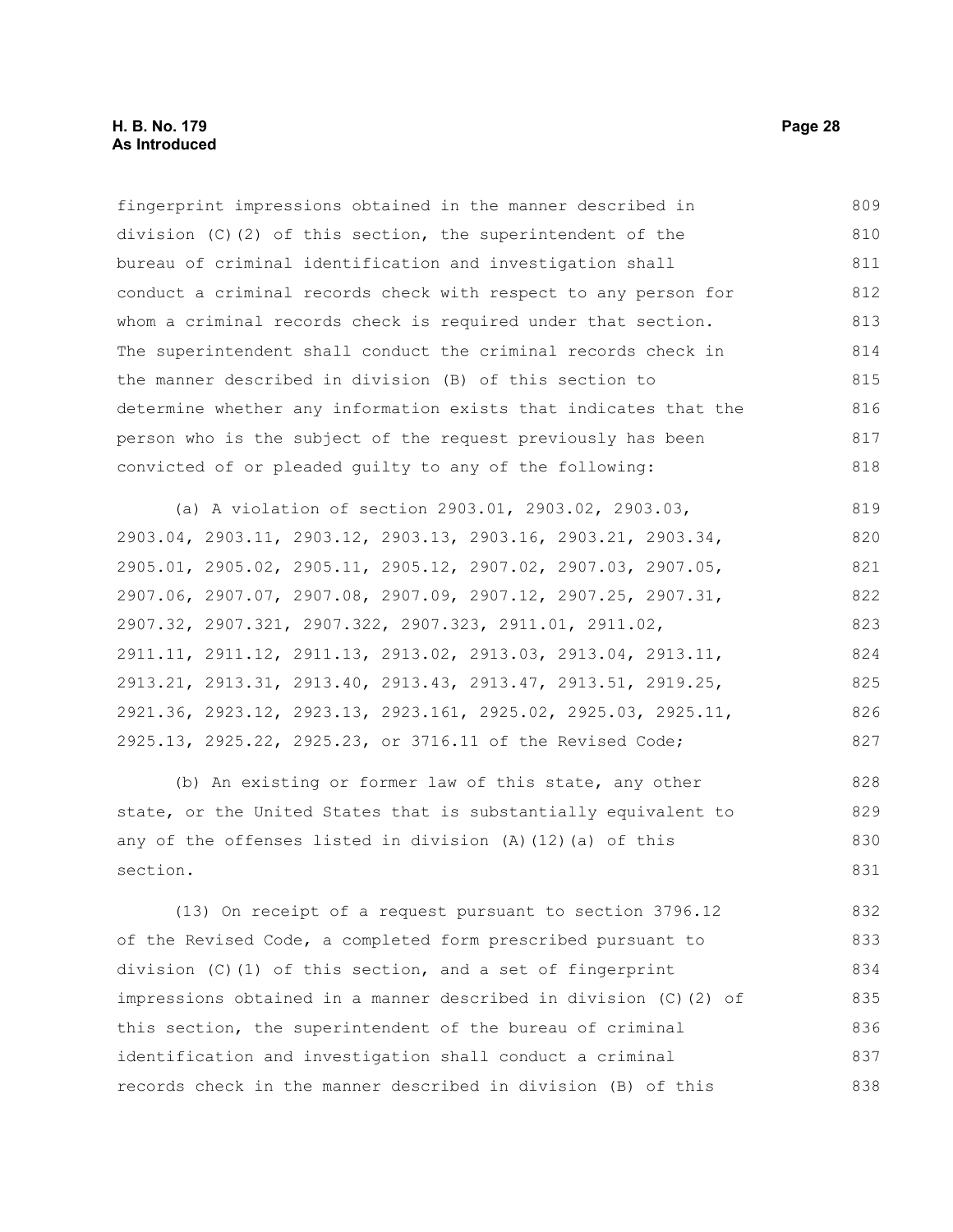fingerprint impressions obtained in the manner described in division (C)(2) of this section, the superintendent of the bureau of criminal identification and investigation shall conduct a criminal records check with respect to any person for whom a criminal records check is required under that section. The superintendent shall conduct the criminal records check in the manner described in division (B) of this section to determine whether any information exists that indicates that the person who is the subject of the request previously has been convicted of or pleaded guilty to any of the following:

(a) A violation of section 2903.01, 2903.02, 2903.03, 2903.04, 2903.11, 2903.12, 2903.13, 2903.16, 2903.21, 2903.34, 2905.01, 2905.02, 2905.11, 2905.12, 2907.02, 2907.03, 2907.05, 2907.06, 2907.07, 2907.08, 2907.09, 2907.12, 2907.25, 2907.31, 2907.32, 2907.321, 2907.322, 2907.323, 2911.01, 2911.02, 2911.11, 2911.12, 2911.13, 2913.02, 2913.03, 2913.04, 2913.11, 2913.21, 2913.31, 2913.40, 2913.43, 2913.47, 2913.51, 2919.25, 2921.36, 2923.12, 2923.13, 2923.161, 2925.02, 2925.03, 2925.11, 2925.13, 2925.22, 2925.23, or 3716.11 of the Revised Code;

(b) An existing or former law of this state, any other state, or the United States that is substantially equivalent to any of the offenses listed in division (A)(12)(a) of this section.

(13) On receipt of a request pursuant to section 3796.12 of the Revised Code, a completed form prescribed pursuant to division (C)(1) of this section, and a set of fingerprint impressions obtained in a manner described in division (C)(2) of this section, the superintendent of the bureau of criminal identification and investigation shall conduct a criminal records check in the manner described in division (B) of this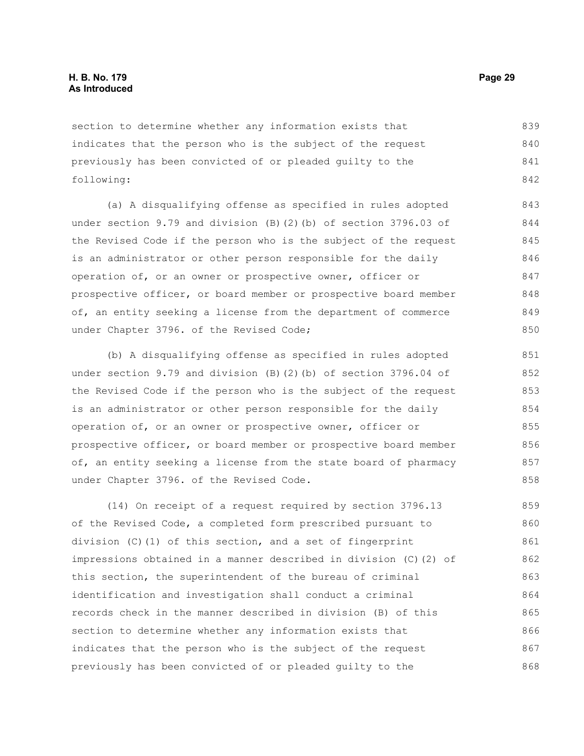section to determine whether any information exists that indicates that the person who is the subject of the request previously has been convicted of or pleaded guilty to the following:

(a) A disqualifying offense as specified in rules adopted under section 9.79 and division (B)(2)(b) of section 3796.03 of the Revised Code if the person who is the subject of the request is an administrator or other person responsible for the daily operation of, or an owner or prospective owner, officer or prospective officer, or board member or prospective board member of, an entity seeking a license from the department of commerce under Chapter 3796. of the Revised Code;

(b) A disqualifying offense as specified in rules adopted under section 9.79 and division (B)(2)(b) of section 3796.04 of the Revised Code if the person who is the subject of the request is an administrator or other person responsible for the daily operation of, or an owner or prospective owner, officer or prospective officer, or board member or prospective board member of, an entity seeking a license from the state board of pharmacy under Chapter 3796. of the Revised Code.

(14) On receipt of a request required by section 3796.13 of the Revised Code, a completed form prescribed pursuant to division (C)(1) of this section, and a set of fingerprint impressions obtained in a manner described in division (C)(2) of this section, the superintendent of the bureau of criminal identification and investigation shall conduct a criminal records check in the manner described in division (B) of this section to determine whether any information exists that indicates that the person who is the subject of the request previously has been convicted of or pleaded guilty to the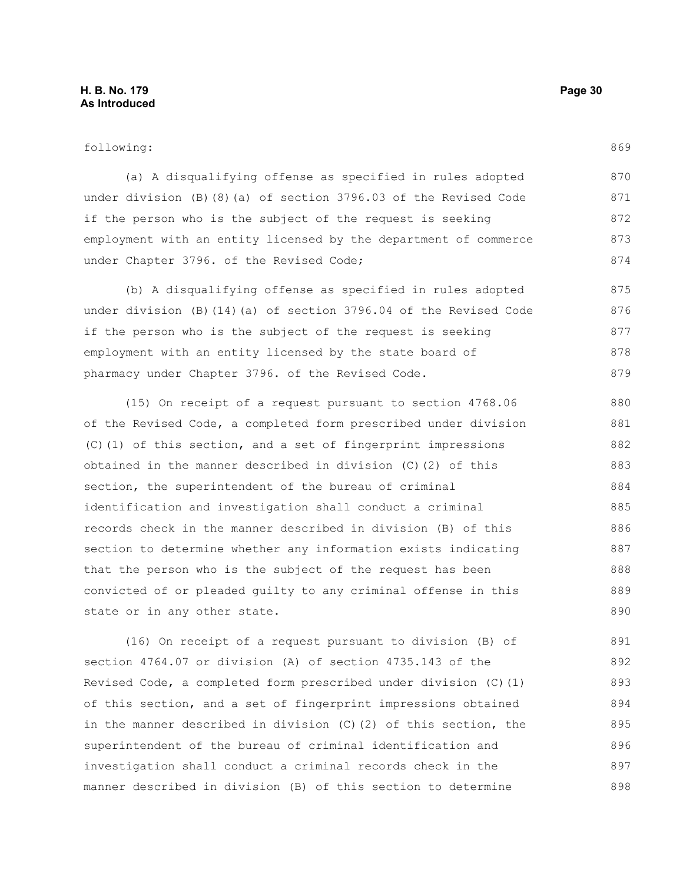following:

(a) A disqualifying offense as specified in rules adopted under division (B)(8)(a) of section 3796.03 of the Revised Code if the person who is the subject of the request is seeking employment with an entity licensed by the department of commerce under Chapter 3796. of the Revised Code;

(b) A disqualifying offense as specified in rules adopted under division (B)(14)(a) of section 3796.04 of the Revised Code if the person who is the subject of the request is seeking employment with an entity licensed by the state board of pharmacy under Chapter 3796. of the Revised Code.

(15) On receipt of a request pursuant to section 4768.06 of the Revised Code, a completed form prescribed under division (C)(1) of this section, and a set of fingerprint impressions obtained in the manner described in division (C)(2) of this section, the superintendent of the bureau of criminal identification and investigation shall conduct a criminal records check in the manner described in division (B) of this section to determine whether any information exists indicating that the person who is the subject of the request has been convicted of or pleaded guilty to any criminal offense in this state or in any other state.

(16) On receipt of a request pursuant to division (B) of section 4764.07 or division (A) of section 4735.143 of the Revised Code, a completed form prescribed under division (C)(1) of this section, and a set of fingerprint impressions obtained in the manner described in division (C)(2) of this section, the superintendent of the bureau of criminal identification and investigation shall conduct a criminal records check in the manner described in division (B) of this section to determine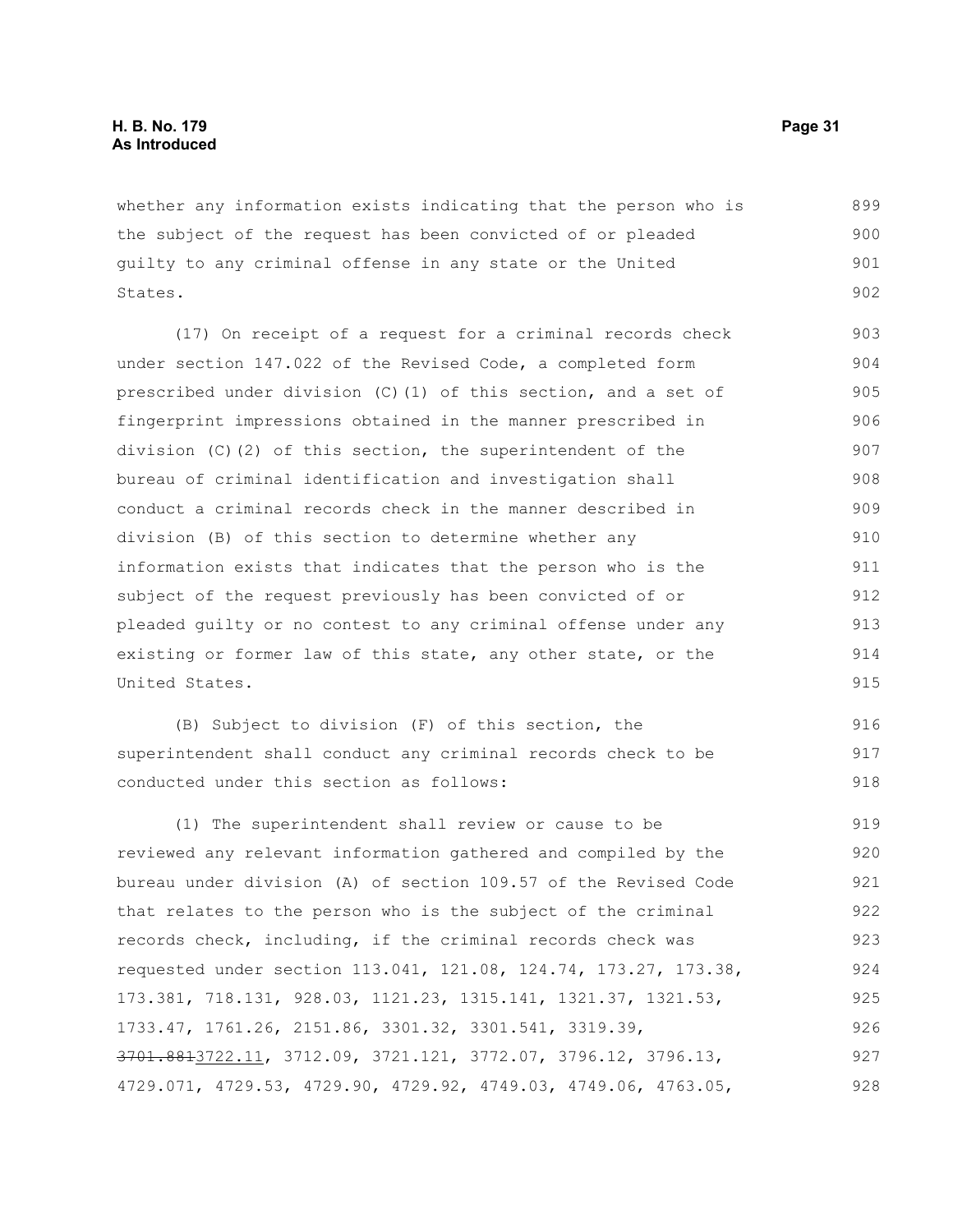whether any information exists indicating that the person who is the subject of the request has been convicted of or pleaded guilty to any criminal offense in any state or the United States.

(17) On receipt of a request for a criminal records check under section 147.022 of the Revised Code, a completed form prescribed under division (C)(1) of this section, and a set of fingerprint impressions obtained in the manner prescribed in division (C)(2) of this section, the superintendent of the bureau of criminal identification and investigation shall conduct a criminal records check in the manner described in division (B) of this section to determine whether any information exists that indicates that the person who is the subject of the request previously has been convicted of or pleaded guilty or no contest to any criminal offense under any existing or former law of this state, any other state, or the United States.

(B) Subject to division (F) of this section, the superintendent shall conduct any criminal records check to be conducted under this section as follows:

(1) The superintendent shall review or cause to be reviewed any relevant information gathered and compiled by the bureau under division (A) of section 109.57 of the Revised Code that relates to the person who is the subject of the criminal records check, including, if the criminal records check was requested under section 113.041, 121.08, 124.74, 173.27, 173.38, 173.381, 718.131, 928.03, 1121.23, 1315.141, 1321.37, 1321.53, 1733.47, 1761.26, 2151.86, 3301.32, 3301.541, 3319.39, ~~3701.881~~3722.11, 3712.09, 3721.121, 3772.07, 3796.12, 3796.13, 4729.071, 4729.53, 4729.90, 4729.92, 4749.03, 4749.06, 4763.05,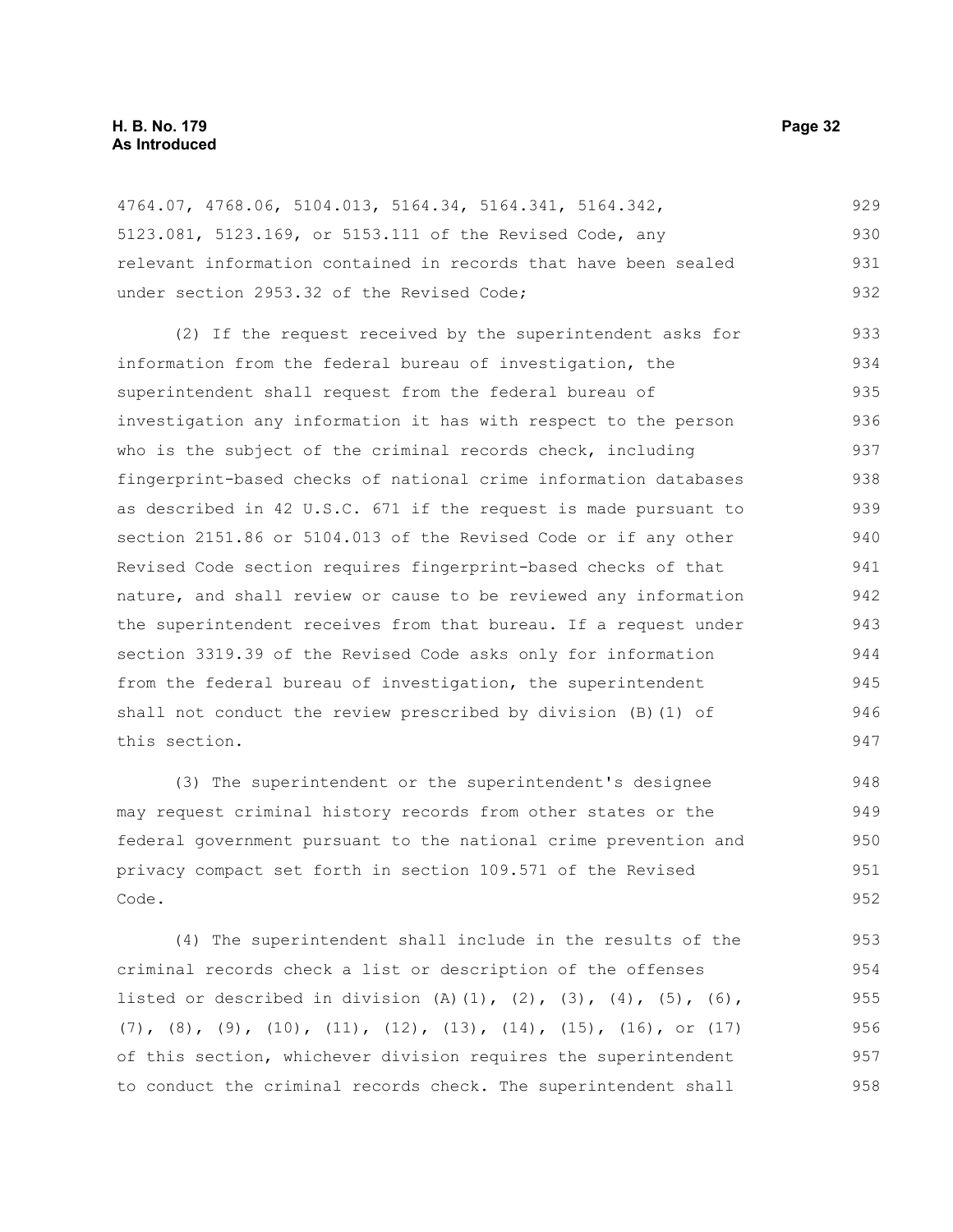4764.07, 4768.06, 5104.013, 5164.34, 5164.341, 5164.342, 5123.081, 5123.169, or 5153.111 of the Revised Code, any relevant information contained in records that have been sealed under section 2953.32 of the Revised Code;

(2) If the request received by the superintendent asks for information from the federal bureau of investigation, the superintendent shall request from the federal bureau of investigation any information it has with respect to the person who is the subject of the criminal records check, including fingerprint-based checks of national crime information databases as described in 42 U.S.C. 671 if the request is made pursuant to section 2151.86 or 5104.013 of the Revised Code or if any other Revised Code section requires fingerprint-based checks of that nature, and shall review or cause to be reviewed any information the superintendent receives from that bureau. If a request under section 3319.39 of the Revised Code asks only for information from the federal bureau of investigation, the superintendent shall not conduct the review prescribed by division (B)(1) of this section.

(3) The superintendent or the superintendent's designee may request criminal history records from other states or the federal government pursuant to the national crime prevention and privacy compact set forth in section 109.571 of the Revised Code.

(4) The superintendent shall include in the results of the criminal records check a list or description of the offenses listed or described in division (A)(1), (2), (3), (4), (5), (6), (7), (8), (9), (10), (11), (12), (13), (14), (15), (16), or (17) of this section, whichever division requires the superintendent to conduct the criminal records check. The superintendent shall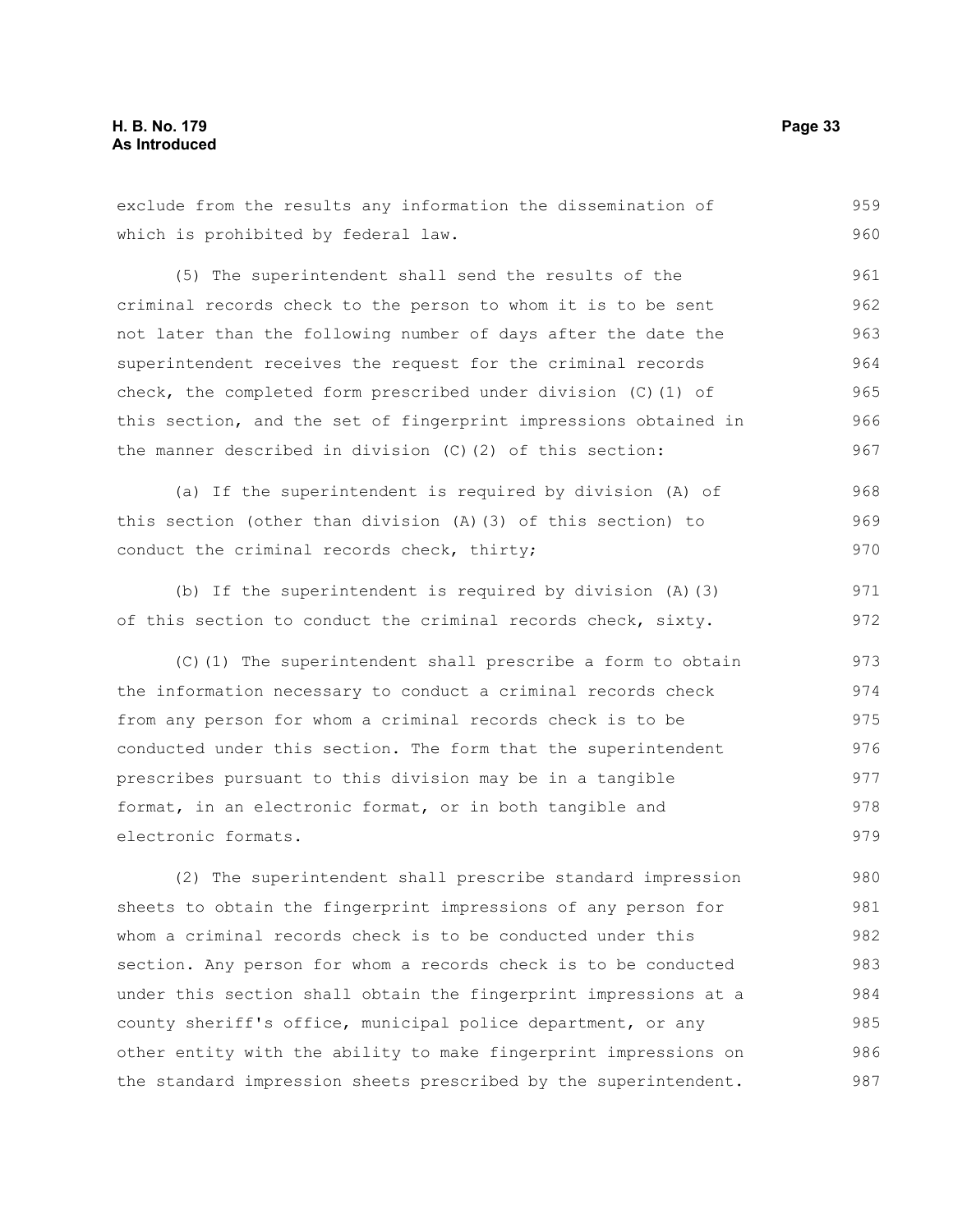exclude from the results any information the dissemination of which is prohibited by federal law.

(5) The superintendent shall send the results of the criminal records check to the person to whom it is to be sent not later than the following number of days after the date the superintendent receives the request for the criminal records check, the completed form prescribed under division (C)(1) of this section, and the set of fingerprint impressions obtained in the manner described in division (C)(2) of this section:

(a) If the superintendent is required by division (A) of this section (other than division (A)(3) of this section) to conduct the criminal records check, thirty;

(b) If the superintendent is required by division (A)(3) of this section to conduct the criminal records check, sixty.

(C)(1) The superintendent shall prescribe a form to obtain the information necessary to conduct a criminal records check from any person for whom a criminal records check is to be conducted under this section. The form that the superintendent prescribes pursuant to this division may be in a tangible format, in an electronic format, or in both tangible and electronic formats.

(2) The superintendent shall prescribe standard impression sheets to obtain the fingerprint impressions of any person for whom a criminal records check is to be conducted under this section. Any person for whom a records check is to be conducted under this section shall obtain the fingerprint impressions at a county sheriff's office, municipal police department, or any other entity with the ability to make fingerprint impressions on the standard impression sheets prescribed by the superintendent.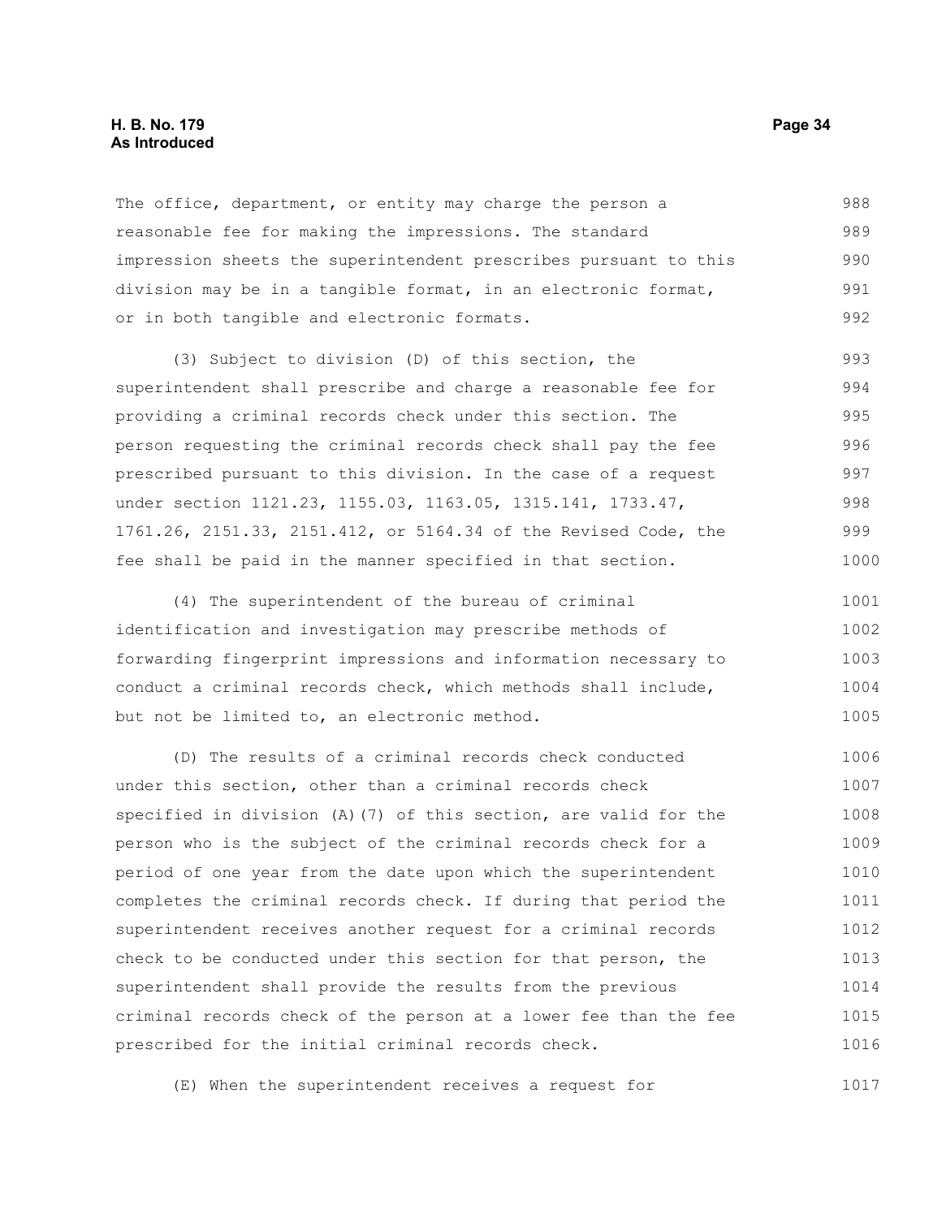The office, department, or entity may charge the person a reasonable fee for making the impressions. The standard impression sheets the superintendent prescribes pursuant to this division may be in a tangible format, in an electronic format, or in both tangible and electronic formats.

(3) Subject to division (D) of this section, the superintendent shall prescribe and charge a reasonable fee for providing a criminal records check under this section. The person requesting the criminal records check shall pay the fee prescribed pursuant to this division. In the case of a request under section 1121.23, 1155.03, 1163.05, 1315.141, 1733.47, 1761.26, 2151.33, 2151.412, or 5164.34 of the Revised Code, the fee shall be paid in the manner specified in that section.

(4) The superintendent of the bureau of criminal identification and investigation may prescribe methods of forwarding fingerprint impressions and information necessary to conduct a criminal records check, which methods shall include, but not be limited to, an electronic method.

(D) The results of a criminal records check conducted under this section, other than a criminal records check specified in division (A)(7) of this section, are valid for the person who is the subject of the criminal records check for a period of one year from the date upon which the superintendent completes the criminal records check. If during that period the superintendent receives another request for a criminal records check to be conducted under this section for that person, the superintendent shall provide the results from the previous criminal records check of the person at a lower fee than the fee prescribed for the initial criminal records check.

(E) When the superintendent receives a request for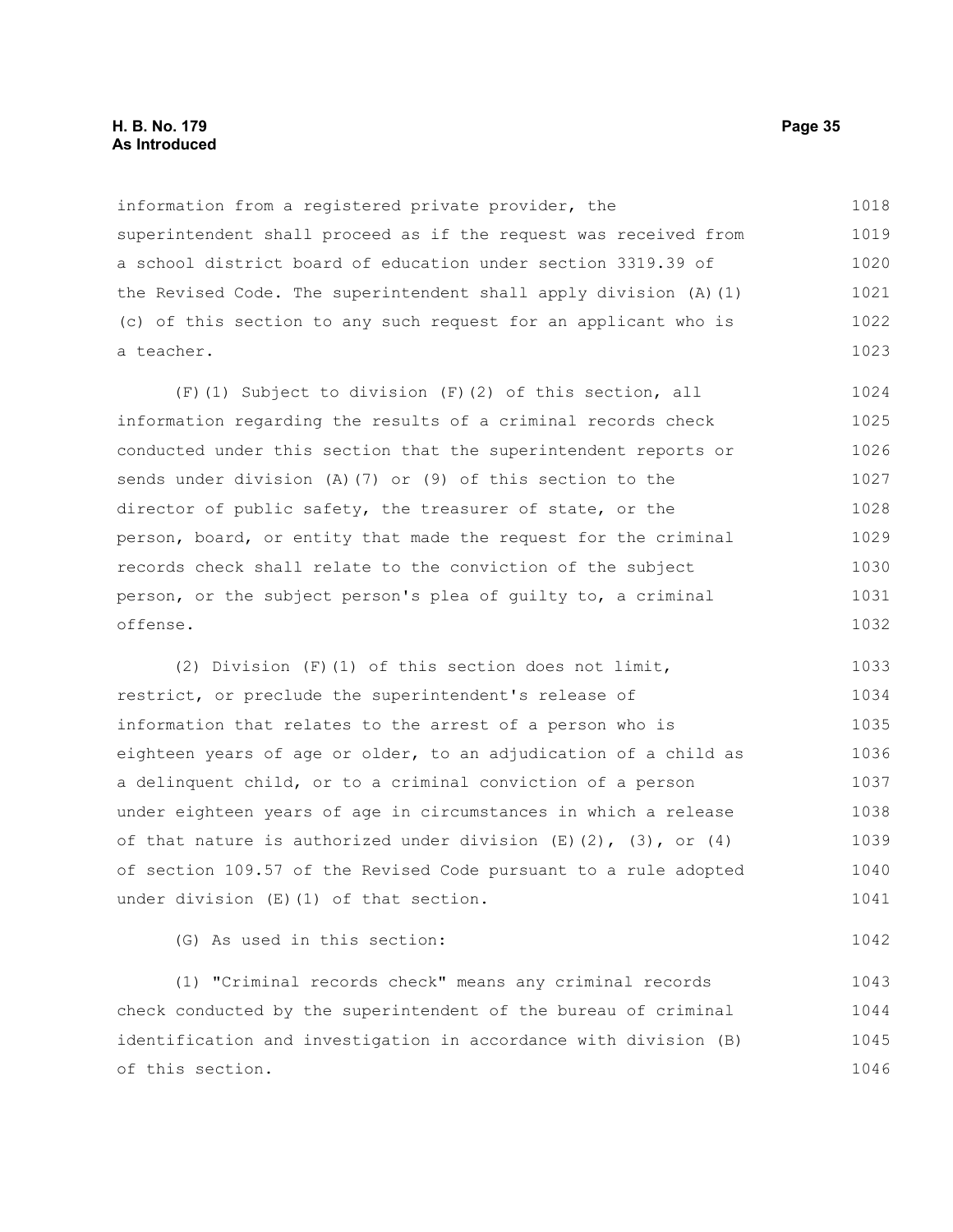information from a registered private provider, the superintendent shall proceed as if the request was received from a school district board of education under section 3319.39 of the Revised Code. The superintendent shall apply division (A)(1)(c) of this section to any such request for an applicant who is a teacher.

(F)(1) Subject to division (F)(2) of this section, all information regarding the results of a criminal records check conducted under this section that the superintendent reports or sends under division (A)(7) or (9) of this section to the director of public safety, the treasurer of state, or the person, board, or entity that made the request for the criminal records check shall relate to the conviction of the subject person, or the subject person's plea of guilty to, a criminal offense.

(2) Division (F)(1) of this section does not limit, restrict, or preclude the superintendent's release of information that relates to the arrest of a person who is eighteen years of age or older, to an adjudication of a child as a delinquent child, or to a criminal conviction of a person under eighteen years of age in circumstances in which a release of that nature is authorized under division (E)(2), (3), or (4) of section 109.57 of the Revised Code pursuant to a rule adopted under division (E)(1) of that section.

(G) As used in this section:

(1) "Criminal records check" means any criminal records check conducted by the superintendent of the bureau of criminal identification and investigation in accordance with division (B) of this section.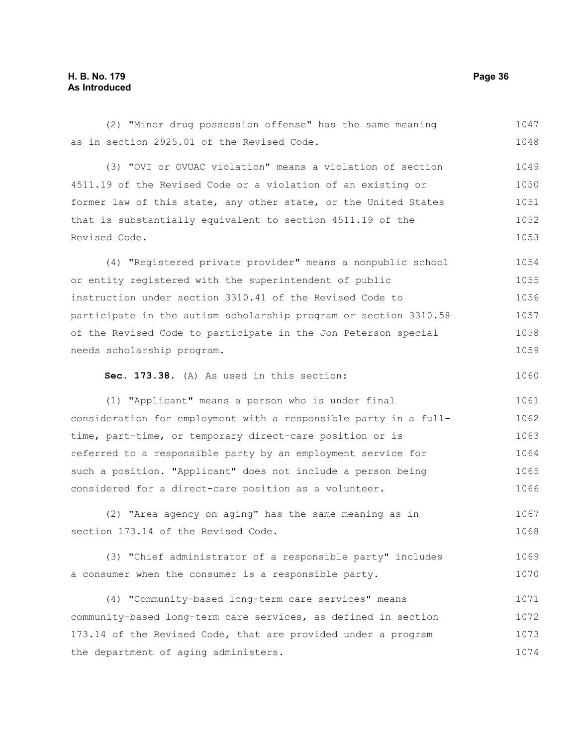(2) "Minor drug possession offense" has the same meaning as in section 2925.01 of the Revised Code.

(3) "OVI or OVUAC violation" means a violation of section 4511.19 of the Revised Code or a violation of an existing or former law of this state, any other state, or the United States that is substantially equivalent to section 4511.19 of the Revised Code.

(4) "Registered private provider" means a nonpublic school or entity registered with the superintendent of public instruction under section 3310.41 of the Revised Code to participate in the autism scholarship program or section 3310.58 of the Revised Code to participate in the Jon Peterson special needs scholarship program.

**Sec. 173.38.** (A) As used in this section:

(1) "Applicant" means a person who is under final consideration for employment with a responsible party in a full-time, part-time, or temporary direct-care position or is referred to a responsible party by an employment service for such a position. "Applicant" does not include a person being considered for a direct-care position as a volunteer.

(2) "Area agency on aging" has the same meaning as in section 173.14 of the Revised Code.

(3) "Chief administrator of a responsible party" includes a consumer when the consumer is a responsible party.

(4) "Community-based long-term care services" means community-based long-term care services, as defined in section 173.14 of the Revised Code, that are provided under a program the department of aging administers.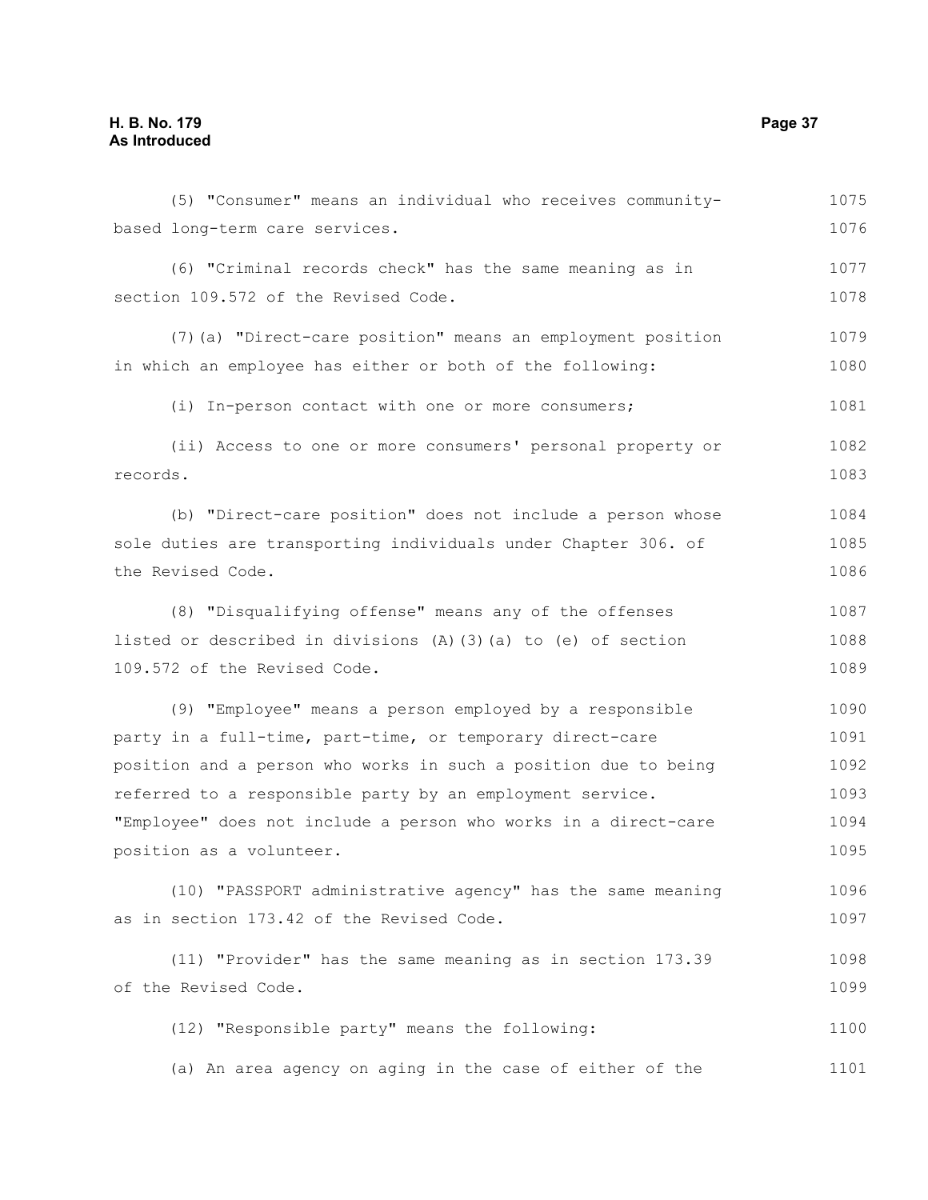(5) "Consumer" means an individual who receives community-based long-term care services.

(6) "Criminal records check" has the same meaning as in section 109.572 of the Revised Code.

(7)(a) "Direct-care position" means an employment position in which an employee has either or both of the following:

(i) In-person contact with one or more consumers;

(ii) Access to one or more consumers' personal property or records.

(b) "Direct-care position" does not include a person whose sole duties are transporting individuals under Chapter 306. of the Revised Code.

(8) "Disqualifying offense" means any of the offenses listed or described in divisions (A)(3)(a) to (e) of section 109.572 of the Revised Code.

(9) "Employee" means a person employed by a responsible party in a full-time, part-time, or temporary direct-care position and a person who works in such a position due to being referred to a responsible party by an employment service. "Employee" does not include a person who works in a direct-care position as a volunteer.

(10) "PASSPORT administrative agency" has the same meaning as in section 173.42 of the Revised Code.

(11) "Provider" has the same meaning as in section 173.39 of the Revised Code.

(12) "Responsible party" means the following:

(a) An area agency on aging in the case of either of the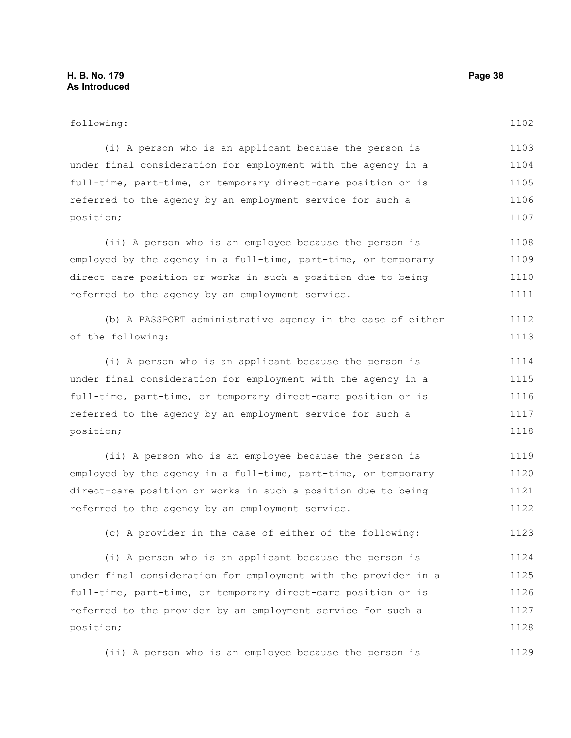following:

(i) A person who is an applicant because the person is under final consideration for employment with the agency in a full-time, part-time, or temporary direct-care position or is referred to the agency by an employment service for such a position;

(ii) A person who is an employee because the person is employed by the agency in a full-time, part-time, or temporary direct-care position or works in such a position due to being referred to the agency by an employment service.

(b) A PASSPORT administrative agency in the case of either of the following:

(i) A person who is an applicant because the person is under final consideration for employment with the agency in a full-time, part-time, or temporary direct-care position or is referred to the agency by an employment service for such a position;

(ii) A person who is an employee because the person is employed by the agency in a full-time, part-time, or temporary direct-care position or works in such a position due to being referred to the agency by an employment service.

(c) A provider in the case of either of the following:

(i) A person who is an applicant because the person is under final consideration for employment with the provider in a full-time, part-time, or temporary direct-care position or is referred to the provider by an employment service for such a position;

(ii) A person who is an employee because the person is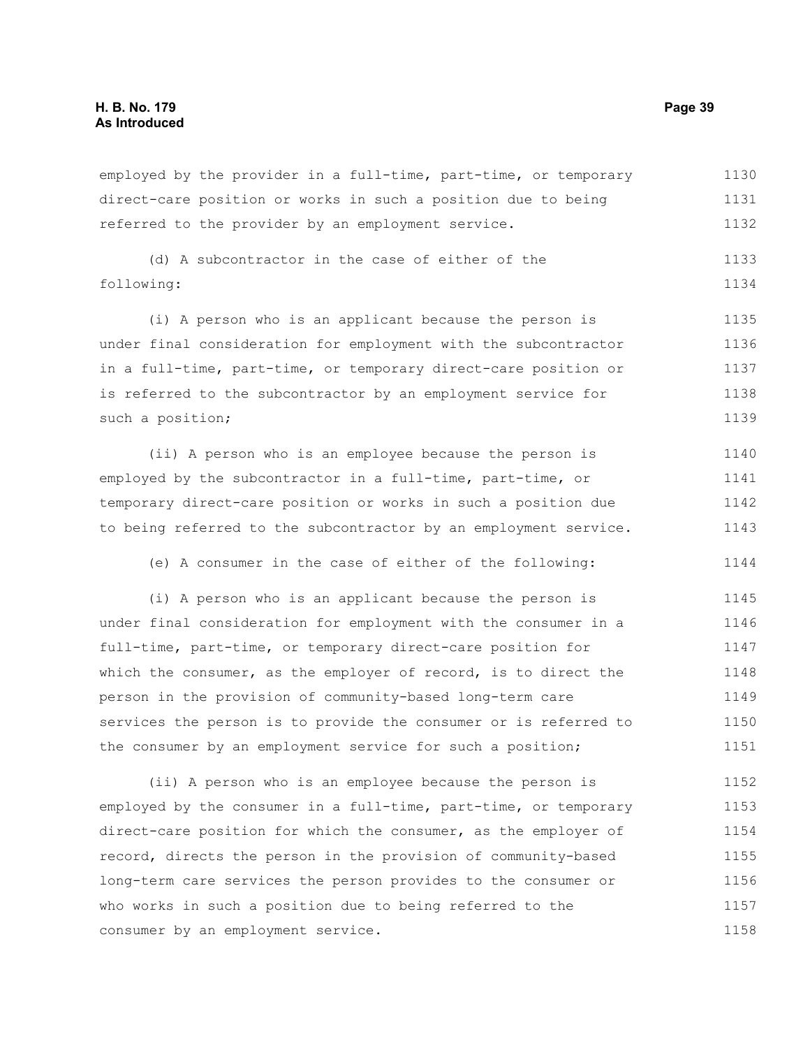employed by the provider in a full-time, part-time, or temporary direct-care position or works in such a position due to being referred to the provider by an employment service.

(d) A subcontractor in the case of either of the following:

(i) A person who is an applicant because the person is under final consideration for employment with the subcontractor in a full-time, part-time, or temporary direct-care position or is referred to the subcontractor by an employment service for such a position;

(ii) A person who is an employee because the person is employed by the subcontractor in a full-time, part-time, or temporary direct-care position or works in such a position due to being referred to the subcontractor by an employment service.

(e) A consumer in the case of either of the following:

(i) A person who is an applicant because the person is under final consideration for employment with the consumer in a full-time, part-time, or temporary direct-care position for which the consumer, as the employer of record, is to direct the person in the provision of community-based long-term care services the person is to provide the consumer or is referred to the consumer by an employment service for such a position;

(ii) A person who is an employee because the person is employed by the consumer in a full-time, part-time, or temporary direct-care position for which the consumer, as the employer of record, directs the person in the provision of community-based long-term care services the person provides to the consumer or who works in such a position due to being referred to the consumer by an employment service.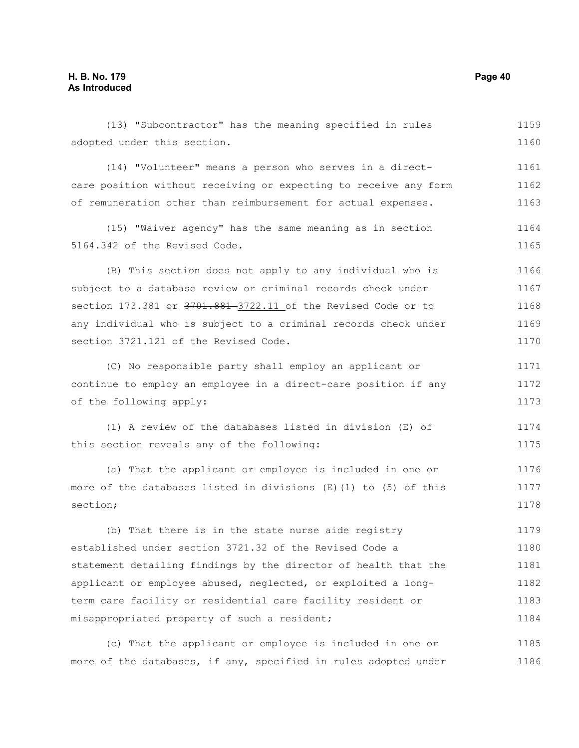(13) "Subcontractor" has the meaning specified in rules adopted under this section.

(14) "Volunteer" means a person who serves in a direct-care position without receiving or expecting to receive any form of remuneration other than reimbursement for actual expenses.

(15) "Waiver agency" has the same meaning as in section 5164.342 of the Revised Code.

(B) This section does not apply to any individual who is subject to a database review or criminal records check under section 173.381 or ~~3701.881~~ 3722.11 of the Revised Code or to any individual who is subject to a criminal records check under section 3721.121 of the Revised Code.

(C) No responsible party shall employ an applicant or continue to employ an employee in a direct-care position if any of the following apply:

(1) A review of the databases listed in division (E) of this section reveals any of the following:

(a) That the applicant or employee is included in one or more of the databases listed in divisions (E)(1) to (5) of this section;

(b) That there is in the state nurse aide registry established under section 3721.32 of the Revised Code a statement detailing findings by the director of health that the applicant or employee abused, neglected, or exploited a long-term care facility or residential care facility resident or misappropriated property of such a resident;

(c) That the applicant or employee is included in one or more of the databases, if any, specified in rules adopted under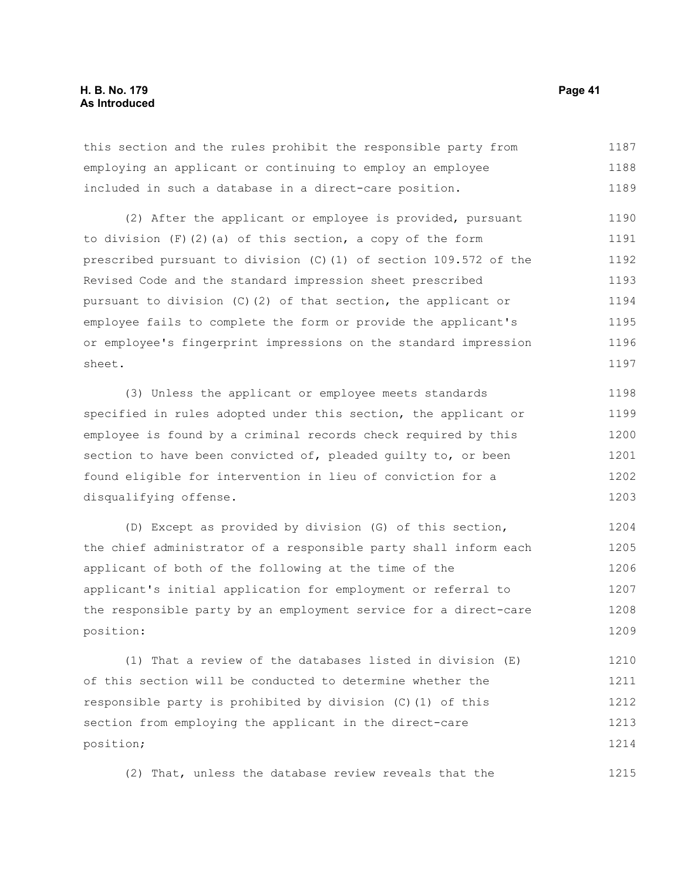this section and the rules prohibit the responsible party from employing an applicant or continuing to employ an employee included in such a database in a direct-care position.

(2) After the applicant or employee is provided, pursuant to division (F)(2)(a) of this section, a copy of the form prescribed pursuant to division (C)(1) of section 109.572 of the Revised Code and the standard impression sheet prescribed pursuant to division (C)(2) of that section, the applicant or employee fails to complete the form or provide the applicant's or employee's fingerprint impressions on the standard impression sheet.

(3) Unless the applicant or employee meets standards specified in rules adopted under this section, the applicant or employee is found by a criminal records check required by this section to have been convicted of, pleaded guilty to, or been found eligible for intervention in lieu of conviction for a disqualifying offense.

(D) Except as provided by division (G) of this section, the chief administrator of a responsible party shall inform each applicant of both of the following at the time of the applicant's initial application for employment or referral to the responsible party by an employment service for a direct-care position:

(1) That a review of the databases listed in division (E) of this section will be conducted to determine whether the responsible party is prohibited by division (C)(1) of this section from employing the applicant in the direct-care position;

(2) That, unless the database review reveals that the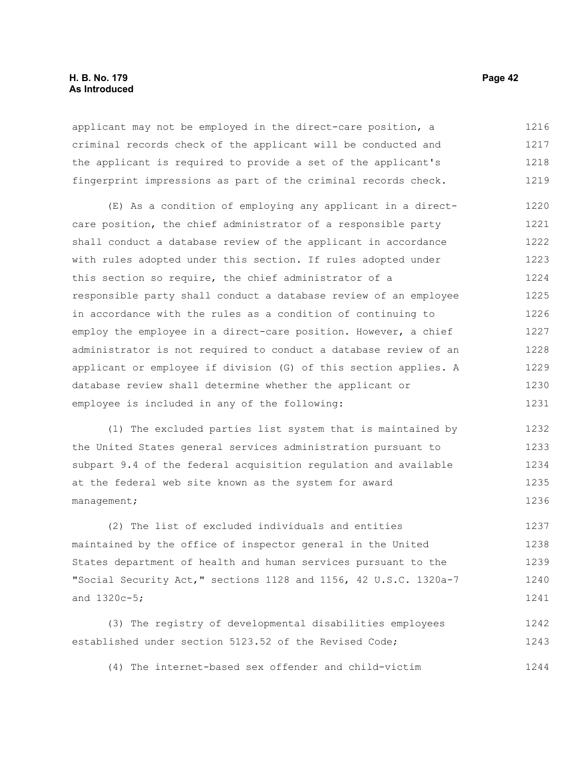applicant may not be employed in the direct-care position, a criminal records check of the applicant will be conducted and the applicant is required to provide a set of the applicant's fingerprint impressions as part of the criminal records check.

(E) As a condition of employing any applicant in a direct-care position, the chief administrator of a responsible party shall conduct a database review of the applicant in accordance with rules adopted under this section. If rules adopted under this section so require, the chief administrator of a responsible party shall conduct a database review of an employee in accordance with the rules as a condition of continuing to employ the employee in a direct-care position. However, a chief administrator is not required to conduct a database review of an applicant or employee if division (G) of this section applies. A database review shall determine whether the applicant or employee is included in any of the following:

(1) The excluded parties list system that is maintained by the United States general services administration pursuant to subpart 9.4 of the federal acquisition regulation and available at the federal web site known as the system for award management;

(2) The list of excluded individuals and entities maintained by the office of inspector general in the United States department of health and human services pursuant to the "Social Security Act," sections 1128 and 1156, 42 U.S.C. 1320a-7 and 1320c-5;

(3) The registry of developmental disabilities employees established under section 5123.52 of the Revised Code;

(4) The internet-based sex offender and child-victim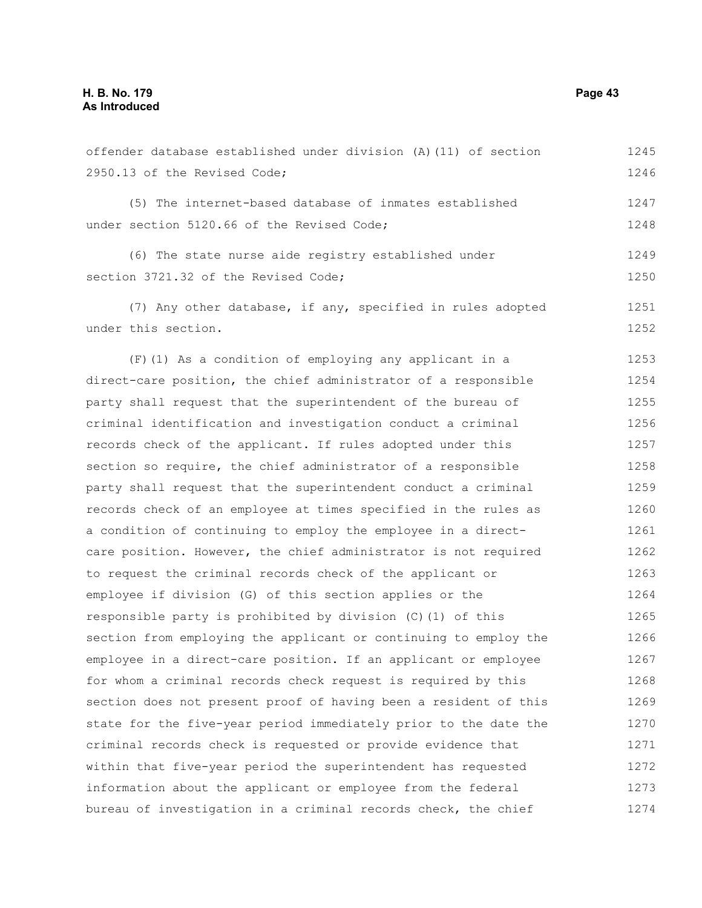offender database established under division (A)(11) of section 2950.13 of the Revised Code;

(5) The internet-based database of inmates established under section 5120.66 of the Revised Code;

(6) The state nurse aide registry established under section 3721.32 of the Revised Code;

(7) Any other database, if any, specified in rules adopted under this section.

(F)(1) As a condition of employing any applicant in a direct-care position, the chief administrator of a responsible party shall request that the superintendent of the bureau of criminal identification and investigation conduct a criminal records check of the applicant. If rules adopted under this section so require, the chief administrator of a responsible party shall request that the superintendent conduct a criminal records check of an employee at times specified in the rules as a condition of continuing to employ the employee in a direct-care position. However, the chief administrator is not required to request the criminal records check of the applicant or employee if division (G) of this section applies or the responsible party is prohibited by division (C)(1) of this section from employing the applicant or continuing to employ the employee in a direct-care position. If an applicant or employee for whom a criminal records check request is required by this section does not present proof of having been a resident of this state for the five-year period immediately prior to the date the criminal records check is requested or provide evidence that within that five-year period the superintendent has requested information about the applicant or employee from the federal bureau of investigation in a criminal records check, the chief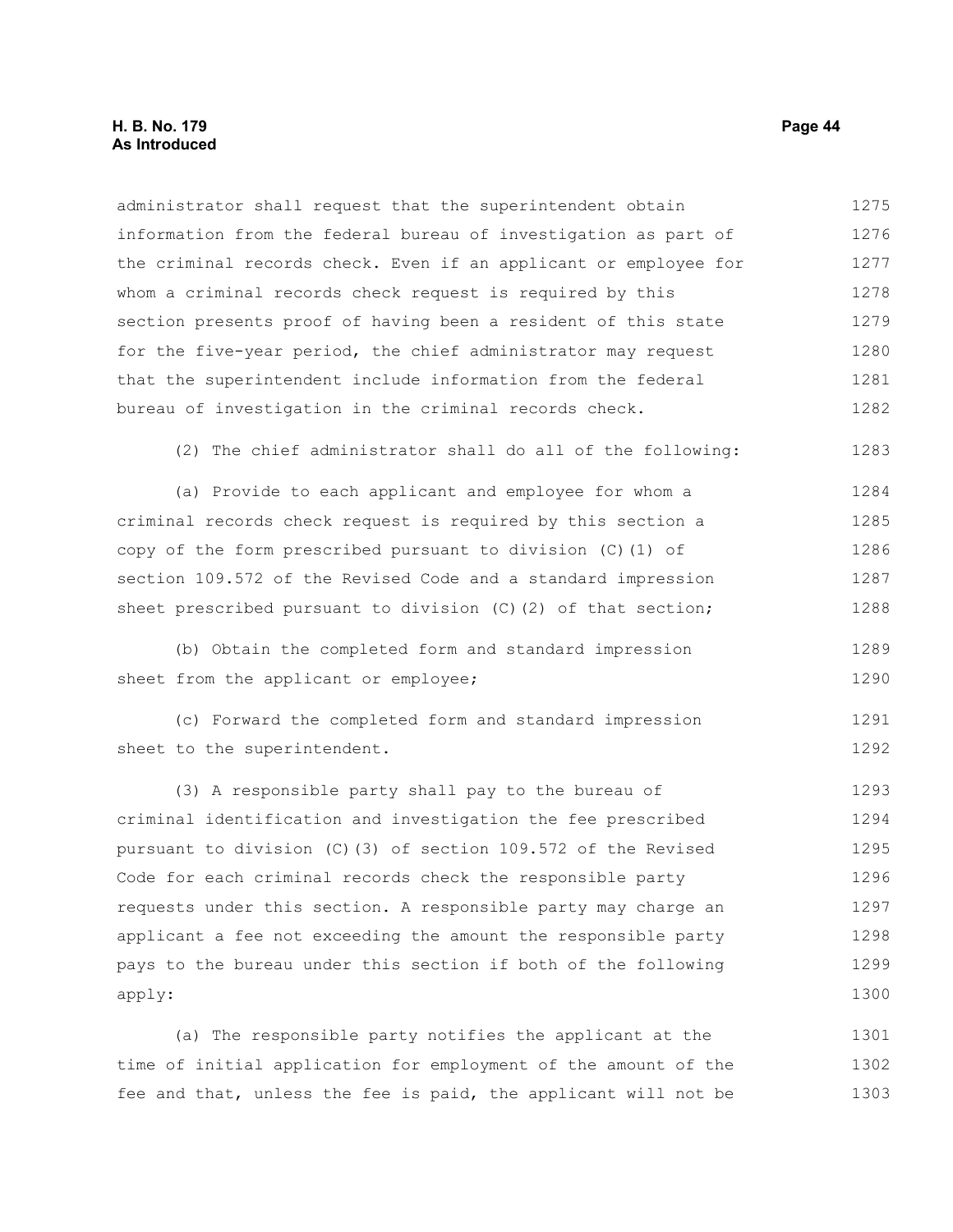administrator shall request that the superintendent obtain information from the federal bureau of investigation as part of the criminal records check. Even if an applicant or employee for whom a criminal records check request is required by this section presents proof of having been a resident of this state for the five-year period, the chief administrator may request that the superintendent include information from the federal bureau of investigation in the criminal records check.

(2) The chief administrator shall do all of the following:

(a) Provide to each applicant and employee for whom a criminal records check request is required by this section a copy of the form prescribed pursuant to division (C)(1) of section 109.572 of the Revised Code and a standard impression sheet prescribed pursuant to division (C)(2) of that section;

(b) Obtain the completed form and standard impression sheet from the applicant or employee;

(c) Forward the completed form and standard impression sheet to the superintendent.

(3) A responsible party shall pay to the bureau of criminal identification and investigation the fee prescribed pursuant to division (C)(3) of section 109.572 of the Revised Code for each criminal records check the responsible party requests under this section. A responsible party may charge an applicant a fee not exceeding the amount the responsible party pays to the bureau under this section if both of the following apply:

(a) The responsible party notifies the applicant at the time of initial application for employment of the amount of the fee and that, unless the fee is paid, the applicant will not be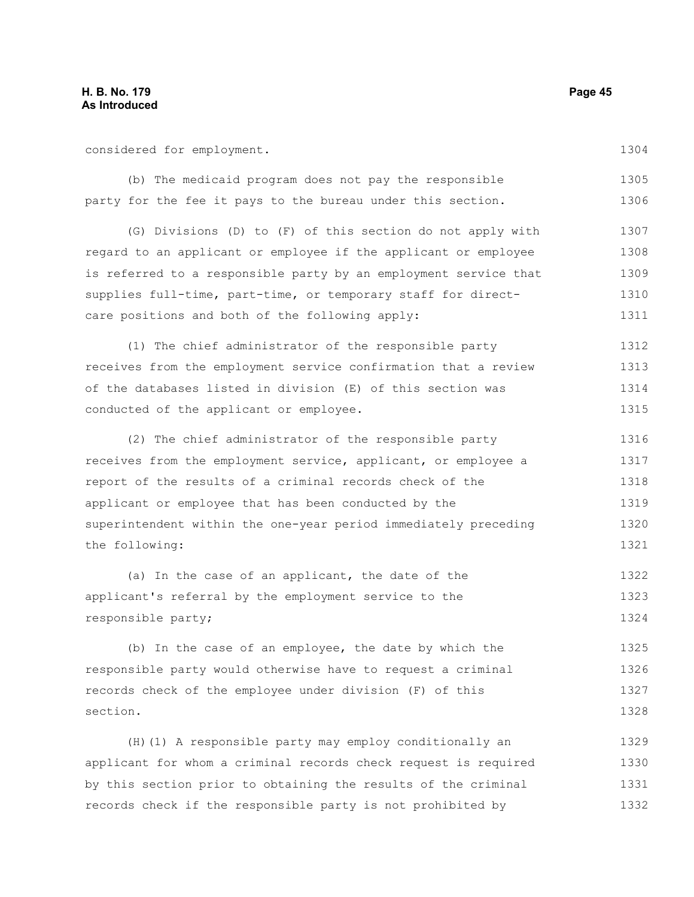considered for employment.

(b) The medicaid program does not pay the responsible party for the fee it pays to the bureau under this section.

(G) Divisions (D) to (F) of this section do not apply with regard to an applicant or employee if the applicant or employee is referred to a responsible party by an employment service that supplies full-time, part-time, or temporary staff for direct-care positions and both of the following apply:

(1) The chief administrator of the responsible party receives from the employment service confirmation that a review of the databases listed in division (E) of this section was conducted of the applicant or employee.

(2) The chief administrator of the responsible party receives from the employment service, applicant, or employee a report of the results of a criminal records check of the applicant or employee that has been conducted by the superintendent within the one-year period immediately preceding the following:

(a) In the case of an applicant, the date of the applicant's referral by the employment service to the responsible party;

(b) In the case of an employee, the date by which the responsible party would otherwise have to request a criminal records check of the employee under division (F) of this section.

(H)(1) A responsible party may employ conditionally an applicant for whom a criminal records check request is required by this section prior to obtaining the results of the criminal records check if the responsible party is not prohibited by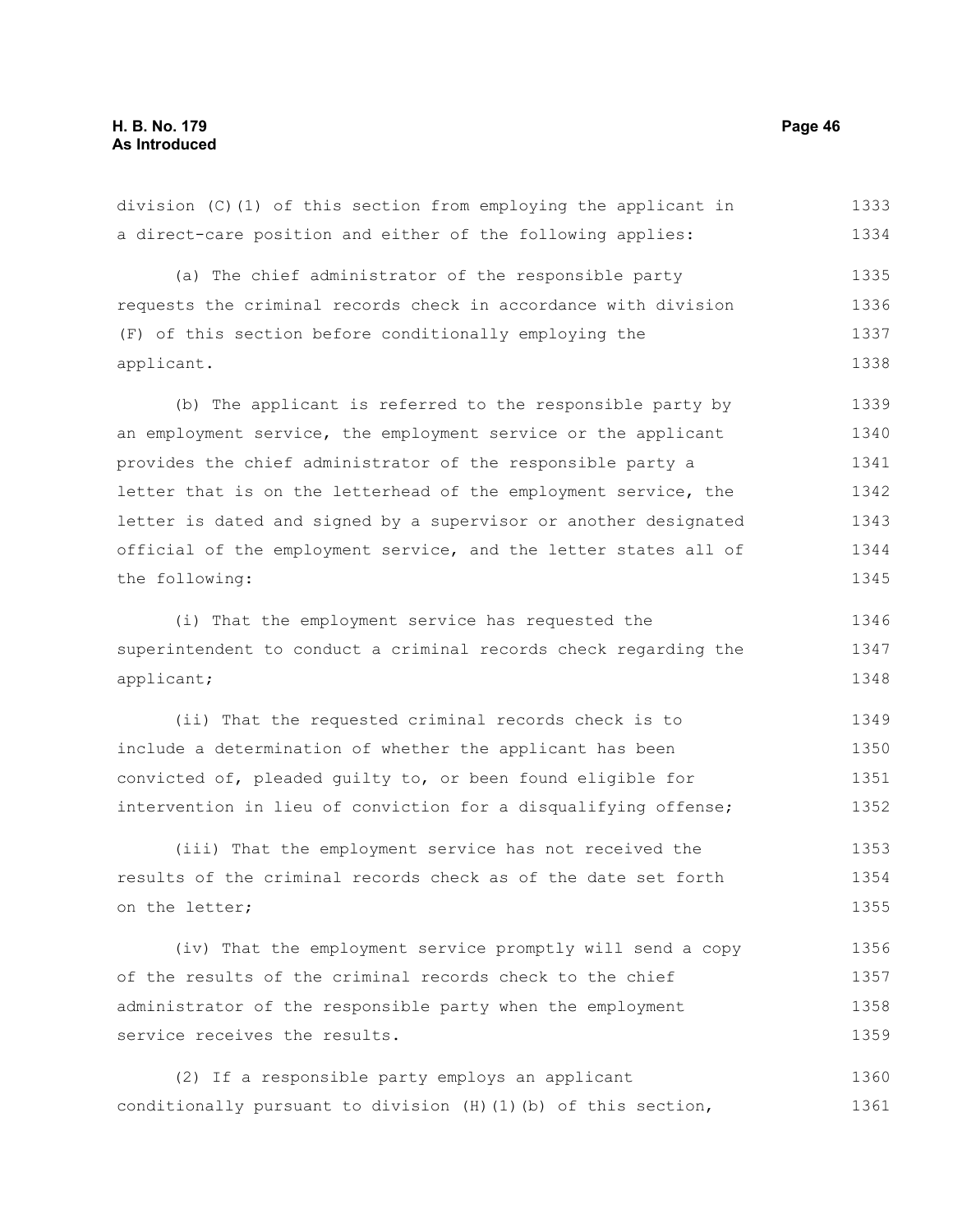division (C)(1) of this section from employing the applicant in a direct-care position and either of the following applies:

(a) The chief administrator of the responsible party requests the criminal records check in accordance with division (F) of this section before conditionally employing the applicant.

(b) The applicant is referred to the responsible party by an employment service, the employment service or the applicant provides the chief administrator of the responsible party a letter that is on the letterhead of the employment service, the letter is dated and signed by a supervisor or another designated official of the employment service, and the letter states all of the following:

(i) That the employment service has requested the superintendent to conduct a criminal records check regarding the applicant;

(ii) That the requested criminal records check is to include a determination of whether the applicant has been convicted of, pleaded guilty to, or been found eligible for intervention in lieu of conviction for a disqualifying offense;

(iii) That the employment service has not received the results of the criminal records check as of the date set forth on the letter;

(iv) That the employment service promptly will send a copy of the results of the criminal records check to the chief administrator of the responsible party when the employment service receives the results.

(2) If a responsible party employs an applicant conditionally pursuant to division (H)(1)(b) of this section,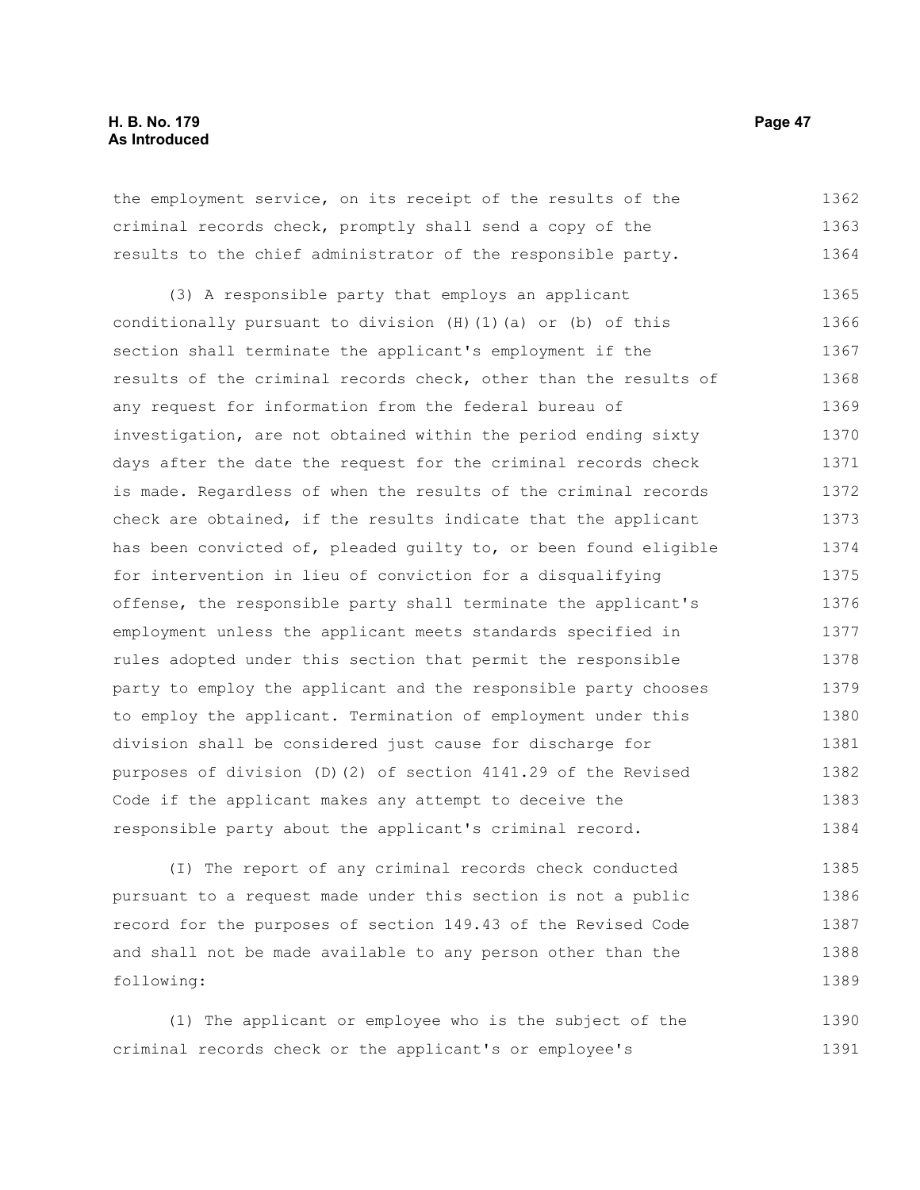the employment service, on its receipt of the results of the criminal records check, promptly shall send a copy of the results to the chief administrator of the responsible party.

(3) A responsible party that employs an applicant conditionally pursuant to division (H)(1)(a) or (b) of this section shall terminate the applicant's employment if the results of the criminal records check, other than the results of any request for information from the federal bureau of investigation, are not obtained within the period ending sixty days after the date the request for the criminal records check is made. Regardless of when the results of the criminal records check are obtained, if the results indicate that the applicant has been convicted of, pleaded guilty to, or been found eligible for intervention in lieu of conviction for a disqualifying offense, the responsible party shall terminate the applicant's employment unless the applicant meets standards specified in rules adopted under this section that permit the responsible party to employ the applicant and the responsible party chooses to employ the applicant. Termination of employment under this division shall be considered just cause for discharge for purposes of division (D)(2) of section 4141.29 of the Revised Code if the applicant makes any attempt to deceive the responsible party about the applicant's criminal record.

(I) The report of any criminal records check conducted pursuant to a request made under this section is not a public record for the purposes of section 149.43 of the Revised Code and shall not be made available to any person other than the following:

(1) The applicant or employee who is the subject of the criminal records check or the applicant's or employee's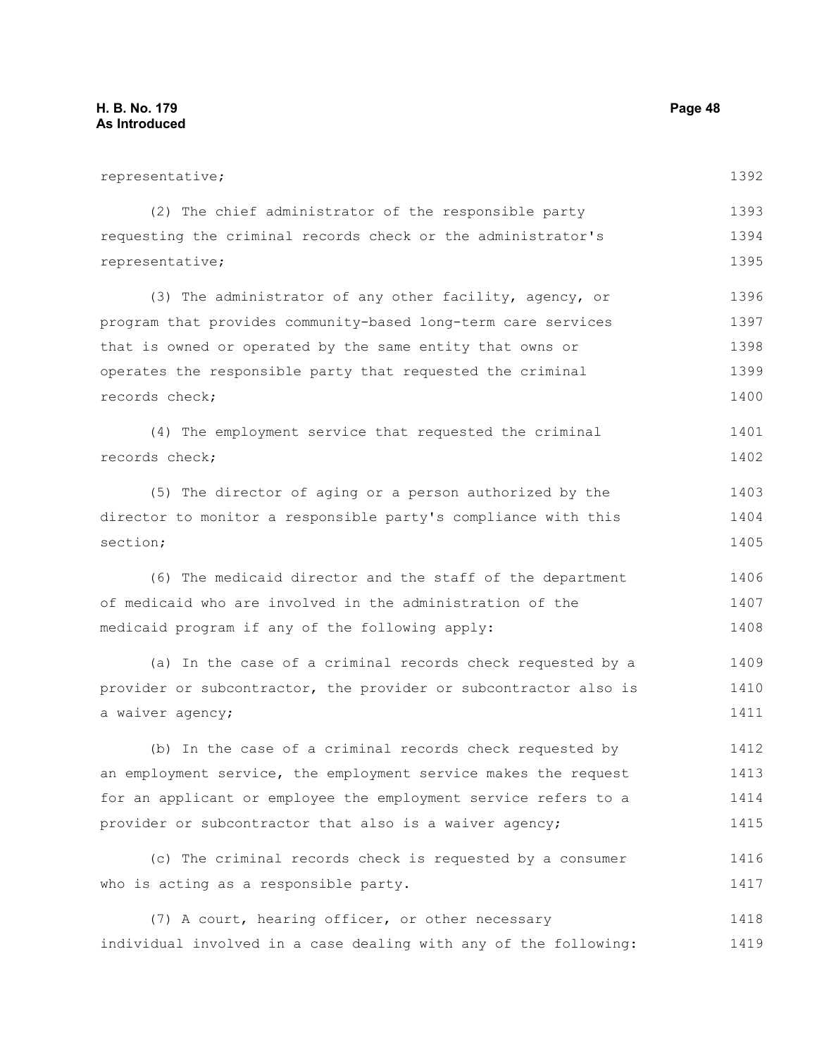representative;

(2) The chief administrator of the responsible party requesting the criminal records check or the administrator's representative;

(3) The administrator of any other facility, agency, or program that provides community-based long-term care services that is owned or operated by the same entity that owns or operates the responsible party that requested the criminal records check;

(4) The employment service that requested the criminal records check;

(5) The director of aging or a person authorized by the director to monitor a responsible party's compliance with this section;

(6) The medicaid director and the staff of the department of medicaid who are involved in the administration of the medicaid program if any of the following apply:

(a) In the case of a criminal records check requested by a provider or subcontractor, the provider or subcontractor also is a waiver agency;

(b) In the case of a criminal records check requested by an employment service, the employment service makes the request for an applicant or employee the employment service refers to a provider or subcontractor that also is a waiver agency;

(c) The criminal records check is requested by a consumer who is acting as a responsible party.

(7) A court, hearing officer, or other necessary individual involved in a case dealing with any of the following: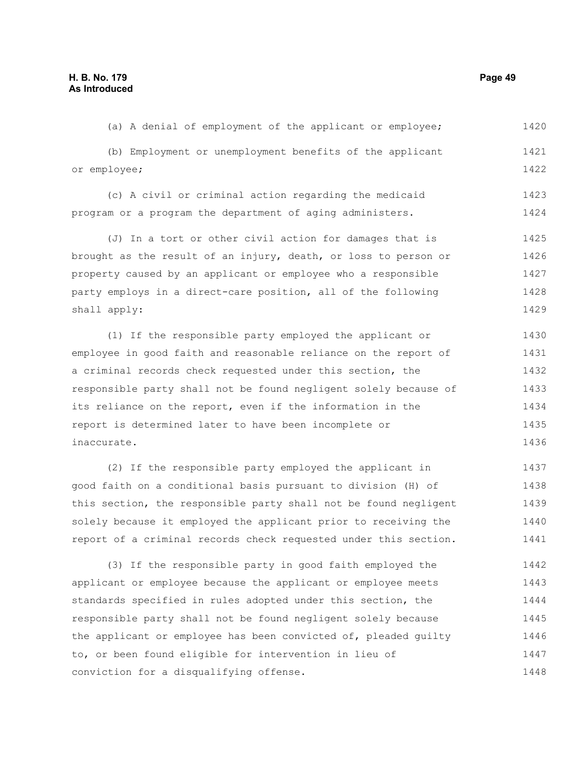(a) A denial of employment of the applicant or employee;

(b) Employment or unemployment benefits of the applicant or employee;

(c) A civil or criminal action regarding the medicaid program or a program the department of aging administers.

(J) In a tort or other civil action for damages that is brought as the result of an injury, death, or loss to person or property caused by an applicant or employee who a responsible party employs in a direct-care position, all of the following shall apply:

(1) If the responsible party employed the applicant or employee in good faith and reasonable reliance on the report of a criminal records check requested under this section, the responsible party shall not be found negligent solely because of its reliance on the report, even if the information in the report is determined later to have been incomplete or inaccurate.

(2) If the responsible party employed the applicant in good faith on a conditional basis pursuant to division (H) of this section, the responsible party shall not be found negligent solely because it employed the applicant prior to receiving the report of a criminal records check requested under this section.

(3) If the responsible party in good faith employed the applicant or employee because the applicant or employee meets standards specified in rules adopted under this section, the responsible party shall not be found negligent solely because the applicant or employee has been convicted of, pleaded guilty to, or been found eligible for intervention in lieu of conviction for a disqualifying offense.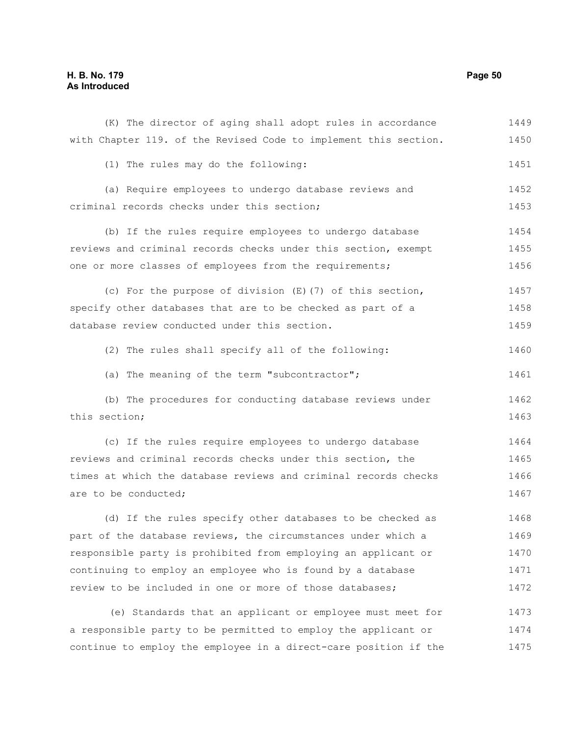(K) The director of aging shall adopt rules in accordance with Chapter 119. of the Revised Code to implement this section.

(1) The rules may do the following:

(a) Require employees to undergo database reviews and criminal records checks under this section;

(b) If the rules require employees to undergo database reviews and criminal records checks under this section, exempt one or more classes of employees from the requirements;

(c) For the purpose of division (E)(7) of this section, specify other databases that are to be checked as part of a database review conducted under this section.

(2) The rules shall specify all of the following:

(a) The meaning of the term "subcontractor";

(b) The procedures for conducting database reviews under this section;

(c) If the rules require employees to undergo database reviews and criminal records checks under this section, the times at which the database reviews and criminal records checks are to be conducted;

(d) If the rules specify other databases to be checked as part of the database reviews, the circumstances under which a responsible party is prohibited from employing an applicant or continuing to employ an employee who is found by a database review to be included in one or more of those databases;

(e) Standards that an applicant or employee must meet for a responsible party to be permitted to employ the applicant or continue to employ the employee in a direct-care position if the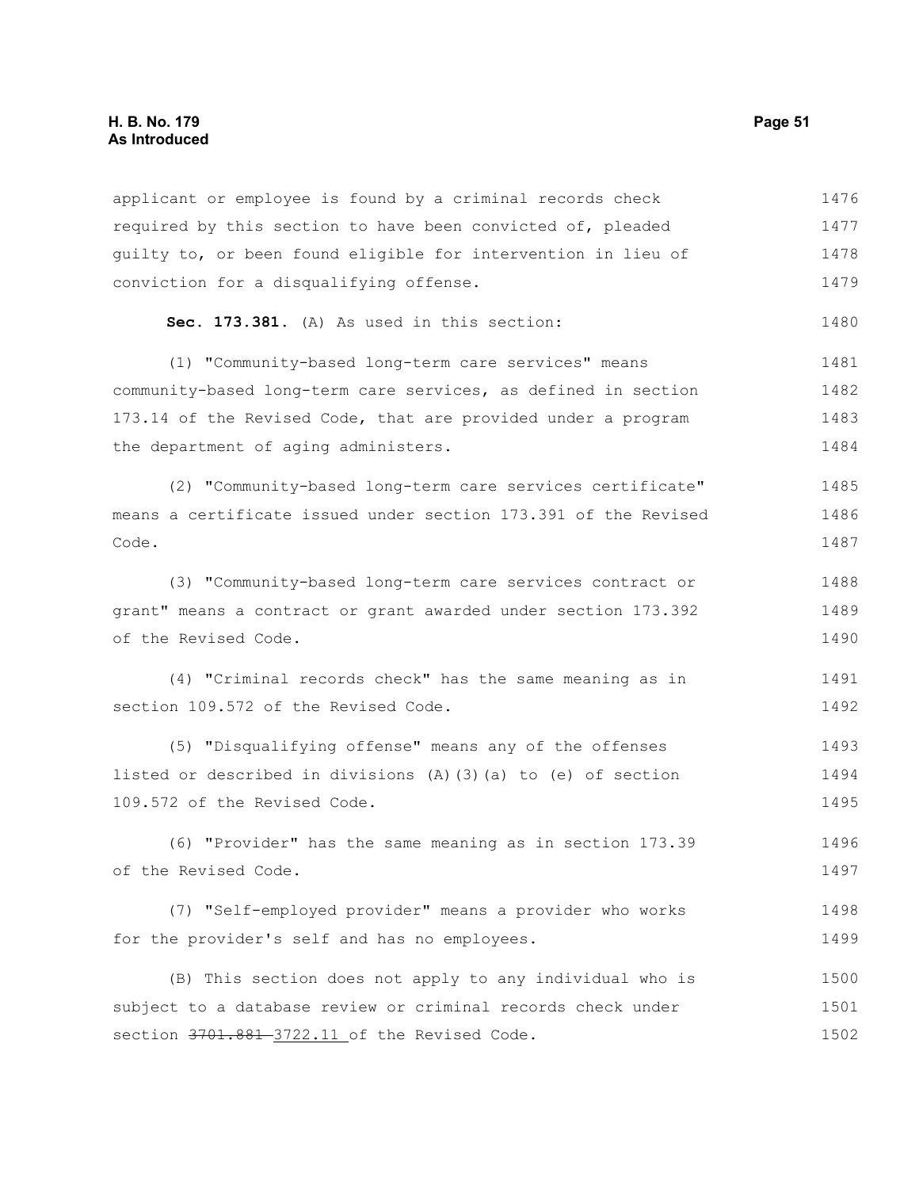applicant or employee is found by a criminal records check required by this section to have been convicted of, pleaded guilty to, or been found eligible for intervention in lieu of conviction for a disqualifying offense.

**Sec. 173.381.** (A) As used in this section:

(1) "Community-based long-term care services" means community-based long-term care services, as defined in section 173.14 of the Revised Code, that are provided under a program the department of aging administers.

(2) "Community-based long-term care services certificate" means a certificate issued under section 173.391 of the Revised Code.

(3) "Community-based long-term care services contract or grant" means a contract or grant awarded under section 173.392 of the Revised Code.

(4) "Criminal records check" has the same meaning as in section 109.572 of the Revised Code.

(5) "Disqualifying offense" means any of the offenses listed or described in divisions (A)(3)(a) to (e) of section 109.572 of the Revised Code.

(6) "Provider" has the same meaning as in section 173.39 of the Revised Code.

(7) "Self-employed provider" means a provider who works for the provider's self and has no employees.

(B) This section does not apply to any individual who is subject to a database review or criminal records check under section ~~3701.881~~ 3722.11 of the Revised Code.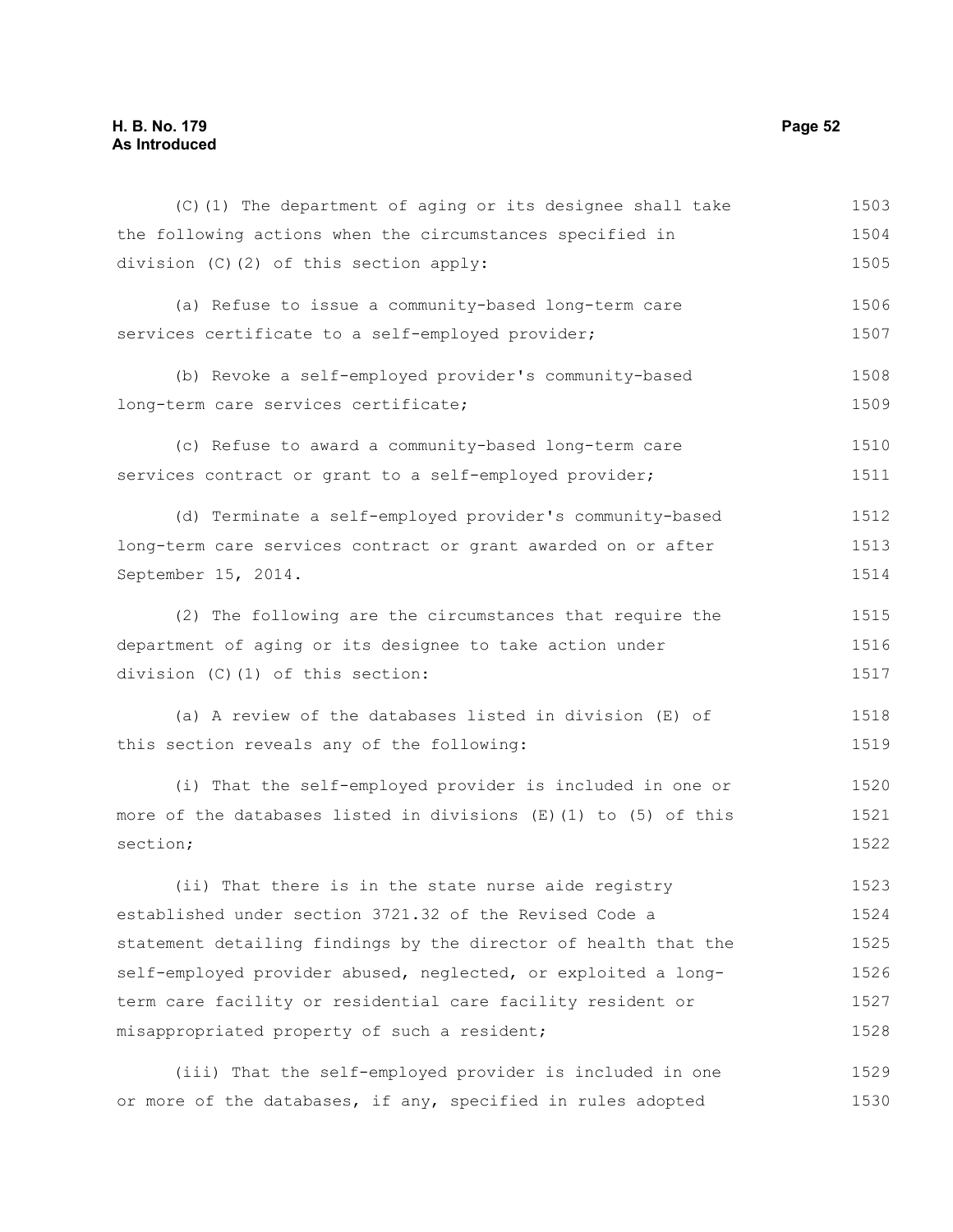(C)(1) The department of aging or its designee shall take the following actions when the circumstances specified in division (C)(2) of this section apply:

(a) Refuse to issue a community-based long-term care services certificate to a self-employed provider;

(b) Revoke a self-employed provider's community-based long-term care services certificate;

(c) Refuse to award a community-based long-term care services contract or grant to a self-employed provider;

(d) Terminate a self-employed provider's community-based long-term care services contract or grant awarded on or after September 15, 2014.

(2) The following are the circumstances that require the department of aging or its designee to take action under division (C)(1) of this section:

(a) A review of the databases listed in division (E) of this section reveals any of the following:

(i) That the self-employed provider is included in one or more of the databases listed in divisions (E)(1) to (5) of this section;

(ii) That there is in the state nurse aide registry established under section 3721.32 of the Revised Code a statement detailing findings by the director of health that the self-employed provider abused, neglected, or exploited a long-term care facility or residential care facility resident or misappropriated property of such a resident;

(iii) That the self-employed provider is included in one or more of the databases, if any, specified in rules adopted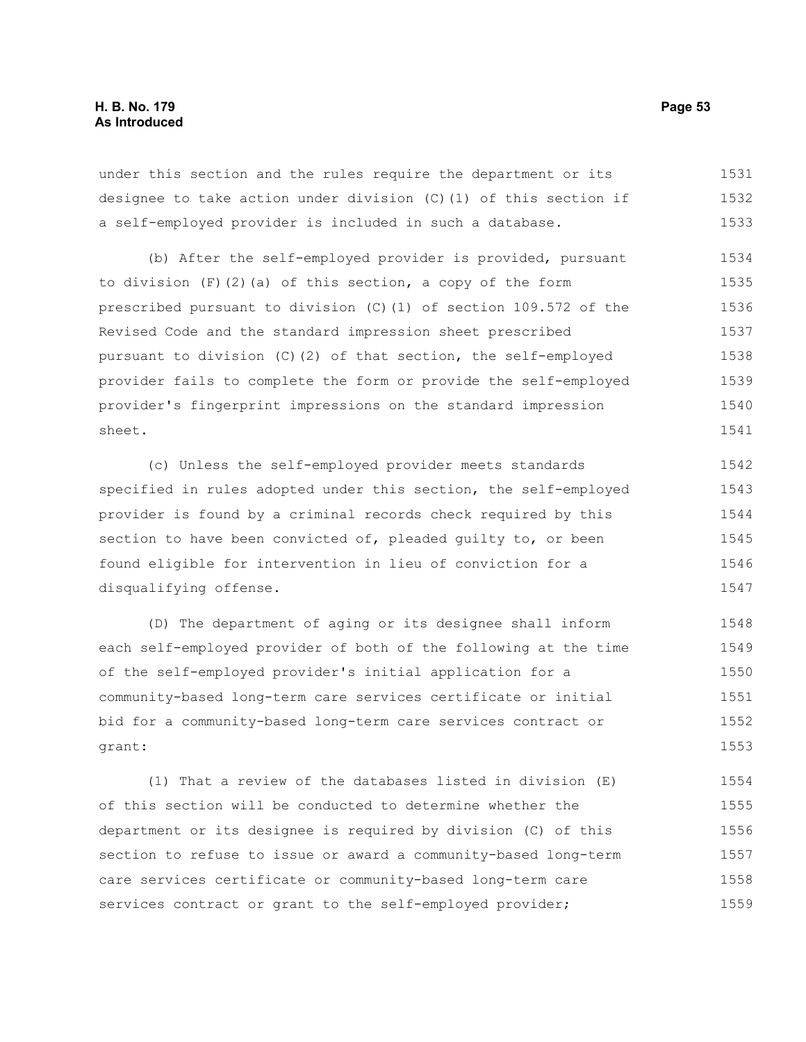under this section and the rules require the department or its designee to take action under division (C)(1) of this section if a self-employed provider is included in such a database.

(b) After the self-employed provider is provided, pursuant to division (F)(2)(a) of this section, a copy of the form prescribed pursuant to division (C)(1) of section 109.572 of the Revised Code and the standard impression sheet prescribed pursuant to division (C)(2) of that section, the self-employed provider fails to complete the form or provide the self-employed provider's fingerprint impressions on the standard impression sheet.

(c) Unless the self-employed provider meets standards specified in rules adopted under this section, the self-employed provider is found by a criminal records check required by this section to have been convicted of, pleaded guilty to, or been found eligible for intervention in lieu of conviction for a disqualifying offense.

(D) The department of aging or its designee shall inform each self-employed provider of both of the following at the time of the self-employed provider's initial application for a community-based long-term care services certificate or initial bid for a community-based long-term care services contract or grant:

(1) That a review of the databases listed in division (E) of this section will be conducted to determine whether the department or its designee is required by division (C) of this section to refuse to issue or award a community-based long-term care services certificate or community-based long-term care services contract or grant to the self-employed provider;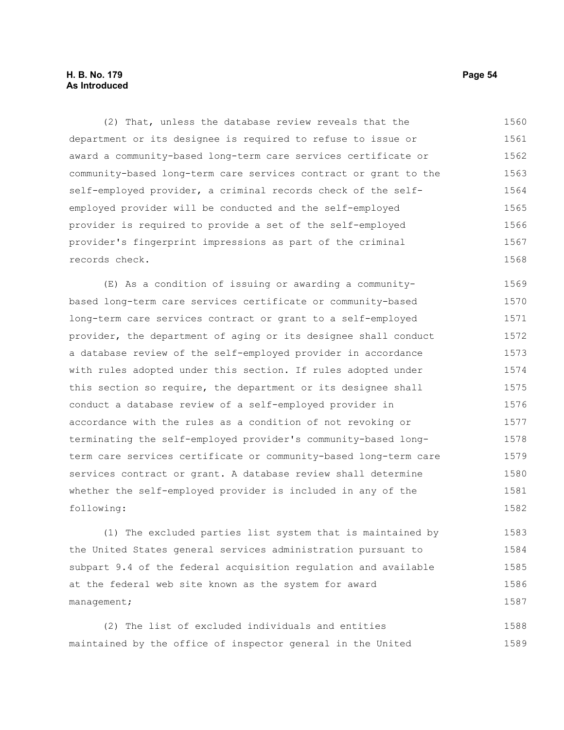(2) That, unless the database review reveals that the department or its designee is required to refuse to issue or award a community-based long-term care services certificate or community-based long-term care services contract or grant to the self-employed provider, a criminal records check of the self-employed provider will be conducted and the self-employed provider is required to provide a set of the self-employed provider's fingerprint impressions as part of the criminal records check.

(E) As a condition of issuing or awarding a community-based long-term care services certificate or community-based long-term care services contract or grant to a self-employed provider, the department of aging or its designee shall conduct a database review of the self-employed provider in accordance with rules adopted under this section. If rules adopted under this section so require, the department or its designee shall conduct a database review of a self-employed provider in accordance with the rules as a condition of not revoking or terminating the self-employed provider's community-based long-term care services certificate or community-based long-term care services contract or grant. A database review shall determine whether the self-employed provider is included in any of the following:

(1) The excluded parties list system that is maintained by the United States general services administration pursuant to subpart 9.4 of the federal acquisition regulation and available at the federal web site known as the system for award management;

(2) The list of excluded individuals and entities maintained by the office of inspector general in the United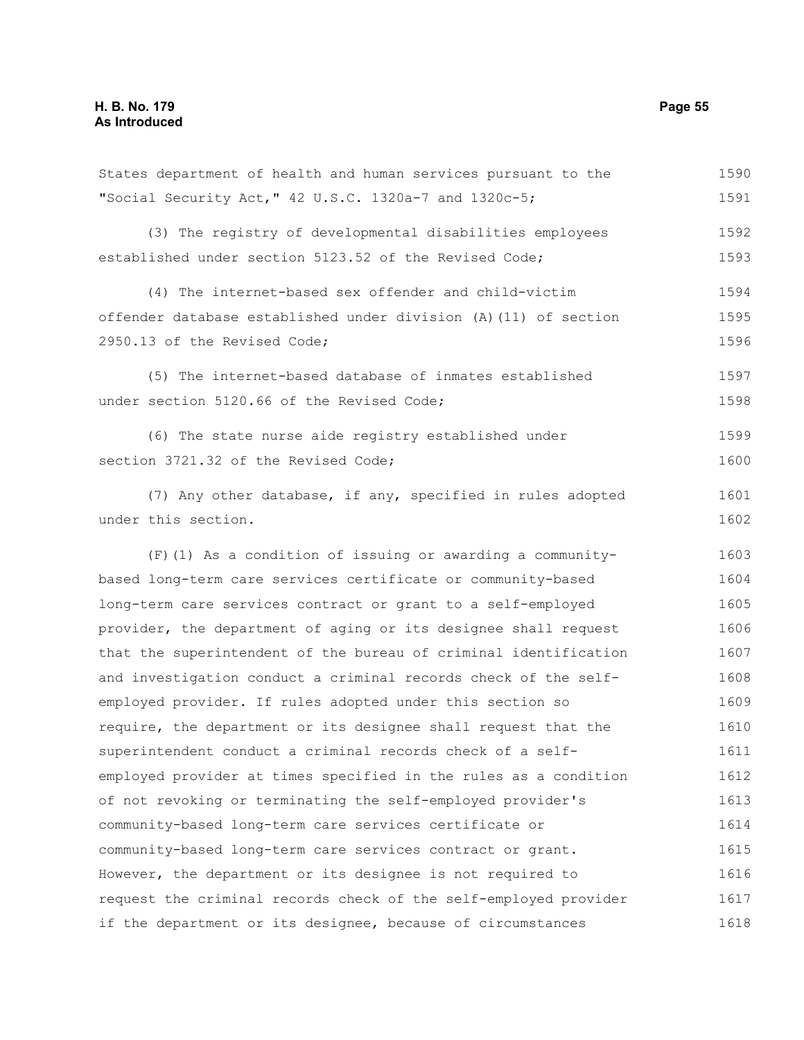States department of health and human services pursuant to the "Social Security Act," 42 U.S.C. 1320a-7 and 1320c-5;

(3) The registry of developmental disabilities employees established under section 5123.52 of the Revised Code;

(4) The internet-based sex offender and child-victim offender database established under division (A)(11) of section 2950.13 of the Revised Code;

(5) The internet-based database of inmates established under section 5120.66 of the Revised Code;

(6) The state nurse aide registry established under section 3721.32 of the Revised Code;

(7) Any other database, if any, specified in rules adopted under this section.

(F)(1) As a condition of issuing or awarding a community-based long-term care services certificate or community-based long-term care services contract or grant to a self-employed provider, the department of aging or its designee shall request that the superintendent of the bureau of criminal identification and investigation conduct a criminal records check of the self-employed provider. If rules adopted under this section so require, the department or its designee shall request that the superintendent conduct a criminal records check of a self-employed provider at times specified in the rules as a condition of not revoking or terminating the self-employed provider's community-based long-term care services certificate or community-based long-term care services contract or grant. However, the department or its designee is not required to request the criminal records check of the self-employed provider if the department or its designee, because of circumstances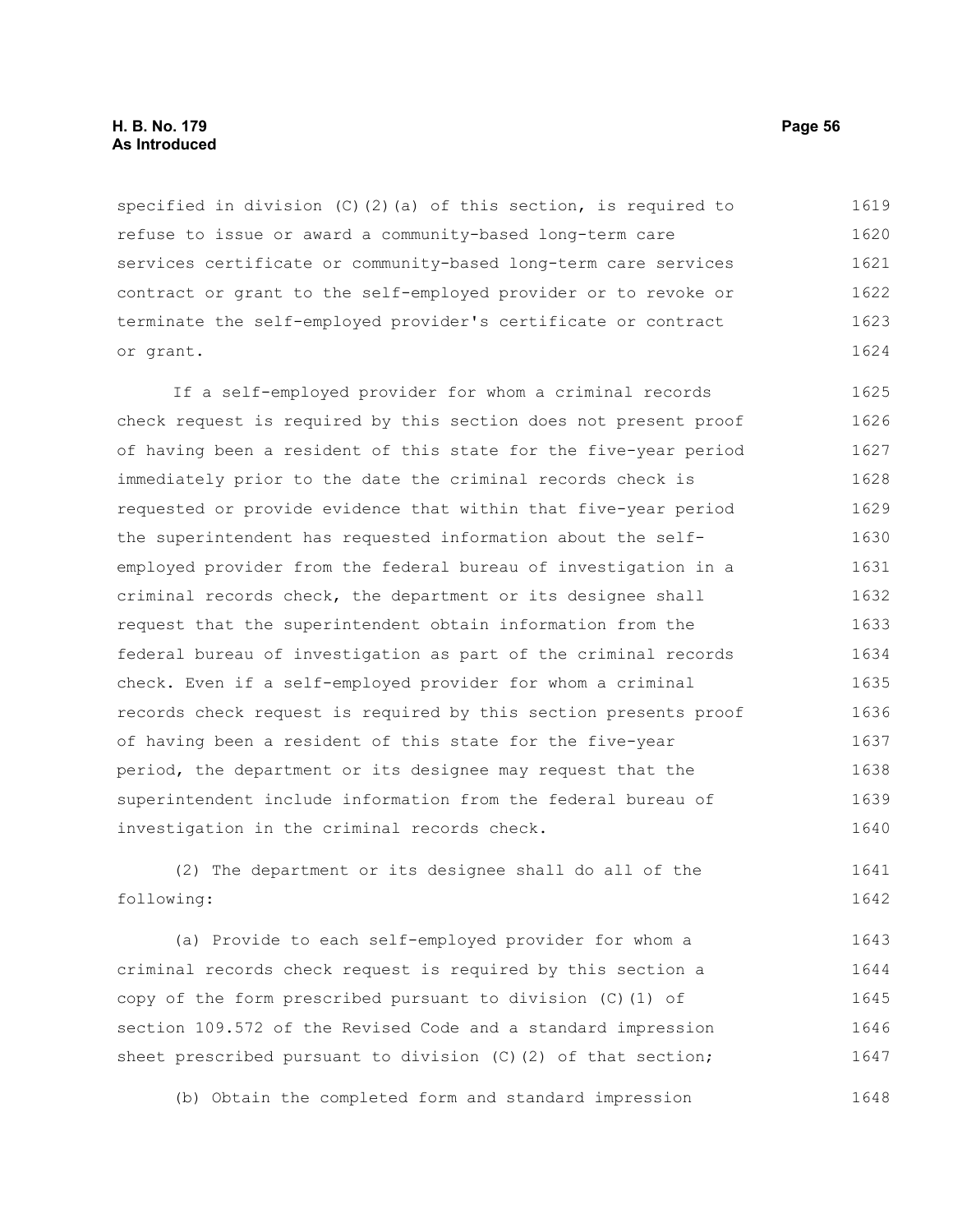specified in division (C)(2)(a) of this section, is required to refuse to issue or award a community-based long-term care services certificate or community-based long-term care services contract or grant to the self-employed provider or to revoke or terminate the self-employed provider's certificate or contract or grant.

If a self-employed provider for whom a criminal records check request is required by this section does not present proof of having been a resident of this state for the five-year period immediately prior to the date the criminal records check is requested or provide evidence that within that five-year period the superintendent has requested information about the self-employed provider from the federal bureau of investigation in a criminal records check, the department or its designee shall request that the superintendent obtain information from the federal bureau of investigation as part of the criminal records check. Even if a self-employed provider for whom a criminal records check request is required by this section presents proof of having been a resident of this state for the five-year period, the department or its designee may request that the superintendent include information from the federal bureau of investigation in the criminal records check.

(2) The department or its designee shall do all of the following:

(a) Provide to each self-employed provider for whom a criminal records check request is required by this section a copy of the form prescribed pursuant to division (C)(1) of section 109.572 of the Revised Code and a standard impression sheet prescribed pursuant to division (C)(2) of that section;

(b) Obtain the completed form and standard impression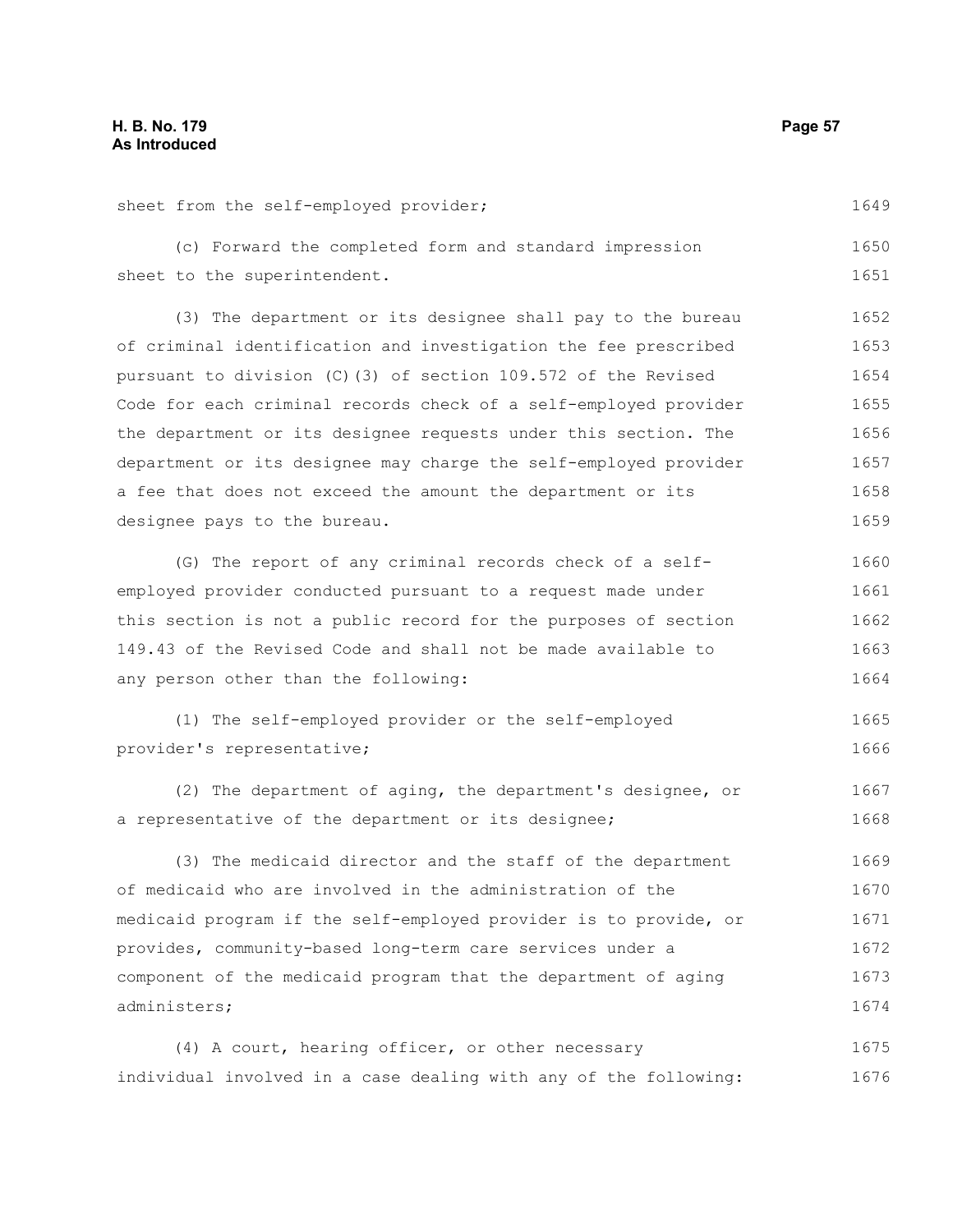sheet from the self-employed provider;

(c) Forward the completed form and standard impression sheet to the superintendent.

(3) The department or its designee shall pay to the bureau of criminal identification and investigation the fee prescribed pursuant to division (C)(3) of section 109.572 of the Revised Code for each criminal records check of a self-employed provider the department or its designee requests under this section. The department or its designee may charge the self-employed provider a fee that does not exceed the amount the department or its designee pays to the bureau.

(G) The report of any criminal records check of a self-employed provider conducted pursuant to a request made under this section is not a public record for the purposes of section 149.43 of the Revised Code and shall not be made available to any person other than the following:

(1) The self-employed provider or the self-employed provider's representative;

(2) The department of aging, the department's designee, or a representative of the department or its designee;

(3) The medicaid director and the staff of the department of medicaid who are involved in the administration of the medicaid program if the self-employed provider is to provide, or provides, community-based long-term care services under a component of the medicaid program that the department of aging administers;

(4) A court, hearing officer, or other necessary individual involved in a case dealing with any of the following: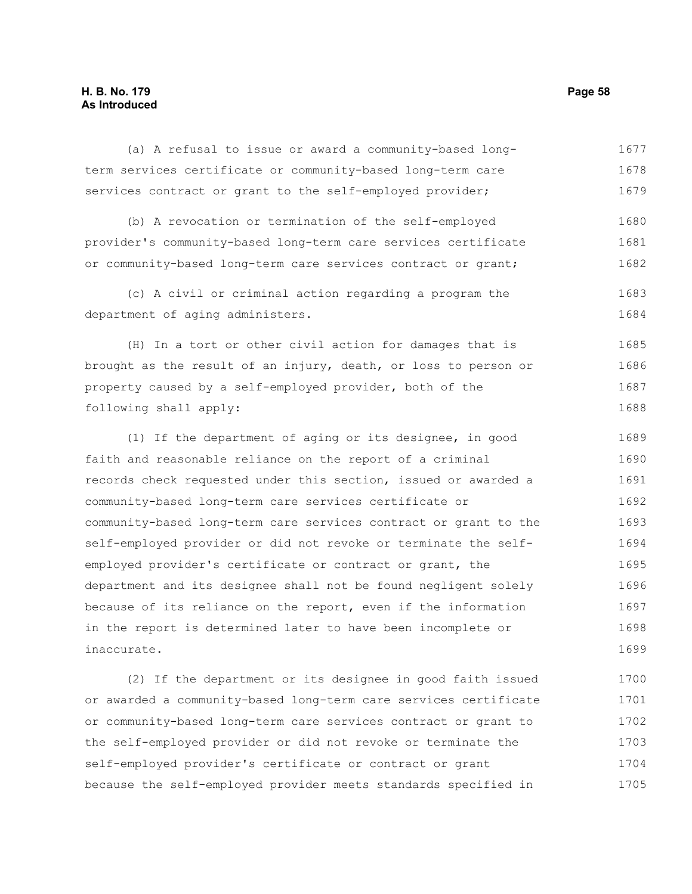(a) A refusal to issue or award a community-based long-term services certificate or community-based long-term care services contract or grant to the self-employed provider;

(b) A revocation or termination of the self-employed provider's community-based long-term care services certificate or community-based long-term care services contract or grant;

(c) A civil or criminal action regarding a program the department of aging administers.

(H) In a tort or other civil action for damages that is brought as the result of an injury, death, or loss to person or property caused by a self-employed provider, both of the following shall apply:

(1) If the department of aging or its designee, in good faith and reasonable reliance on the report of a criminal records check requested under this section, issued or awarded a community-based long-term care services certificate or community-based long-term care services contract or grant to the self-employed provider or did not revoke or terminate the self-employed provider's certificate or contract or grant, the department and its designee shall not be found negligent solely because of its reliance on the report, even if the information in the report is determined later to have been incomplete or inaccurate.

(2) If the department or its designee in good faith issued or awarded a community-based long-term care services certificate or community-based long-term care services contract or grant to the self-employed provider or did not revoke or terminate the self-employed provider's certificate or contract or grant because the self-employed provider meets standards specified in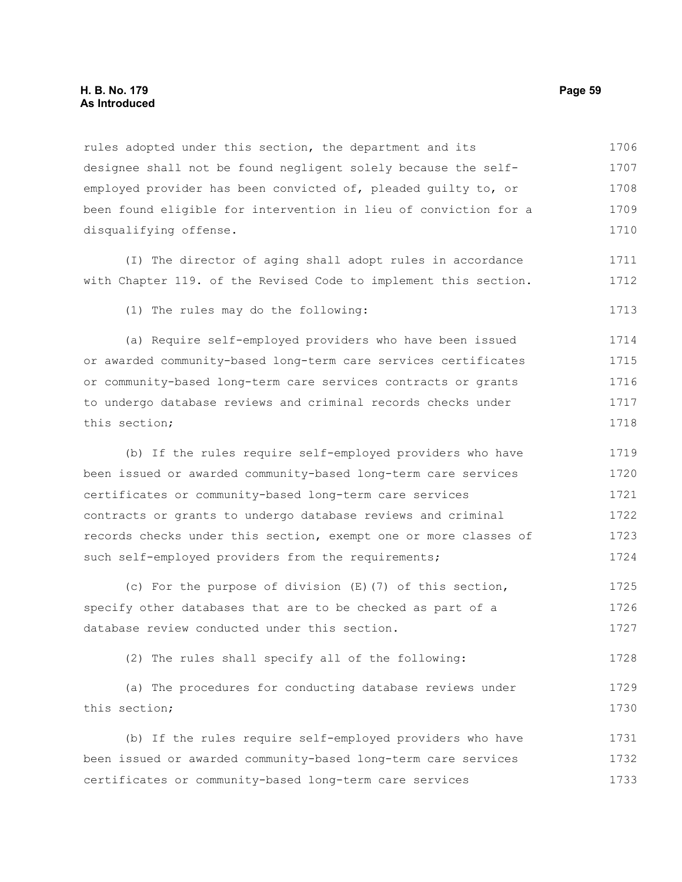rules adopted under this section, the department and its designee shall not be found negligent solely because the self-employed provider has been convicted of, pleaded guilty to, or been found eligible for intervention in lieu of conviction for a disqualifying offense.

(I) The director of aging shall adopt rules in accordance with Chapter 119. of the Revised Code to implement this section.

(1) The rules may do the following:

(a) Require self-employed providers who have been issued or awarded community-based long-term care services certificates or community-based long-term care services contracts or grants to undergo database reviews and criminal records checks under this section;

(b) If the rules require self-employed providers who have been issued or awarded community-based long-term care services certificates or community-based long-term care services contracts or grants to undergo database reviews and criminal records checks under this section, exempt one or more classes of such self-employed providers from the requirements;

(c) For the purpose of division (E)(7) of this section, specify other databases that are to be checked as part of a database review conducted under this section.

(2) The rules shall specify all of the following:

(a) The procedures for conducting database reviews under this section;

(b) If the rules require self-employed providers who have been issued or awarded community-based long-term care services certificates or community-based long-term care services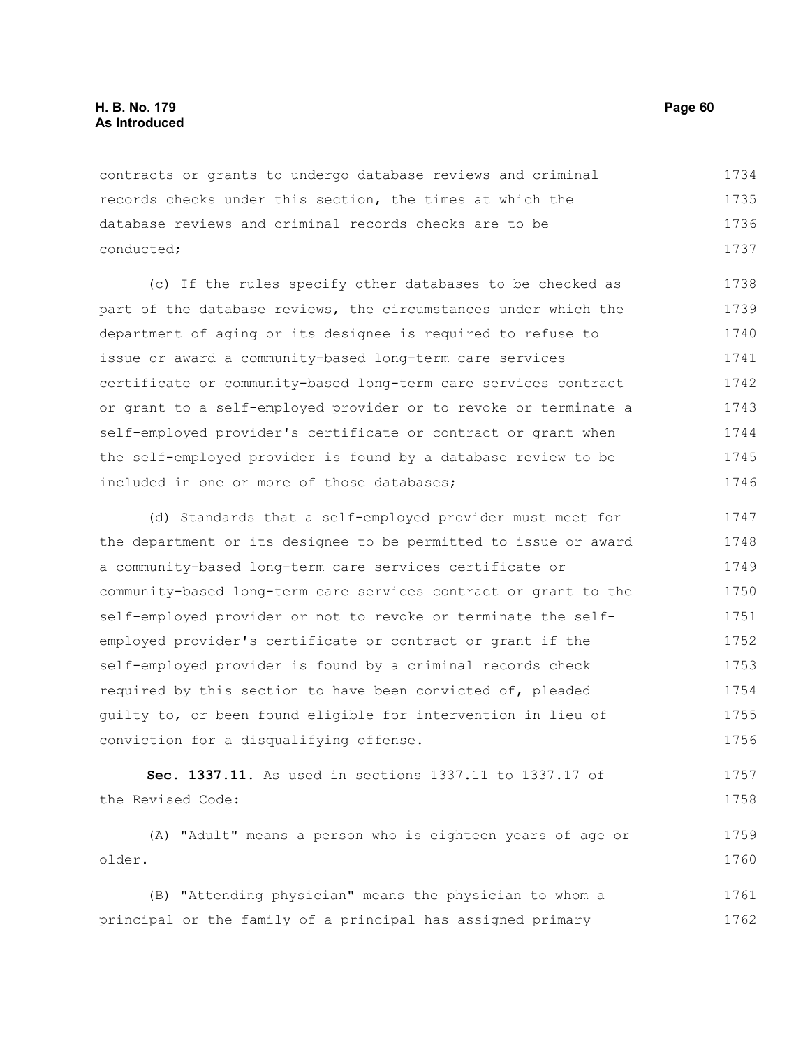contracts or grants to undergo database reviews and criminal records checks under this section, the times at which the database reviews and criminal records checks are to be conducted;

(c) If the rules specify other databases to be checked as part of the database reviews, the circumstances under which the department of aging or its designee is required to refuse to issue or award a community-based long-term care services certificate or community-based long-term care services contract or grant to a self-employed provider or to revoke or terminate a self-employed provider's certificate or contract or grant when the self-employed provider is found by a database review to be included in one or more of those databases;

(d) Standards that a self-employed provider must meet for the department or its designee to be permitted to issue or award a community-based long-term care services certificate or community-based long-term care services contract or grant to the self-employed provider or not to revoke or terminate the self-employed provider's certificate or contract or grant if the self-employed provider is found by a criminal records check required by this section to have been convicted of, pleaded guilty to, or been found eligible for intervention in lieu of conviction for a disqualifying offense.

**Sec. 1337.11.** As used in sections 1337.11 to 1337.17 of the Revised Code:

(A) "Adult" means a person who is eighteen years of age or older.

(B) "Attending physician" means the physician to whom a principal or the family of a principal has assigned primary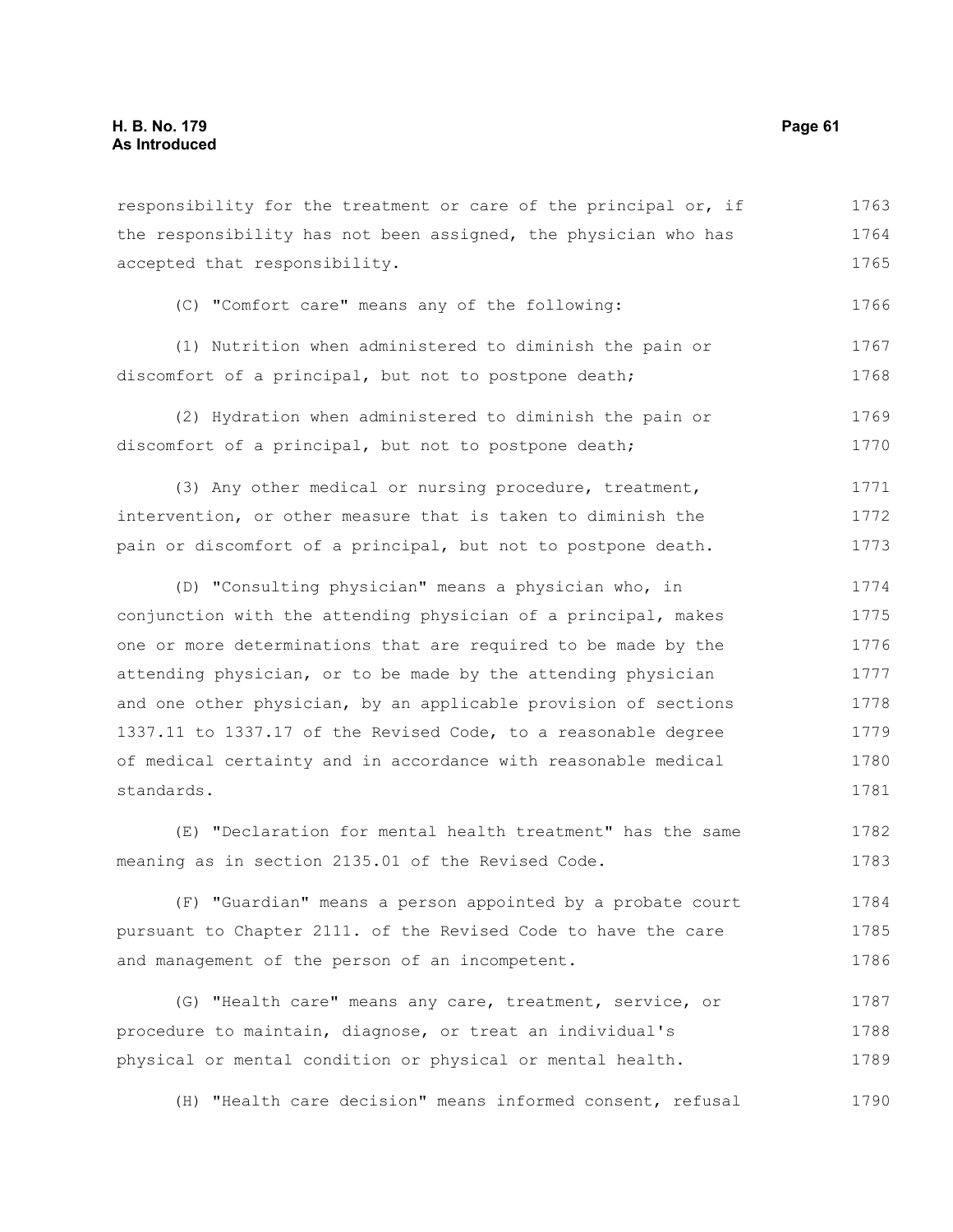responsibility for the treatment or care of the principal or, if the responsibility has not been assigned, the physician who has accepted that responsibility.

(C) "Comfort care" means any of the following:

(1) Nutrition when administered to diminish the pain or discomfort of a principal, but not to postpone death;

(2) Hydration when administered to diminish the pain or discomfort of a principal, but not to postpone death;

(3) Any other medical or nursing procedure, treatment, intervention, or other measure that is taken to diminish the pain or discomfort of a principal, but not to postpone death.

(D) "Consulting physician" means a physician who, in conjunction with the attending physician of a principal, makes one or more determinations that are required to be made by the attending physician, or to be made by the attending physician and one other physician, by an applicable provision of sections 1337.11 to 1337.17 of the Revised Code, to a reasonable degree of medical certainty and in accordance with reasonable medical standards.

(E) "Declaration for mental health treatment" has the same meaning as in section 2135.01 of the Revised Code.

(F) "Guardian" means a person appointed by a probate court pursuant to Chapter 2111. of the Revised Code to have the care and management of the person of an incompetent.

(G) "Health care" means any care, treatment, service, or procedure to maintain, diagnose, or treat an individual's physical or mental condition or physical or mental health.

(H) "Health care decision" means informed consent, refusal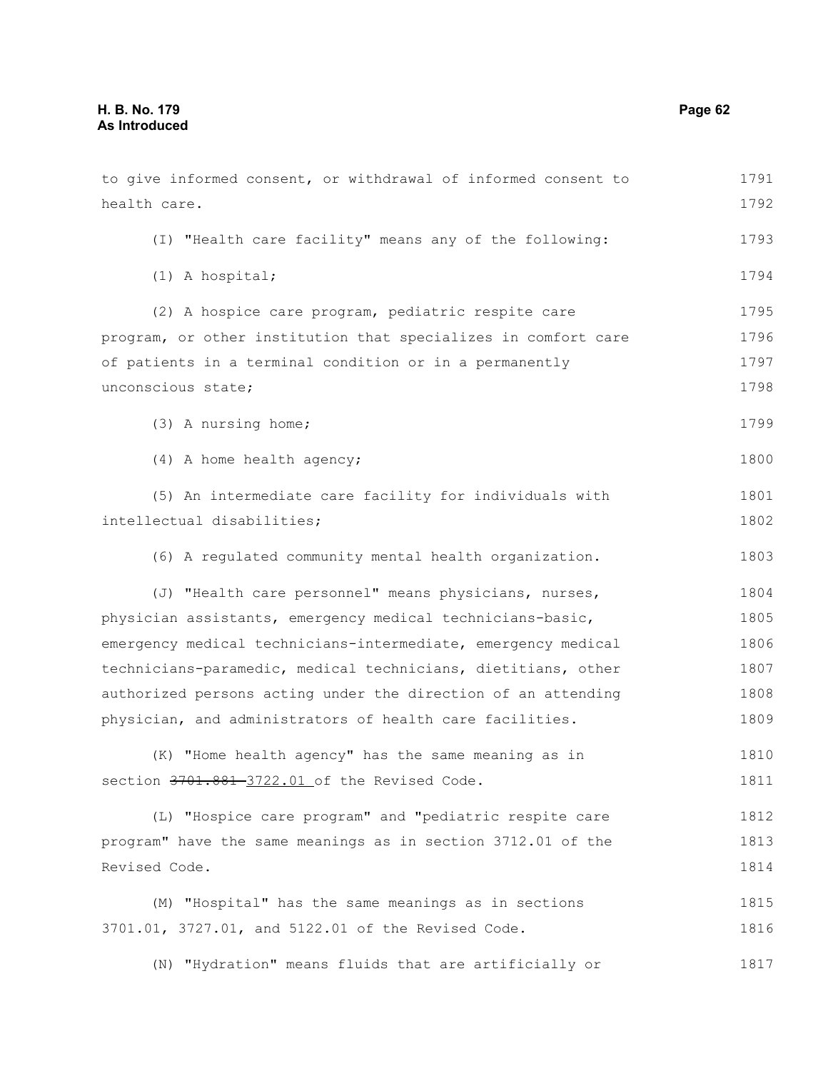to give informed consent, or withdrawal of informed consent to health care.

(I) "Health care facility" means any of the following:

(1) A hospital;

(2) A hospice care program, pediatric respite care program, or other institution that specializes in comfort care of patients in a terminal condition or in a permanently unconscious state;

(3) A nursing home;

(4) A home health agency;

(5) An intermediate care facility for individuals with intellectual disabilities;

(6) A regulated community mental health organization.

(J) "Health care personnel" means physicians, nurses, physician assistants, emergency medical technicians-basic, emergency medical technicians-intermediate, emergency medical technicians-paramedic, medical technicians, dietitians, other authorized persons acting under the direction of an attending physician, and administrators of health care facilities.

(K) "Home health agency" has the same meaning as in section ~~3701.881~~ <u>3722.01</u> of the Revised Code.

(L) "Hospice care program" and "pediatric respite care program" have the same meanings as in section 3712.01 of the Revised Code.

(M) "Hospital" has the same meanings as in sections 3701.01, 3727.01, and 5122.01 of the Revised Code.

(N) "Hydration" means fluids that are artificially or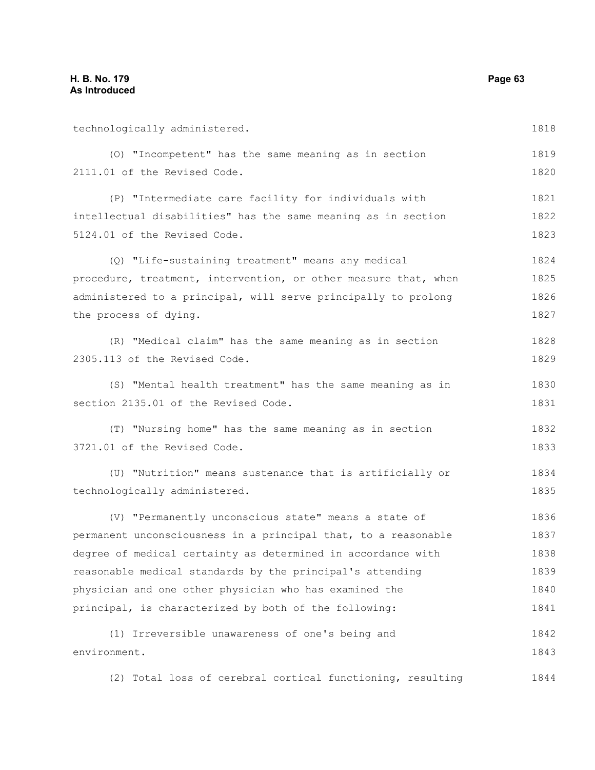technologically administered.

(O) "Incompetent" has the same meaning as in section 2111.01 of the Revised Code.

(P) "Intermediate care facility for individuals with intellectual disabilities" has the same meaning as in section 5124.01 of the Revised Code.

(Q) "Life-sustaining treatment" means any medical procedure, treatment, intervention, or other measure that, when administered to a principal, will serve principally to prolong the process of dying.

(R) "Medical claim" has the same meaning as in section 2305.113 of the Revised Code.

(S) "Mental health treatment" has the same meaning as in section 2135.01 of the Revised Code.

(T) "Nursing home" has the same meaning as in section 3721.01 of the Revised Code.

(U) "Nutrition" means sustenance that is artificially or technologically administered.

(V) "Permanently unconscious state" means a state of permanent unconsciousness in a principal that, to a reasonable degree of medical certainty as determined in accordance with reasonable medical standards by the principal's attending physician and one other physician who has examined the principal, is characterized by both of the following:

(1) Irreversible unawareness of one's being and environment.

(2) Total loss of cerebral cortical functioning, resulting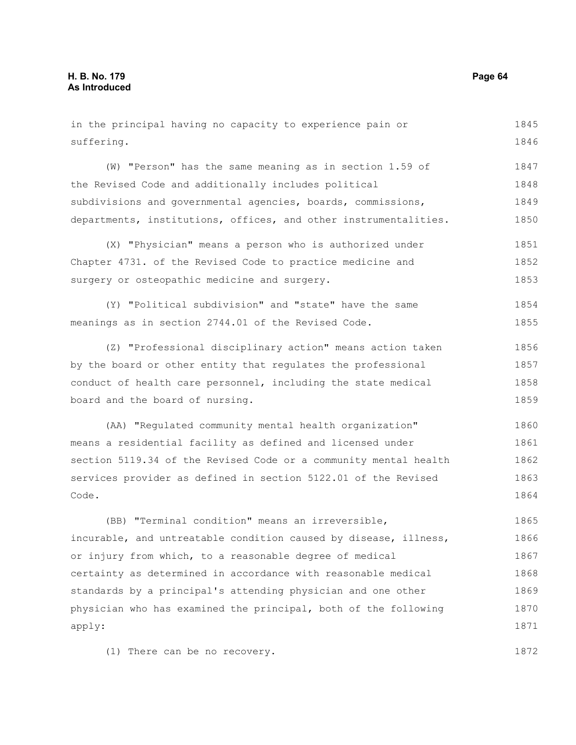in the principal having no capacity to experience pain or suffering.

(W) "Person" has the same meaning as in section 1.59 of the Revised Code and additionally includes political subdivisions and governmental agencies, boards, commissions, departments, institutions, offices, and other instrumentalities.

(X) "Physician" means a person who is authorized under Chapter 4731. of the Revised Code to practice medicine and surgery or osteopathic medicine and surgery.

(Y) "Political subdivision" and "state" have the same meanings as in section 2744.01 of the Revised Code.

(Z) "Professional disciplinary action" means action taken by the board or other entity that regulates the professional conduct of health care personnel, including the state medical board and the board of nursing.

(AA) "Regulated community mental health organization" means a residential facility as defined and licensed under section 5119.34 of the Revised Code or a community mental health services provider as defined in section 5122.01 of the Revised Code.

(BB) "Terminal condition" means an irreversible, incurable, and untreatable condition caused by disease, illness, or injury from which, to a reasonable degree of medical certainty as determined in accordance with reasonable medical standards by a principal's attending physician and one other physician who has examined the principal, both of the following apply:

(1) There can be no recovery.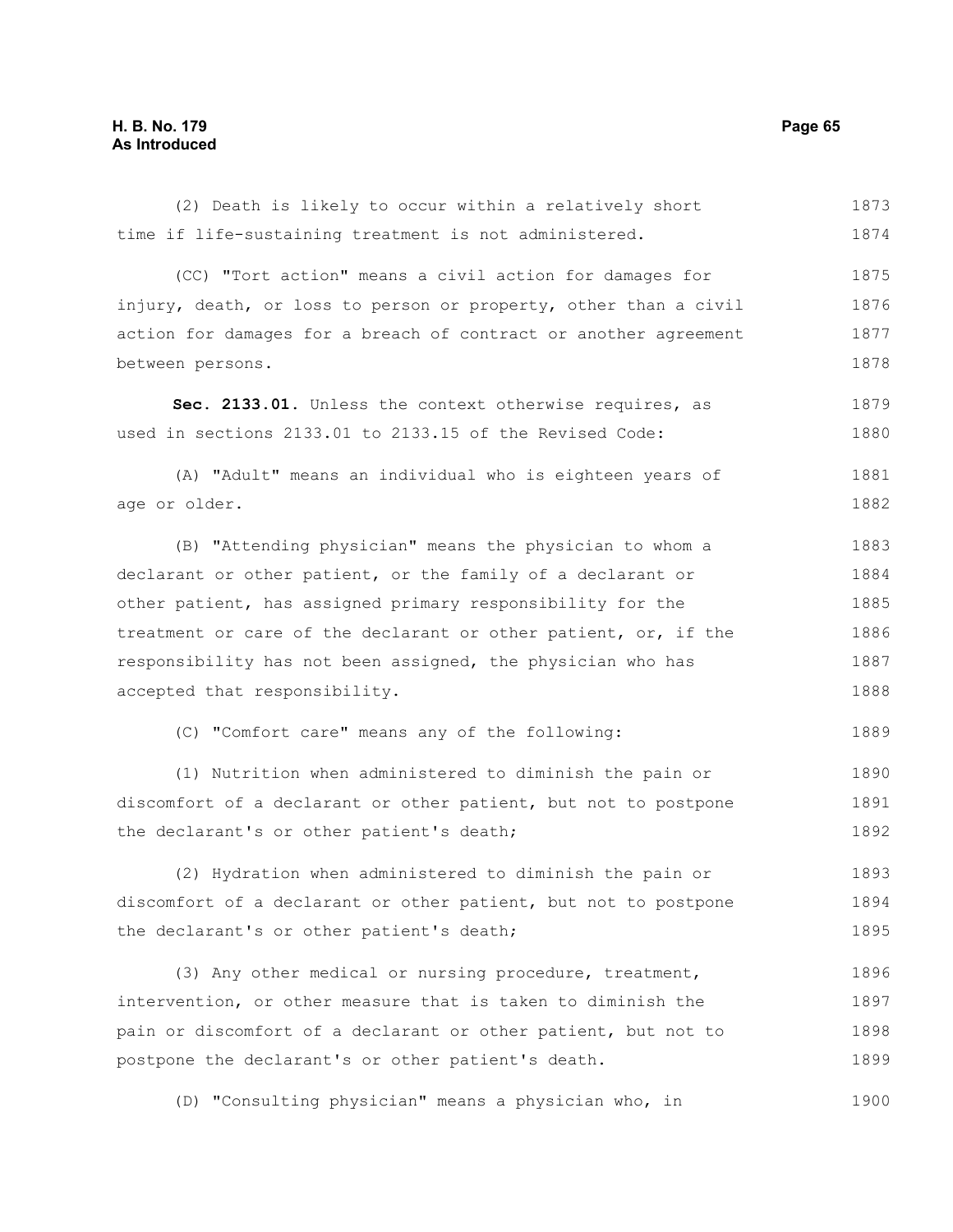(2) Death is likely to occur within a relatively short time if life-sustaining treatment is not administered.

(CC) "Tort action" means a civil action for damages for injury, death, or loss to person or property, other than a civil action for damages for a breach of contract or another agreement between persons.

**Sec. 2133.01.** Unless the context otherwise requires, as used in sections 2133.01 to 2133.15 of the Revised Code:

(A) "Adult" means an individual who is eighteen years of age or older.

(B) "Attending physician" means the physician to whom a declarant or other patient, or the family of a declarant or other patient, has assigned primary responsibility for the treatment or care of the declarant or other patient, or, if the responsibility has not been assigned, the physician who has accepted that responsibility.

(C) "Comfort care" means any of the following:

(1) Nutrition when administered to diminish the pain or discomfort of a declarant or other patient, but not to postpone the declarant's or other patient's death;

(2) Hydration when administered to diminish the pain or discomfort of a declarant or other patient, but not to postpone the declarant's or other patient's death;

(3) Any other medical or nursing procedure, treatment, intervention, or other measure that is taken to diminish the pain or discomfort of a declarant or other patient, but not to postpone the declarant's or other patient's death.

(D) "Consulting physician" means a physician who, in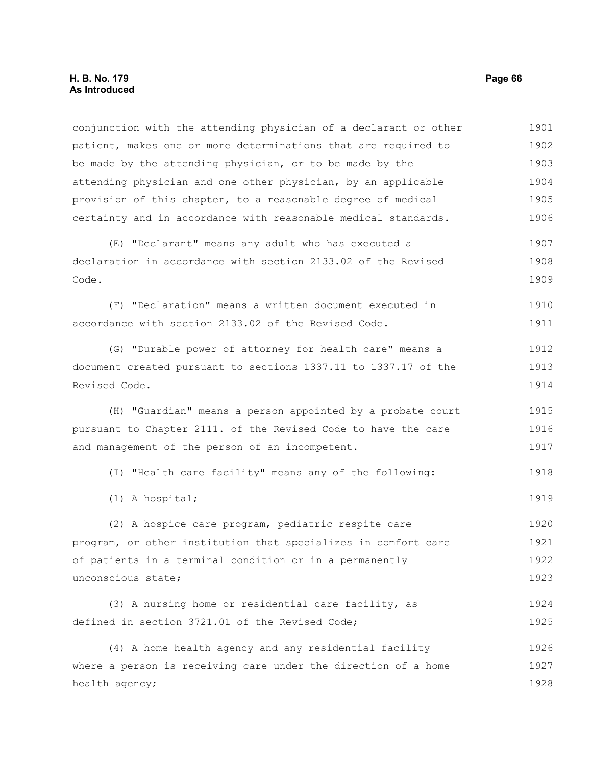conjunction with the attending physician of a declarant or other patient, makes one or more determinations that are required to be made by the attending physician, or to be made by the attending physician and one other physician, by an applicable provision of this chapter, to a reasonable degree of medical certainty and in accordance with reasonable medical standards.

(E) "Declarant" means any adult who has executed a declaration in accordance with section 2133.02 of the Revised Code.

(F) "Declaration" means a written document executed in accordance with section 2133.02 of the Revised Code.

(G) "Durable power of attorney for health care" means a document created pursuant to sections 1337.11 to 1337.17 of the Revised Code.

(H) "Guardian" means a person appointed by a probate court pursuant to Chapter 2111. of the Revised Code to have the care and management of the person of an incompetent.

(I) "Health care facility" means any of the following:

(1) A hospital;

(2) A hospice care program, pediatric respite care program, or other institution that specializes in comfort care of patients in a terminal condition or in a permanently unconscious state;

(3) A nursing home or residential care facility, as defined in section 3721.01 of the Revised Code;

(4) A home health agency and any residential facility where a person is receiving care under the direction of a home health agency;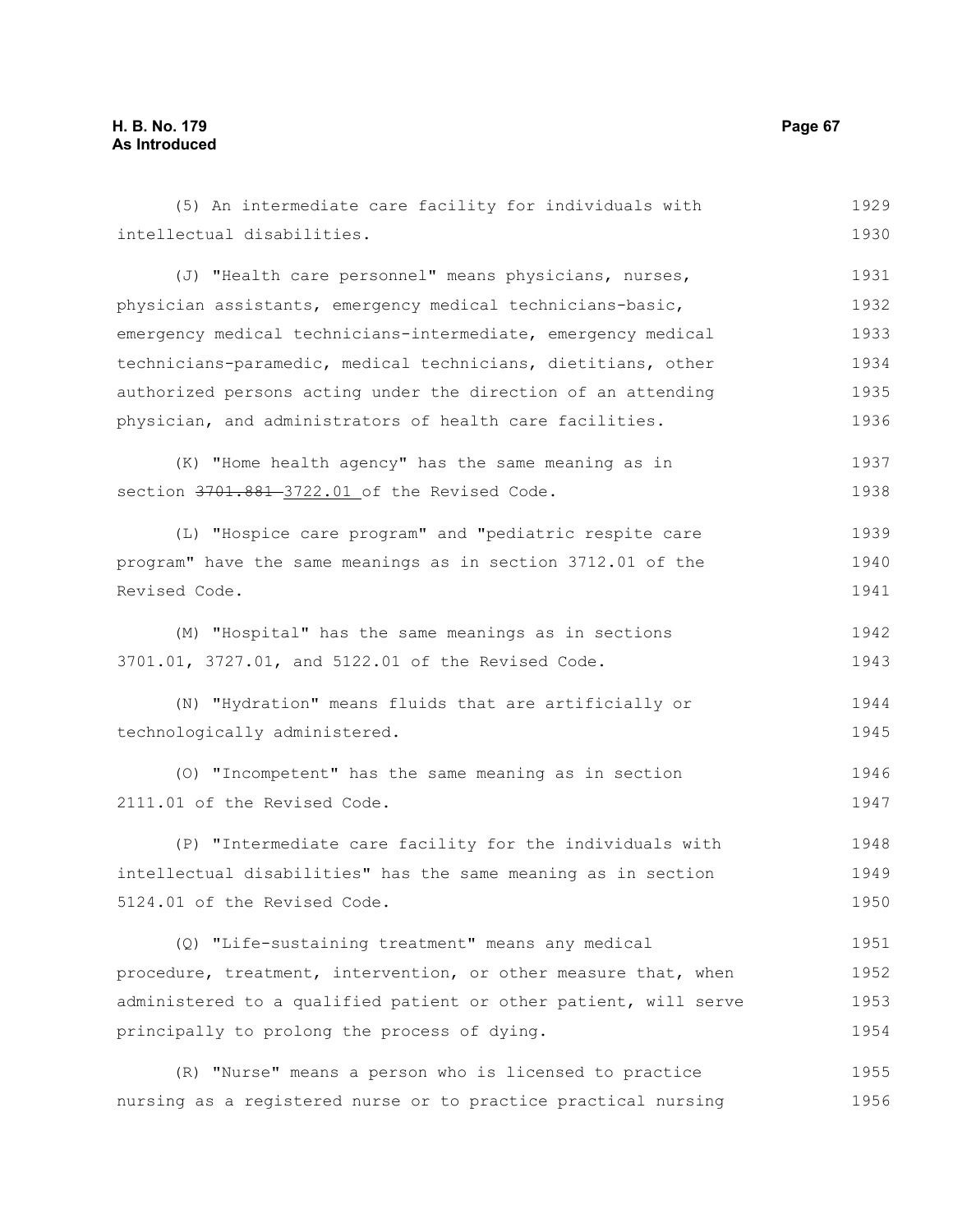(5) An intermediate care facility for individuals with intellectual disabilities.

(J) "Health care personnel" means physicians, nurses, physician assistants, emergency medical technicians-basic, emergency medical technicians-intermediate, emergency medical technicians-paramedic, medical technicians, dietitians, other authorized persons acting under the direction of an attending physician, and administrators of health care facilities.

(K) "Home health agency" has the same meaning as in section ~~3701.881~~ 3722.01 of the Revised Code.

(L) "Hospice care program" and "pediatric respite care program" have the same meanings as in section 3712.01 of the Revised Code.

(M) "Hospital" has the same meanings as in sections 3701.01, 3727.01, and 5122.01 of the Revised Code.

(N) "Hydration" means fluids that are artificially or technologically administered.

(O) "Incompetent" has the same meaning as in section 2111.01 of the Revised Code.

(P) "Intermediate care facility for the individuals with intellectual disabilities" has the same meaning as in section 5124.01 of the Revised Code.

(Q) "Life-sustaining treatment" means any medical procedure, treatment, intervention, or other measure that, when administered to a qualified patient or other patient, will serve principally to prolong the process of dying.

(R) "Nurse" means a person who is licensed to practice nursing as a registered nurse or to practice practical nursing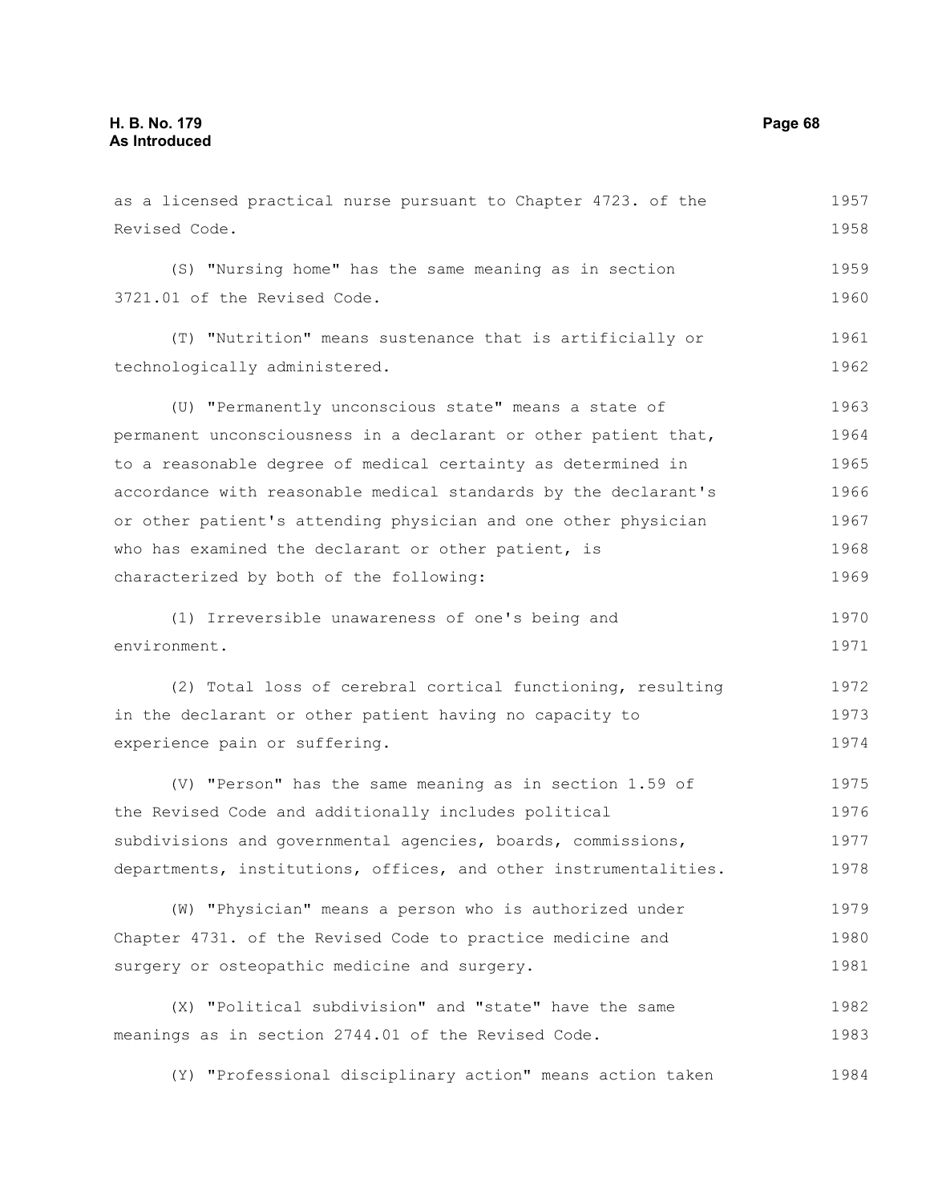as a licensed practical nurse pursuant to Chapter 4723. of the Revised Code.

(S) "Nursing home" has the same meaning as in section 3721.01 of the Revised Code.

(T) "Nutrition" means sustenance that is artificially or technologically administered.

(U) "Permanently unconscious state" means a state of permanent unconsciousness in a declarant or other patient that, to a reasonable degree of medical certainty as determined in accordance with reasonable medical standards by the declarant's or other patient's attending physician and one other physician who has examined the declarant or other patient, is characterized by both of the following:

(1) Irreversible unawareness of one's being and environment.

(2) Total loss of cerebral cortical functioning, resulting in the declarant or other patient having no capacity to experience pain or suffering.

(V) "Person" has the same meaning as in section 1.59 of the Revised Code and additionally includes political subdivisions and governmental agencies, boards, commissions, departments, institutions, offices, and other instrumentalities.

(W) "Physician" means a person who is authorized under Chapter 4731. of the Revised Code to practice medicine and surgery or osteopathic medicine and surgery.

(X) "Political subdivision" and "state" have the same meanings as in section 2744.01 of the Revised Code.

(Y) "Professional disciplinary action" means action taken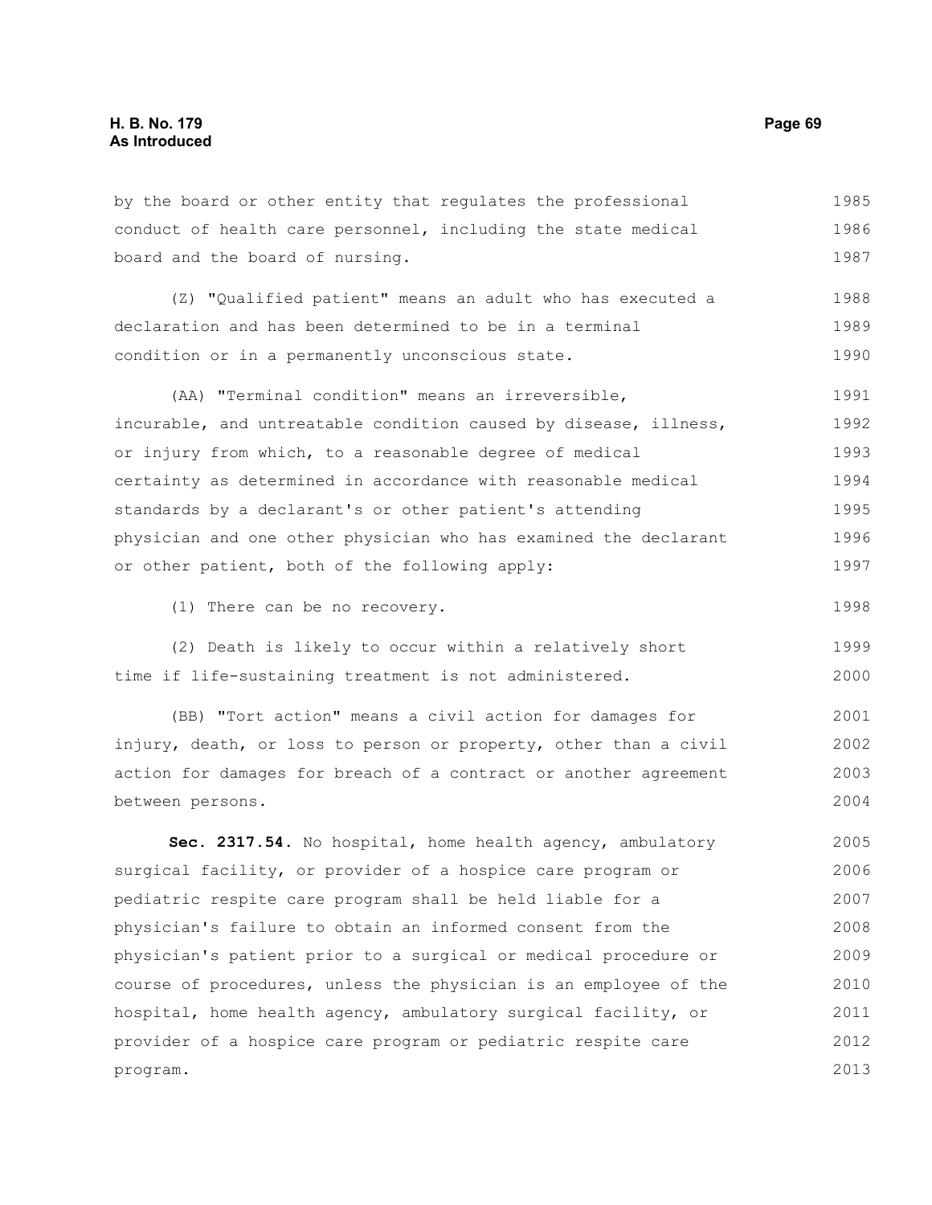by the board or other entity that regulates the professional conduct of health care personnel, including the state medical board and the board of nursing.

(Z) "Qualified patient" means an adult who has executed a declaration and has been determined to be in a terminal condition or in a permanently unconscious state.

(AA) "Terminal condition" means an irreversible, incurable, and untreatable condition caused by disease, illness, or injury from which, to a reasonable degree of medical certainty as determined in accordance with reasonable medical standards by a declarant's or other patient's attending physician and one other physician who has examined the declarant or other patient, both of the following apply:

(1) There can be no recovery.

(2) Death is likely to occur within a relatively short time if life-sustaining treatment is not administered.

(BB) "Tort action" means a civil action for damages for injury, death, or loss to person or property, other than a civil action for damages for breach of a contract or another agreement between persons.

**Sec. 2317.54.** No hospital, home health agency, ambulatory surgical facility, or provider of a hospice care program or pediatric respite care program shall be held liable for a physician's failure to obtain an informed consent from the physician's patient prior to a surgical or medical procedure or course of procedures, unless the physician is an employee of the hospital, home health agency, ambulatory surgical facility, or provider of a hospice care program or pediatric respite care program.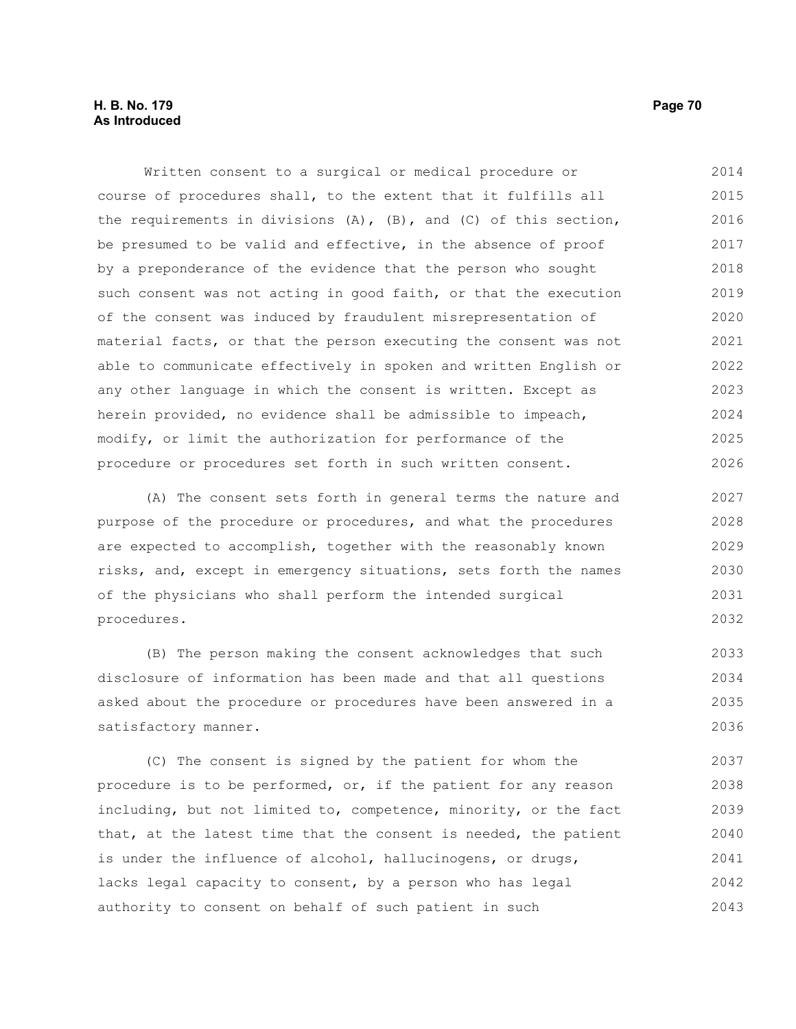Written consent to a surgical or medical procedure or course of procedures shall, to the extent that it fulfills all the requirements in divisions (A), (B), and (C) of this section, be presumed to be valid and effective, in the absence of proof by a preponderance of the evidence that the person who sought such consent was not acting in good faith, or that the execution of the consent was induced by fraudulent misrepresentation of material facts, or that the person executing the consent was not able to communicate effectively in spoken and written English or any other language in which the consent is written. Except as herein provided, no evidence shall be admissible to impeach, modify, or limit the authorization for performance of the procedure or procedures set forth in such written consent.

(A) The consent sets forth in general terms the nature and purpose of the procedure or procedures, and what the procedures are expected to accomplish, together with the reasonably known risks, and, except in emergency situations, sets forth the names of the physicians who shall perform the intended surgical procedures.

(B) The person making the consent acknowledges that such disclosure of information has been made and that all questions asked about the procedure or procedures have been answered in a satisfactory manner.

(C) The consent is signed by the patient for whom the procedure is to be performed, or, if the patient for any reason including, but not limited to, competence, minority, or the fact that, at the latest time that the consent is needed, the patient is under the influence of alcohol, hallucinogens, or drugs, lacks legal capacity to consent, by a person who has legal authority to consent on behalf of such patient in such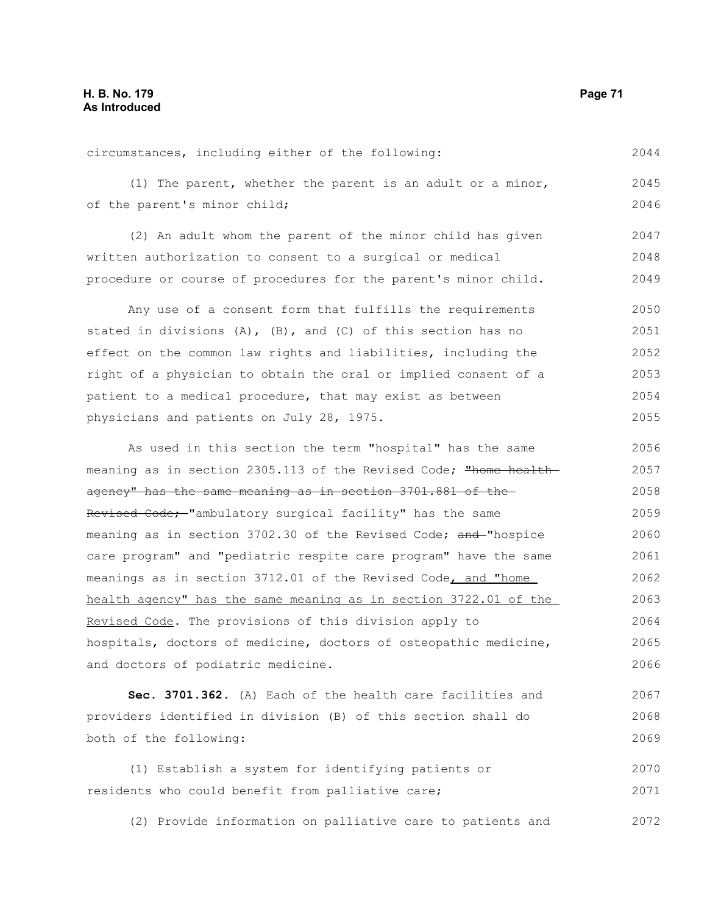circumstances, including either of the following:

(1) The parent, whether the parent is an adult or a minor, of the parent's minor child;

(2) An adult whom the parent of the minor child has given written authorization to consent to a surgical or medical procedure or course of procedures for the parent's minor child.

Any use of a consent form that fulfills the requirements stated in divisions (A), (B), and (C) of this section has no effect on the common law rights and liabilities, including the right of a physician to obtain the oral or implied consent of a patient to a medical procedure, that may exist as between physicians and patients on July 28, 1975.

As used in this section the term "hospital" has the same meaning as in section 2305.113 of the Revised Code; ~~"home health agency" has the same meaning as in section 3701.881 of the Revised Code;~~ "ambulatory surgical facility" has the same meaning as in section 3702.30 of the Revised Code; ~~and~~ "hospice care program" and "pediatric respite care program" have the same meanings as in section 3712.01 of the Revised Code, and "home health agency" has the same meaning as in section 3722.01 of the Revised Code. The provisions of this division apply to hospitals, doctors of medicine, doctors of osteopathic medicine, and doctors of podiatric medicine.

**Sec. 3701.362.** (A) Each of the health care facilities and providers identified in division (B) of this section shall do both of the following:

(1) Establish a system for identifying patients or residents who could benefit from palliative care;

(2) Provide information on palliative care to patients and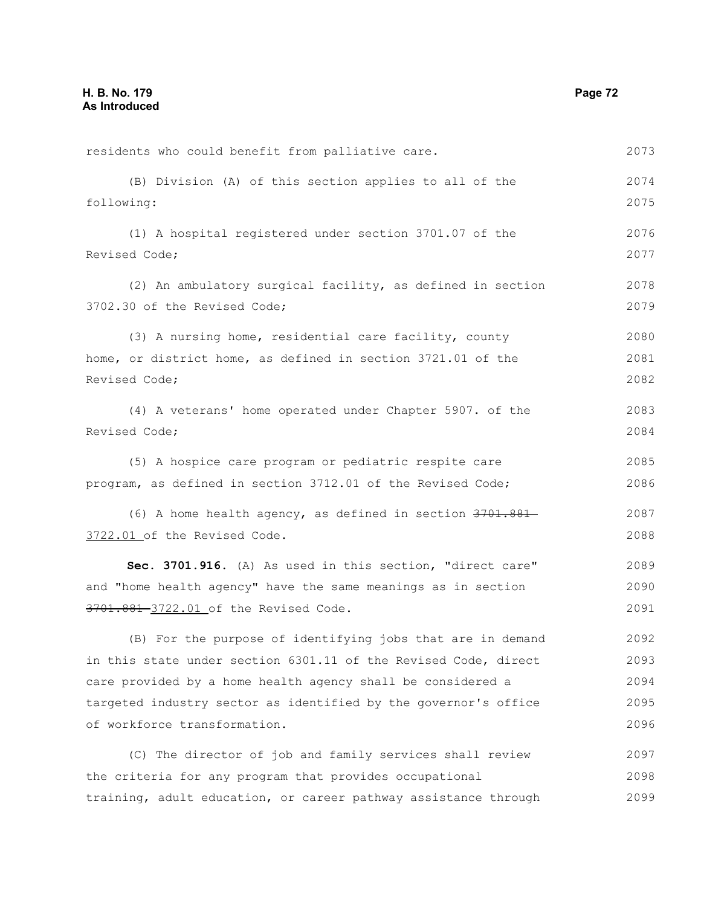residents who could benefit from palliative care.

(B) Division (A) of this section applies to all of the following:

(1) A hospital registered under section 3701.07 of the Revised Code;

(2) An ambulatory surgical facility, as defined in section 3702.30 of the Revised Code;

(3) A nursing home, residential care facility, county home, or district home, as defined in section 3721.01 of the Revised Code;

(4) A veterans' home operated under Chapter 5907. of the Revised Code;

(5) A hospice care program or pediatric respite care program, as defined in section 3712.01 of the Revised Code;

(6) A home health agency, as defined in section ~~3701.881~~ 3722.01 of the Revised Code.

**Sec. 3701.916.** (A) As used in this section, "direct care" and "home health agency" have the same meanings as in section ~~3701.881~~ 3722.01 of the Revised Code.

(B) For the purpose of identifying jobs that are in demand in this state under section 6301.11 of the Revised Code, direct care provided by a home health agency shall be considered a targeted industry sector as identified by the governor's office of workforce transformation.

(C) The director of job and family services shall review the criteria for any program that provides occupational training, adult education, or career pathway assistance through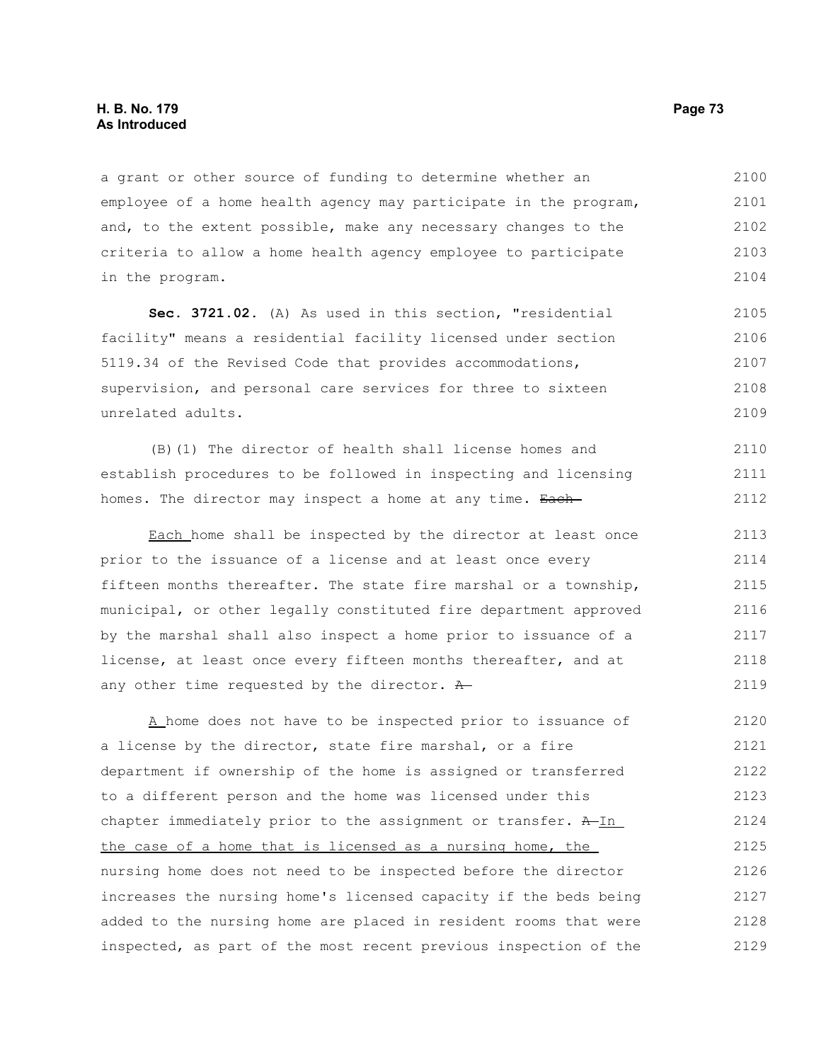a grant or other source of funding to determine whether an employee of a home health agency may participate in the program, and, to the extent possible, make any necessary changes to the criteria to allow a home health agency employee to participate in the program.

**Sec. 3721.02.** (A) As used in this section, "residential facility" means a residential facility licensed under section 5119.34 of the Revised Code that provides accommodations, supervision, and personal care services for three to sixteen unrelated adults.

(B)(1) The director of health shall license homes and establish procedures to be followed in inspecting and licensing homes. The director may inspect a home at any time. ~~Each~~

Each home shall be inspected by the director at least once prior to the issuance of a license and at least once every fifteen months thereafter. The state fire marshal or a township, municipal, or other legally constituted fire department approved by the marshal shall also inspect a home prior to issuance of a license, at least once every fifteen months thereafter, and at any other time requested by the director. ~~A~~

A home does not have to be inspected prior to issuance of a license by the director, state fire marshal, or a fire department if ownership of the home is assigned or transferred to a different person and the home was licensed under this chapter immediately prior to the assignment or transfer. ~~A~~ In the case of a home that is licensed as a nursing home, the nursing home does not need to be inspected before the director increases the nursing home's licensed capacity if the beds being added to the nursing home are placed in resident rooms that were inspected, as part of the most recent previous inspection of the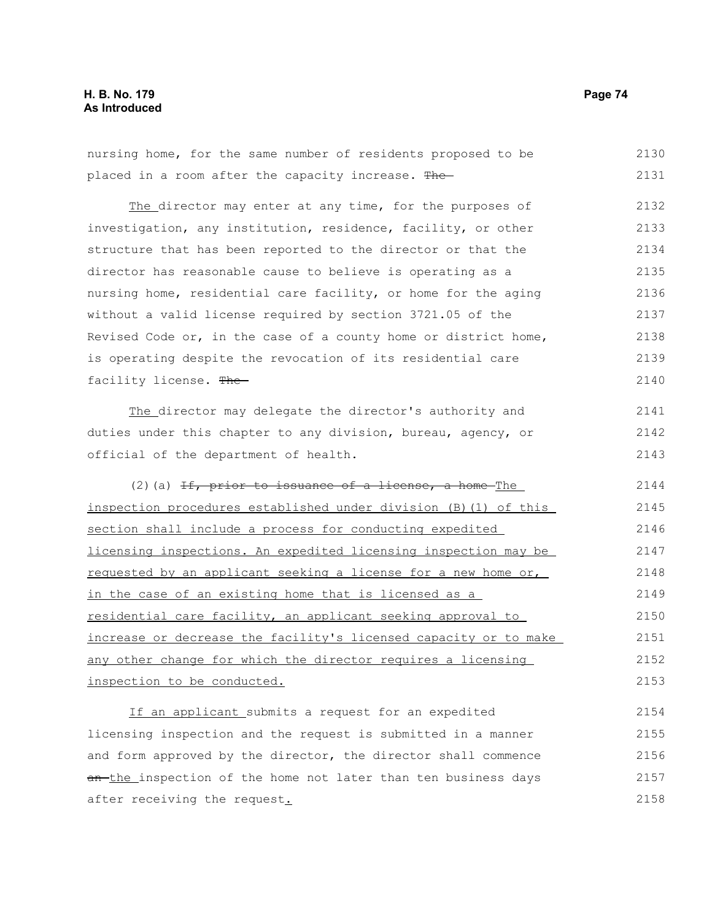nursing home, for the same number of residents proposed to be placed in a room after the capacity increase. The

The director may enter at any time, for the purposes of investigation, any institution, residence, facility, or other structure that has been reported to the director or that the director has reasonable cause to believe is operating as a nursing home, residential care facility, or home for the aging without a valid license required by section 3721.05 of the Revised Code or, in the case of a county home or district home, is operating despite the revocation of its residential care facility license. The

The director may delegate the director's authority and duties under this chapter to any division, bureau, agency, or official of the department of health.

(2)(a) If, prior to issuance of a license, a home The inspection procedures established under division (B)(1) of this section shall include a process for conducting expedited licensing inspections. An expedited licensing inspection may be requested by an applicant seeking a license for a new home or, in the case of an existing home that is licensed as a residential care facility, an applicant seeking approval to increase or decrease the facility's licensed capacity or to make any other change for which the director requires a licensing inspection to be conducted.

If an applicant submits a request for an expedited licensing inspection and the request is submitted in a manner and form approved by the director, the director shall commence an the inspection of the home not later than ten business days after receiving the request.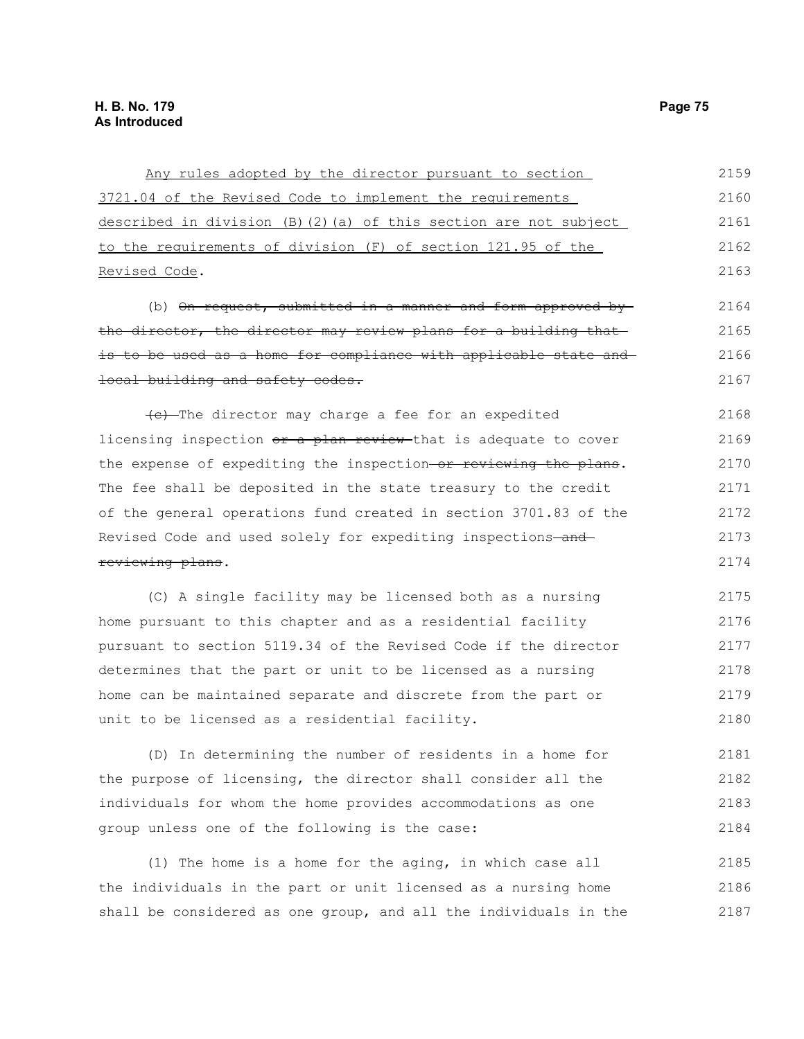Any rules adopted by the director pursuant to section 3721.04 of the Revised Code to implement the requirements described in division (B)(2)(a) of this section are not subject to the requirements of division (F) of section 121.95 of the Revised Code.

(b) ~~On request, submitted in a manner and form approved by the director, the director may review plans for a building that is to be used as a home for compliance with applicable state and local building and safety codes.~~

~~(c)~~ The director may charge a fee for an expedited licensing inspection ~~or a plan review~~ that is adequate to cover the expense of expediting the inspection ~~or reviewing the plans~~. The fee shall be deposited in the state treasury to the credit of the general operations fund created in section 3701.83 of the Revised Code and used solely for expediting inspections ~~and reviewing plans~~.

(C) A single facility may be licensed both as a nursing home pursuant to this chapter and as a residential facility pursuant to section 5119.34 of the Revised Code if the director determines that the part or unit to be licensed as a nursing home can be maintained separate and discrete from the part or unit to be licensed as a residential facility.

(D) In determining the number of residents in a home for the purpose of licensing, the director shall consider all the individuals for whom the home provides accommodations as one group unless one of the following is the case:

(1) The home is a home for the aging, in which case all the individuals in the part or unit licensed as a nursing home shall be considered as one group, and all the individuals in the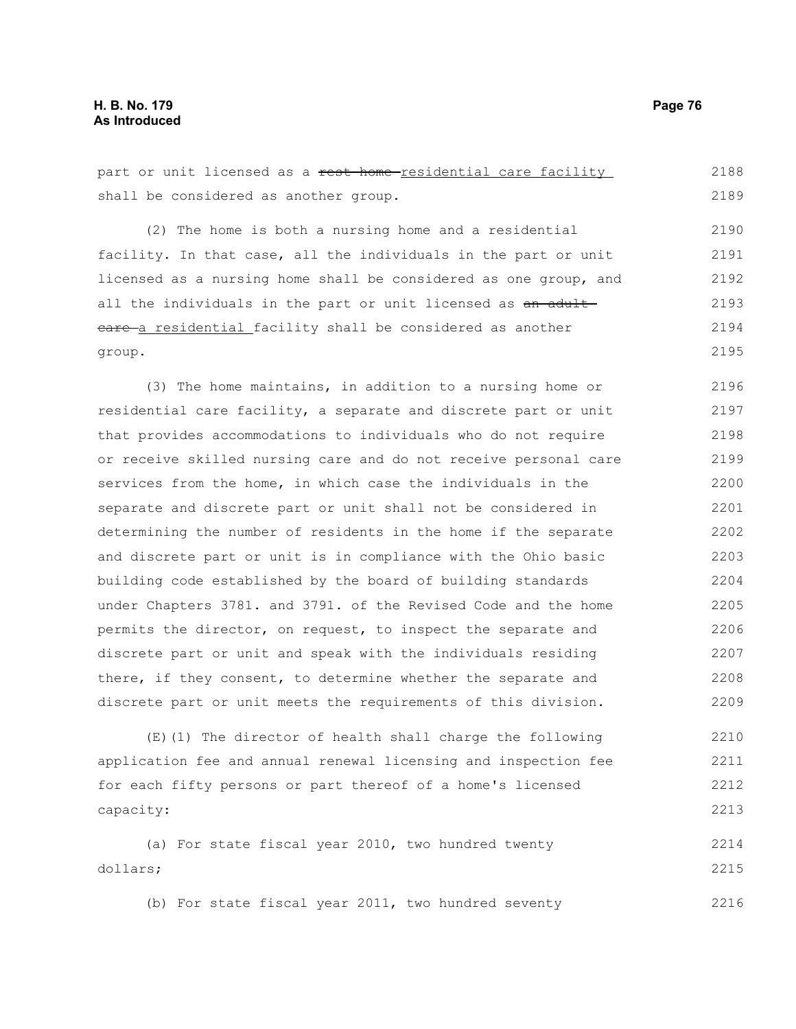part or unit licensed as a ~~rest home~~ residential care facility shall be considered as another group.

(2) The home is both a nursing home and a residential facility. In that case, all the individuals in the part or unit licensed as a nursing home shall be considered as one group, and all the individuals in the part or unit licensed as ~~an adult care~~ a residential facility shall be considered as another group.

(3) The home maintains, in addition to a nursing home or residential care facility, a separate and discrete part or unit that provides accommodations to individuals who do not require or receive skilled nursing care and do not receive personal care services from the home, in which case the individuals in the separate and discrete part or unit shall not be considered in determining the number of residents in the home if the separate and discrete part or unit is in compliance with the Ohio basic building code established by the board of building standards under Chapters 3781. and 3791. of the Revised Code and the home permits the director, on request, to inspect the separate and discrete part or unit and speak with the individuals residing there, if they consent, to determine whether the separate and discrete part or unit meets the requirements of this division.

(E)(1) The director of health shall charge the following application fee and annual renewal licensing and inspection fee for each fifty persons or part thereof of a home's licensed capacity:

(a) For state fiscal year 2010, two hundred twenty dollars;

(b) For state fiscal year 2011, two hundred seventy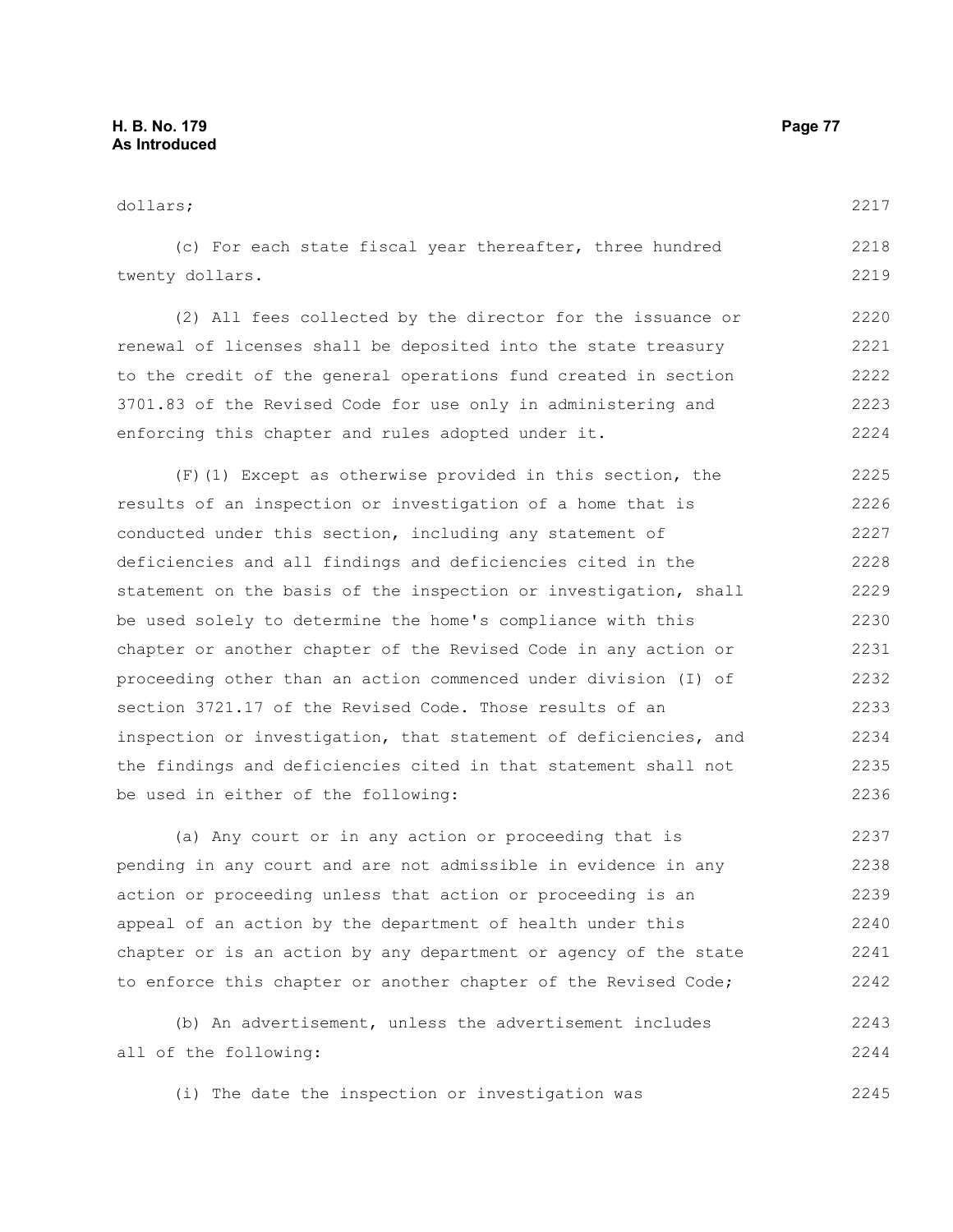dollars;

(c) For each state fiscal year thereafter, three hundred twenty dollars.

(2) All fees collected by the director for the issuance or renewal of licenses shall be deposited into the state treasury to the credit of the general operations fund created in section 3701.83 of the Revised Code for use only in administering and enforcing this chapter and rules adopted under it.

(F)(1) Except as otherwise provided in this section, the results of an inspection or investigation of a home that is conducted under this section, including any statement of deficiencies and all findings and deficiencies cited in the statement on the basis of the inspection or investigation, shall be used solely to determine the home's compliance with this chapter or another chapter of the Revised Code in any action or proceeding other than an action commenced under division (I) of section 3721.17 of the Revised Code. Those results of an inspection or investigation, that statement of deficiencies, and the findings and deficiencies cited in that statement shall not be used in either of the following:

(a) Any court or in any action or proceeding that is pending in any court and are not admissible in evidence in any action or proceeding unless that action or proceeding is an appeal of an action by the department of health under this chapter or is an action by any department or agency of the state to enforce this chapter or another chapter of the Revised Code;

(b) An advertisement, unless the advertisement includes all of the following:

(i) The date the inspection or investigation was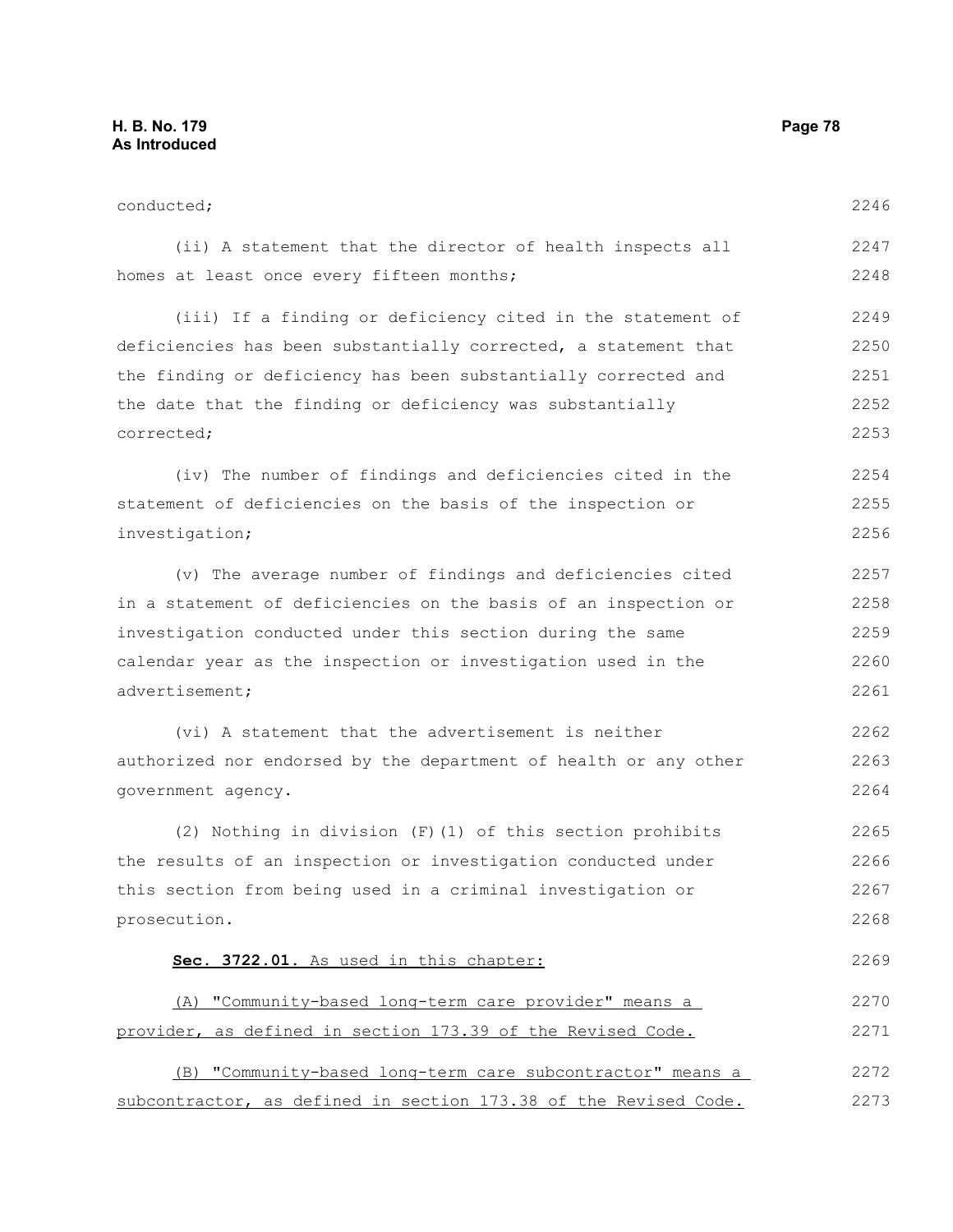conducted;

(ii) A statement that the director of health inspects all homes at least once every fifteen months;

(iii) If a finding or deficiency cited in the statement of deficiencies has been substantially corrected, a statement that the finding or deficiency has been substantially corrected and the date that the finding or deficiency was substantially corrected;

(iv) The number of findings and deficiencies cited in the statement of deficiencies on the basis of the inspection or investigation;

(v) The average number of findings and deficiencies cited in a statement of deficiencies on the basis of an inspection or investigation conducted under this section during the same calendar year as the inspection or investigation used in the advertisement;

(vi) A statement that the advertisement is neither authorized nor endorsed by the department of health or any other government agency.

(2) Nothing in division (F)(1) of this section prohibits the results of an inspection or investigation conducted under this section from being used in a criminal investigation or prosecution.

<u>**Sec. 3722.01.** As used in this chapter:</u>

<u>(A) "Community-based long-term care provider" means a provider, as defined in section 173.39 of the Revised Code.</u>

<u>(B) "Community-based long-term care subcontractor" means a subcontractor, as defined in section 173.38 of the Revised Code.</u>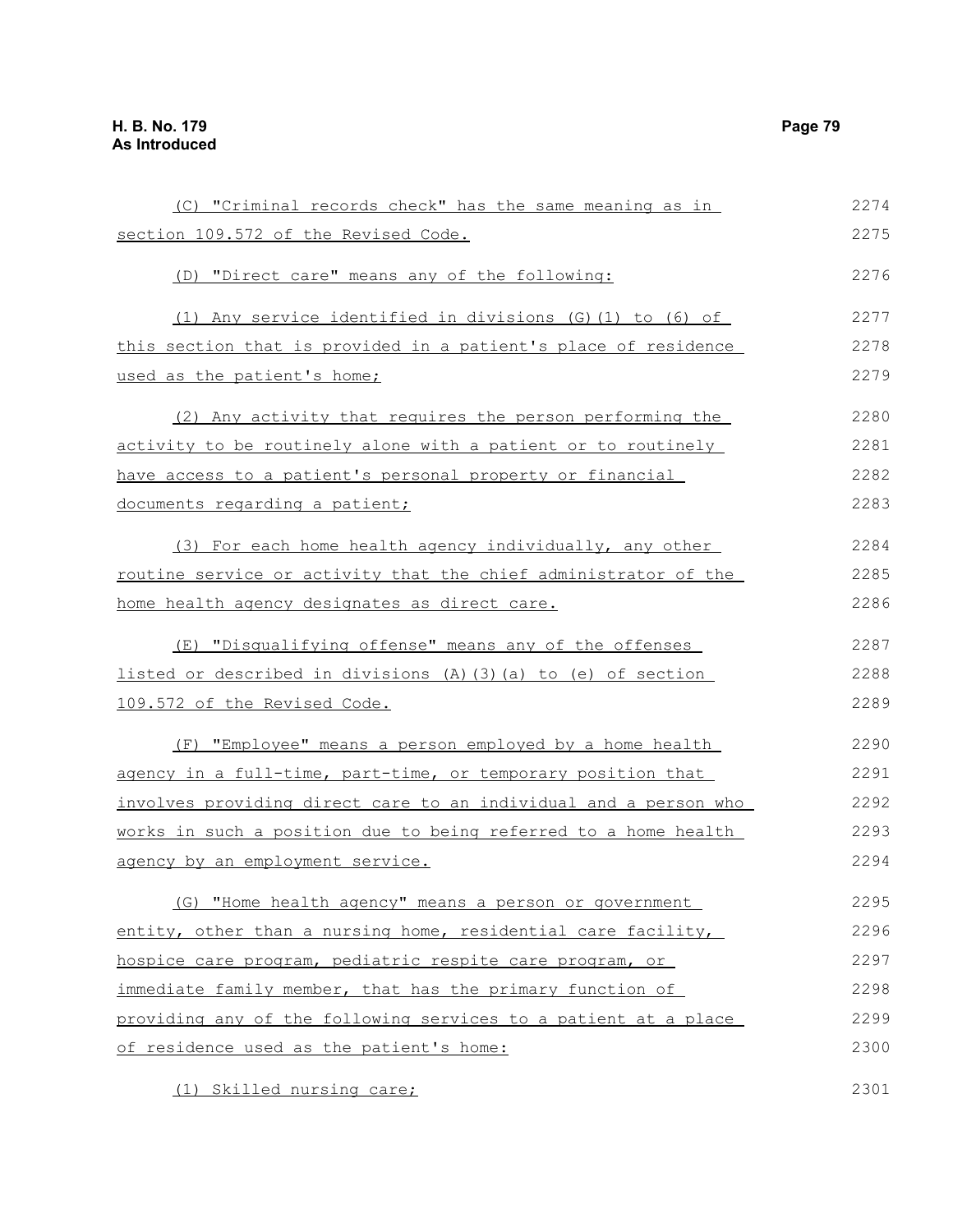(C) "Criminal records check" has the same meaning as in section 109.572 of the Revised Code.

(D) "Direct care" means any of the following:

(1) Any service identified in divisions (G)(1) to (6) of this section that is provided in a patient's place of residence used as the patient's home;

(2) Any activity that requires the person performing the activity to be routinely alone with a patient or to routinely have access to a patient's personal property or financial documents regarding a patient;

(3) For each home health agency individually, any other routine service or activity that the chief administrator of the home health agency designates as direct care.

(E) "Disqualifying offense" means any of the offenses listed or described in divisions (A)(3)(a) to (e) of section 109.572 of the Revised Code.

(F) "Employee" means a person employed by a home health agency in a full-time, part-time, or temporary position that involves providing direct care to an individual and a person who works in such a position due to being referred to a home health agency by an employment service.

(G) "Home health agency" means a person or government entity, other than a nursing home, residential care facility, hospice care program, pediatric respite care program, or immediate family member, that has the primary function of providing any of the following services to a patient at a place of residence used as the patient's home:

(1) Skilled nursing care;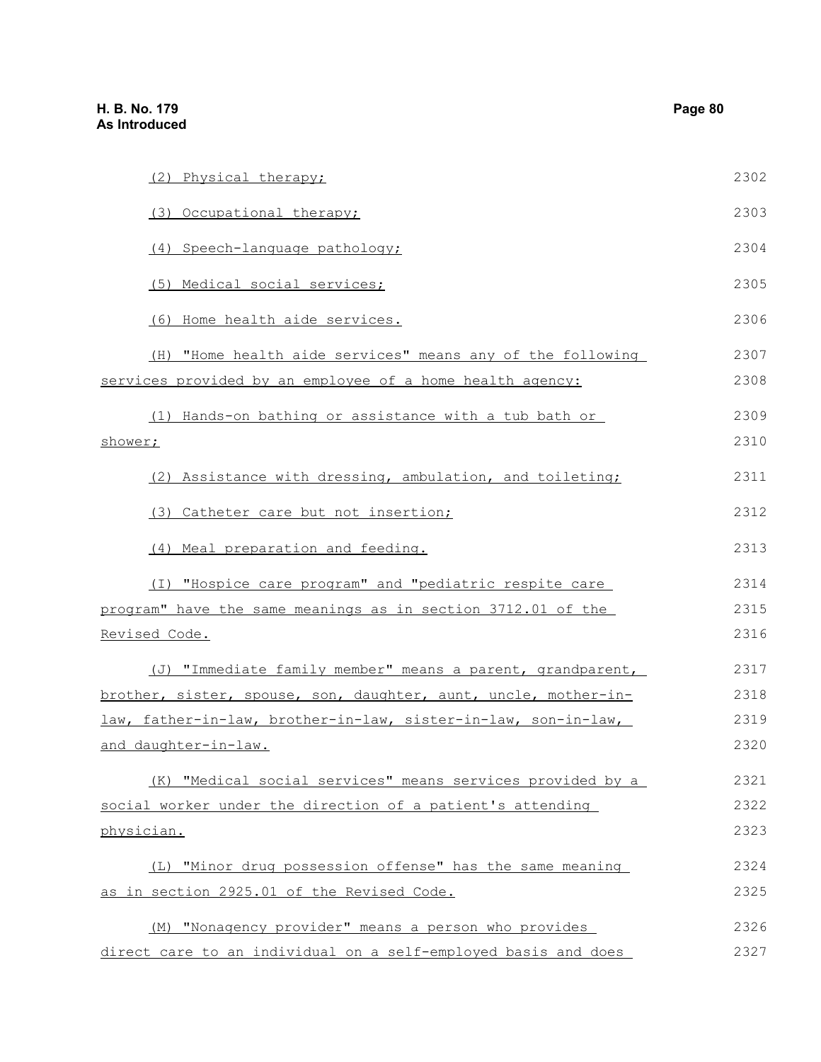(2) Physical therapy;

(3) Occupational therapy;

(4) Speech-language pathology;

(5) Medical social services;

(6) Home health aide services.

(H) "Home health aide services" means any of the following services provided by an employee of a home health agency:

(1) Hands-on bathing or assistance with a tub bath or shower;

(2) Assistance with dressing, ambulation, and toileting;

(3) Catheter care but not insertion;

(4) Meal preparation and feeding.

(I) "Hospice care program" and "pediatric respite care program" have the same meanings as in section 3712.01 of the Revised Code.

(J) "Immediate family member" means a parent, grandparent, brother, sister, spouse, son, daughter, aunt, uncle, mother-in-law, father-in-law, brother-in-law, sister-in-law, son-in-law, and daughter-in-law.

(K) "Medical social services" means services provided by a social worker under the direction of a patient's attending physician.

(L) "Minor drug possession offense" has the same meaning as in section 2925.01 of the Revised Code.

(M) "Nonagency provider" means a person who provides direct care to an individual on a self-employed basis and does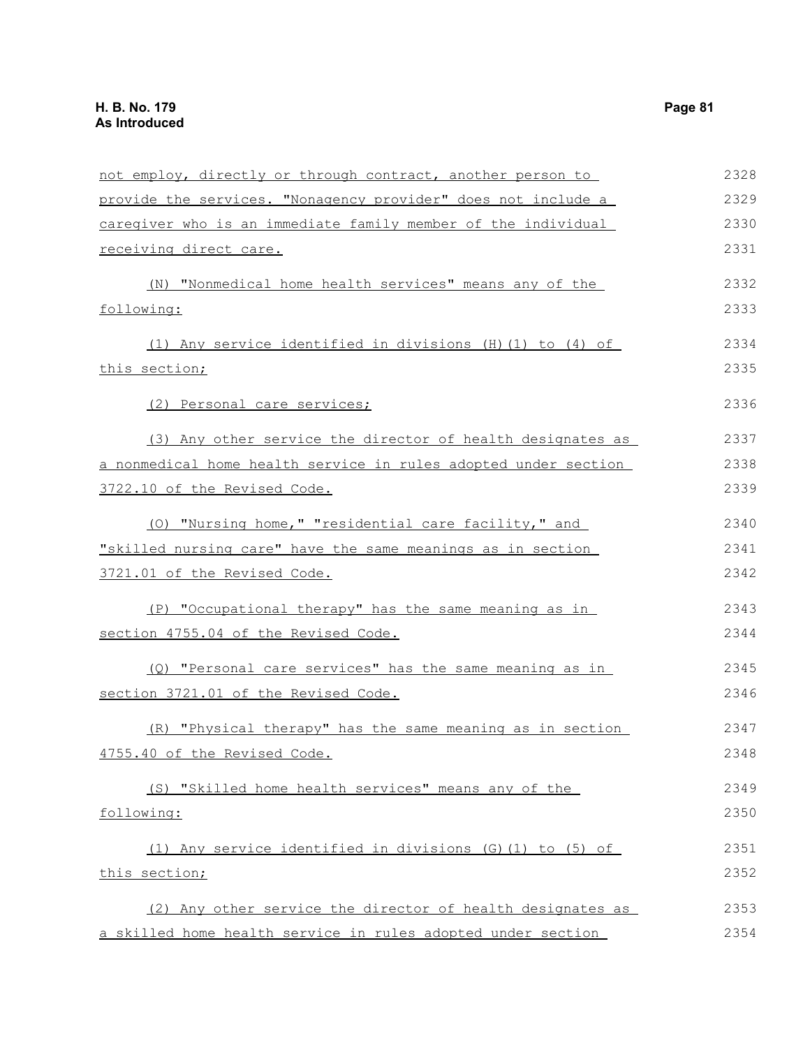not employ, directly or through contract, another person to provide the services. "Nonagency provider" does not include a caregiver who is an immediate family member of the individual receiving direct care.

(N) "Nonmedical home health services" means any of the following:

(1) Any service identified in divisions (H)(1) to (4) of this section;

(2) Personal care services;

(3) Any other service the director of health designates as a nonmedical home health service in rules adopted under section 3722.10 of the Revised Code.

(O) "Nursing home," "residential care facility," and "skilled nursing care" have the same meanings as in section 3721.01 of the Revised Code.

(P) "Occupational therapy" has the same meaning as in section 4755.04 of the Revised Code.

(Q) "Personal care services" has the same meaning as in section 3721.01 of the Revised Code.

(R) "Physical therapy" has the same meaning as in section 4755.40 of the Revised Code.

(S) "Skilled home health services" means any of the following:

(1) Any service identified in divisions (G)(1) to (5) of this section;

(2) Any other service the director of health designates as a skilled home health service in rules adopted under section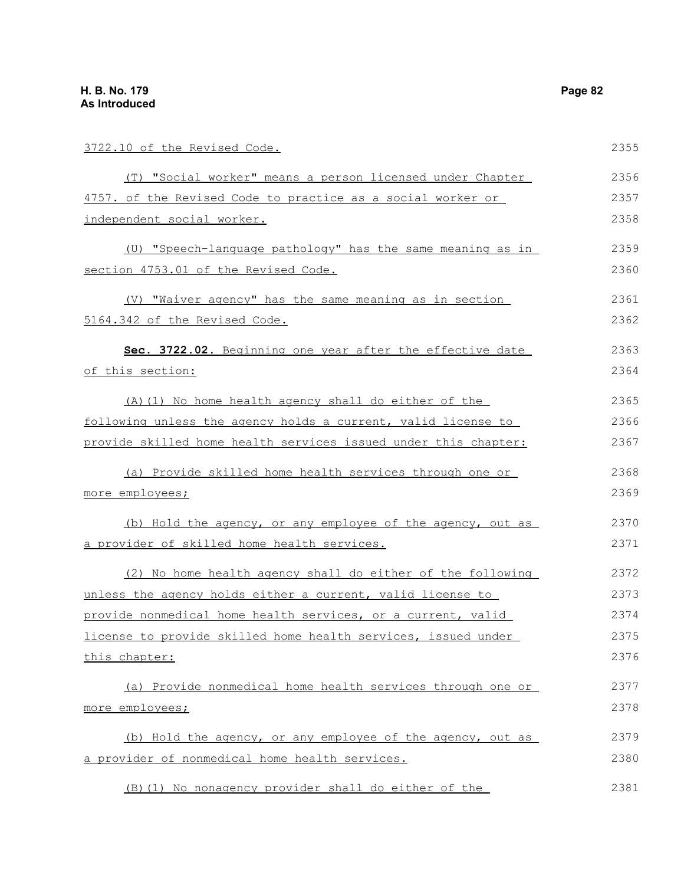3722.10 of the Revised Code.

(T) "Social worker" means a person licensed under Chapter 4757. of the Revised Code to practice as a social worker or independent social worker.

(U) "Speech-language pathology" has the same meaning as in section 4753.01 of the Revised Code.

(V) "Waiver agency" has the same meaning as in section 5164.342 of the Revised Code.

**Sec. 3722.02.** Beginning one year after the effective date of this section:

(A)(1) No home health agency shall do either of the following unless the agency holds a current, valid license to provide skilled home health services issued under this chapter:

(a) Provide skilled home health services through one or more employees;

(b) Hold the agency, or any employee of the agency, out as a provider of skilled home health services.

(2) No home health agency shall do either of the following unless the agency holds either a current, valid license to provide nonmedical home health services, or a current, valid license to provide skilled home health services, issued under this chapter:

(a) Provide nonmedical home health services through one or more employees;

(b) Hold the agency, or any employee of the agency, out as a provider of nonmedical home health services.

(B)(1) No nonagency provider shall do either of the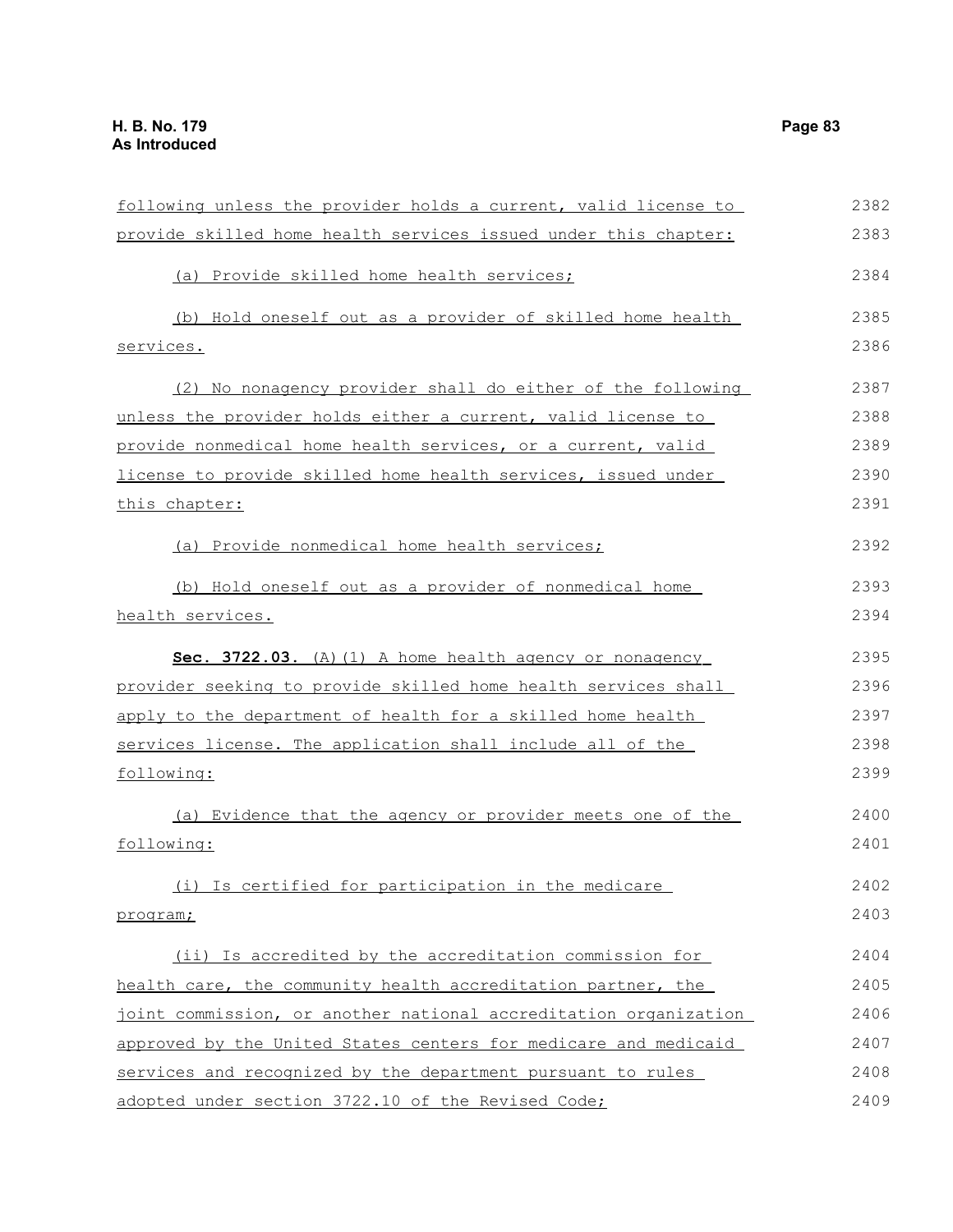following unless the provider holds a current, valid license to provide skilled home health services issued under this chapter:

(a) Provide skilled home health services;

(b) Hold oneself out as a provider of skilled home health services.

(2) No nonagency provider shall do either of the following unless the provider holds either a current, valid license to provide nonmedical home health services, or a current, valid license to provide skilled home health services, issued under this chapter:

(a) Provide nonmedical home health services;

(b) Hold oneself out as a provider of nonmedical home health services.

**Sec. 3722.03.** (A)(1) A home health agency or nonagency provider seeking to provide skilled home health services shall apply to the department of health for a skilled home health services license. The application shall include all of the following:

(a) Evidence that the agency or provider meets one of the following:

(i) Is certified for participation in the medicare program;

(ii) Is accredited by the accreditation commission for health care, the community health accreditation partner, the joint commission, or another national accreditation organization approved by the United States centers for medicare and medicaid services and recognized by the department pursuant to rules adopted under section 3722.10 of the Revised Code;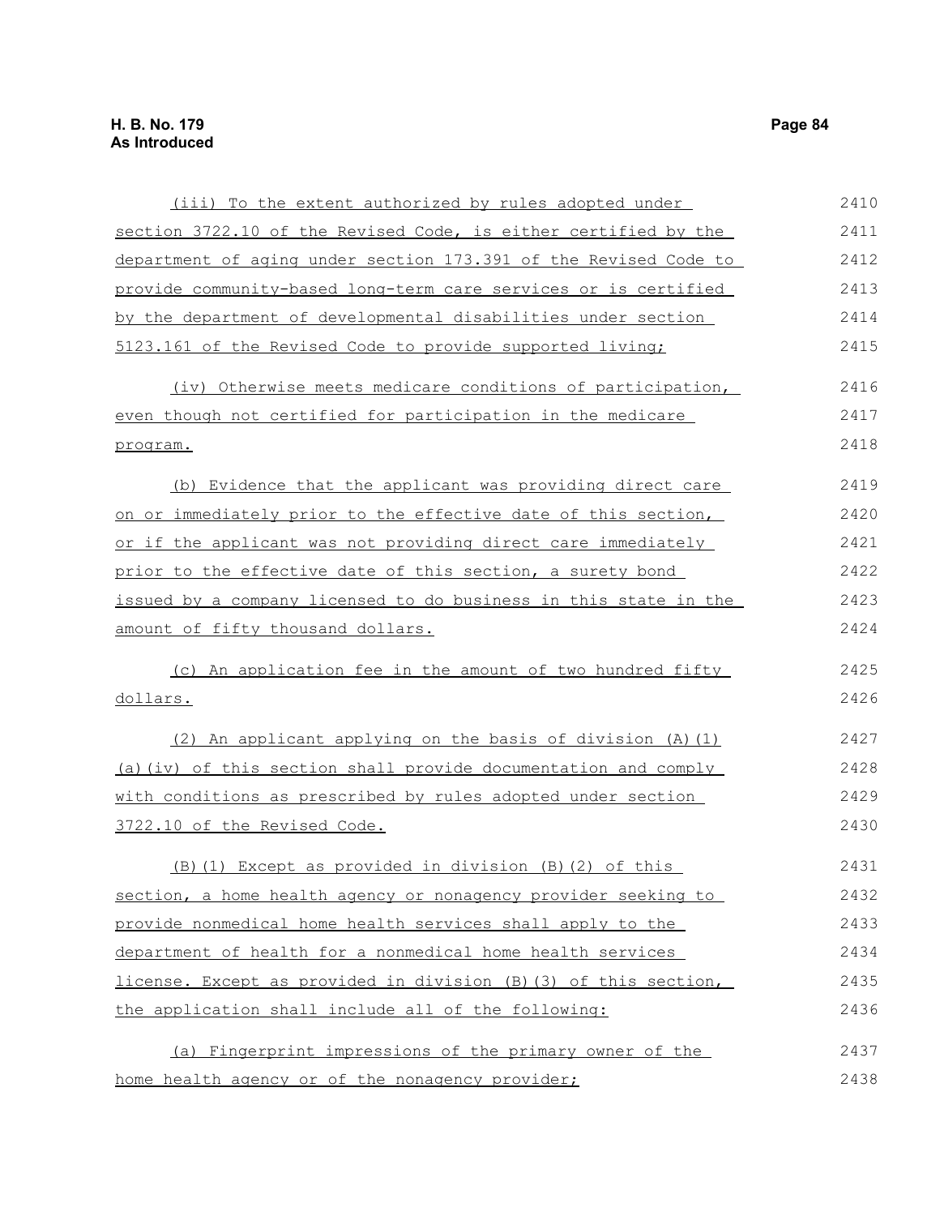(iii) To the extent authorized by rules adopted under section 3722.10 of the Revised Code, is either certified by the department of aging under section 173.391 of the Revised Code to provide community-based long-term care services or is certified by the department of developmental disabilities under section 5123.161 of the Revised Code to provide supported living;

(iv) Otherwise meets medicare conditions of participation, even though not certified for participation in the medicare program.

(b) Evidence that the applicant was providing direct care on or immediately prior to the effective date of this section, or if the applicant was not providing direct care immediately prior to the effective date of this section, a surety bond issued by a company licensed to do business in this state in the amount of fifty thousand dollars.

(c) An application fee in the amount of two hundred fifty dollars.

(2) An applicant applying on the basis of division (A)(1)(a)(iv) of this section shall provide documentation and comply with conditions as prescribed by rules adopted under section 3722.10 of the Revised Code.

(B)(1) Except as provided in division (B)(2) of this section, a home health agency or nonagency provider seeking to provide nonmedical home health services shall apply to the department of health for a nonmedical home health services license. Except as provided in division (B)(3) of this section, the application shall include all of the following:

(a) Fingerprint impressions of the primary owner of the home health agency or of the nonagency provider;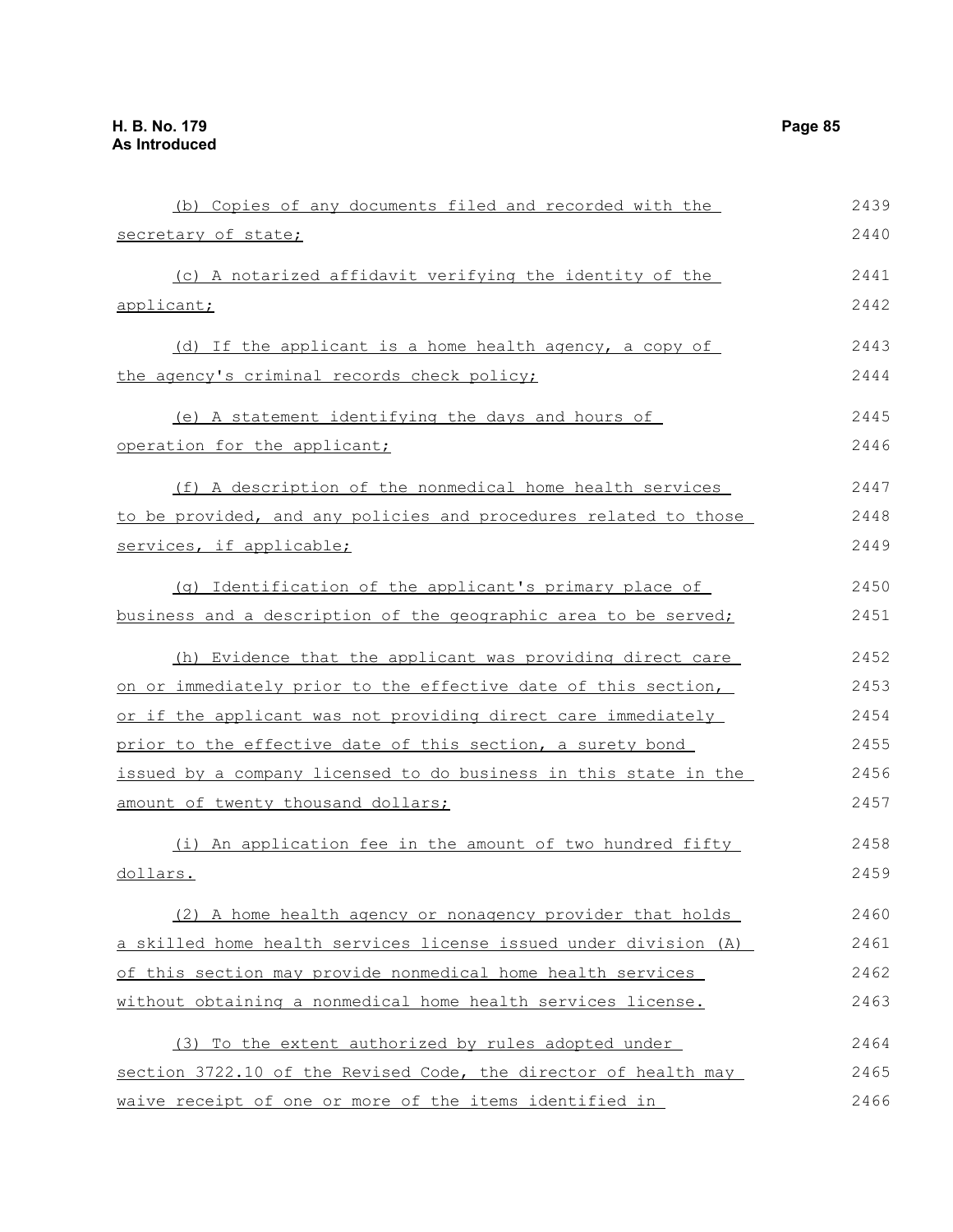(b) Copies of any documents filed and recorded with the secretary of state;

(c) A notarized affidavit verifying the identity of the applicant;

(d) If the applicant is a home health agency, a copy of the agency's criminal records check policy;

(e) A statement identifying the days and hours of operation for the applicant;

(f) A description of the nonmedical home health services to be provided, and any policies and procedures related to those services, if applicable;

(g) Identification of the applicant's primary place of business and a description of the geographic area to be served;

(h) Evidence that the applicant was providing direct care on or immediately prior to the effective date of this section, or if the applicant was not providing direct care immediately prior to the effective date of this section, a surety bond issued by a company licensed to do business in this state in the amount of twenty thousand dollars;

(i) An application fee in the amount of two hundred fifty dollars.

(2) A home health agency or nonagency provider that holds a skilled home health services license issued under division (A) of this section may provide nonmedical home health services without obtaining a nonmedical home health services license.

(3) To the extent authorized by rules adopted under section 3722.10 of the Revised Code, the director of health may waive receipt of one or more of the items identified in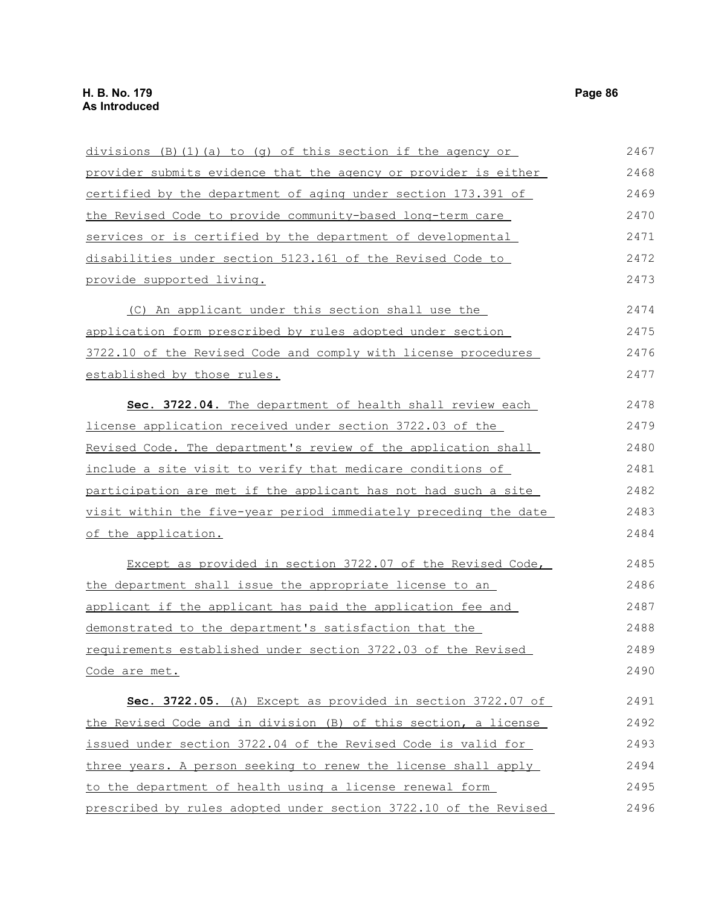divisions (B)(1)(a) to (g) of this section if the agency or provider submits evidence that the agency or provider is either certified by the department of aging under section 173.391 of the Revised Code to provide community-based long-term care services or is certified by the department of developmental disabilities under section 5123.161 of the Revised Code to provide supported living.

(C) An applicant under this section shall use the application form prescribed by rules adopted under section 3722.10 of the Revised Code and comply with license procedures established by those rules.

**Sec. 3722.04.** The department of health shall review each license application received under section 3722.03 of the Revised Code. The department's review of the application shall include a site visit to verify that medicare conditions of participation are met if the applicant has not had such a site visit within the five-year period immediately preceding the date of the application.

Except as provided in section 3722.07 of the Revised Code, the department shall issue the appropriate license to an applicant if the applicant has paid the application fee and demonstrated to the department's satisfaction that the requirements established under section 3722.03 of the Revised Code are met.

**Sec. 3722.05.** (A) Except as provided in section 3722.07 of the Revised Code and in division (B) of this section, a license issued under section 3722.04 of the Revised Code is valid for three years. A person seeking to renew the license shall apply to the department of health using a license renewal form prescribed by rules adopted under section 3722.10 of the Revised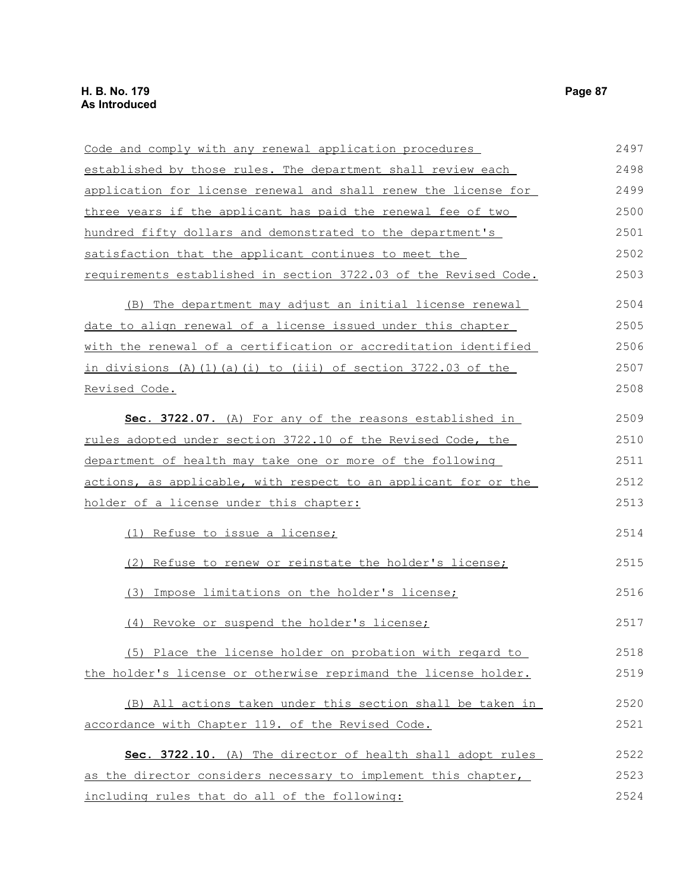Code and comply with any renewal application procedures established by those rules. The department shall review each application for license renewal and shall renew the license for three years if the applicant has paid the renewal fee of two hundred fifty dollars and demonstrated to the department's satisfaction that the applicant continues to meet the requirements established in section 3722.03 of the Revised Code.

(B) The department may adjust an initial license renewal date to align renewal of a license issued under this chapter with the renewal of a certification or accreditation identified in divisions (A)(1)(a)(i) to (iii) of section 3722.03 of the Revised Code.

**Sec. 3722.07.** (A) For any of the reasons established in rules adopted under section 3722.10 of the Revised Code, the department of health may take one or more of the following actions, as applicable, with respect to an applicant for or the holder of a license under this chapter:

(1) Refuse to issue a license;

(2) Refuse to renew or reinstate the holder's license;

(3) Impose limitations on the holder's license;

(4) Revoke or suspend the holder's license;

(5) Place the license holder on probation with regard to the holder's license or otherwise reprimand the license holder.

(B) All actions taken under this section shall be taken in accordance with Chapter 119. of the Revised Code.

**Sec. 3722.10.** (A) The director of health shall adopt rules as the director considers necessary to implement this chapter, including rules that do all of the following: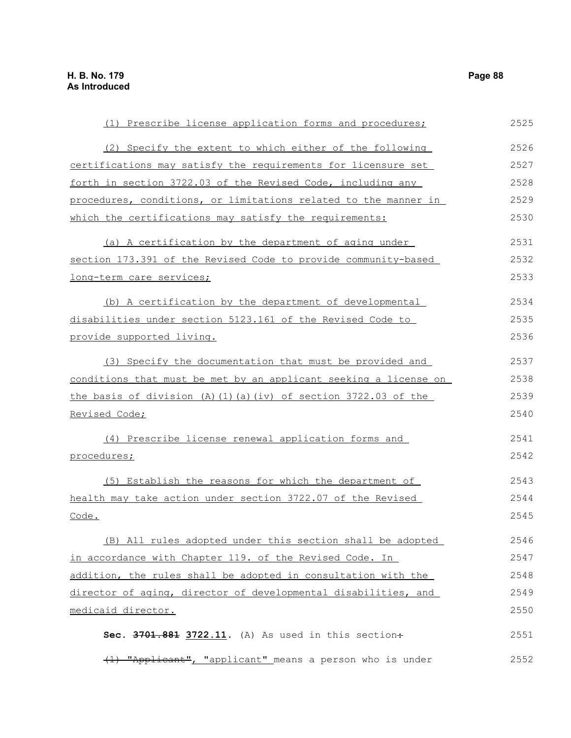(1) Prescribe license application forms and procedures;

(2) Specify the extent to which either of the following certifications may satisfy the requirements for licensure set forth in section 3722.03 of the Revised Code, including any procedures, conditions, or limitations related to the manner in which the certifications may satisfy the requirements:

(a) A certification by the department of aging under section 173.391 of the Revised Code to provide community-based long-term care services;

(b) A certification by the department of developmental disabilities under section 5123.161 of the Revised Code to provide supported living.

(3) Specify the documentation that must be provided and conditions that must be met by an applicant seeking a license on the basis of division (A)(1)(a)(iv) of section 3722.03 of the Revised Code;

(4) Prescribe license renewal application forms and procedures;

(5) Establish the reasons for which the department of health may take action under section 3722.07 of the Revised Code.

(B) All rules adopted under this section shall be adopted in accordance with Chapter 119. of the Revised Code. In addition, the rules shall be adopted in consultation with the director of aging, director of developmental disabilities, and medicaid director.

**Sec. ~~3701.881~~ 3722.11.** (A) As used in this section~~:~~

~~(1) "Applicant"~~, "applicant" means a person who is under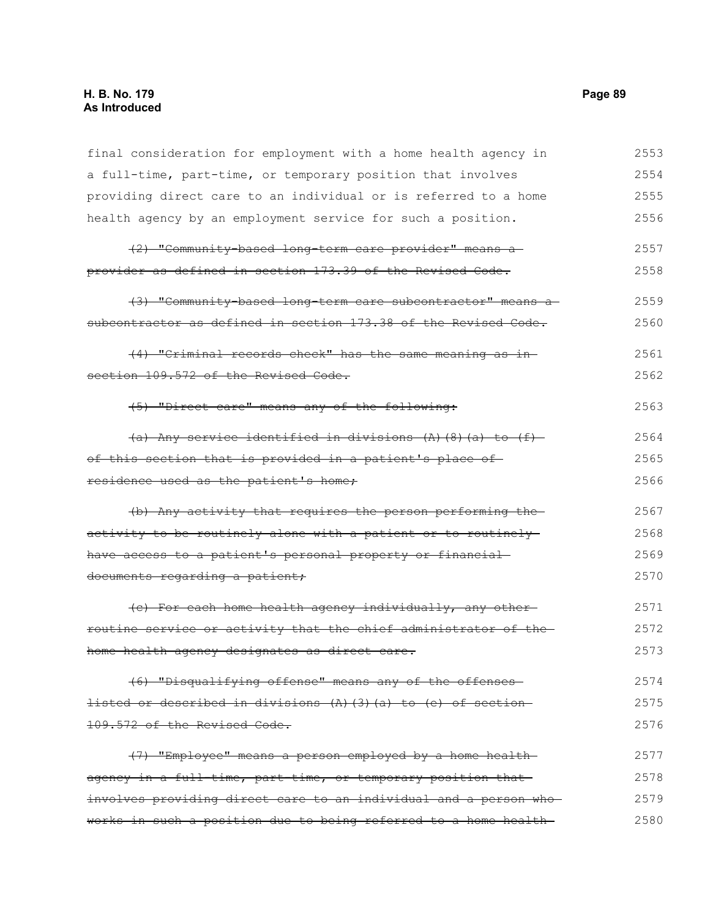final consideration for employment with a home health agency in a full-time, part-time, or temporary position that involves providing direct care to an individual or is referred to a home health agency by an employment service for such a position.

~~(2) "Community-based long-term care provider" means a provider as defined in section 173.39 of the Revised Code.~~

~~(3) "Community-based long-term care subcontractor" means a subcontractor as defined in section 173.38 of the Revised Code.~~

~~(4) "Criminal records check" has the same meaning as in section 109.572 of the Revised Code.~~

~~(5) "Direct care" means any of the following:~~

~~(a) Any service identified in divisions (A)(8)(a) to (f) of this section that is provided in a patient's place of residence used as the patient's home;~~

~~(b) Any activity that requires the person performing the activity to be routinely alone with a patient or to routinely have access to a patient's personal property or financial documents regarding a patient;~~

~~(c) For each home health agency individually, any other routine service or activity that the chief administrator of the home health agency designates as direct care.~~

~~(6) "Disqualifying offense" means any of the offenses listed or described in divisions (A)(3)(a) to (e) of section 109.572 of the Revised Code.~~

~~(7) "Employee" means a person employed by a home health agency in a full-time, part-time, or temporary position that involves providing direct care to an individual and a person who works in such a position due to being referred to a home health~~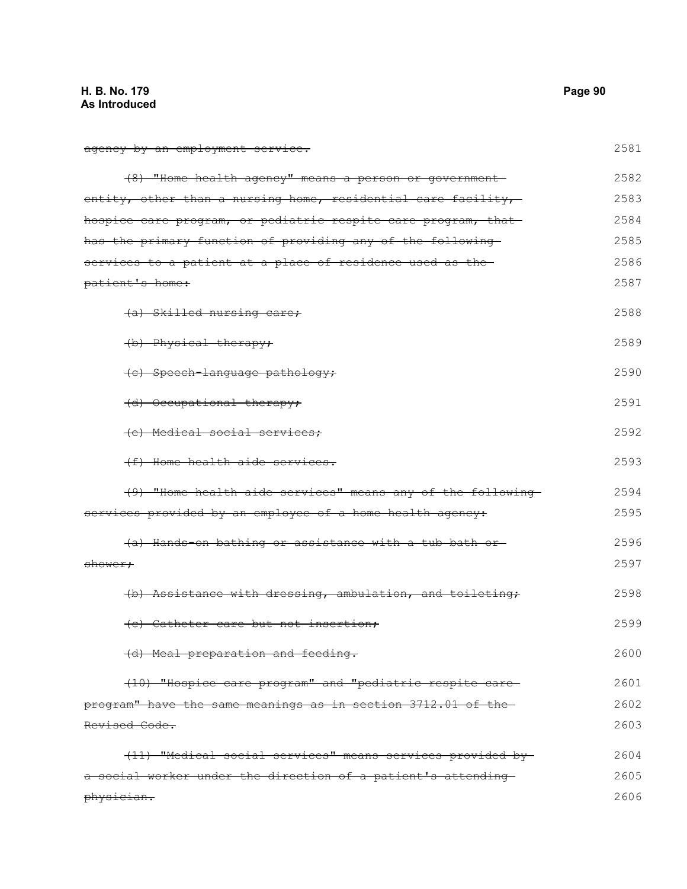~~agency by an employment service.~~ 2581

~~(8) "Home health agency" means a person or government entity, other than a nursing home, residential care facility, hospice care program, or pediatric respite care program, that has the primary function of providing any of the following services to a patient at a place of residence used as the patient's home:~~ 2582 2583 2584 2585 2586 2587

~~(a) Skilled nursing care;~~ 2588

~~(b) Physical therapy;~~ 2589

~~(c) Speech-language pathology;~~ 2590

~~(d) Occupational therapy;~~ 2591

~~(e) Medical social services;~~ 2592

~~(f) Home health aide services.~~ 2593

~~(9) "Home health aide services" means any of the following services provided by an employee of a home health agency:~~ 2594 2595

~~(a) Hands-on bathing or assistance with a tub bath or shower;~~ 2596 2597

~~(b) Assistance with dressing, ambulation, and toileting;~~ 2598

~~(c) Catheter care but not insertion;~~ 2599

~~(d) Meal preparation and feeding.~~ 2600

~~(10) "Hospice care program" and "pediatric respite care program" have the same meanings as in section 3712.01 of the Revised Code.~~ 2601 2602 2603

~~(11) "Medical social services" means services provided by a social worker under the direction of a patient's attending physician.~~ 2604 2605 2606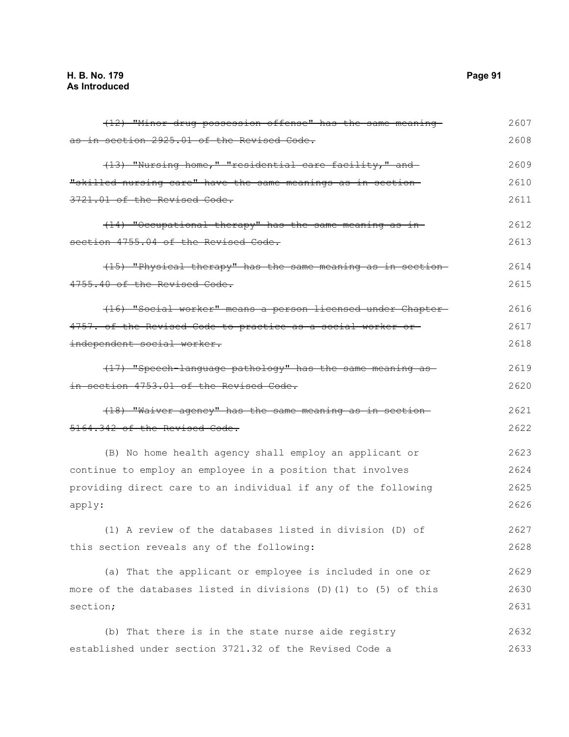~~(12) "Minor drug possession offense" has the same meaning as in section 2925.01 of the Revised Code.~~ 2607 2608

~~(13) "Nursing home," "residential care facility," and "skilled nursing care" have the same meanings as in section 3721.01 of the Revised Code.~~ 2609 2610 2611

~~(14) "Occupational therapy" has the same meaning as in section 4755.04 of the Revised Code.~~ 2612 2613

~~(15) "Physical therapy" has the same meaning as in section 4755.40 of the Revised Code.~~ 2614 2615

~~(16) "Social worker" means a person licensed under Chapter 4757. of the Revised Code to practice as a social worker or independent social worker.~~ 2616 2617 2618

~~(17) "Speech-language pathology" has the same meaning as in section 4753.01 of the Revised Code.~~ 2619 2620

~~(18) "Waiver agency" has the same meaning as in section 5164.342 of the Revised Code.~~ 2621 2622

(B) No home health agency shall employ an applicant or continue to employ an employee in a position that involves providing direct care to an individual if any of the following apply: 2623 2624 2625 2626

(1) A review of the databases listed in division (D) of this section reveals any of the following: 2627 2628

(a) That the applicant or employee is included in one or more of the databases listed in divisions (D)(1) to (5) of this section; 2629 2630 2631

(b) That there is in the state nurse aide registry established under section 3721.32 of the Revised Code a 2632 2633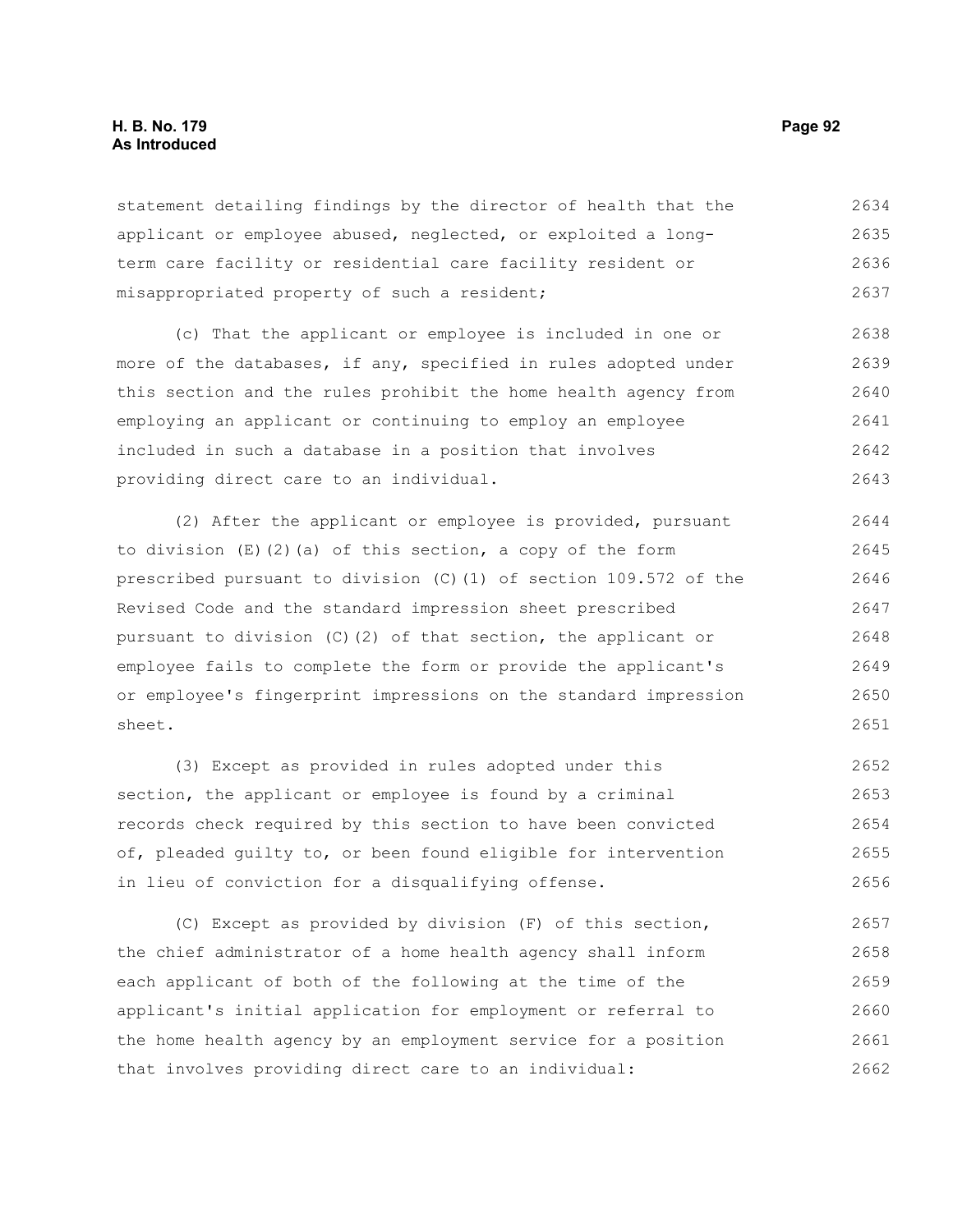statement detailing findings by the director of health that the applicant or employee abused, neglected, or exploited a long-term care facility or residential care facility resident or misappropriated property of such a resident;

(c) That the applicant or employee is included in one or more of the databases, if any, specified in rules adopted under this section and the rules prohibit the home health agency from employing an applicant or continuing to employ an employee included in such a database in a position that involves providing direct care to an individual.

(2) After the applicant or employee is provided, pursuant to division (E)(2)(a) of this section, a copy of the form prescribed pursuant to division (C)(1) of section 109.572 of the Revised Code and the standard impression sheet prescribed pursuant to division (C)(2) of that section, the applicant or employee fails to complete the form or provide the applicant's or employee's fingerprint impressions on the standard impression sheet.

(3) Except as provided in rules adopted under this section, the applicant or employee is found by a criminal records check required by this section to have been convicted of, pleaded guilty to, or been found eligible for intervention in lieu of conviction for a disqualifying offense.

(C) Except as provided by division (F) of this section, the chief administrator of a home health agency shall inform each applicant of both of the following at the time of the applicant's initial application for employment or referral to the home health agency by an employment service for a position that involves providing direct care to an individual: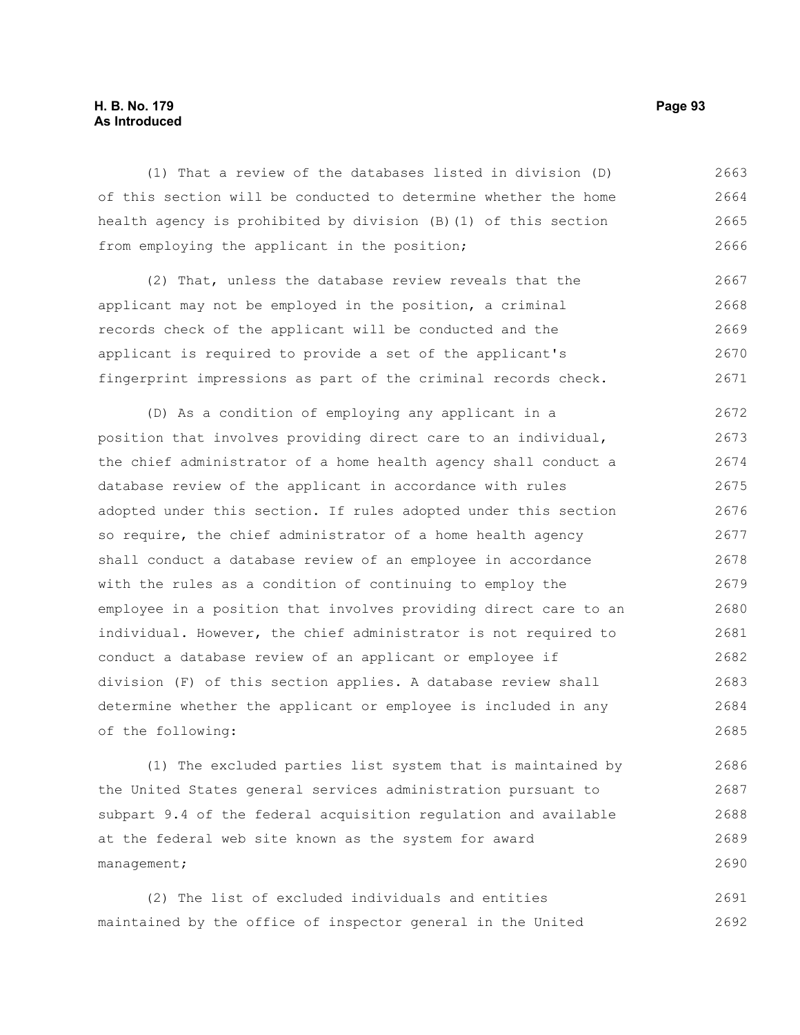(1) That a review of the databases listed in division (D) of this section will be conducted to determine whether the home health agency is prohibited by division (B)(1) of this section from employing the applicant in the position;

(2) That, unless the database review reveals that the applicant may not be employed in the position, a criminal records check of the applicant will be conducted and the applicant is required to provide a set of the applicant's fingerprint impressions as part of the criminal records check.

(D) As a condition of employing any applicant in a position that involves providing direct care to an individual, the chief administrator of a home health agency shall conduct a database review of the applicant in accordance with rules adopted under this section. If rules adopted under this section so require, the chief administrator of a home health agency shall conduct a database review of an employee in accordance with the rules as a condition of continuing to employ the employee in a position that involves providing direct care to an individual. However, the chief administrator is not required to conduct a database review of an applicant or employee if division (F) of this section applies. A database review shall determine whether the applicant or employee is included in any of the following:

(1) The excluded parties list system that is maintained by the United States general services administration pursuant to subpart 9.4 of the federal acquisition regulation and available at the federal web site known as the system for award management;

(2) The list of excluded individuals and entities maintained by the office of inspector general in the United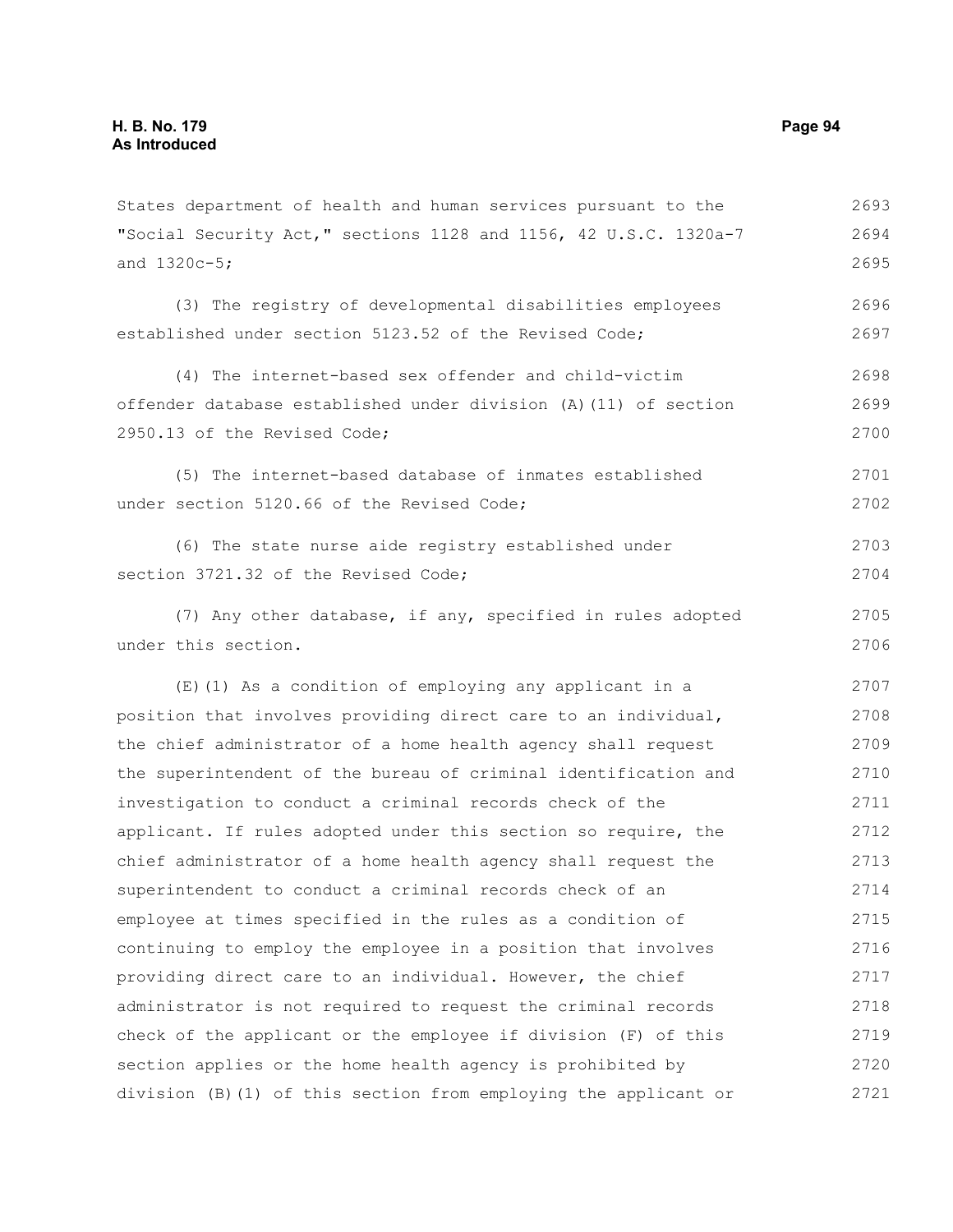States department of health and human services pursuant to the "Social Security Act," sections 1128 and 1156, 42 U.S.C. 1320a-7 and 1320c-5;

(3) The registry of developmental disabilities employees established under section 5123.52 of the Revised Code;

(4) The internet-based sex offender and child-victim offender database established under division (A)(11) of section 2950.13 of the Revised Code;

(5) The internet-based database of inmates established under section 5120.66 of the Revised Code;

(6) The state nurse aide registry established under section 3721.32 of the Revised Code;

(7) Any other database, if any, specified in rules adopted under this section.

(E)(1) As a condition of employing any applicant in a position that involves providing direct care to an individual, the chief administrator of a home health agency shall request the superintendent of the bureau of criminal identification and investigation to conduct a criminal records check of the applicant. If rules adopted under this section so require, the chief administrator of a home health agency shall request the superintendent to conduct a criminal records check of an employee at times specified in the rules as a condition of continuing to employ the employee in a position that involves providing direct care to an individual. However, the chief administrator is not required to request the criminal records check of the applicant or the employee if division (F) of this section applies or the home health agency is prohibited by division (B)(1) of this section from employing the applicant or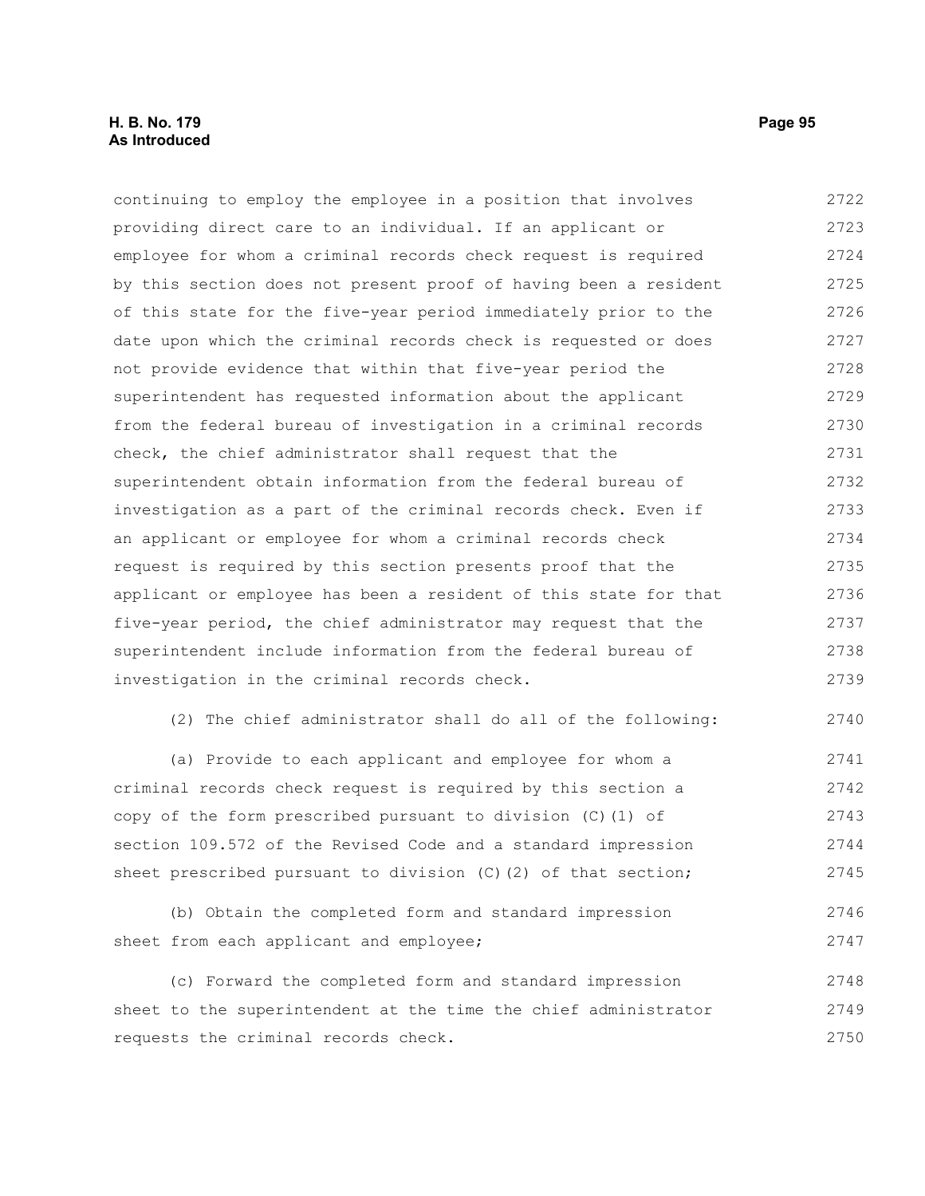continuing to employ the employee in a position that involves providing direct care to an individual. If an applicant or employee for whom a criminal records check request is required by this section does not present proof of having been a resident of this state for the five-year period immediately prior to the date upon which the criminal records check is requested or does not provide evidence that within that five-year period the superintendent has requested information about the applicant from the federal bureau of investigation in a criminal records check, the chief administrator shall request that the superintendent obtain information from the federal bureau of investigation as a part of the criminal records check. Even if an applicant or employee for whom a criminal records check request is required by this section presents proof that the applicant or employee has been a resident of this state for that five-year period, the chief administrator may request that the superintendent include information from the federal bureau of investigation in the criminal records check.

(2) The chief administrator shall do all of the following:

(a) Provide to each applicant and employee for whom a criminal records check request is required by this section a copy of the form prescribed pursuant to division (C)(1) of section 109.572 of the Revised Code and a standard impression sheet prescribed pursuant to division (C)(2) of that section;

(b) Obtain the completed form and standard impression sheet from each applicant and employee;

(c) Forward the completed form and standard impression sheet to the superintendent at the time the chief administrator requests the criminal records check.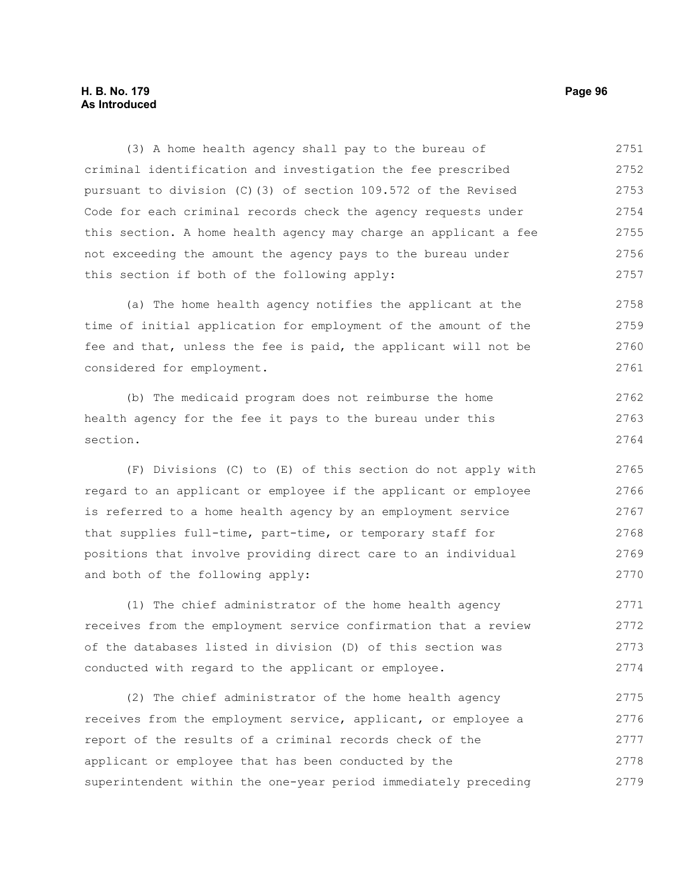(3) A home health agency shall pay to the bureau of criminal identification and investigation the fee prescribed pursuant to division (C)(3) of section 109.572 of the Revised Code for each criminal records check the agency requests under this section. A home health agency may charge an applicant a fee not exceeding the amount the agency pays to the bureau under this section if both of the following apply:

(a) The home health agency notifies the applicant at the time of initial application for employment of the amount of the fee and that, unless the fee is paid, the applicant will not be considered for employment.

(b) The medicaid program does not reimburse the home health agency for the fee it pays to the bureau under this section.

(F) Divisions (C) to (E) of this section do not apply with regard to an applicant or employee if the applicant or employee is referred to a home health agency by an employment service that supplies full-time, part-time, or temporary staff for positions that involve providing direct care to an individual and both of the following apply:

(1) The chief administrator of the home health agency receives from the employment service confirmation that a review of the databases listed in division (D) of this section was conducted with regard to the applicant or employee.

(2) The chief administrator of the home health agency receives from the employment service, applicant, or employee a report of the results of a criminal records check of the applicant or employee that has been conducted by the superintendent within the one-year period immediately preceding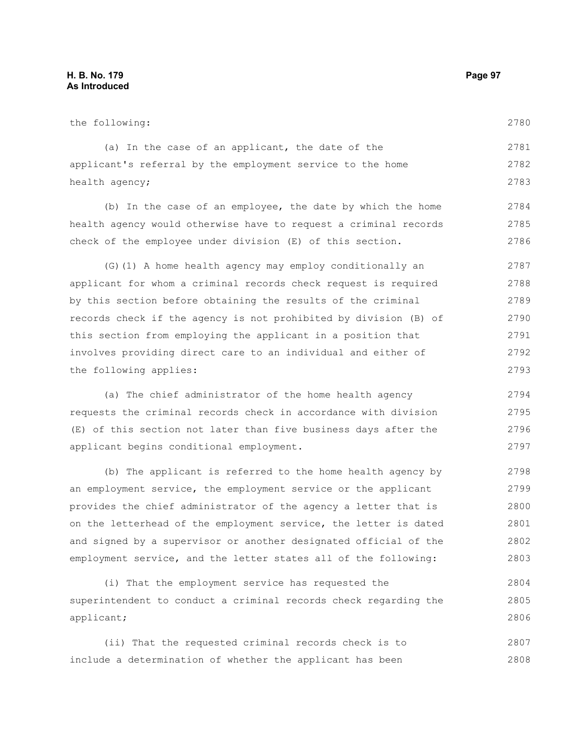the following:

(a) In the case of an applicant, the date of the applicant's referral by the employment service to the home health agency;

(b) In the case of an employee, the date by which the home health agency would otherwise have to request a criminal records check of the employee under division (E) of this section.

(G)(1) A home health agency may employ conditionally an applicant for whom a criminal records check request is required by this section before obtaining the results of the criminal records check if the agency is not prohibited by division (B) of this section from employing the applicant in a position that involves providing direct care to an individual and either of the following applies:

(a) The chief administrator of the home health agency requests the criminal records check in accordance with division (E) of this section not later than five business days after the applicant begins conditional employment.

(b) The applicant is referred to the home health agency by an employment service, the employment service or the applicant provides the chief administrator of the agency a letter that is on the letterhead of the employment service, the letter is dated and signed by a supervisor or another designated official of the employment service, and the letter states all of the following:

(i) That the employment service has requested the superintendent to conduct a criminal records check regarding the applicant;

(ii) That the requested criminal records check is to include a determination of whether the applicant has been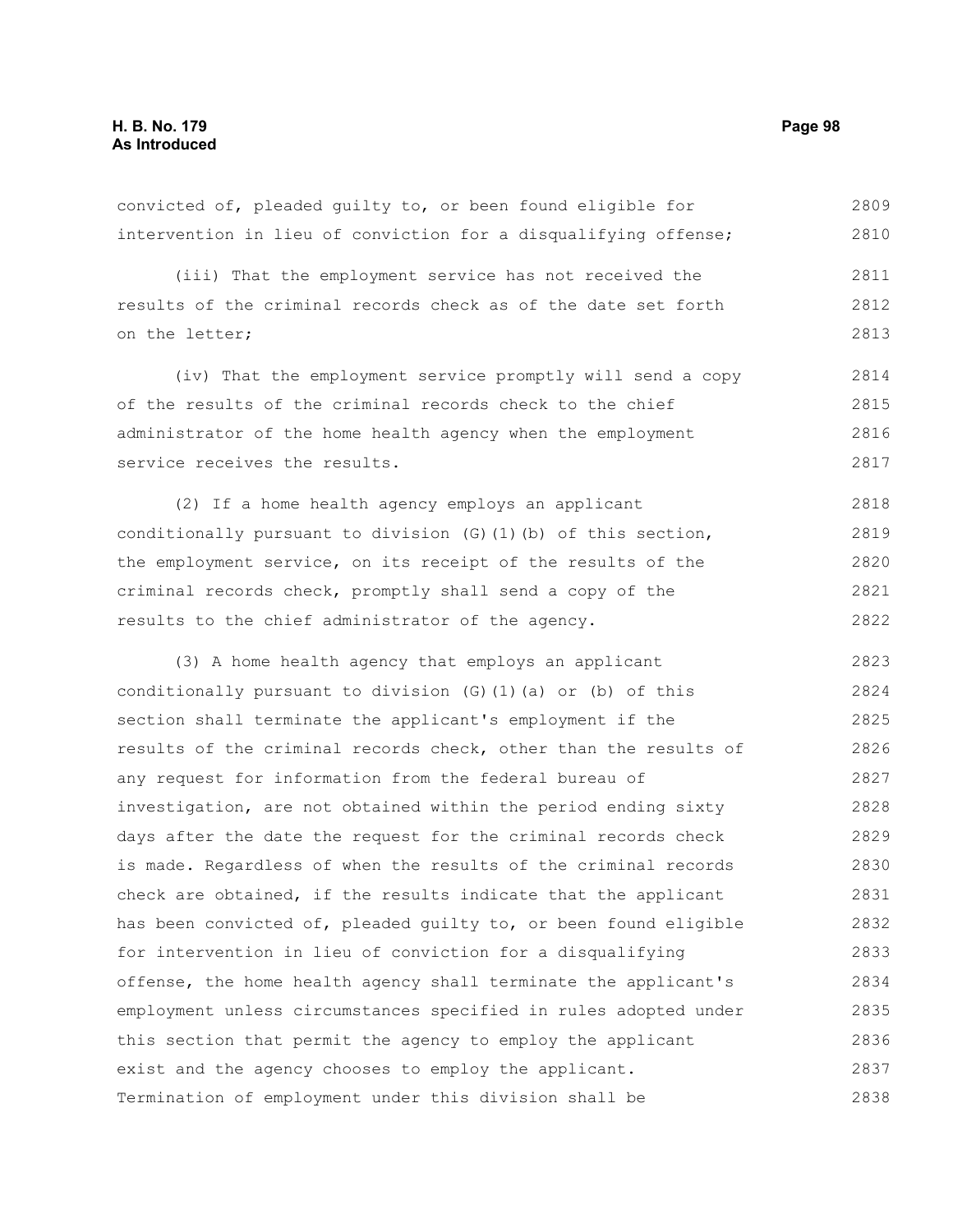convicted of, pleaded guilty to, or been found eligible for intervention in lieu of conviction for a disqualifying offense;

(iii) That the employment service has not received the results of the criminal records check as of the date set forth on the letter;

(iv) That the employment service promptly will send a copy of the results of the criminal records check to the chief administrator of the home health agency when the employment service receives the results.

(2) If a home health agency employs an applicant conditionally pursuant to division (G)(1)(b) of this section, the employment service, on its receipt of the results of the criminal records check, promptly shall send a copy of the results to the chief administrator of the agency.

(3) A home health agency that employs an applicant conditionally pursuant to division (G)(1)(a) or (b) of this section shall terminate the applicant's employment if the results of the criminal records check, other than the results of any request for information from the federal bureau of investigation, are not obtained within the period ending sixty days after the date the request for the criminal records check is made. Regardless of when the results of the criminal records check are obtained, if the results indicate that the applicant has been convicted of, pleaded guilty to, or been found eligible for intervention in lieu of conviction for a disqualifying offense, the home health agency shall terminate the applicant's employment unless circumstances specified in rules adopted under this section that permit the agency to employ the applicant exist and the agency chooses to employ the applicant. Termination of employment under this division shall be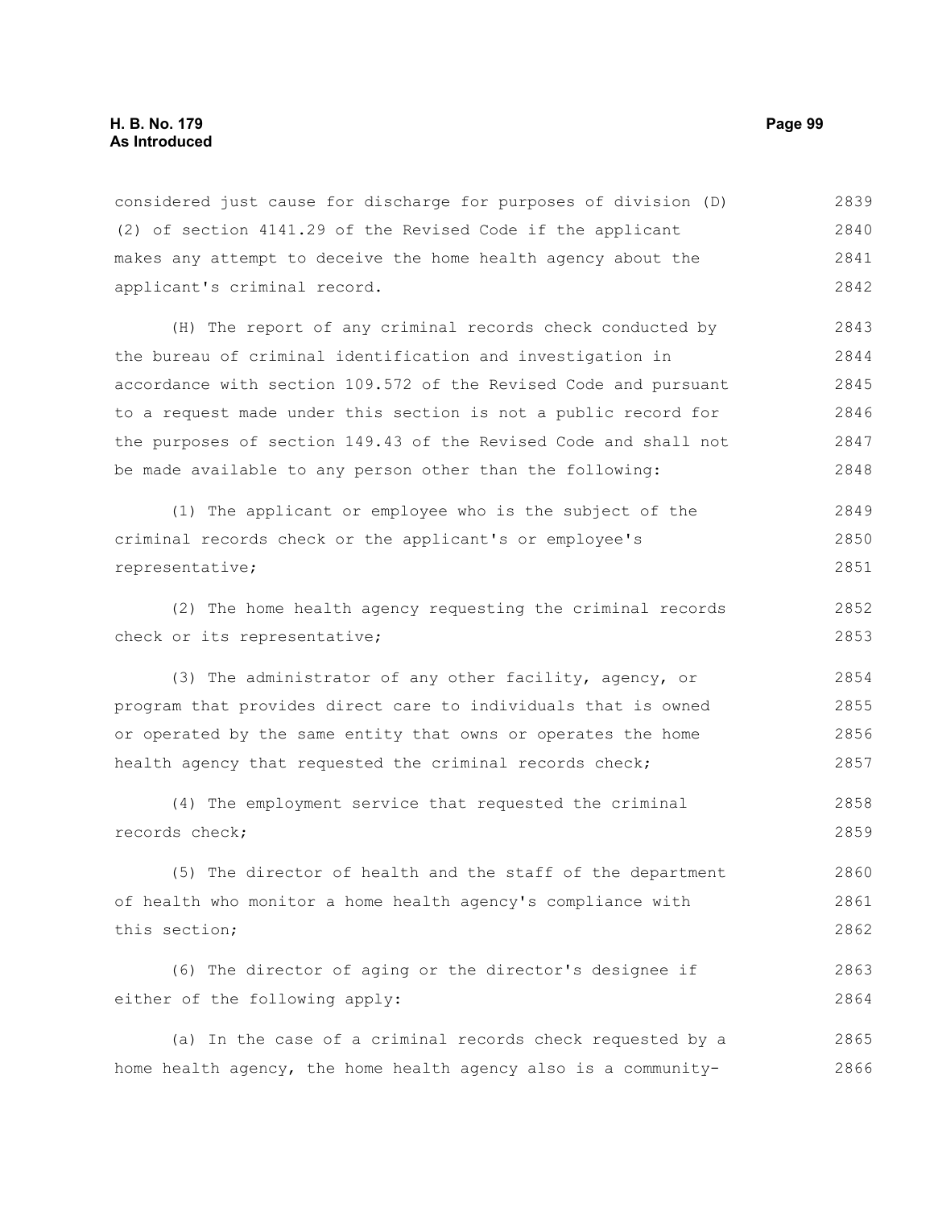considered just cause for discharge for purposes of division (D)(2) of section 4141.29 of the Revised Code if the applicant makes any attempt to deceive the home health agency about the applicant's criminal record.

(H) The report of any criminal records check conducted by the bureau of criminal identification and investigation in accordance with section 109.572 of the Revised Code and pursuant to a request made under this section is not a public record for the purposes of section 149.43 of the Revised Code and shall not be made available to any person other than the following:

(1) The applicant or employee who is the subject of the criminal records check or the applicant's or employee's representative;

(2) The home health agency requesting the criminal records check or its representative;

(3) The administrator of any other facility, agency, or program that provides direct care to individuals that is owned or operated by the same entity that owns or operates the home health agency that requested the criminal records check;

(4) The employment service that requested the criminal records check;

(5) The director of health and the staff of the department of health who monitor a home health agency's compliance with this section;

(6) The director of aging or the director's designee if either of the following apply:

(a) In the case of a criminal records check requested by a home health agency, the home health agency also is a community-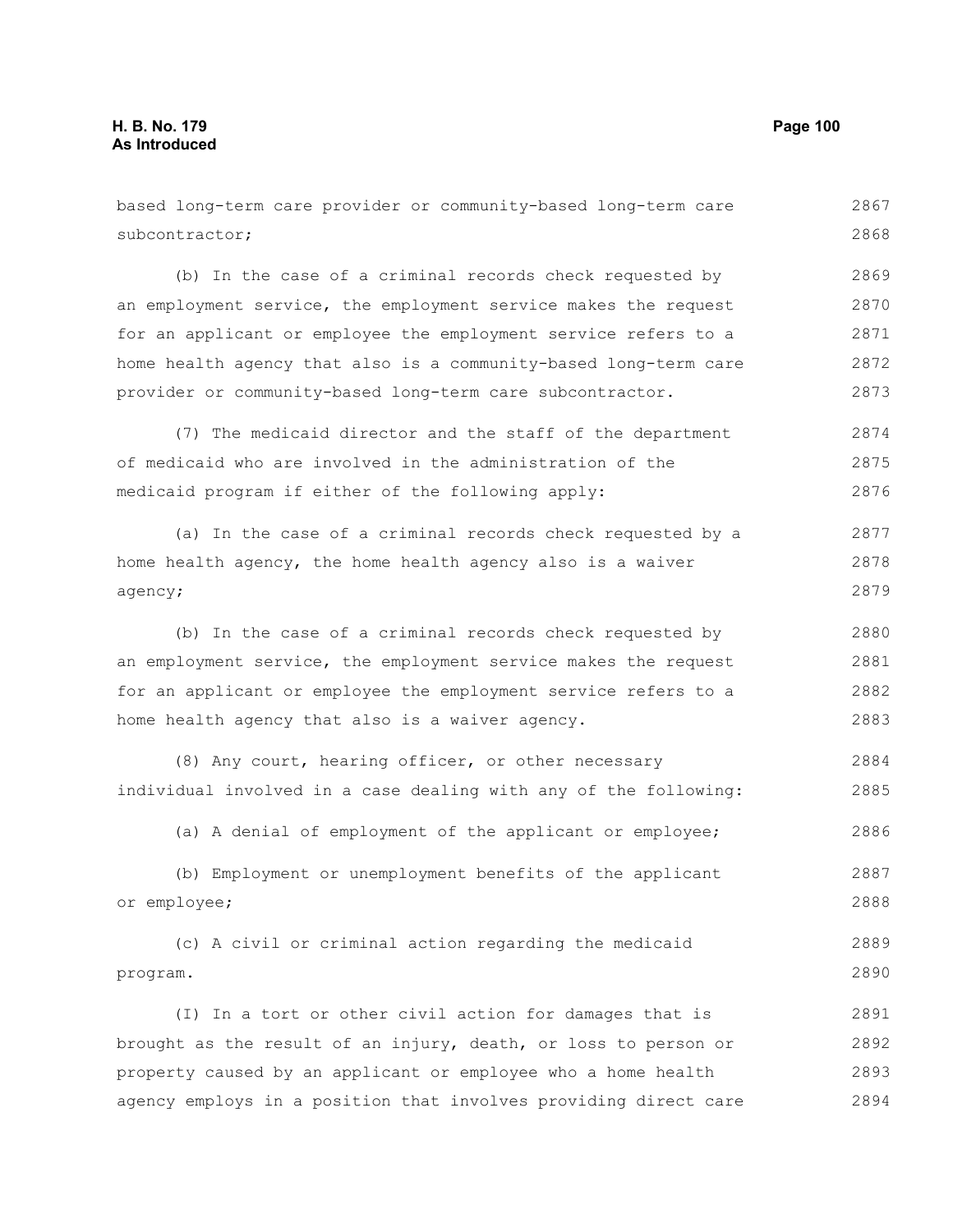based long-term care provider or community-based long-term care subcontractor;

(b) In the case of a criminal records check requested by an employment service, the employment service makes the request for an applicant or employee the employment service refers to a home health agency that also is a community-based long-term care provider or community-based long-term care subcontractor.

(7) The medicaid director and the staff of the department of medicaid who are involved in the administration of the medicaid program if either of the following apply:

(a) In the case of a criminal records check requested by a home health agency, the home health agency also is a waiver agency;

(b) In the case of a criminal records check requested by an employment service, the employment service makes the request for an applicant or employee the employment service refers to a home health agency that also is a waiver agency.

(8) Any court, hearing officer, or other necessary individual involved in a case dealing with any of the following:

(a) A denial of employment of the applicant or employee;

(b) Employment or unemployment benefits of the applicant or employee;

(c) A civil or criminal action regarding the medicaid program.

(I) In a tort or other civil action for damages that is brought as the result of an injury, death, or loss to person or property caused by an applicant or employee who a home health agency employs in a position that involves providing direct care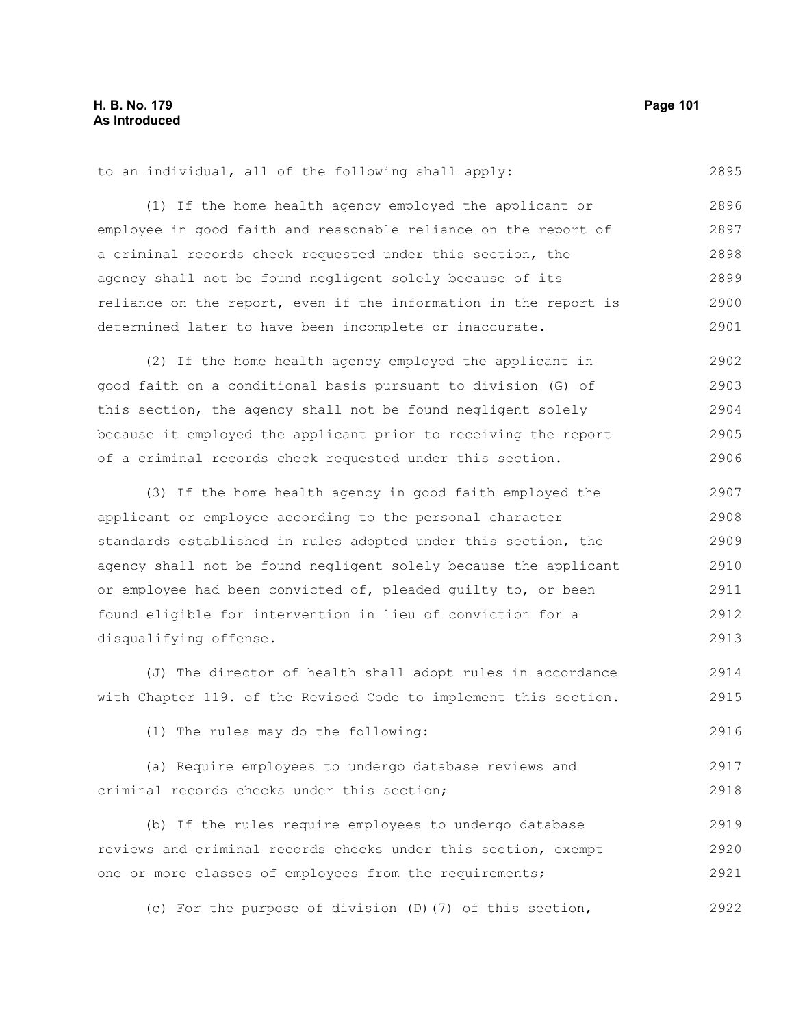to an individual, all of the following shall apply:

(1) If the home health agency employed the applicant or employee in good faith and reasonable reliance on the report of a criminal records check requested under this section, the agency shall not be found negligent solely because of its reliance on the report, even if the information in the report is determined later to have been incomplete or inaccurate.

(2) If the home health agency employed the applicant in good faith on a conditional basis pursuant to division (G) of this section, the agency shall not be found negligent solely because it employed the applicant prior to receiving the report of a criminal records check requested under this section.

(3) If the home health agency in good faith employed the applicant or employee according to the personal character standards established in rules adopted under this section, the agency shall not be found negligent solely because the applicant or employee had been convicted of, pleaded guilty to, or been found eligible for intervention in lieu of conviction for a disqualifying offense.

(J) The director of health shall adopt rules in accordance with Chapter 119. of the Revised Code to implement this section.

(1) The rules may do the following:

(a) Require employees to undergo database reviews and criminal records checks under this section;

(b) If the rules require employees to undergo database reviews and criminal records checks under this section, exempt one or more classes of employees from the requirements;

(c) For the purpose of division (D)(7) of this section,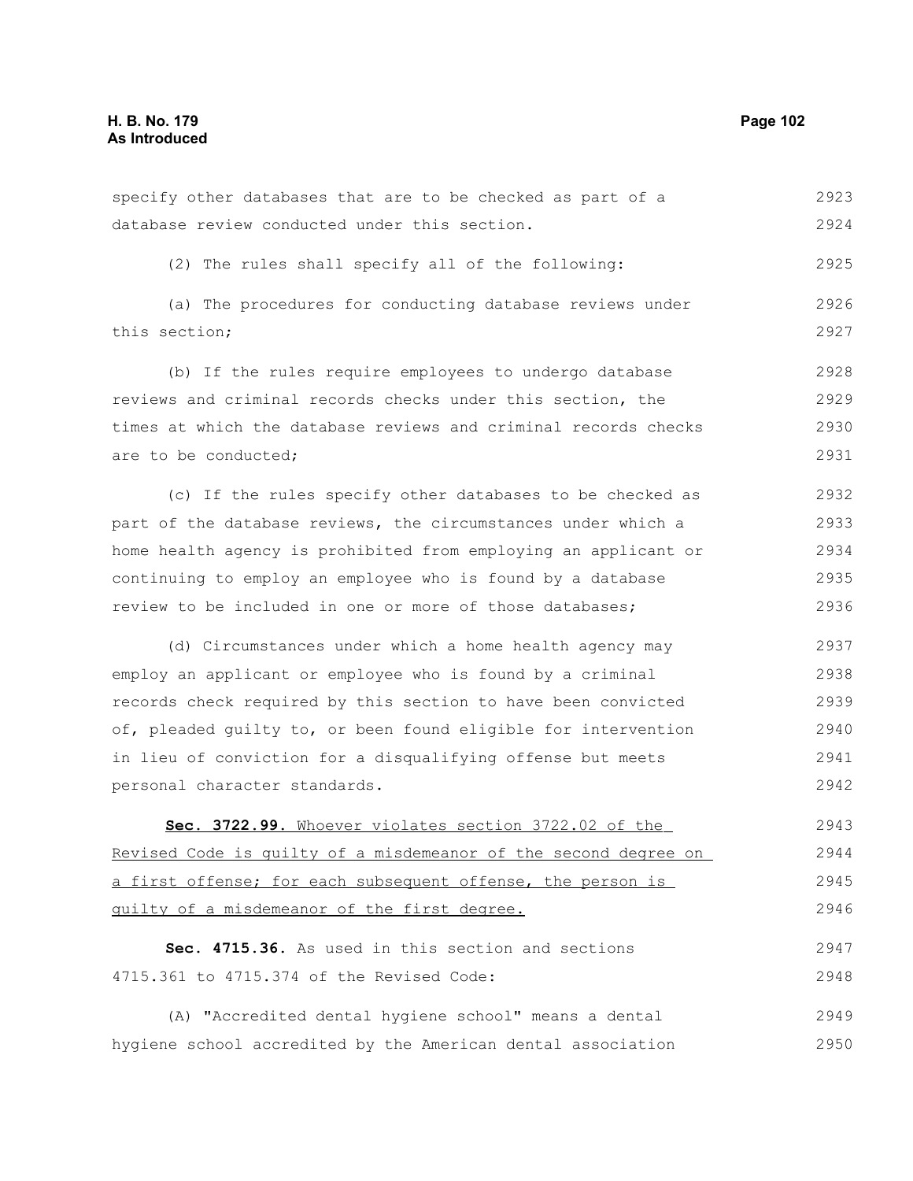specify other databases that are to be checked as part of a database review conducted under this section.

(2) The rules shall specify all of the following:

(a) The procedures for conducting database reviews under this section;

(b) If the rules require employees to undergo database reviews and criminal records checks under this section, the times at which the database reviews and criminal records checks are to be conducted;

(c) If the rules specify other databases to be checked as part of the database reviews, the circumstances under which a home health agency is prohibited from employing an applicant or continuing to employ an employee who is found by a database review to be included in one or more of those databases;

(d) Circumstances under which a home health agency may employ an applicant or employee who is found by a criminal records check required by this section to have been convicted of, pleaded guilty to, or been found eligible for intervention in lieu of conviction for a disqualifying offense but meets personal character standards.

**Sec. 3722.99.** Whoever violates section 3722.02 of the Revised Code is guilty of a misdemeanor of the second degree on a first offense; for each subsequent offense, the person is guilty of a misdemeanor of the first degree.

**Sec. 4715.36.** As used in this section and sections 4715.361 to 4715.374 of the Revised Code:

(A) "Accredited dental hygiene school" means a dental hygiene school accredited by the American dental association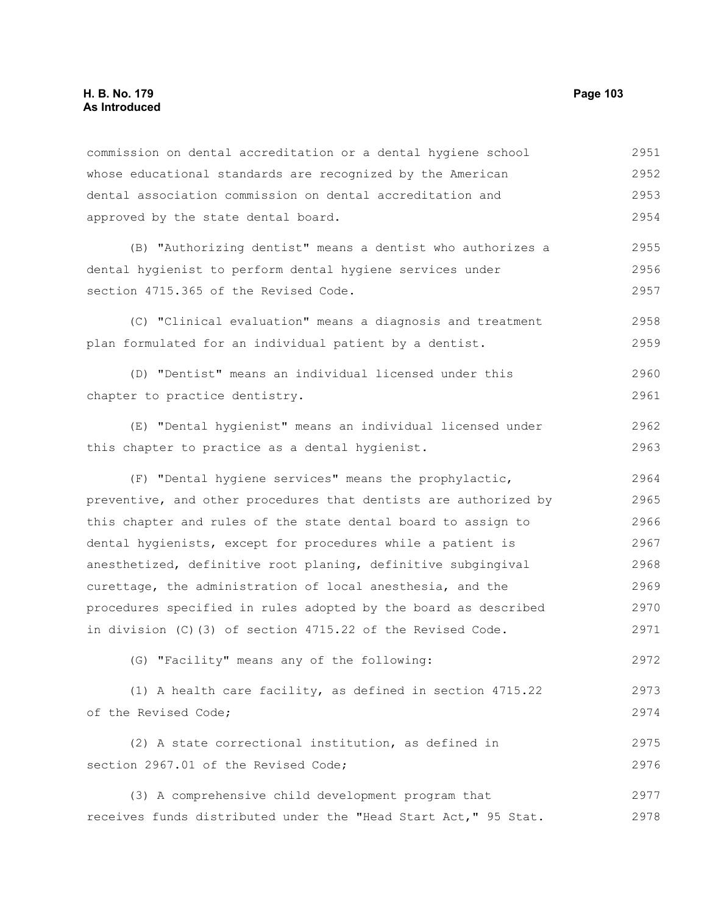commission on dental accreditation or a dental hygiene school whose educational standards are recognized by the American dental association commission on dental accreditation and approved by the state dental board.

(B) "Authorizing dentist" means a dentist who authorizes a dental hygienist to perform dental hygiene services under section 4715.365 of the Revised Code.

(C) "Clinical evaluation" means a diagnosis and treatment plan formulated for an individual patient by a dentist.

(D) "Dentist" means an individual licensed under this chapter to practice dentistry.

(E) "Dental hygienist" means an individual licensed under this chapter to practice as a dental hygienist.

(F) "Dental hygiene services" means the prophylactic, preventive, and other procedures that dentists are authorized by this chapter and rules of the state dental board to assign to dental hygienists, except for procedures while a patient is anesthetized, definitive root planing, definitive subgingival curettage, the administration of local anesthesia, and the procedures specified in rules adopted by the board as described in division (C)(3) of section 4715.22 of the Revised Code.

(G) "Facility" means any of the following:

(1) A health care facility, as defined in section 4715.22 of the Revised Code;

(2) A state correctional institution, as defined in section 2967.01 of the Revised Code;

(3) A comprehensive child development program that receives funds distributed under the "Head Start Act," 95 Stat.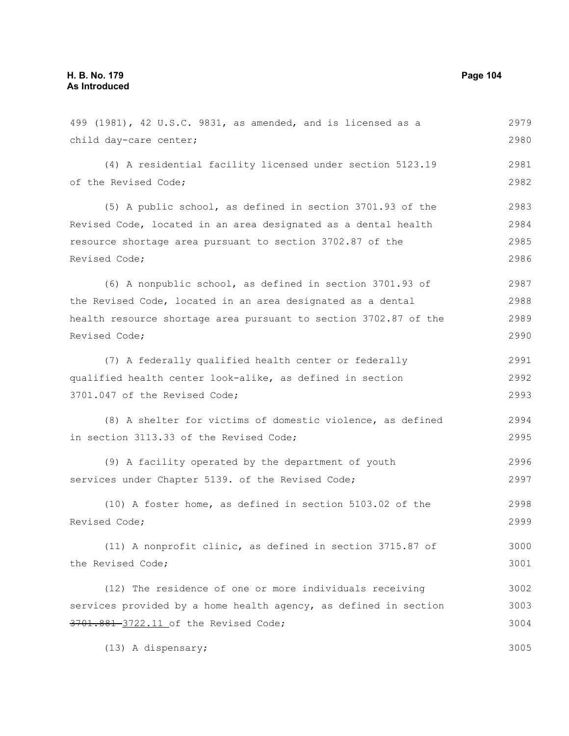499 (1981), 42 U.S.C. 9831, as amended, and is licensed as a child day-care center;

(4) A residential facility licensed under section 5123.19 of the Revised Code;

(5) A public school, as defined in section 3701.93 of the Revised Code, located in an area designated as a dental health resource shortage area pursuant to section 3702.87 of the Revised Code;

(6) A nonpublic school, as defined in section 3701.93 of the Revised Code, located in an area designated as a dental health resource shortage area pursuant to section 3702.87 of the Revised Code;

(7) A federally qualified health center or federally qualified health center look-alike, as defined in section 3701.047 of the Revised Code;

(8) A shelter for victims of domestic violence, as defined in section 3113.33 of the Revised Code;

(9) A facility operated by the department of youth services under Chapter 5139. of the Revised Code;

(10) A foster home, as defined in section 5103.02 of the Revised Code;

(11) A nonprofit clinic, as defined in section 3715.87 of the Revised Code;

(12) The residence of one or more individuals receiving services provided by a home health agency, as defined in section ~~3701.881~~ 3722.11 of the Revised Code;

(13) A dispensary;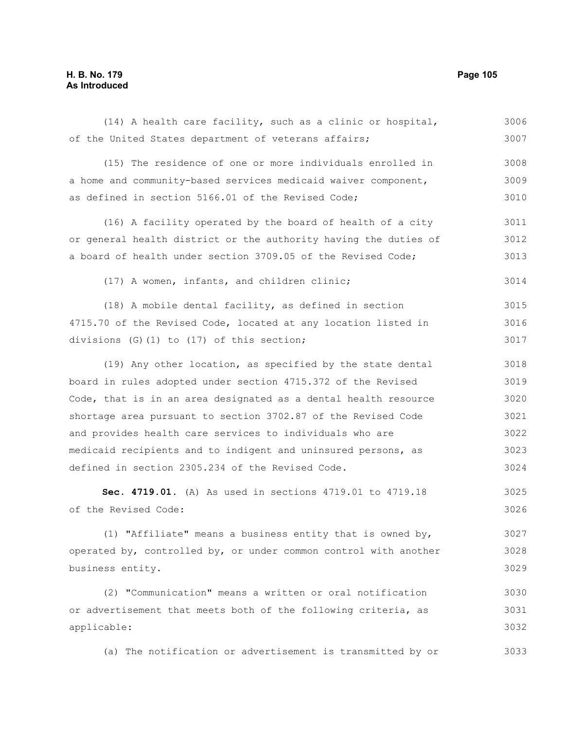(14) A health care facility, such as a clinic or hospital, of the United States department of veterans affairs;

(15) The residence of one or more individuals enrolled in a home and community-based services medicaid waiver component, as defined in section 5166.01 of the Revised Code;

(16) A facility operated by the board of health of a city or general health district or the authority having the duties of a board of health under section 3709.05 of the Revised Code;

(17) A women, infants, and children clinic;

(18) A mobile dental facility, as defined in section 4715.70 of the Revised Code, located at any location listed in divisions (G)(1) to (17) of this section;

(19) Any other location, as specified by the state dental board in rules adopted under section 4715.372 of the Revised Code, that is in an area designated as a dental health resource shortage area pursuant to section 3702.87 of the Revised Code and provides health care services to individuals who are medicaid recipients and to indigent and uninsured persons, as defined in section 2305.234 of the Revised Code.

**Sec. 4719.01.** (A) As used in sections 4719.01 to 4719.18 of the Revised Code:

(1) "Affiliate" means a business entity that is owned by, operated by, controlled by, or under common control with another business entity.

(2) "Communication" means a written or oral notification or advertisement that meets both of the following criteria, as applicable:

(a) The notification or advertisement is transmitted by or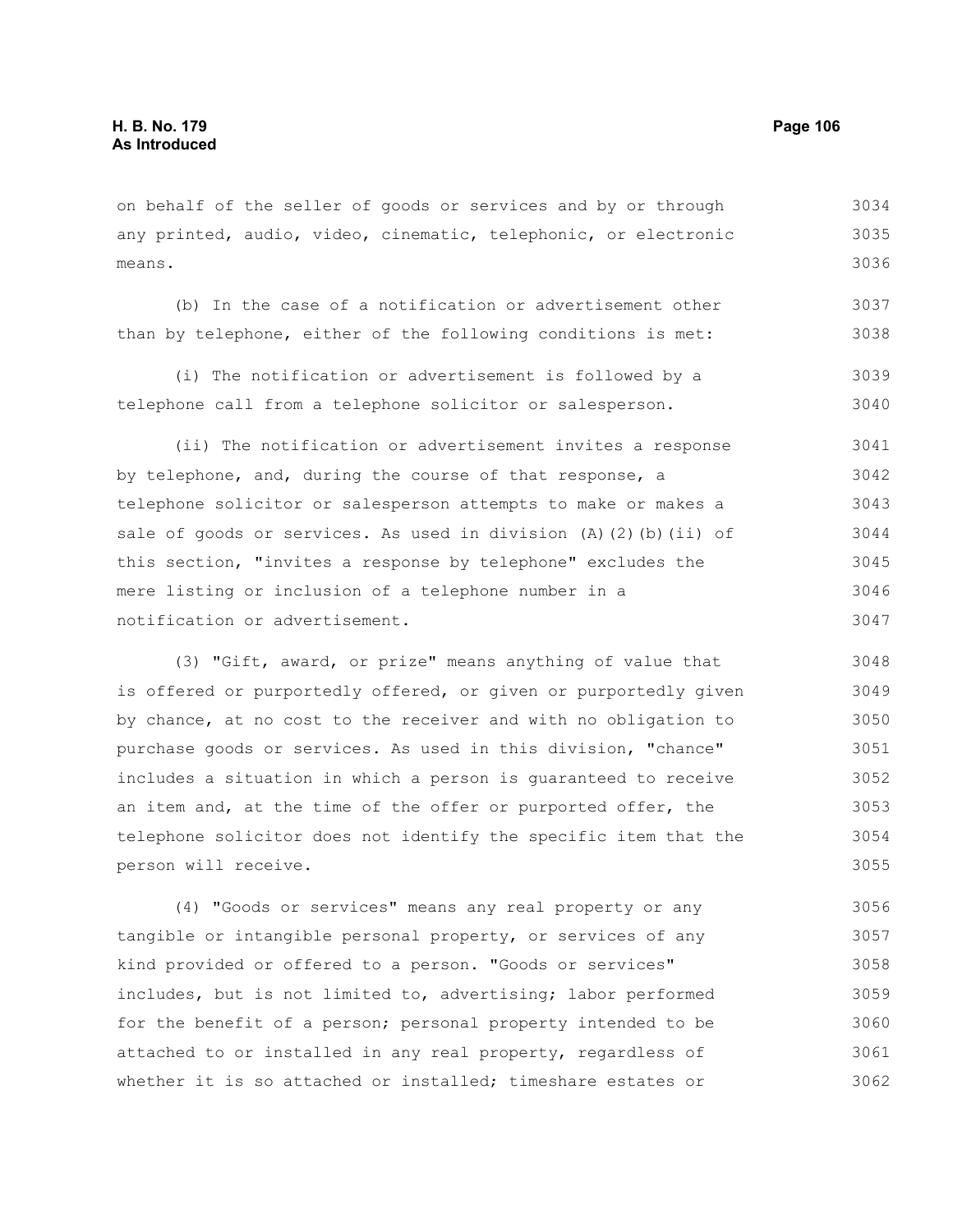on behalf of the seller of goods or services and by or through any printed, audio, video, cinematic, telephonic, or electronic means.

(b) In the case of a notification or advertisement other than by telephone, either of the following conditions is met:

(i) The notification or advertisement is followed by a telephone call from a telephone solicitor or salesperson.

(ii) The notification or advertisement invites a response by telephone, and, during the course of that response, a telephone solicitor or salesperson attempts to make or makes a sale of goods or services. As used in division (A)(2)(b)(ii) of this section, "invites a response by telephone" excludes the mere listing or inclusion of a telephone number in a notification or advertisement.

(3) "Gift, award, or prize" means anything of value that is offered or purportedly offered, or given or purportedly given by chance, at no cost to the receiver and with no obligation to purchase goods or services. As used in this division, "chance" includes a situation in which a person is guaranteed to receive an item and, at the time of the offer or purported offer, the telephone solicitor does not identify the specific item that the person will receive.

(4) "Goods or services" means any real property or any tangible or intangible personal property, or services of any kind provided or offered to a person. "Goods or services" includes, but is not limited to, advertising; labor performed for the benefit of a person; personal property intended to be attached to or installed in any real property, regardless of whether it is so attached or installed; timeshare estates or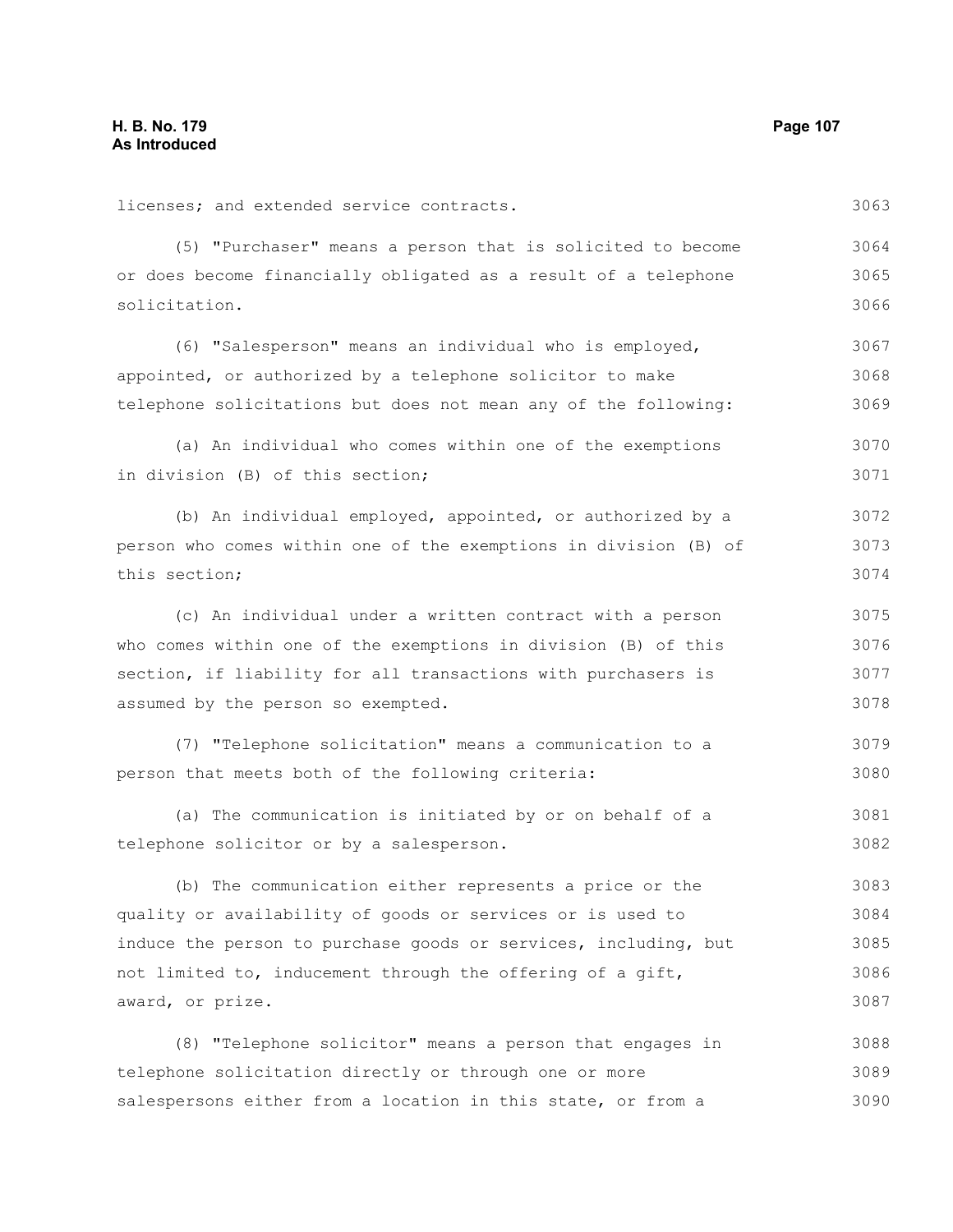licenses; and extended service contracts.

(5) "Purchaser" means a person that is solicited to become or does become financially obligated as a result of a telephone solicitation.

(6) "Salesperson" means an individual who is employed, appointed, or authorized by a telephone solicitor to make telephone solicitations but does not mean any of the following:

(a) An individual who comes within one of the exemptions in division (B) of this section;

(b) An individual employed, appointed, or authorized by a person who comes within one of the exemptions in division (B) of this section;

(c) An individual under a written contract with a person who comes within one of the exemptions in division (B) of this section, if liability for all transactions with purchasers is assumed by the person so exempted.

(7) "Telephone solicitation" means a communication to a person that meets both of the following criteria:

(a) The communication is initiated by or on behalf of a telephone solicitor or by a salesperson.

(b) The communication either represents a price or the quality or availability of goods or services or is used to induce the person to purchase goods or services, including, but not limited to, inducement through the offering of a gift, award, or prize.

(8) "Telephone solicitor" means a person that engages in telephone solicitation directly or through one or more salespersons either from a location in this state, or from a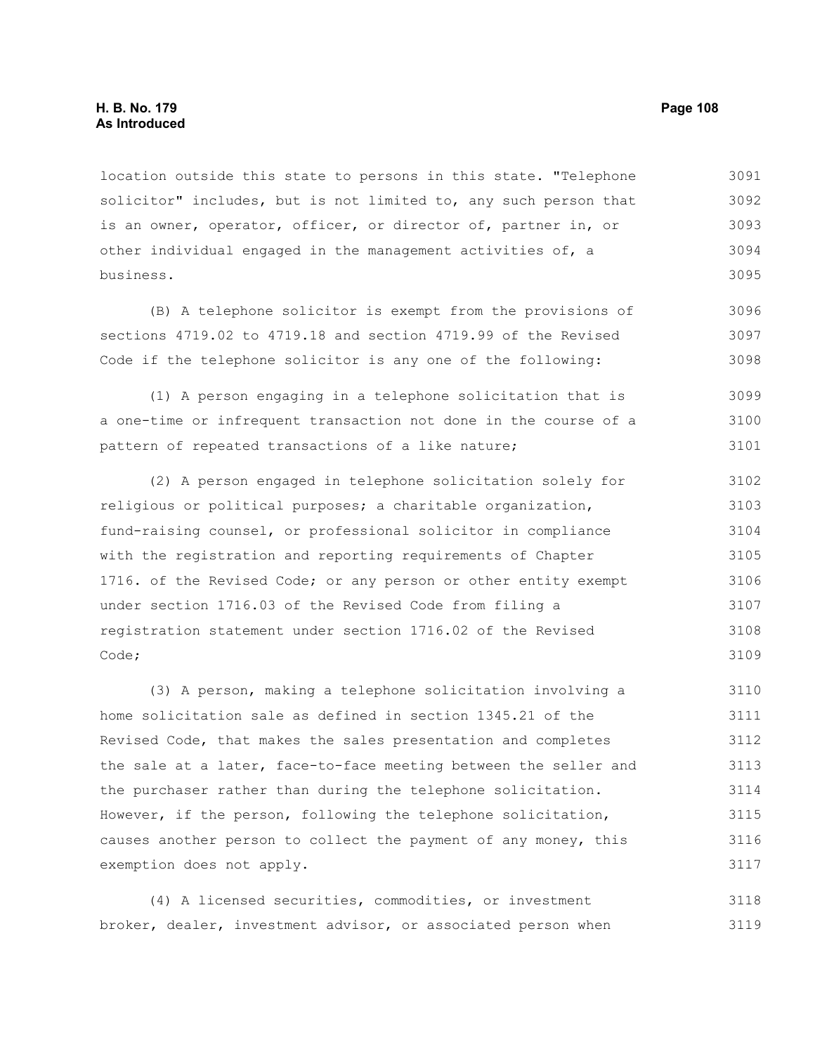location outside this state to persons in this state. "Telephone solicitor" includes, but is not limited to, any such person that is an owner, operator, officer, or director of, partner in, or other individual engaged in the management activities of, a business.

(B) A telephone solicitor is exempt from the provisions of sections 4719.02 to 4719.18 and section 4719.99 of the Revised Code if the telephone solicitor is any one of the following:

(1) A person engaging in a telephone solicitation that is a one-time or infrequent transaction not done in the course of a pattern of repeated transactions of a like nature;

(2) A person engaged in telephone solicitation solely for religious or political purposes; a charitable organization, fund-raising counsel, or professional solicitor in compliance with the registration and reporting requirements of Chapter 1716. of the Revised Code; or any person or other entity exempt under section 1716.03 of the Revised Code from filing a registration statement under section 1716.02 of the Revised Code;

(3) A person, making a telephone solicitation involving a home solicitation sale as defined in section 1345.21 of the Revised Code, that makes the sales presentation and completes the sale at a later, face-to-face meeting between the seller and the purchaser rather than during the telephone solicitation. However, if the person, following the telephone solicitation, causes another person to collect the payment of any money, this exemption does not apply.

(4) A licensed securities, commodities, or investment broker, dealer, investment advisor, or associated person when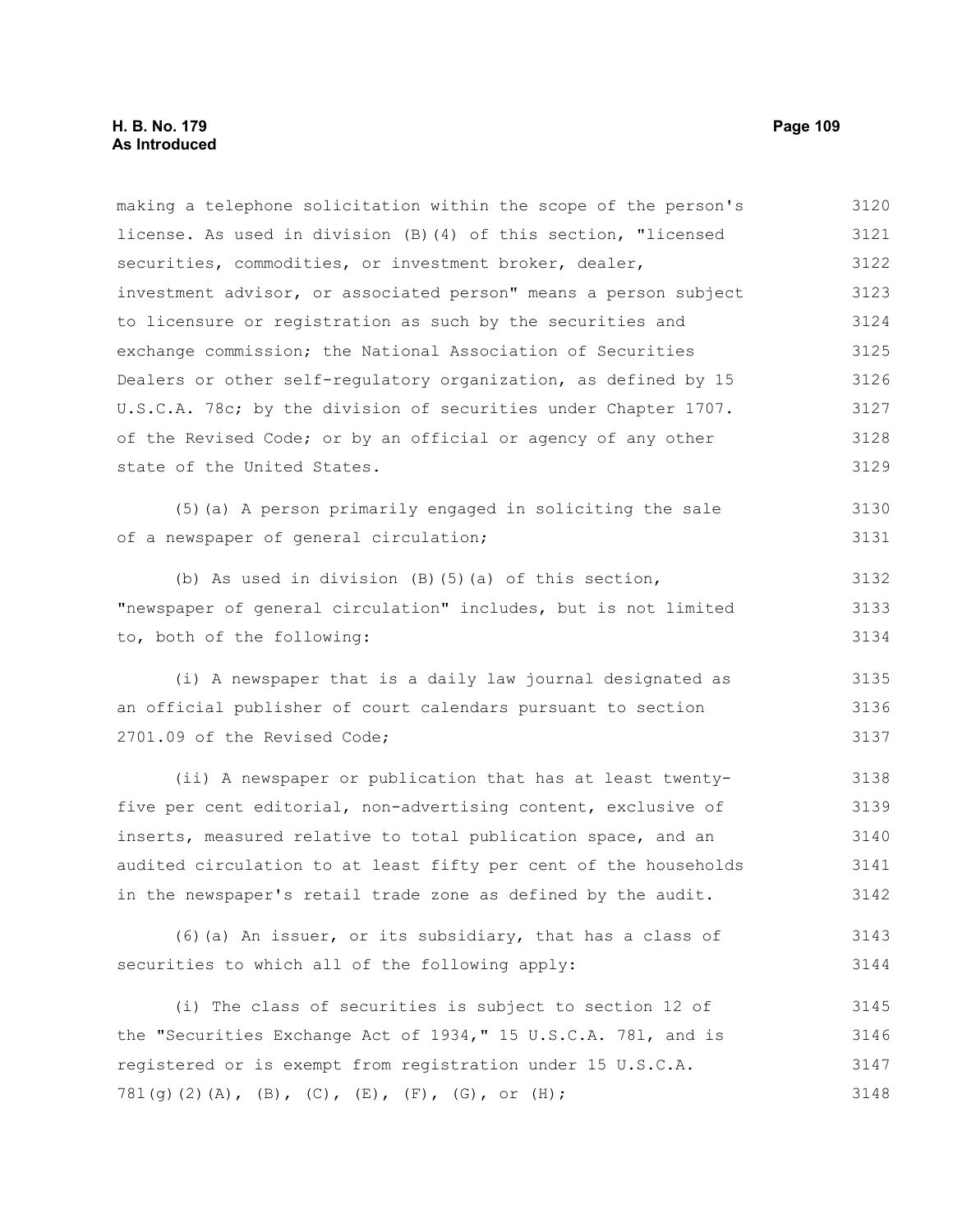making a telephone solicitation within the scope of the person's license. As used in division (B)(4) of this section, "licensed securities, commodities, or investment broker, dealer, investment advisor, or associated person" means a person subject to licensure or registration as such by the securities and exchange commission; the National Association of Securities Dealers or other self-regulatory organization, as defined by 15 U.S.C.A. 78c; by the division of securities under Chapter 1707. of the Revised Code; or by an official or agency of any other state of the United States.

(5)(a) A person primarily engaged in soliciting the sale of a newspaper of general circulation;

(b) As used in division (B)(5)(a) of this section, "newspaper of general circulation" includes, but is not limited to, both of the following:

(i) A newspaper that is a daily law journal designated as an official publisher of court calendars pursuant to section 2701.09 of the Revised Code;

(ii) A newspaper or publication that has at least twenty-five per cent editorial, non-advertising content, exclusive of inserts, measured relative to total publication space, and an audited circulation to at least fifty per cent of the households in the newspaper's retail trade zone as defined by the audit.

(6)(a) An issuer, or its subsidiary, that has a class of securities to which all of the following apply:

(i) The class of securities is subject to section 12 of the "Securities Exchange Act of 1934," 15 U.S.C.A. 78l, and is registered or is exempt from registration under 15 U.S.C.A. 78l(g)(2)(A), (B), (C), (E), (F), (G), or (H);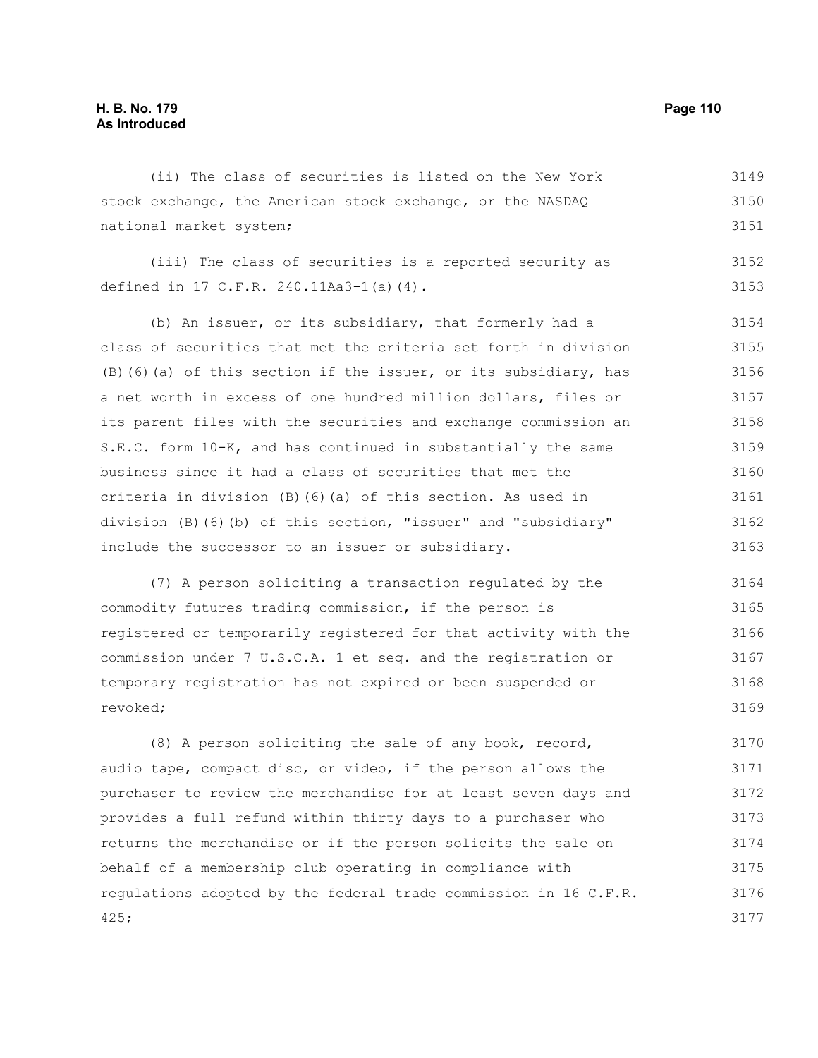(ii) The class of securities is listed on the New York stock exchange, the American stock exchange, or the NASDAQ national market system;

(iii) The class of securities is a reported security as defined in 17 C.F.R. 240.11Aa3-1(a)(4).

(b) An issuer, or its subsidiary, that formerly had a class of securities that met the criteria set forth in division (B)(6)(a) of this section if the issuer, or its subsidiary, has a net worth in excess of one hundred million dollars, files or its parent files with the securities and exchange commission an S.E.C. form 10-K, and has continued in substantially the same business since it had a class of securities that met the criteria in division (B)(6)(a) of this section. As used in division (B)(6)(b) of this section, "issuer" and "subsidiary" include the successor to an issuer or subsidiary.

(7) A person soliciting a transaction regulated by the commodity futures trading commission, if the person is registered or temporarily registered for that activity with the commission under 7 U.S.C.A. 1 et seq. and the registration or temporary registration has not expired or been suspended or revoked;

(8) A person soliciting the sale of any book, record, audio tape, compact disc, or video, if the person allows the purchaser to review the merchandise for at least seven days and provides a full refund within thirty days to a purchaser who returns the merchandise or if the person solicits the sale on behalf of a membership club operating in compliance with regulations adopted by the federal trade commission in 16 C.F.R. 425;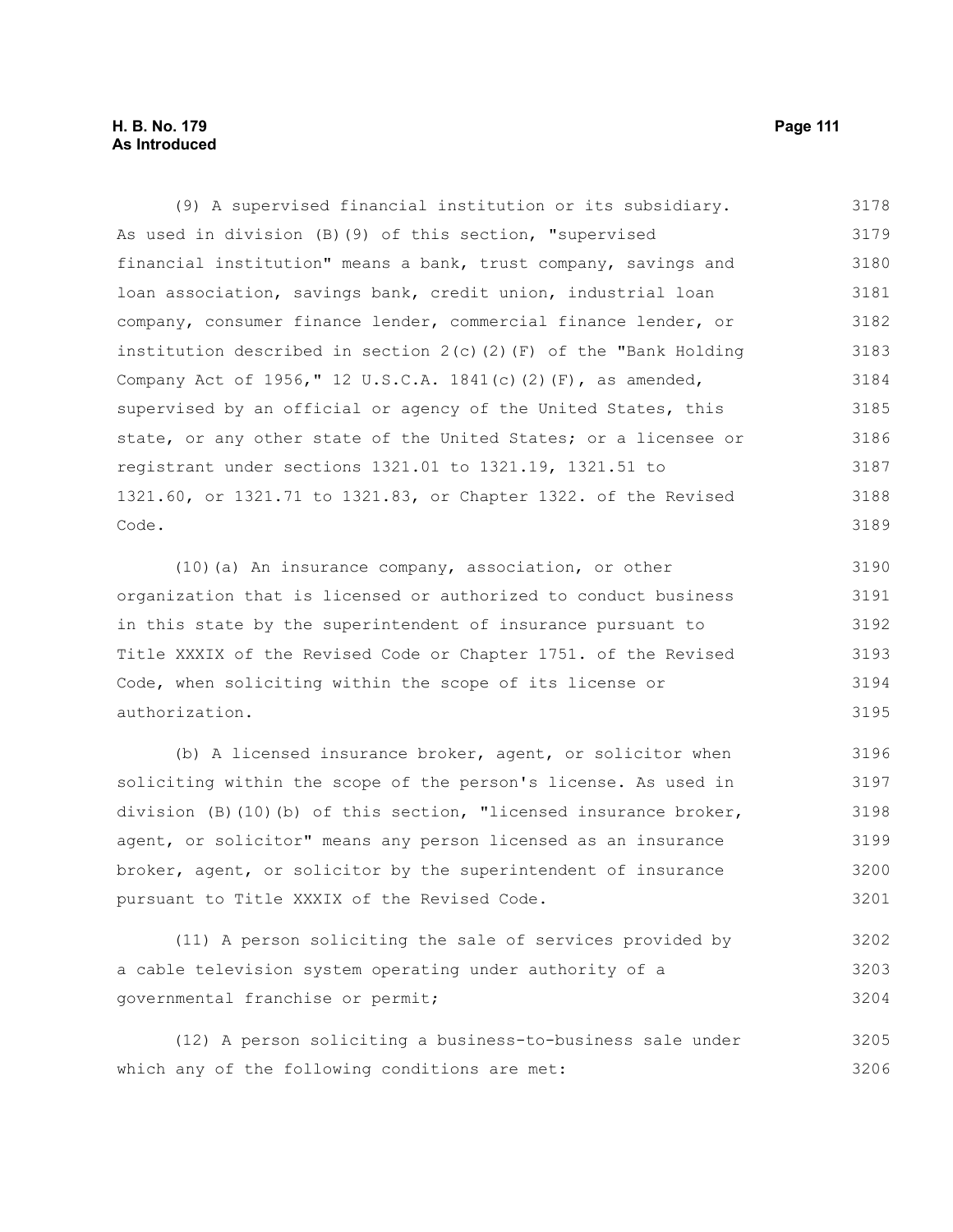(9) A supervised financial institution or its subsidiary. As used in division (B)(9) of this section, "supervised financial institution" means a bank, trust company, savings and loan association, savings bank, credit union, industrial loan company, consumer finance lender, commercial finance lender, or institution described in section 2(c)(2)(F) of the "Bank Holding Company Act of 1956," 12 U.S.C.A. 1841(c)(2)(F), as amended, supervised by an official or agency of the United States, this state, or any other state of the United States; or a licensee or registrant under sections 1321.01 to 1321.19, 1321.51 to 1321.60, or 1321.71 to 1321.83, or Chapter 1322. of the Revised Code.

(10)(a) An insurance company, association, or other organization that is licensed or authorized to conduct business in this state by the superintendent of insurance pursuant to Title XXXIX of the Revised Code or Chapter 1751. of the Revised Code, when soliciting within the scope of its license or authorization.

(b) A licensed insurance broker, agent, or solicitor when soliciting within the scope of the person's license. As used in division (B)(10)(b) of this section, "licensed insurance broker, agent, or solicitor" means any person licensed as an insurance broker, agent, or solicitor by the superintendent of insurance pursuant to Title XXXIX of the Revised Code.

(11) A person soliciting the sale of services provided by a cable television system operating under authority of a governmental franchise or permit;

(12) A person soliciting a business-to-business sale under which any of the following conditions are met: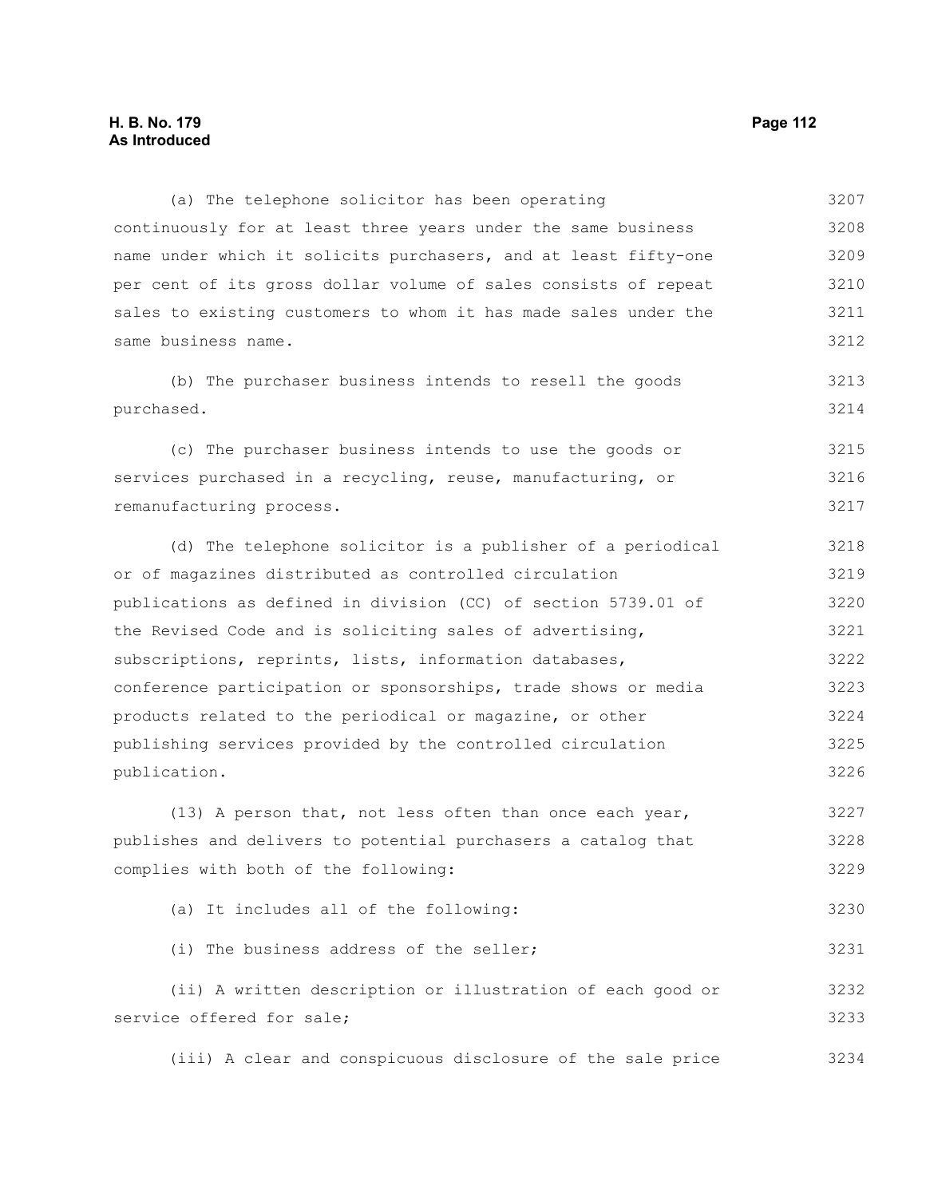(a) The telephone solicitor has been operating continuously for at least three years under the same business name under which it solicits purchasers, and at least fifty-one per cent of its gross dollar volume of sales consists of repeat sales to existing customers to whom it has made sales under the same business name.

(b) The purchaser business intends to resell the goods purchased.

(c) The purchaser business intends to use the goods or services purchased in a recycling, reuse, manufacturing, or remanufacturing process.

(d) The telephone solicitor is a publisher of a periodical or of magazines distributed as controlled circulation publications as defined in division (CC) of section 5739.01 of the Revised Code and is soliciting sales of advertising, subscriptions, reprints, lists, information databases, conference participation or sponsorships, trade shows or media products related to the periodical or magazine, or other publishing services provided by the controlled circulation publication.

(13) A person that, not less often than once each year, publishes and delivers to potential purchasers a catalog that complies with both of the following:

(a) It includes all of the following:

(i) The business address of the seller;

(ii) A written description or illustration of each good or service offered for sale;

(iii) A clear and conspicuous disclosure of the sale price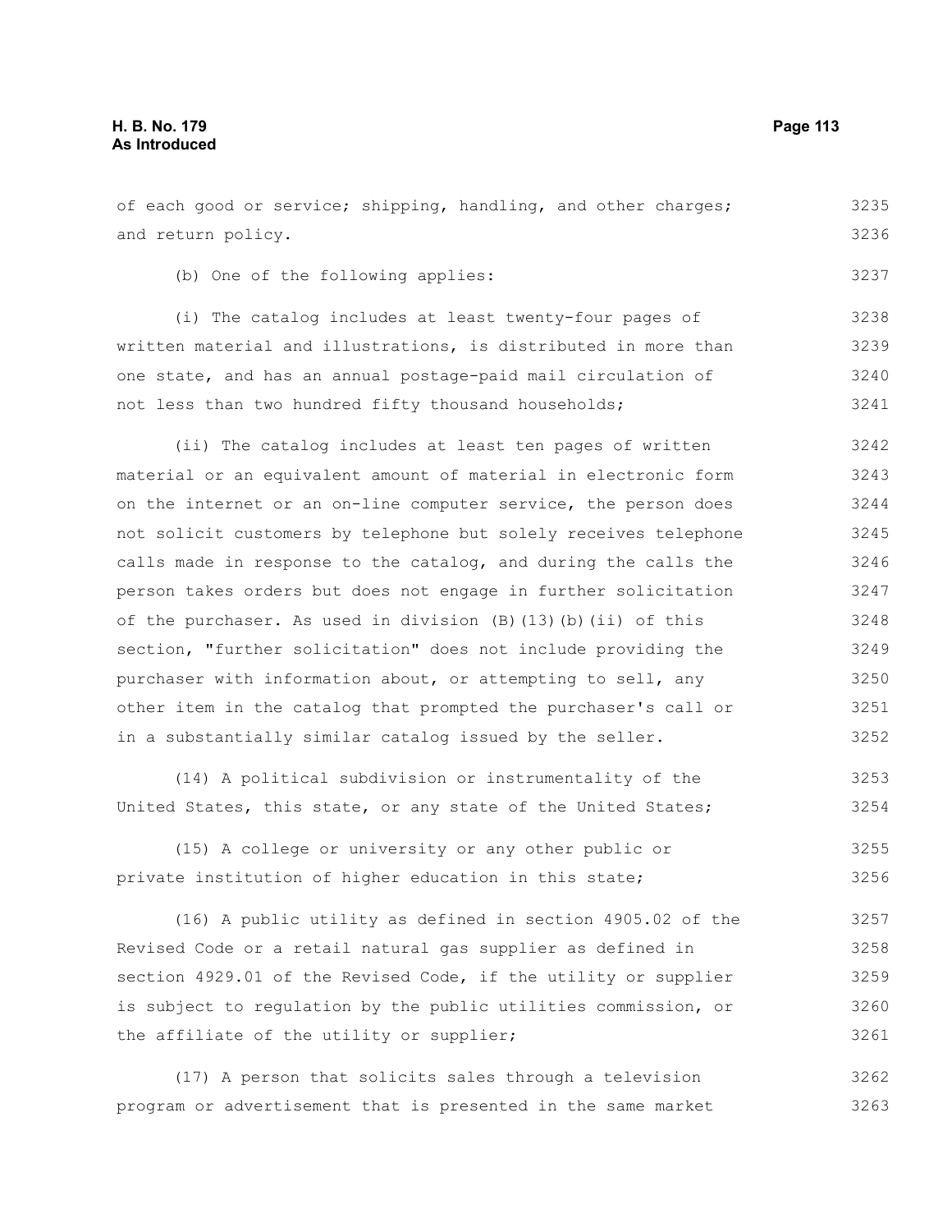of each good or service; shipping, handling, and other charges; and return policy.

(b) One of the following applies:

(i) The catalog includes at least twenty-four pages of written material and illustrations, is distributed in more than one state, and has an annual postage-paid mail circulation of not less than two hundred fifty thousand households;

(ii) The catalog includes at least ten pages of written material or an equivalent amount of material in electronic form on the internet or an on-line computer service, the person does not solicit customers by telephone but solely receives telephone calls made in response to the catalog, and during the calls the person takes orders but does not engage in further solicitation of the purchaser. As used in division (B)(13)(b)(ii) of this section, "further solicitation" does not include providing the purchaser with information about, or attempting to sell, any other item in the catalog that prompted the purchaser's call or in a substantially similar catalog issued by the seller.

(14) A political subdivision or instrumentality of the United States, this state, or any state of the United States;

(15) A college or university or any other public or private institution of higher education in this state;

(16) A public utility as defined in section 4905.02 of the Revised Code or a retail natural gas supplier as defined in section 4929.01 of the Revised Code, if the utility or supplier is subject to regulation by the public utilities commission, or the affiliate of the utility or supplier;

(17) A person that solicits sales through a television program or advertisement that is presented in the same market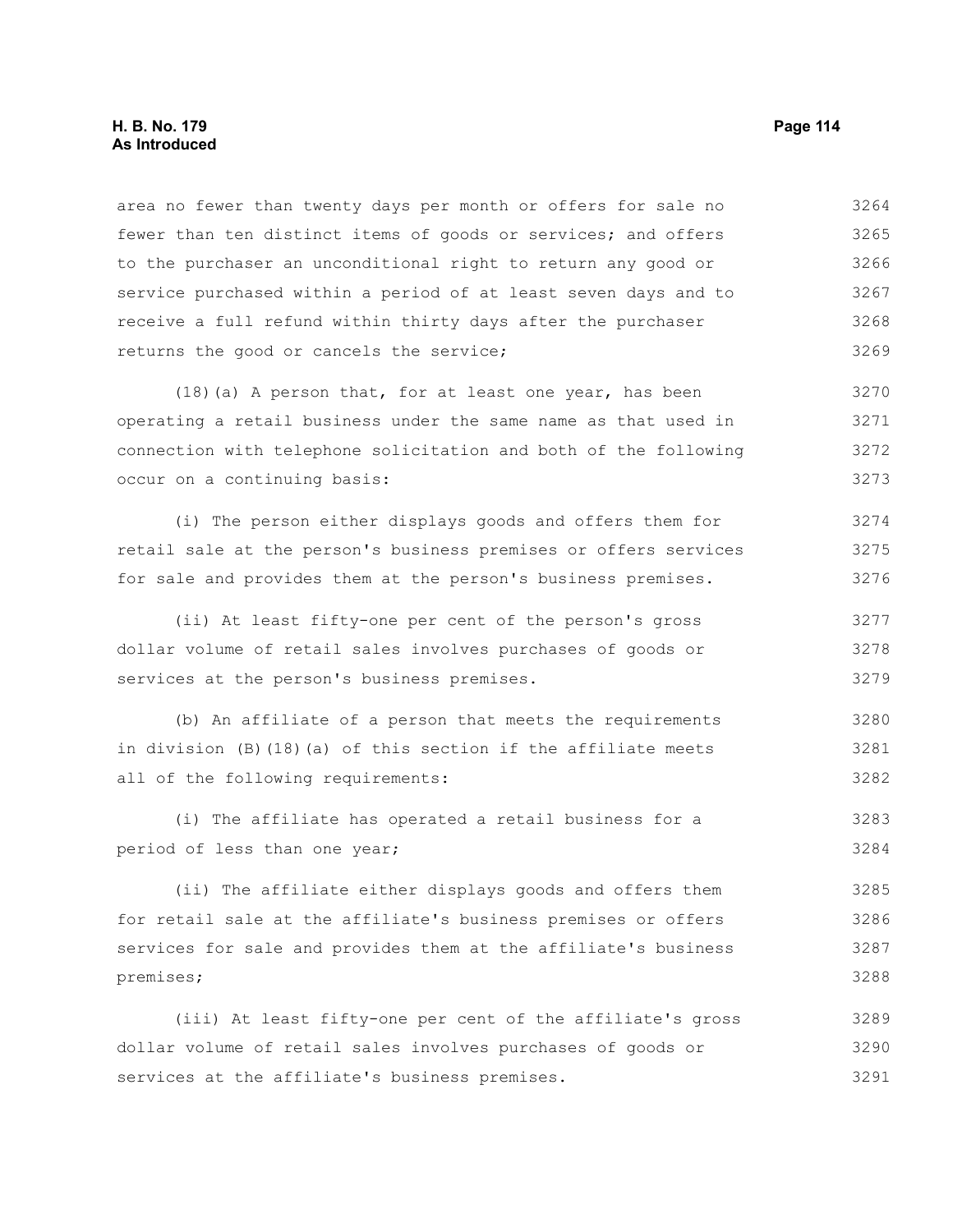area no fewer than twenty days per month or offers for sale no fewer than ten distinct items of goods or services; and offers to the purchaser an unconditional right to return any good or service purchased within a period of at least seven days and to receive a full refund within thirty days after the purchaser returns the good or cancels the service;

(18)(a) A person that, for at least one year, has been operating a retail business under the same name as that used in connection with telephone solicitation and both of the following occur on a continuing basis:

(i) The person either displays goods and offers them for retail sale at the person's business premises or offers services for sale and provides them at the person's business premises.

(ii) At least fifty-one per cent of the person's gross dollar volume of retail sales involves purchases of goods or services at the person's business premises.

(b) An affiliate of a person that meets the requirements in division (B)(18)(a) of this section if the affiliate meets all of the following requirements:

(i) The affiliate has operated a retail business for a period of less than one year;

(ii) The affiliate either displays goods and offers them for retail sale at the affiliate's business premises or offers services for sale and provides them at the affiliate's business premises;

(iii) At least fifty-one per cent of the affiliate's gross dollar volume of retail sales involves purchases of goods or services at the affiliate's business premises.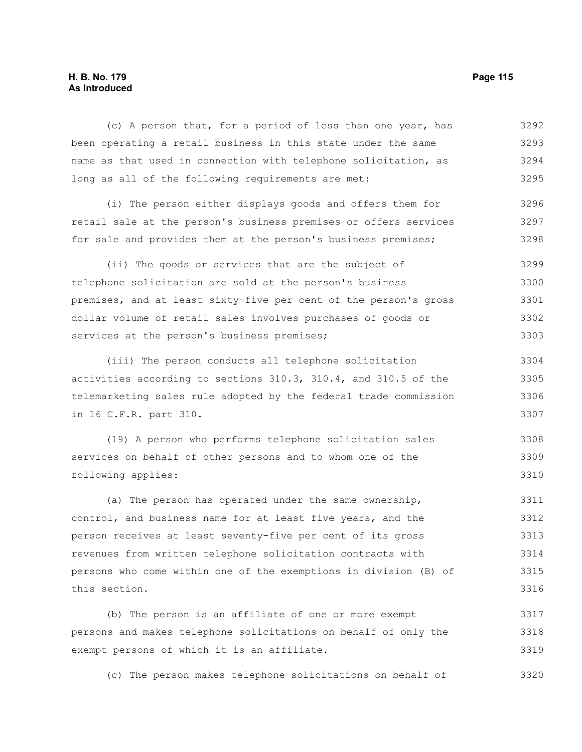(c) A person that, for a period of less than one year, has been operating a retail business in this state under the same name as that used in connection with telephone solicitation, as long as all of the following requirements are met:

(i) The person either displays goods and offers them for retail sale at the person's business premises or offers services for sale and provides them at the person's business premises;

(ii) The goods or services that are the subject of telephone solicitation are sold at the person's business premises, and at least sixty-five per cent of the person's gross dollar volume of retail sales involves purchases of goods or services at the person's business premises;

(iii) The person conducts all telephone solicitation activities according to sections 310.3, 310.4, and 310.5 of the telemarketing sales rule adopted by the federal trade commission in 16 C.F.R. part 310.

(19) A person who performs telephone solicitation sales services on behalf of other persons and to whom one of the following applies:

(a) The person has operated under the same ownership, control, and business name for at least five years, and the person receives at least seventy-five per cent of its gross revenues from written telephone solicitation contracts with persons who come within one of the exemptions in division (B) of this section.

(b) The person is an affiliate of one or more exempt persons and makes telephone solicitations on behalf of only the exempt persons of which it is an affiliate.

(c) The person makes telephone solicitations on behalf of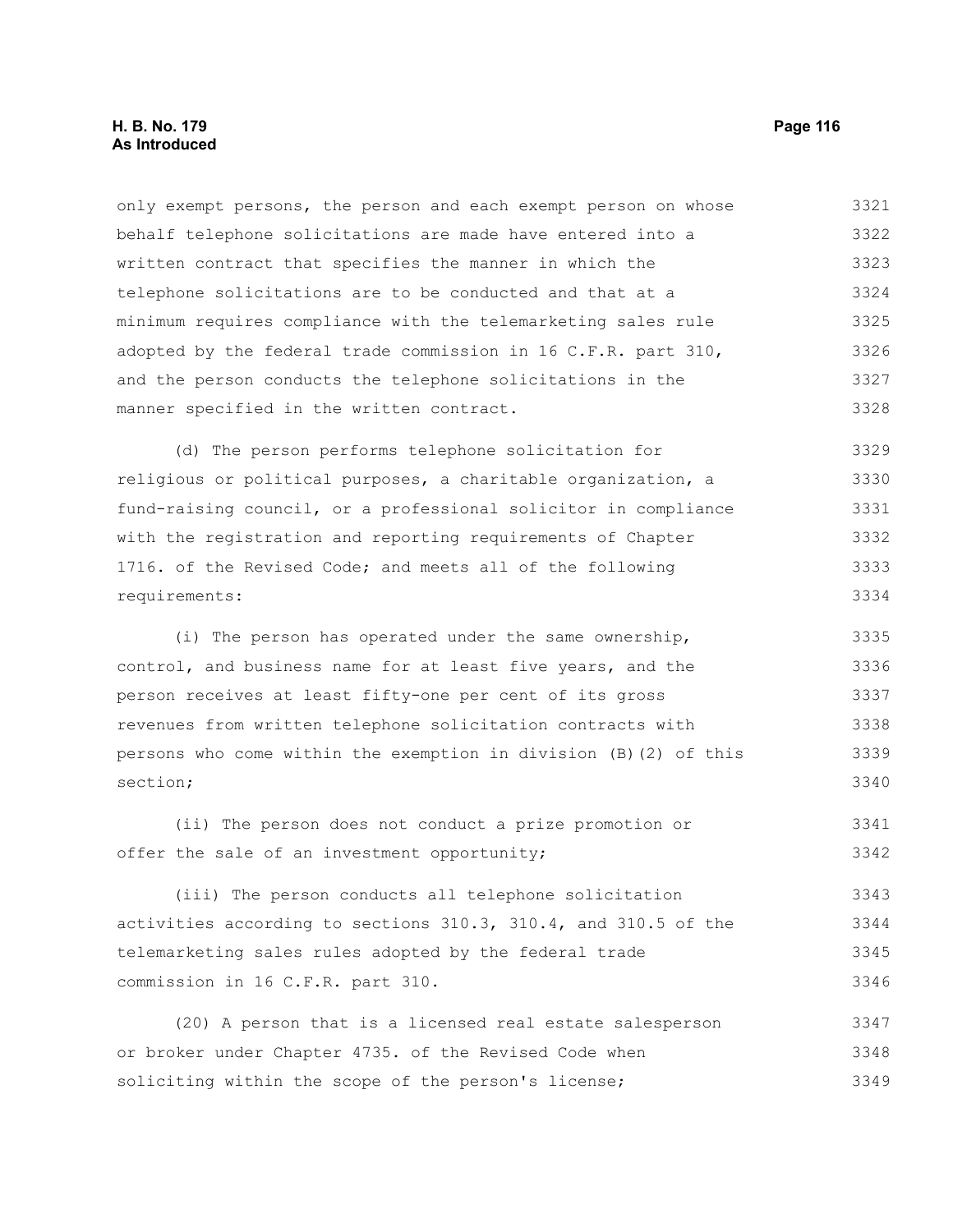only exempt persons, the person and each exempt person on whose behalf telephone solicitations are made have entered into a written contract that specifies the manner in which the telephone solicitations are to be conducted and that at a minimum requires compliance with the telemarketing sales rule adopted by the federal trade commission in 16 C.F.R. part 310, and the person conducts the telephone solicitations in the manner specified in the written contract.

(d) The person performs telephone solicitation for religious or political purposes, a charitable organization, a fund-raising council, or a professional solicitor in compliance with the registration and reporting requirements of Chapter 1716. of the Revised Code; and meets all of the following requirements:

(i) The person has operated under the same ownership, control, and business name for at least five years, and the person receives at least fifty-one per cent of its gross revenues from written telephone solicitation contracts with persons who come within the exemption in division (B)(2) of this section;

(ii) The person does not conduct a prize promotion or offer the sale of an investment opportunity;

(iii) The person conducts all telephone solicitation activities according to sections 310.3, 310.4, and 310.5 of the telemarketing sales rules adopted by the federal trade commission in 16 C.F.R. part 310.

(20) A person that is a licensed real estate salesperson or broker under Chapter 4735. of the Revised Code when soliciting within the scope of the person's license;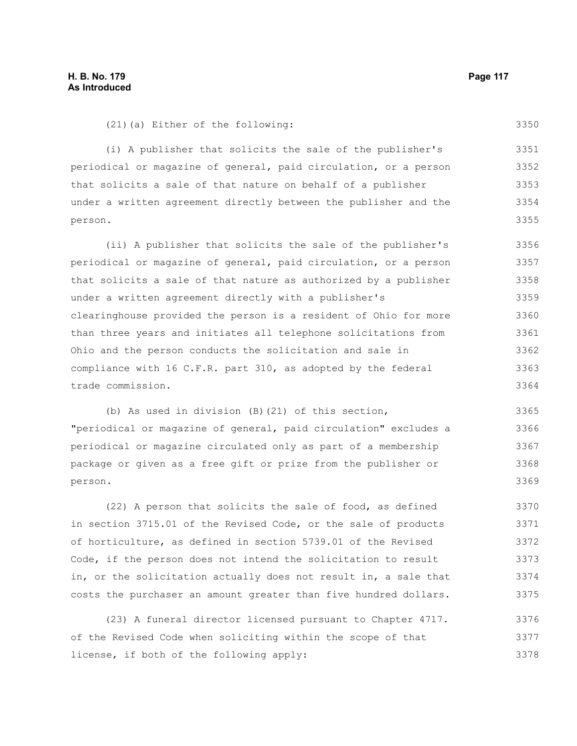(21)(a) Either of the following:

(i) A publisher that solicits the sale of the publisher's periodical or magazine of general, paid circulation, or a person that solicits a sale of that nature on behalf of a publisher under a written agreement directly between the publisher and the person.

(ii) A publisher that solicits the sale of the publisher's periodical or magazine of general, paid circulation, or a person that solicits a sale of that nature as authorized by a publisher under a written agreement directly with a publisher's clearinghouse provided the person is a resident of Ohio for more than three years and initiates all telephone solicitations from Ohio and the person conducts the solicitation and sale in compliance with 16 C.F.R. part 310, as adopted by the federal trade commission.

(b) As used in division (B)(21) of this section, "periodical or magazine of general, paid circulation" excludes a periodical or magazine circulated only as part of a membership package or given as a free gift or prize from the publisher or person.

(22) A person that solicits the sale of food, as defined in section 3715.01 of the Revised Code, or the sale of products of horticulture, as defined in section 5739.01 of the Revised Code, if the person does not intend the solicitation to result in, or the solicitation actually does not result in, a sale that costs the purchaser an amount greater than five hundred dollars.

(23) A funeral director licensed pursuant to Chapter 4717. of the Revised Code when soliciting within the scope of that license, if both of the following apply: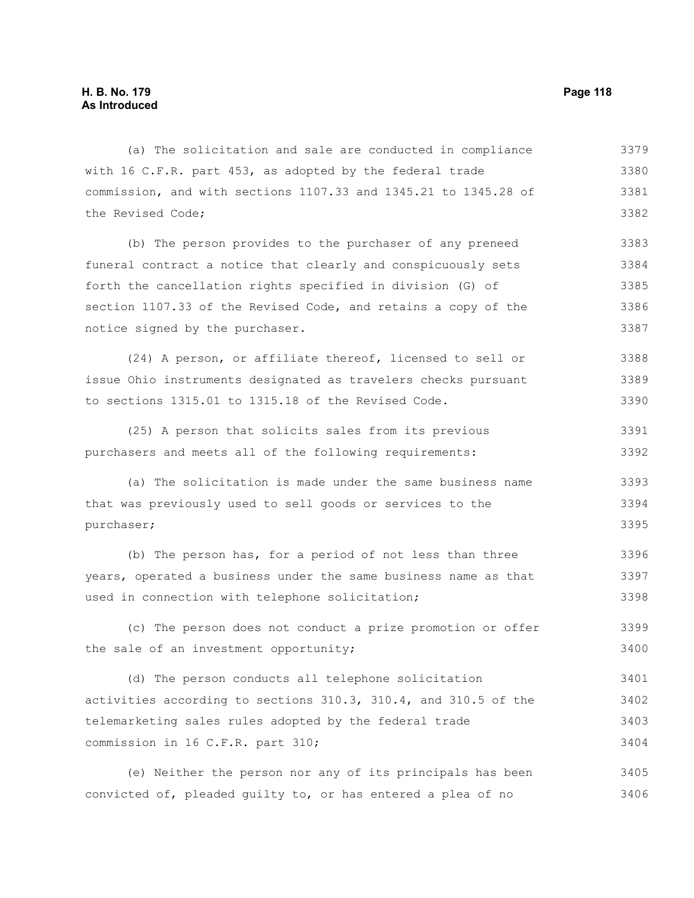(a) The solicitation and sale are conducted in compliance with 16 C.F.R. part 453, as adopted by the federal trade commission, and with sections 1107.33 and 1345.21 to 1345.28 of the Revised Code;

(b) The person provides to the purchaser of any preneed funeral contract a notice that clearly and conspicuously sets forth the cancellation rights specified in division (G) of section 1107.33 of the Revised Code, and retains a copy of the notice signed by the purchaser.

(24) A person, or affiliate thereof, licensed to sell or issue Ohio instruments designated as travelers checks pursuant to sections 1315.01 to 1315.18 of the Revised Code.

(25) A person that solicits sales from its previous purchasers and meets all of the following requirements:

(a) The solicitation is made under the same business name that was previously used to sell goods or services to the purchaser;

(b) The person has, for a period of not less than three years, operated a business under the same business name as that used in connection with telephone solicitation;

(c) The person does not conduct a prize promotion or offer the sale of an investment opportunity;

(d) The person conducts all telephone solicitation activities according to sections 310.3, 310.4, and 310.5 of the telemarketing sales rules adopted by the federal trade commission in 16 C.F.R. part 310;

(e) Neither the person nor any of its principals has been convicted of, pleaded guilty to, or has entered a plea of no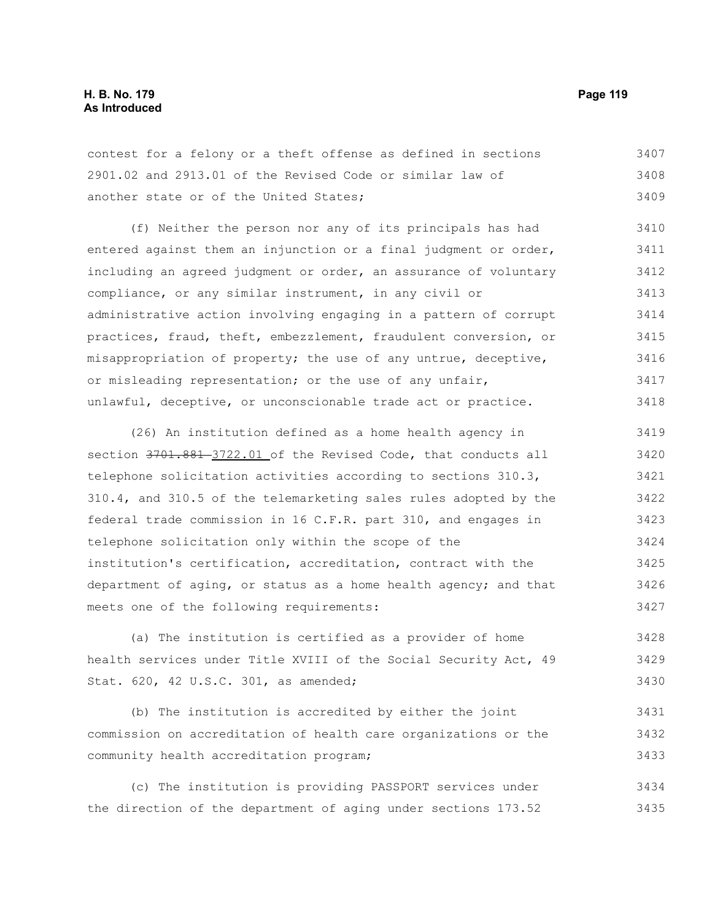contest for a felony or a theft offense as defined in sections 2901.02 and 2913.01 of the Revised Code or similar law of another state or of the United States;

(f) Neither the person nor any of its principals has had entered against them an injunction or a final judgment or order, including an agreed judgment or order, an assurance of voluntary compliance, or any similar instrument, in any civil or administrative action involving engaging in a pattern of corrupt practices, fraud, theft, embezzlement, fraudulent conversion, or misappropriation of property; the use of any untrue, deceptive, or misleading representation; or the use of any unfair, unlawful, deceptive, or unconscionable trade act or practice.

(26) An institution defined as a home health agency in section ~~3701.881~~ 3722.01 of the Revised Code, that conducts all telephone solicitation activities according to sections 310.3, 310.4, and 310.5 of the telemarketing sales rules adopted by the federal trade commission in 16 C.F.R. part 310, and engages in telephone solicitation only within the scope of the institution's certification, accreditation, contract with the department of aging, or status as a home health agency; and that meets one of the following requirements:

(a) The institution is certified as a provider of home health services under Title XVIII of the Social Security Act, 49 Stat. 620, 42 U.S.C. 301, as amended;

(b) The institution is accredited by either the joint commission on accreditation of health care organizations or the community health accreditation program;

(c) The institution is providing PASSPORT services under the direction of the department of aging under sections 173.52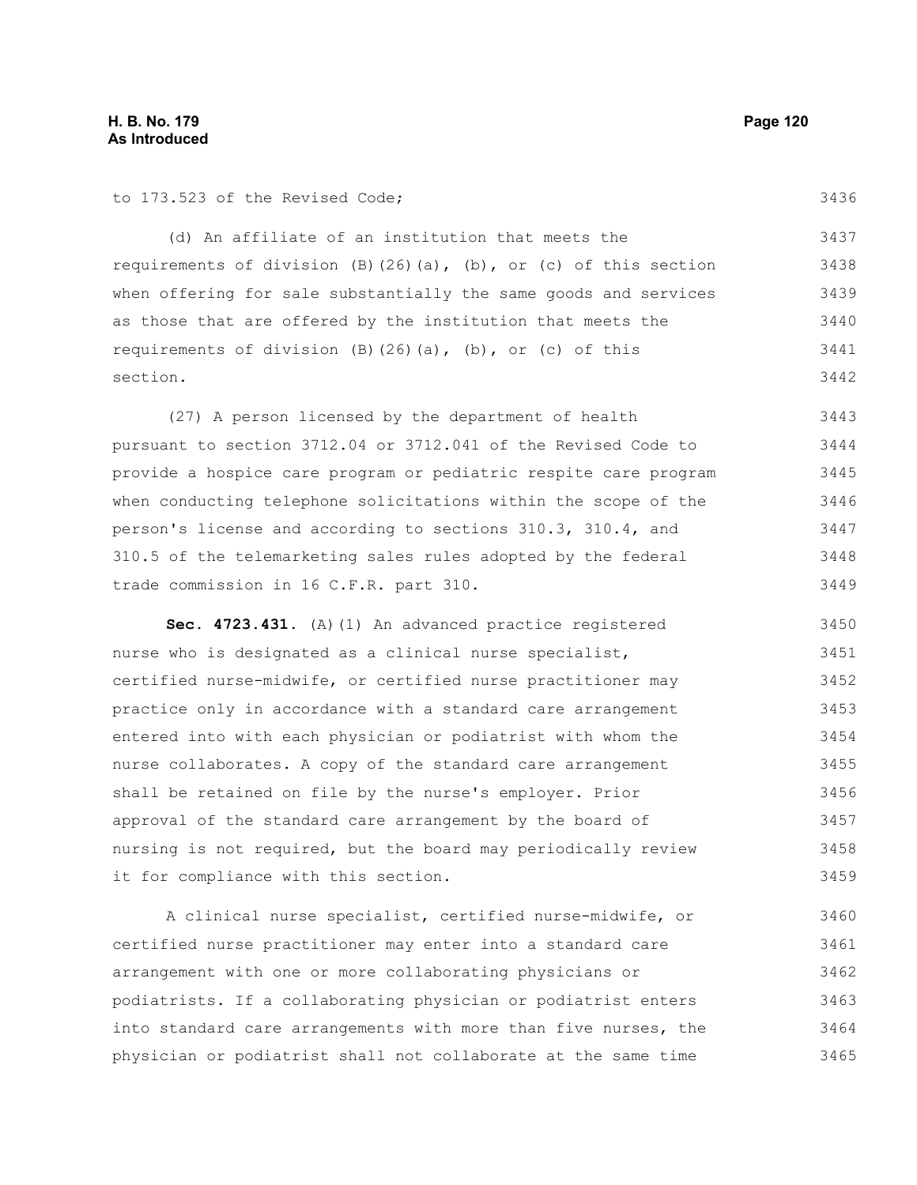to 173.523 of the Revised Code;

(d) An affiliate of an institution that meets the requirements of division (B)(26)(a), (b), or (c) of this section when offering for sale substantially the same goods and services as those that are offered by the institution that meets the requirements of division (B)(26)(a), (b), or (c) of this section.

(27) A person licensed by the department of health pursuant to section 3712.04 or 3712.041 of the Revised Code to provide a hospice care program or pediatric respite care program when conducting telephone solicitations within the scope of the person's license and according to sections 310.3, 310.4, and 310.5 of the telemarketing sales rules adopted by the federal trade commission in 16 C.F.R. part 310.

**Sec. 4723.431.** (A)(1) An advanced practice registered nurse who is designated as a clinical nurse specialist, certified nurse-midwife, or certified nurse practitioner may practice only in accordance with a standard care arrangement entered into with each physician or podiatrist with whom the nurse collaborates. A copy of the standard care arrangement shall be retained on file by the nurse's employer. Prior approval of the standard care arrangement by the board of nursing is not required, but the board may periodically review it for compliance with this section.

A clinical nurse specialist, certified nurse-midwife, or certified nurse practitioner may enter into a standard care arrangement with one or more collaborating physicians or podiatrists. If a collaborating physician or podiatrist enters into standard care arrangements with more than five nurses, the physician or podiatrist shall not collaborate at the same time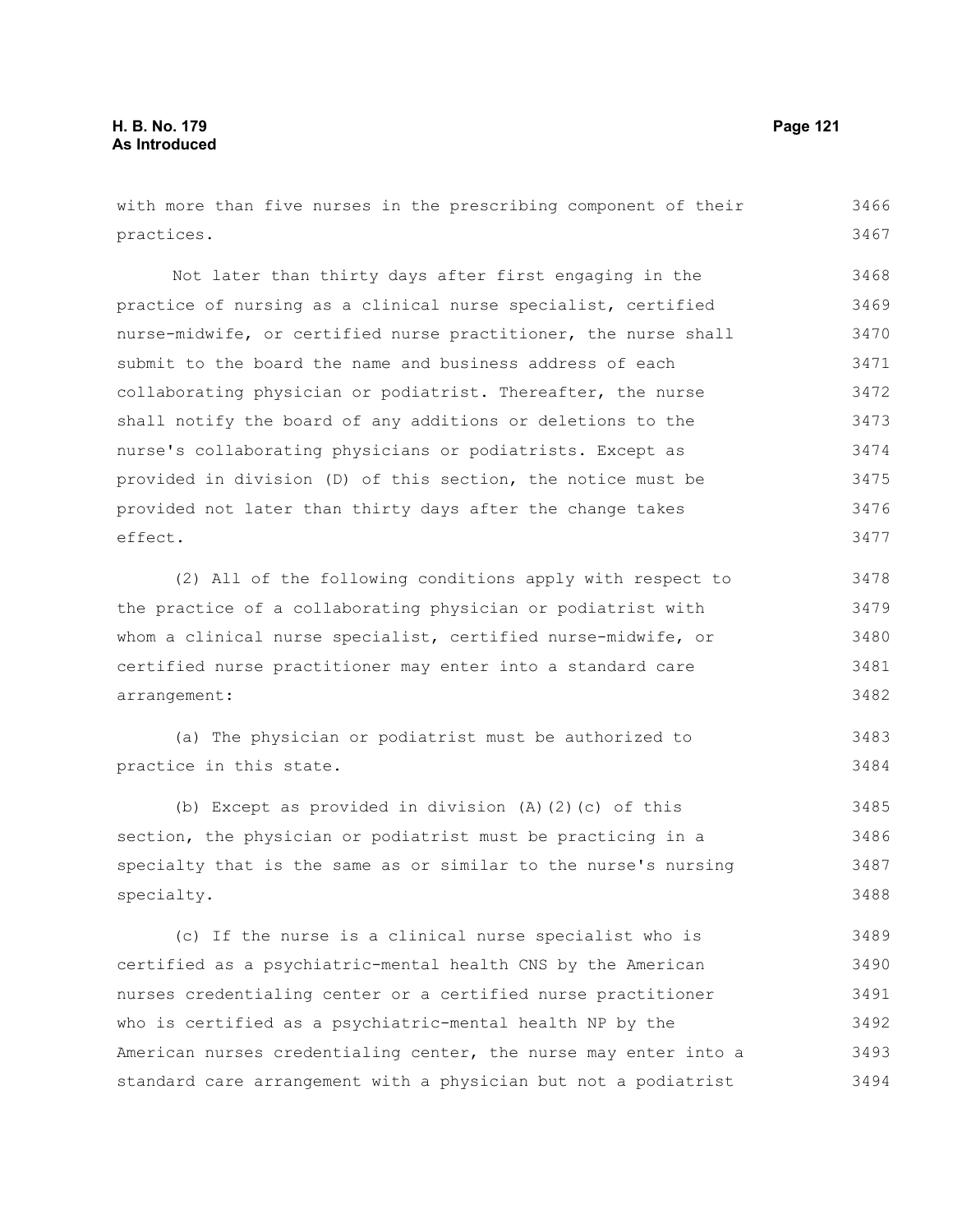with more than five nurses in the prescribing component of their practices.

Not later than thirty days after first engaging in the practice of nursing as a clinical nurse specialist, certified nurse-midwife, or certified nurse practitioner, the nurse shall submit to the board the name and business address of each collaborating physician or podiatrist. Thereafter, the nurse shall notify the board of any additions or deletions to the nurse's collaborating physicians or podiatrists. Except as provided in division (D) of this section, the notice must be provided not later than thirty days after the change takes effect.

(2) All of the following conditions apply with respect to the practice of a collaborating physician or podiatrist with whom a clinical nurse specialist, certified nurse-midwife, or certified nurse practitioner may enter into a standard care arrangement:

(a) The physician or podiatrist must be authorized to practice in this state.

(b) Except as provided in division (A)(2)(c) of this section, the physician or podiatrist must be practicing in a specialty that is the same as or similar to the nurse's nursing specialty.

(c) If the nurse is a clinical nurse specialist who is certified as a psychiatric-mental health CNS by the American nurses credentialing center or a certified nurse practitioner who is certified as a psychiatric-mental health NP by the American nurses credentialing center, the nurse may enter into a standard care arrangement with a physician but not a podiatrist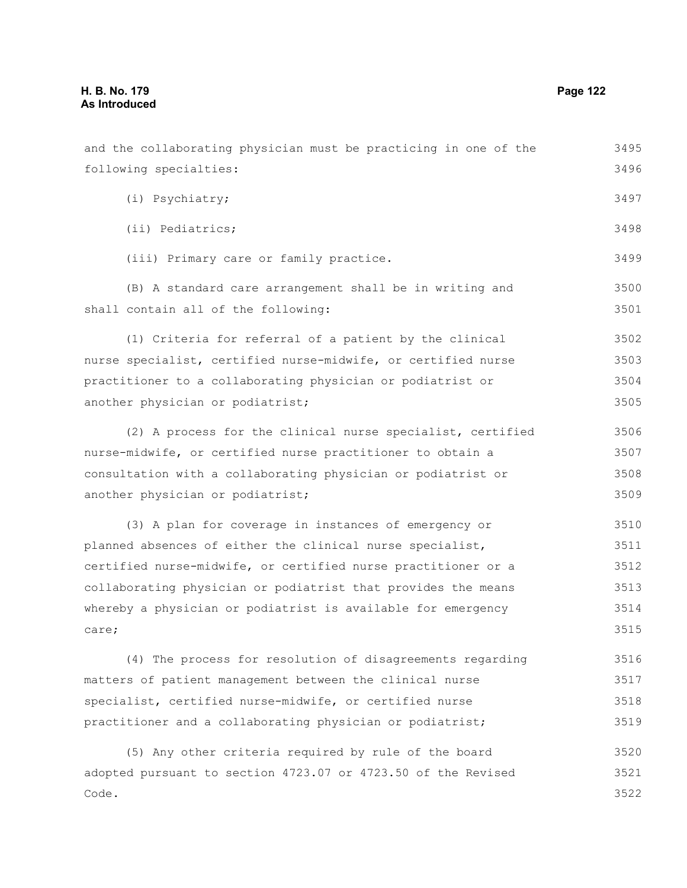and the collaborating physician must be practicing in one of the following specialties:

(i) Psychiatry;

(ii) Pediatrics;

(iii) Primary care or family practice.

(B) A standard care arrangement shall be in writing and shall contain all of the following:

(1) Criteria for referral of a patient by the clinical nurse specialist, certified nurse-midwife, or certified nurse practitioner to a collaborating physician or podiatrist or another physician or podiatrist;

(2) A process for the clinical nurse specialist, certified nurse-midwife, or certified nurse practitioner to obtain a consultation with a collaborating physician or podiatrist or another physician or podiatrist;

(3) A plan for coverage in instances of emergency or planned absences of either the clinical nurse specialist, certified nurse-midwife, or certified nurse practitioner or a collaborating physician or podiatrist that provides the means whereby a physician or podiatrist is available for emergency care;

(4) The process for resolution of disagreements regarding matters of patient management between the clinical nurse specialist, certified nurse-midwife, or certified nurse practitioner and a collaborating physician or podiatrist;

(5) Any other criteria required by rule of the board adopted pursuant to section 4723.07 or 4723.50 of the Revised Code.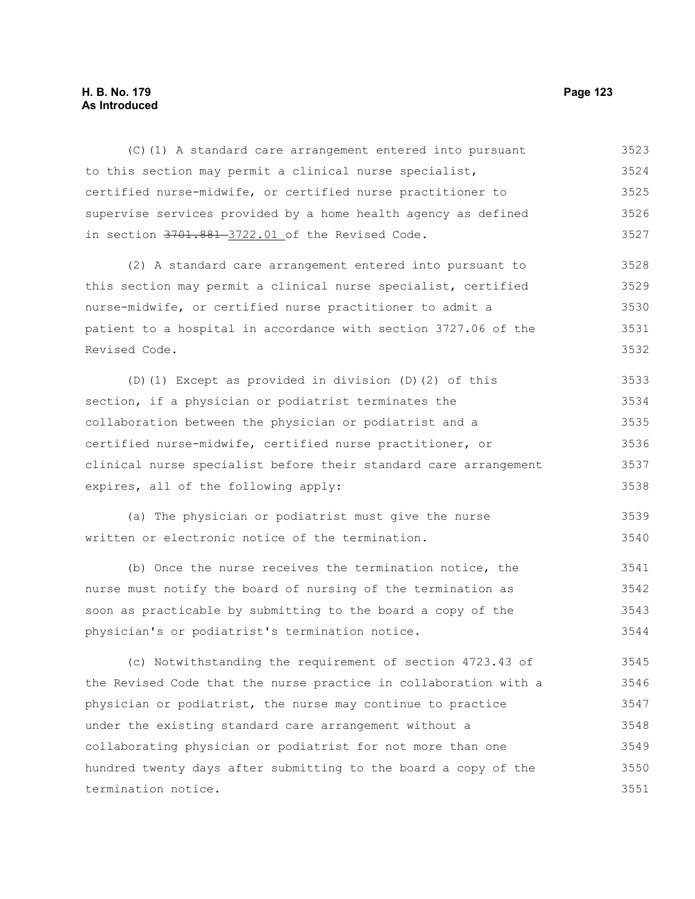(C)(1) A standard care arrangement entered into pursuant to this section may permit a clinical nurse specialist, certified nurse-midwife, or certified nurse practitioner to supervise services provided by a home health agency as defined in section ~~3701.881~~ 3722.01 of the Revised Code.

(2) A standard care arrangement entered into pursuant to this section may permit a clinical nurse specialist, certified nurse-midwife, or certified nurse practitioner to admit a patient to a hospital in accordance with section 3727.06 of the Revised Code.

(D)(1) Except as provided in division (D)(2) of this section, if a physician or podiatrist terminates the collaboration between the physician or podiatrist and a certified nurse-midwife, certified nurse practitioner, or clinical nurse specialist before their standard care arrangement expires, all of the following apply:

(a) The physician or podiatrist must give the nurse written or electronic notice of the termination.

(b) Once the nurse receives the termination notice, the nurse must notify the board of nursing of the termination as soon as practicable by submitting to the board a copy of the physician's or podiatrist's termination notice.

(c) Notwithstanding the requirement of section 4723.43 of the Revised Code that the nurse practice in collaboration with a physician or podiatrist, the nurse may continue to practice under the existing standard care arrangement without a collaborating physician or podiatrist for not more than one hundred twenty days after submitting to the board a copy of the termination notice.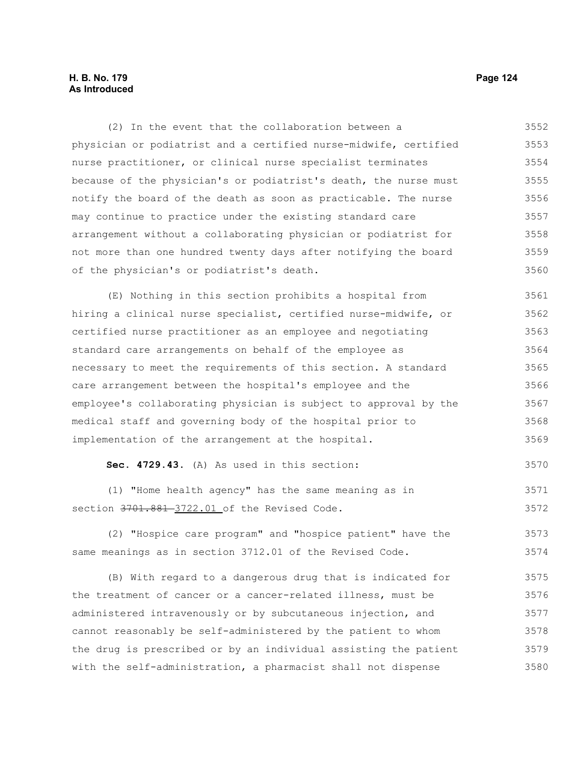(2) In the event that the collaboration between a physician or podiatrist and a certified nurse-midwife, certified nurse practitioner, or clinical nurse specialist terminates because of the physician's or podiatrist's death, the nurse must notify the board of the death as soon as practicable. The nurse may continue to practice under the existing standard care arrangement without a collaborating physician or podiatrist for not more than one hundred twenty days after notifying the board of the physician's or podiatrist's death.

(E) Nothing in this section prohibits a hospital from hiring a clinical nurse specialist, certified nurse-midwife, or certified nurse practitioner as an employee and negotiating standard care arrangements on behalf of the employee as necessary to meet the requirements of this section. A standard care arrangement between the hospital's employee and the employee's collaborating physician is subject to approval by the medical staff and governing body of the hospital prior to implementation of the arrangement at the hospital.

**Sec. 4729.43.** (A) As used in this section:

(1) "Home health agency" has the same meaning as in section ~~3701.881~~ 3722.01 of the Revised Code.

(2) "Hospice care program" and "hospice patient" have the same meanings as in section 3712.01 of the Revised Code.

(B) With regard to a dangerous drug that is indicated for the treatment of cancer or a cancer-related illness, must be administered intravenously or by subcutaneous injection, and cannot reasonably be self-administered by the patient to whom the drug is prescribed or by an individual assisting the patient with the self-administration, a pharmacist shall not dispense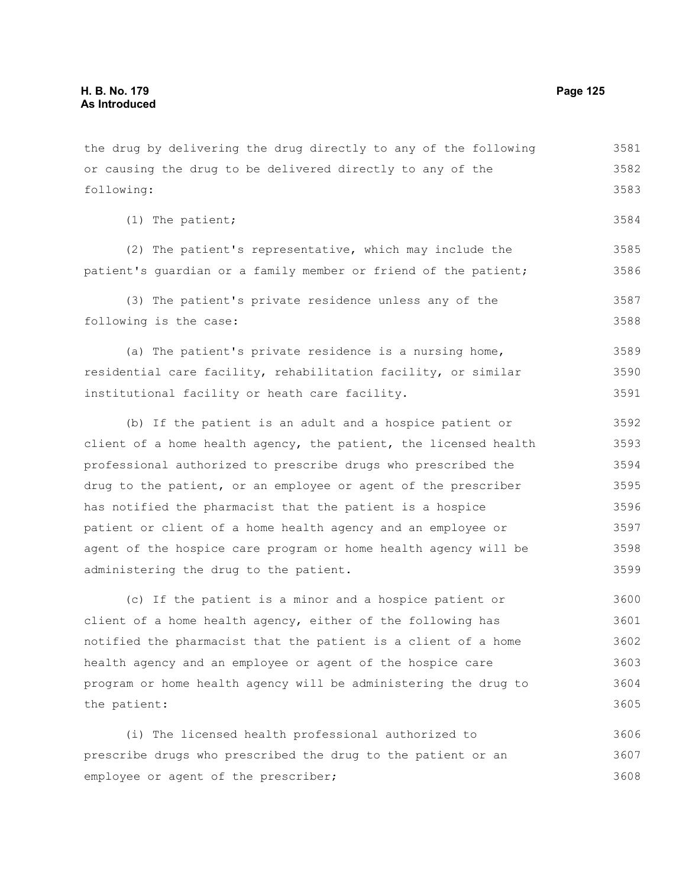the drug by delivering the drug directly to any of the following or causing the drug to be delivered directly to any of the following:

(1) The patient;

(2) The patient's representative, which may include the patient's guardian or a family member or friend of the patient;

(3) The patient's private residence unless any of the following is the case:

(a) The patient's private residence is a nursing home, residential care facility, rehabilitation facility, or similar institutional facility or heath care facility.

(b) If the patient is an adult and a hospice patient or client of a home health agency, the patient, the licensed health professional authorized to prescribe drugs who prescribed the drug to the patient, or an employee or agent of the prescriber has notified the pharmacist that the patient is a hospice patient or client of a home health agency and an employee or agent of the hospice care program or home health agency will be administering the drug to the patient.

(c) If the patient is a minor and a hospice patient or client of a home health agency, either of the following has notified the pharmacist that the patient is a client of a home health agency and an employee or agent of the hospice care program or home health agency will be administering the drug to the patient:

(i) The licensed health professional authorized to prescribe drugs who prescribed the drug to the patient or an employee or agent of the prescriber;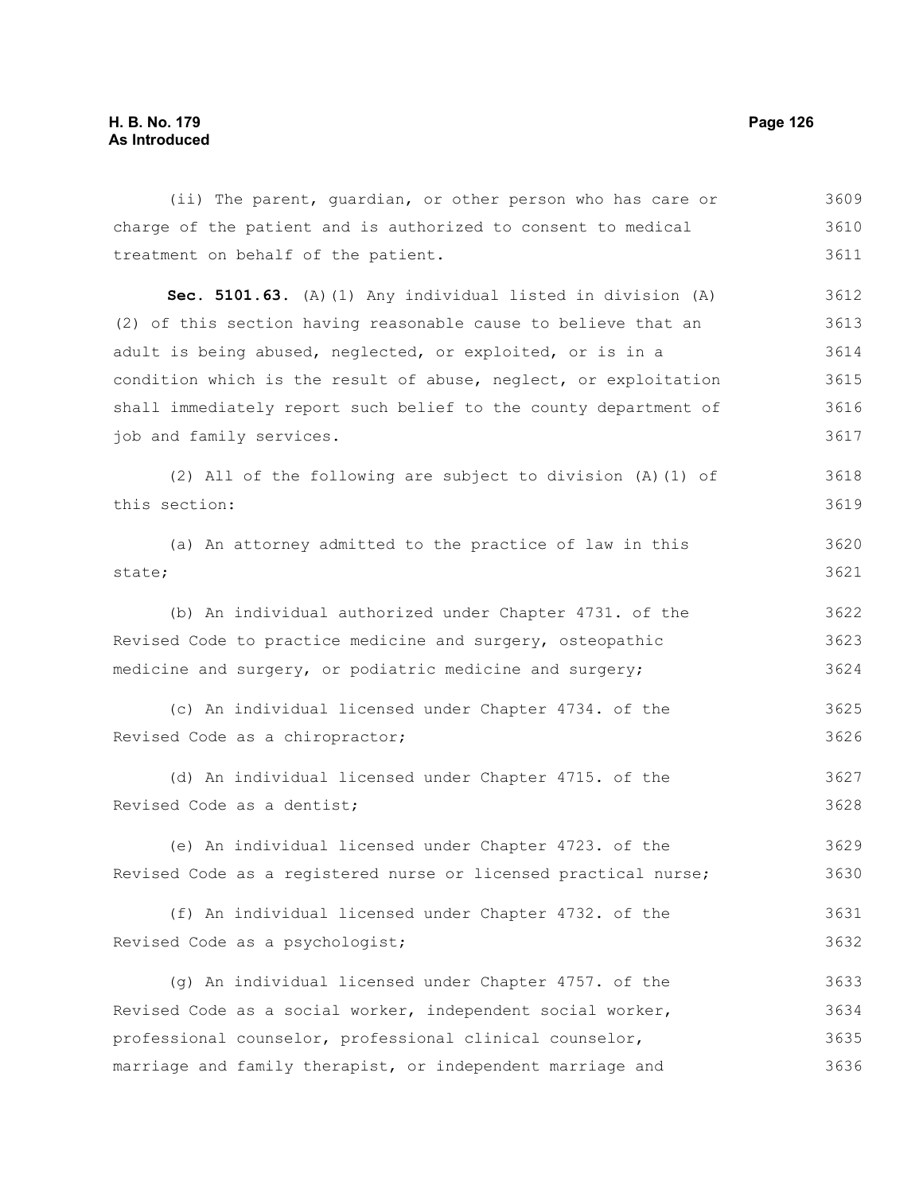(ii) The parent, guardian, or other person who has care or charge of the patient and is authorized to consent to medical treatment on behalf of the patient.

**Sec. 5101.63.** (A)(1) Any individual listed in division (A)(2) of this section having reasonable cause to believe that an adult is being abused, neglected, or exploited, or is in a condition which is the result of abuse, neglect, or exploitation shall immediately report such belief to the county department of job and family services.

(2) All of the following are subject to division (A)(1) of this section:

(a) An attorney admitted to the practice of law in this state;

(b) An individual authorized under Chapter 4731. of the Revised Code to practice medicine and surgery, osteopathic medicine and surgery, or podiatric medicine and surgery;

(c) An individual licensed under Chapter 4734. of the Revised Code as a chiropractor;

(d) An individual licensed under Chapter 4715. of the Revised Code as a dentist;

(e) An individual licensed under Chapter 4723. of the Revised Code as a registered nurse or licensed practical nurse;

(f) An individual licensed under Chapter 4732. of the Revised Code as a psychologist;

(g) An individual licensed under Chapter 4757. of the Revised Code as a social worker, independent social worker, professional counselor, professional clinical counselor, marriage and family therapist, or independent marriage and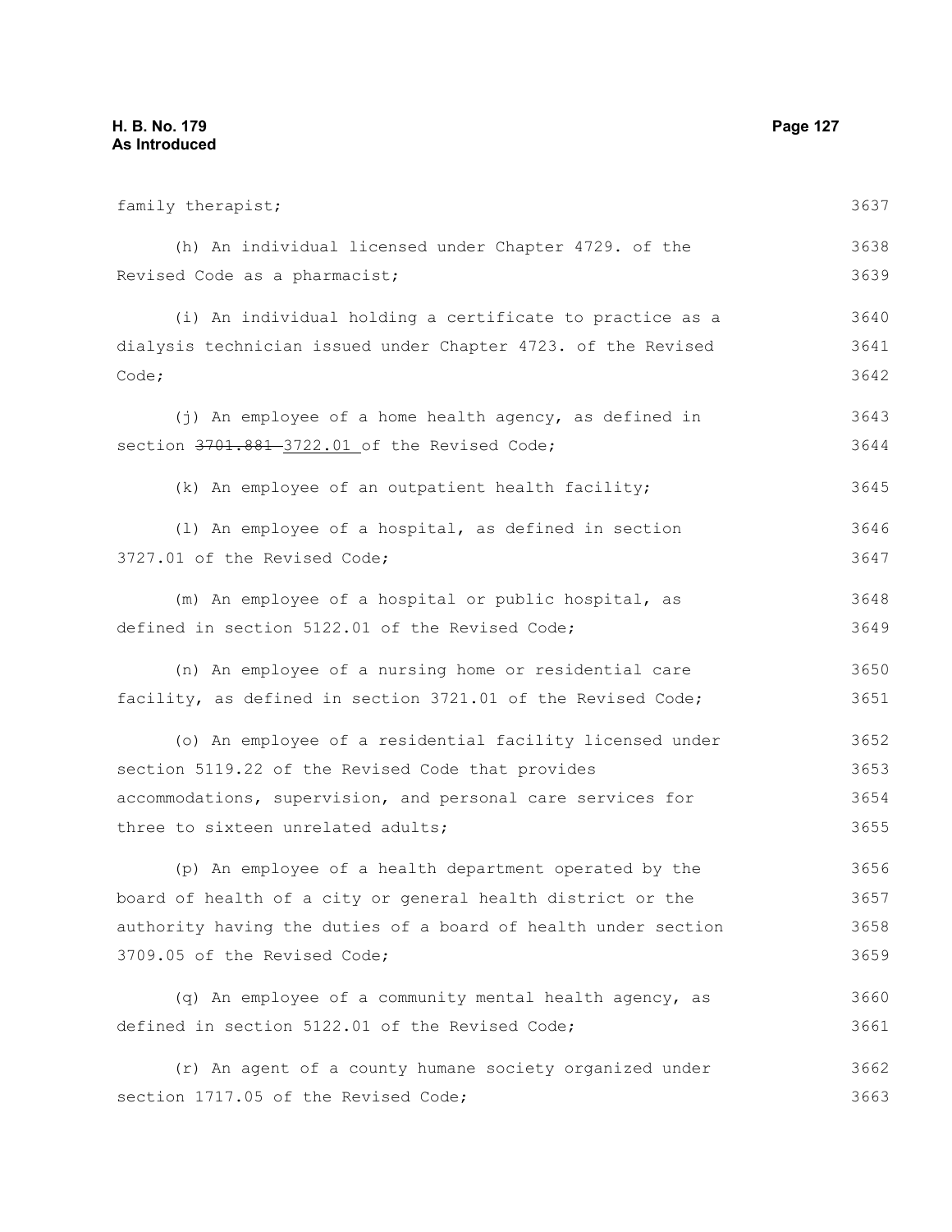family therapist;

(h) An individual licensed under Chapter 4729. of the Revised Code as a pharmacist;

(i) An individual holding a certificate to practice as a dialysis technician issued under Chapter 4723. of the Revised Code;

(j) An employee of a home health agency, as defined in section ~~3701.881~~ 3722.01 of the Revised Code;

(k) An employee of an outpatient health facility;

(l) An employee of a hospital, as defined in section 3727.01 of the Revised Code;

(m) An employee of a hospital or public hospital, as defined in section 5122.01 of the Revised Code;

(n) An employee of a nursing home or residential care facility, as defined in section 3721.01 of the Revised Code;

(o) An employee of a residential facility licensed under section 5119.22 of the Revised Code that provides accommodations, supervision, and personal care services for three to sixteen unrelated adults;

(p) An employee of a health department operated by the board of health of a city or general health district or the authority having the duties of a board of health under section 3709.05 of the Revised Code;

(q) An employee of a community mental health agency, as defined in section 5122.01 of the Revised Code;

(r) An agent of a county humane society organized under section 1717.05 of the Revised Code;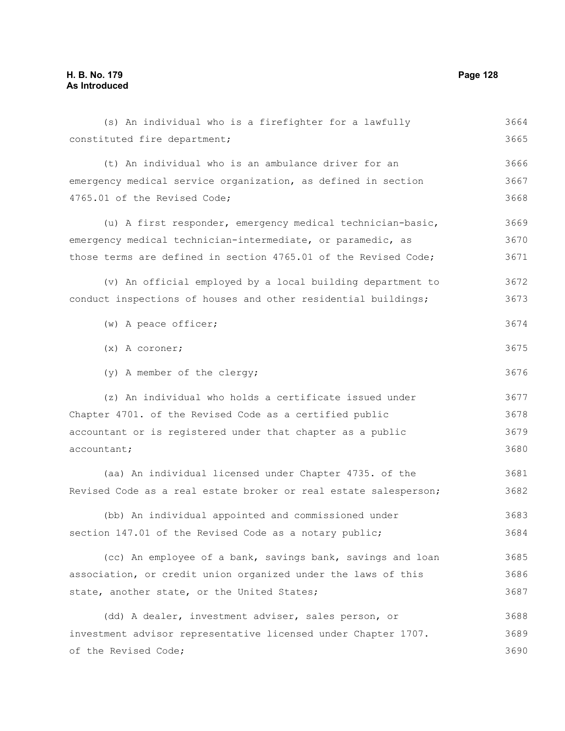(s) An individual who is a firefighter for a lawfully constituted fire department;

(t) An individual who is an ambulance driver for an emergency medical service organization, as defined in section 4765.01 of the Revised Code;

(u) A first responder, emergency medical technician-basic, emergency medical technician-intermediate, or paramedic, as those terms are defined in section 4765.01 of the Revised Code;

(v) An official employed by a local building department to conduct inspections of houses and other residential buildings;

(w) A peace officer;

(x) A coroner;

(y) A member of the clergy;

(z) An individual who holds a certificate issued under Chapter 4701. of the Revised Code as a certified public accountant or is registered under that chapter as a public accountant;

(aa) An individual licensed under Chapter 4735. of the Revised Code as a real estate broker or real estate salesperson;

(bb) An individual appointed and commissioned under section 147.01 of the Revised Code as a notary public;

(cc) An employee of a bank, savings bank, savings and loan association, or credit union organized under the laws of this state, another state, or the United States;

(dd) A dealer, investment adviser, sales person, or investment advisor representative licensed under Chapter 1707. of the Revised Code;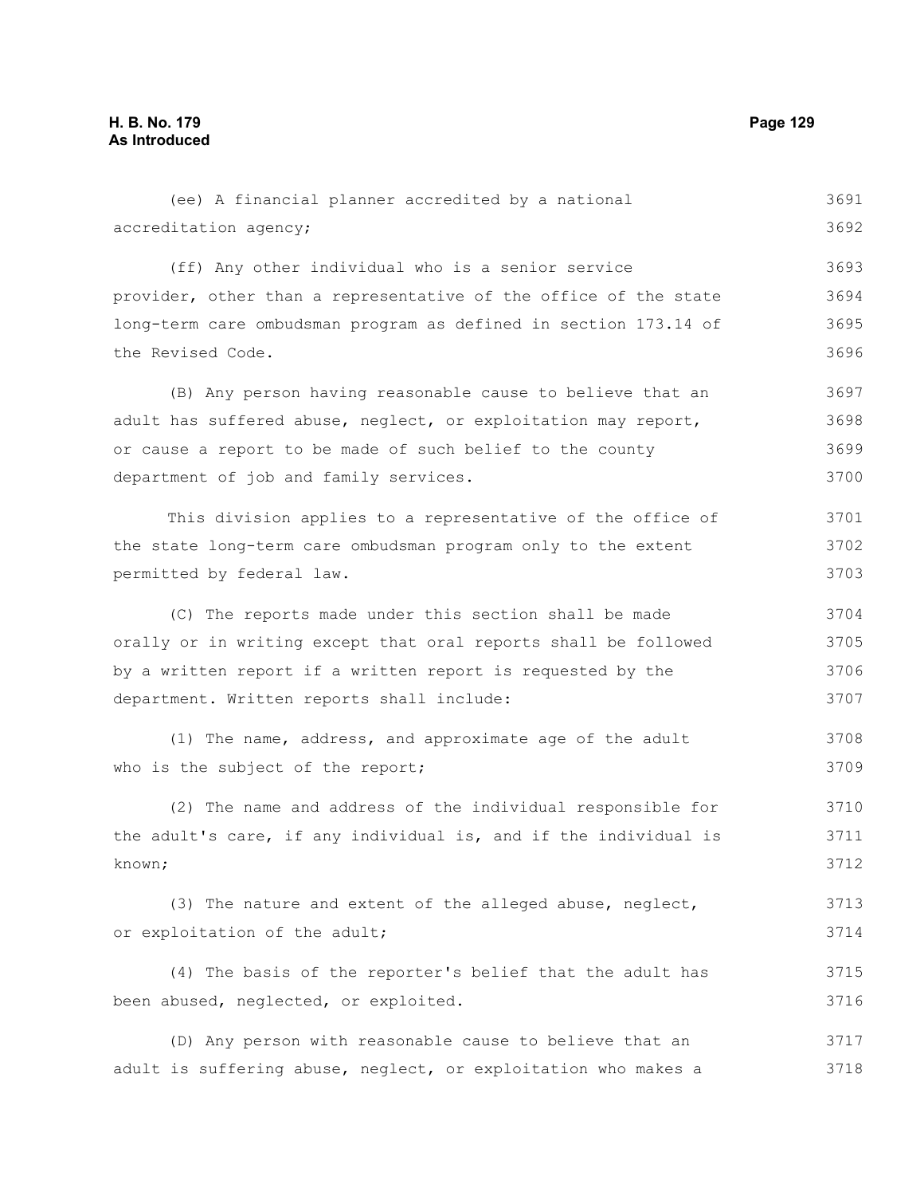(ee) A financial planner accredited by a national accreditation agency;

(ff) Any other individual who is a senior service provider, other than a representative of the office of the state long-term care ombudsman program as defined in section 173.14 of the Revised Code.

(B) Any person having reasonable cause to believe that an adult has suffered abuse, neglect, or exploitation may report, or cause a report to be made of such belief to the county department of job and family services.

This division applies to a representative of the office of the state long-term care ombudsman program only to the extent permitted by federal law.

(C) The reports made under this section shall be made orally or in writing except that oral reports shall be followed by a written report if a written report is requested by the department. Written reports shall include:

(1) The name, address, and approximate age of the adult who is the subject of the report;

(2) The name and address of the individual responsible for the adult's care, if any individual is, and if the individual is known;

(3) The nature and extent of the alleged abuse, neglect, or exploitation of the adult;

(4) The basis of the reporter's belief that the adult has been abused, neglected, or exploited.

(D) Any person with reasonable cause to believe that an adult is suffering abuse, neglect, or exploitation who makes a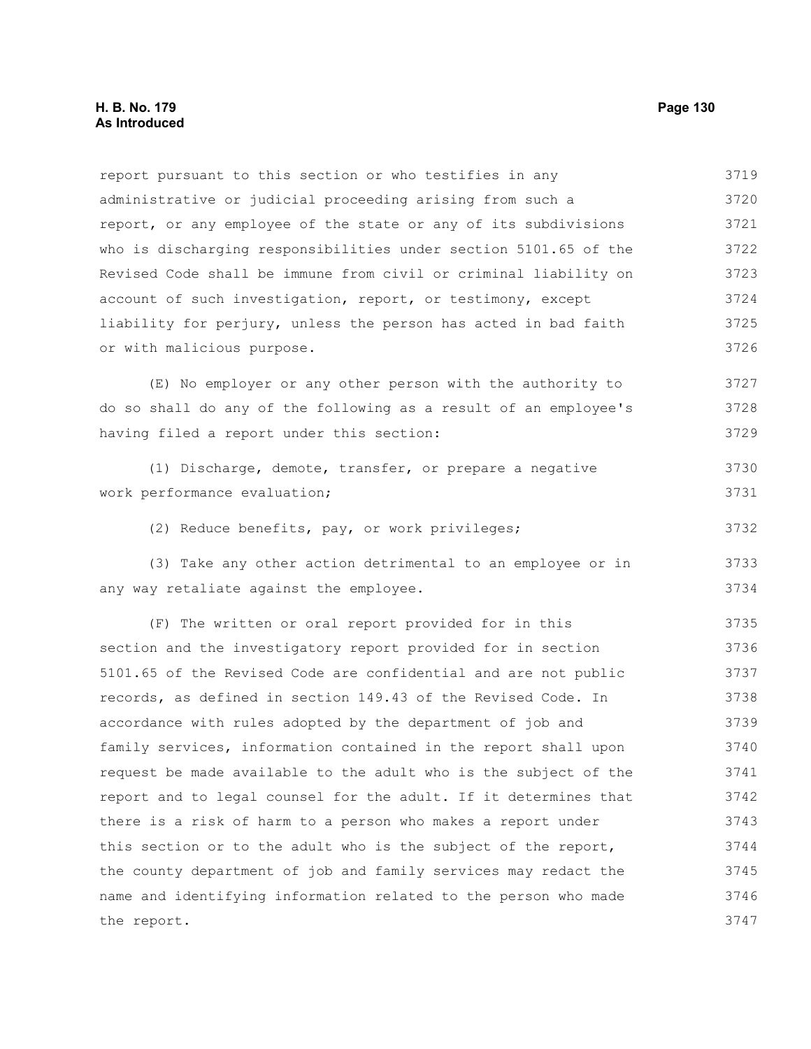report pursuant to this section or who testifies in any administrative or judicial proceeding arising from such a report, or any employee of the state or any of its subdivisions who is discharging responsibilities under section 5101.65 of the Revised Code shall be immune from civil or criminal liability on account of such investigation, report, or testimony, except liability for perjury, unless the person has acted in bad faith or with malicious purpose.

(E) No employer or any other person with the authority to do so shall do any of the following as a result of an employee's having filed a report under this section:

(1) Discharge, demote, transfer, or prepare a negative work performance evaluation;

(2) Reduce benefits, pay, or work privileges;

(3) Take any other action detrimental to an employee or in any way retaliate against the employee.

(F) The written or oral report provided for in this section and the investigatory report provided for in section 5101.65 of the Revised Code are confidential and are not public records, as defined in section 149.43 of the Revised Code. In accordance with rules adopted by the department of job and family services, information contained in the report shall upon request be made available to the adult who is the subject of the report and to legal counsel for the adult. If it determines that there is a risk of harm to a person who makes a report under this section or to the adult who the subject of the report, the county department of job and family services may redact the name and identifying information related to the person who made the report.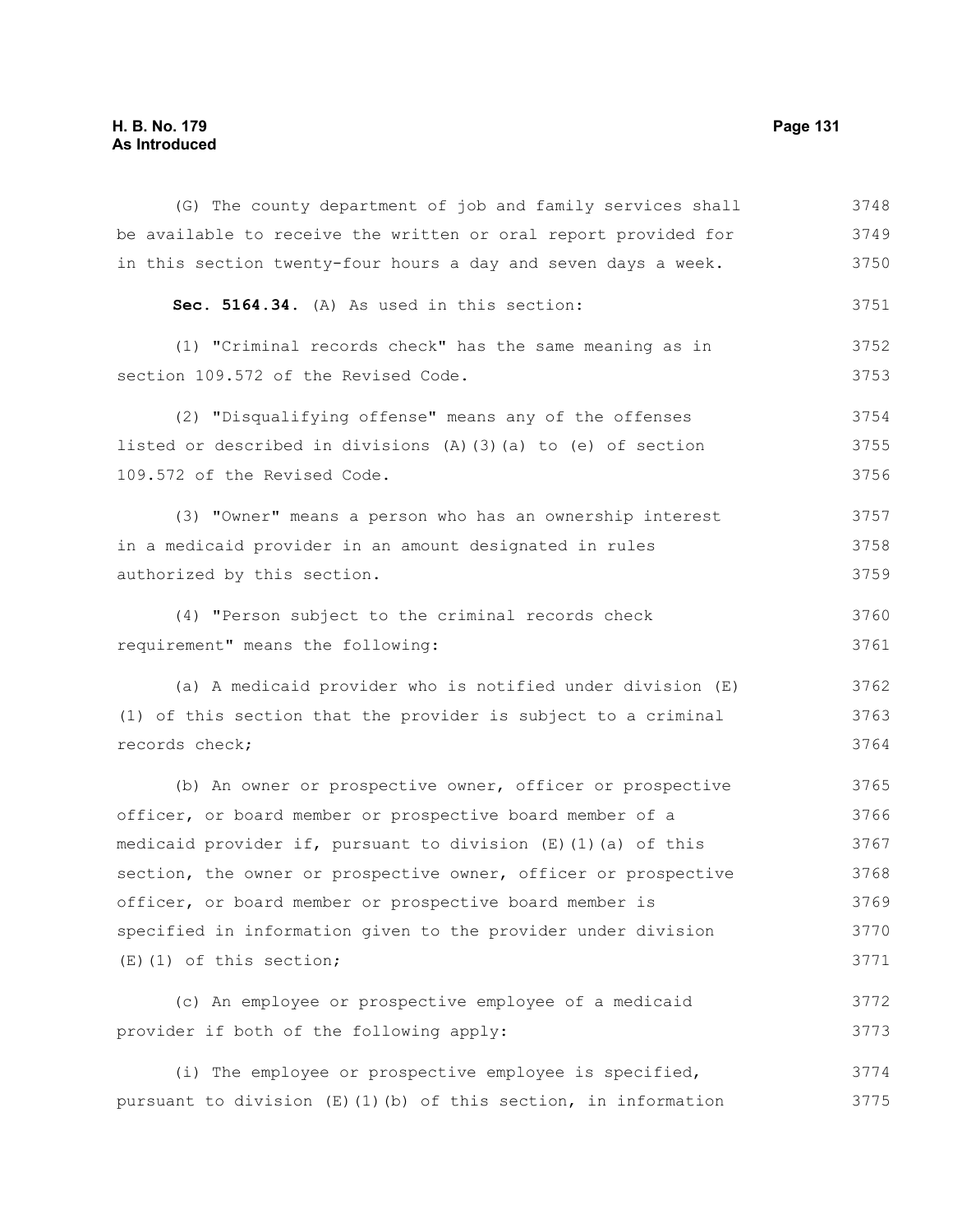(G) The county department of job and family services shall be available to receive the written or oral report provided for in this section twenty-four hours a day and seven days a week.

**Sec. 5164.34.** (A) As used in this section:

(1) "Criminal records check" has the same meaning as in section 109.572 of the Revised Code.

(2) "Disqualifying offense" means any of the offenses listed or described in divisions (A)(3)(a) to (e) of section 109.572 of the Revised Code.

(3) "Owner" means a person who has an ownership interest in a medicaid provider in an amount designated in rules authorized by this section.

(4) "Person subject to the criminal records check requirement" means the following:

(a) A medicaid provider who is notified under division (E)(1) of this section that the provider is subject to a criminal records check;

(b) An owner or prospective owner, officer or prospective officer, or board member or prospective board member of a medicaid provider if, pursuant to division (E)(1)(a) of this section, the owner or prospective owner, officer or prospective officer, or board member or prospective board member is specified in information given to the provider under division (E)(1) of this section;

(c) An employee or prospective employee of a medicaid provider if both of the following apply:

(i) The employee or prospective employee is specified, pursuant to division (E)(1)(b) of this section, in information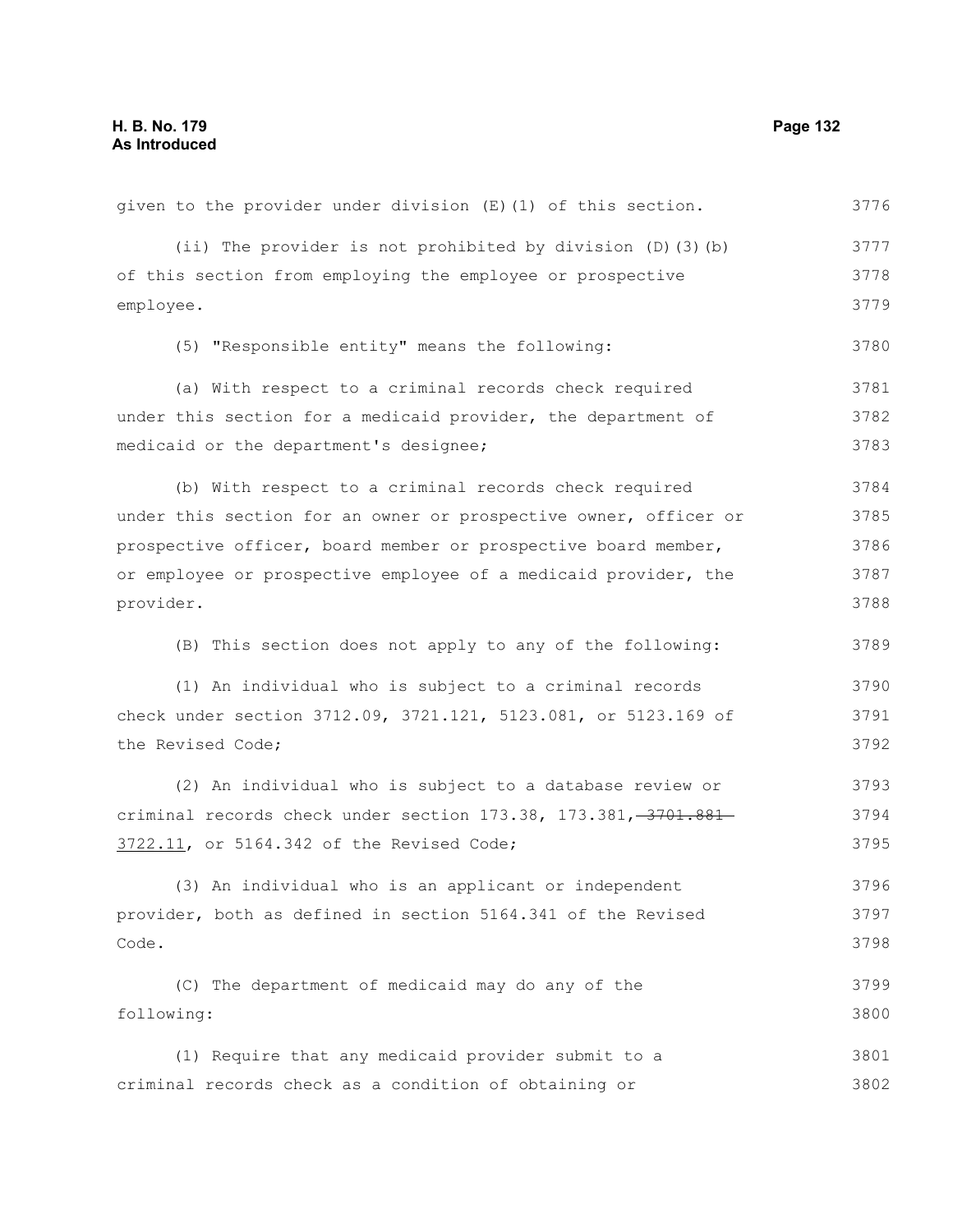given to the provider under division (E)(1) of this section.

(ii) The provider is not prohibited by division (D)(3)(b) of this section from employing the employee or prospective employee.

(5) "Responsible entity" means the following:

(a) With respect to a criminal records check required under this section for a medicaid provider, the department of medicaid or the department's designee;

(b) With respect to a criminal records check required under this section for an owner or prospective owner, officer or prospective officer, board member or prospective board member, or employee or prospective employee of a medicaid provider, the provider.

(B) This section does not apply to any of the following:

(1) An individual who is subject to a criminal records check under section 3712.09, 3721.121, 5123.081, or 5123.169 of the Revised Code;

(2) An individual who is subject to a database review or criminal records check under section 173.38, 173.381, ~~3701.881~~ 3722.11, or 5164.342 of the Revised Code;

(3) An individual who is an applicant or independent provider, both as defined in section 5164.341 of the Revised Code.

(C) The department of medicaid may do any of the following:

(1) Require that any medicaid provider submit to a criminal records check as a condition of obtaining or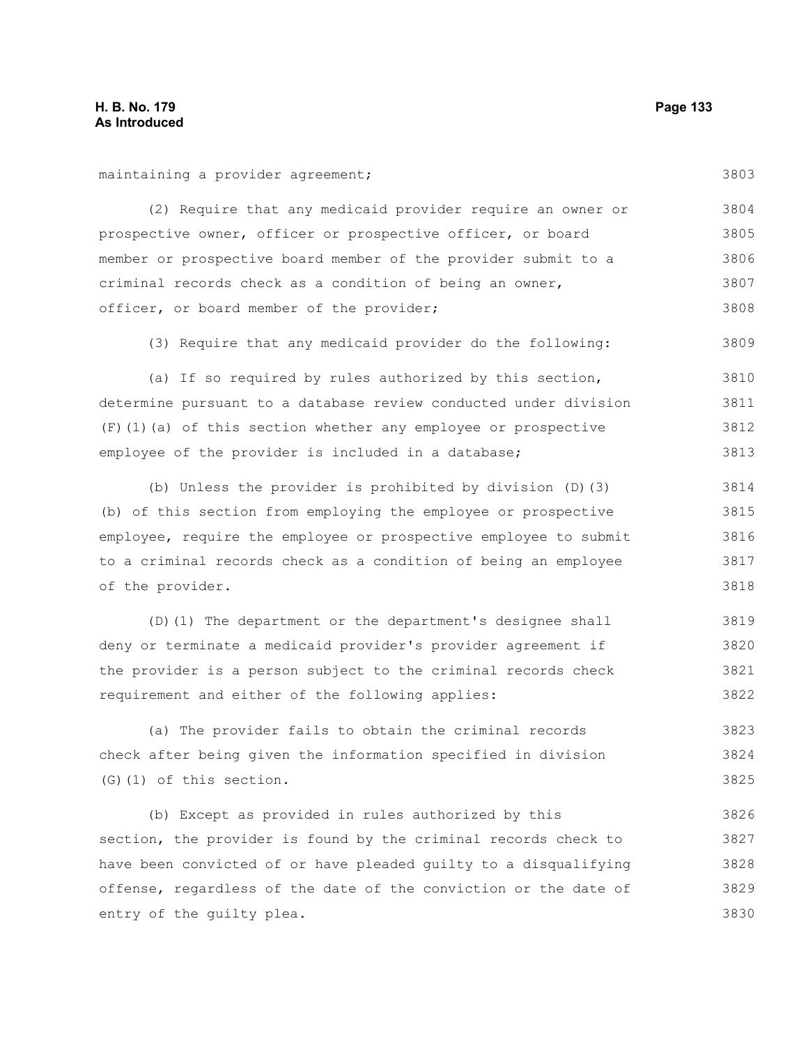maintaining a provider agreement;

(2) Require that any medicaid provider require an owner or prospective owner, officer or prospective officer, or board member or prospective board member of the provider submit to a criminal records check as a condition of being an owner, officer, or board member of the provider;

(3) Require that any medicaid provider do the following:

(a) If so required by rules authorized by this section, determine pursuant to a database review conducted under division (F)(1)(a) of this section whether any employee or prospective employee of the provider is included in a database;

(b) Unless the provider is prohibited by division (D)(3)(b) of this section from employing the employee or prospective employee, require the employee or prospective employee to submit to a criminal records check as a condition of being an employee of the provider.

(D)(1) The department or the department's designee shall deny or terminate a medicaid provider's provider agreement if the provider is a person subject to the criminal records check requirement and either of the following applies:

(a) The provider fails to obtain the criminal records check after being given the information specified in division (G)(1) of this section.

(b) Except as provided in rules authorized by this section, the provider is found by the criminal records check to have been convicted of or have pleaded guilty to a disqualifying offense, regardless of the date of the conviction or the date of entry of the guilty plea.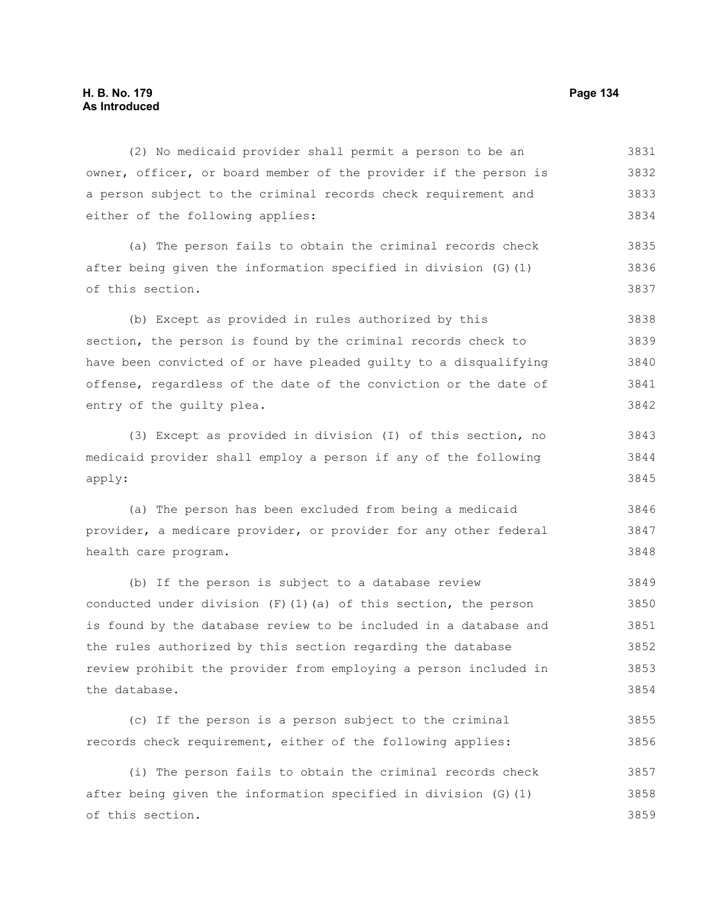(2) No medicaid provider shall permit a person to be an owner, officer, or board member of the provider if the person is a person subject to the criminal records check requirement and either of the following applies:

(a) The person fails to obtain the criminal records check after being given the information specified in division (G)(1) of this section.

(b) Except as provided in rules authorized by this section, the person is found by the criminal records check to have been convicted of or have pleaded guilty to a disqualifying offense, regardless of the date of the conviction or the date of entry of the guilty plea.

(3) Except as provided in division (I) of this section, no medicaid provider shall employ a person if any of the following apply:

(a) The person has been excluded from being a medicaid provider, a medicare provider, or provider for any other federal health care program.

(b) If the person is subject to a database review conducted under division (F)(1)(a) of this section, the person is found by the database review to be included in a database and the rules authorized by this section regarding the database review prohibit the provider from employing a person included in the database.

(c) If the person is a person subject to the criminal records check requirement, either of the following applies:

(i) The person fails to obtain the criminal records check after being given the information specified in division (G)(1) of this section.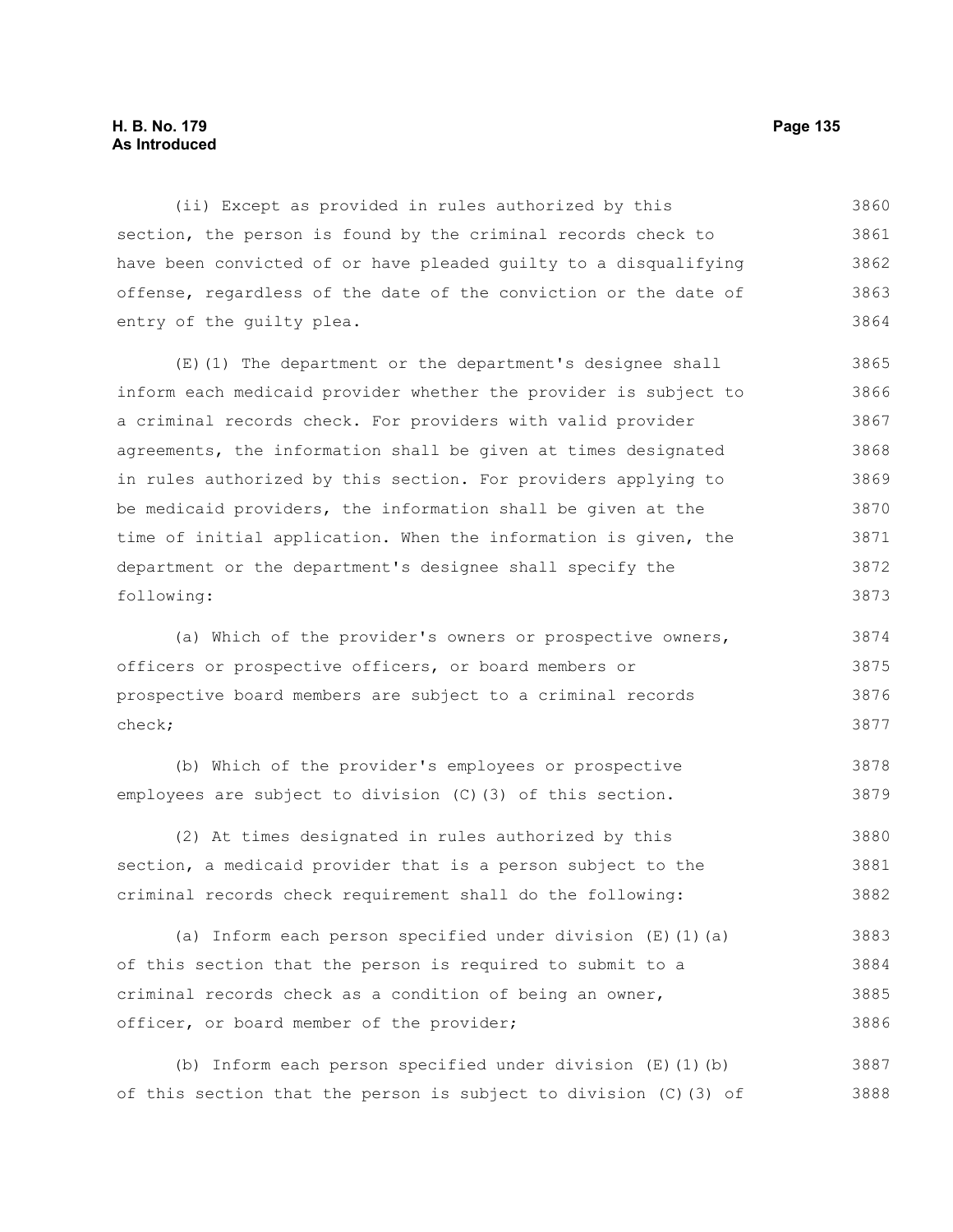(ii) Except as provided in rules authorized by this section, the person is found by the criminal records check to have been convicted of or have pleaded guilty to a disqualifying offense, regardless of the date of the conviction or the date of entry of the guilty plea.

(E)(1) The department or the department's designee shall inform each medicaid provider whether the provider is subject to a criminal records check. For providers with valid provider agreements, the information shall be given at times designated in rules authorized by this section. For providers applying to be medicaid providers, the information shall be given at the time of initial application. When the information is given, the department or the department's designee shall specify the following:

(a) Which of the provider's owners or prospective owners, officers or prospective officers, or board members or prospective board members are subject to a criminal records check;

(b) Which of the provider's employees or prospective employees are subject to division (C)(3) of this section.

(2) At times designated in rules authorized by this section, a medicaid provider that is a person subject to the criminal records check requirement shall do the following:

(a) Inform each person specified under division (E)(1)(a) of this section that the person is required to submit to a criminal records check as a condition of being an owner, officer, or board member of the provider;

(b) Inform each person specified under division (E)(1)(b) of this section that the person is subject to division (C)(3) of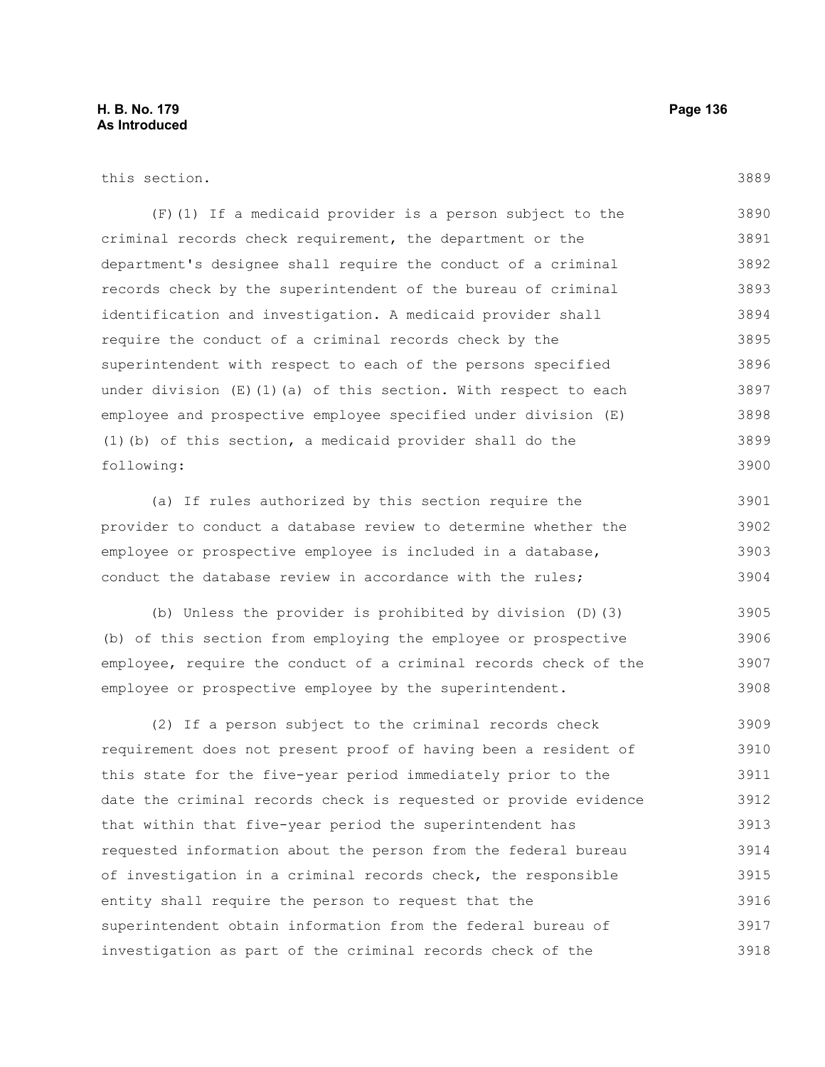this section.

(F)(1) If a medicaid provider is a person subject to the criminal records check requirement, the department or the department's designee shall require the conduct of a criminal records check by the superintendent of the bureau of criminal identification and investigation. A medicaid provider shall require the conduct of a criminal records check by the superintendent with respect to each of the persons specified under division (E)(1)(a) of this section. With respect to each employee and prospective employee specified under division (E)(1)(b) of this section, a medicaid provider shall do the following:

(a) If rules authorized by this section require the provider to conduct a database review to determine whether the employee or prospective employee is included in a database, conduct the database review in accordance with the rules;

(b) Unless the provider is prohibited by division (D)(3)(b) of this section from employing the employee or prospective employee, require the conduct of a criminal records check of the employee or prospective employee by the superintendent.

(2) If a person subject to the criminal records check requirement does not present proof of having been a resident of this state for the five-year period immediately prior to the date the criminal records check is requested or provide evidence that within that five-year period the superintendent has requested information about the person from the federal bureau of investigation in a criminal records check, the responsible entity shall require the person to request that the superintendent obtain information from the federal bureau of investigation as part of the criminal records check of the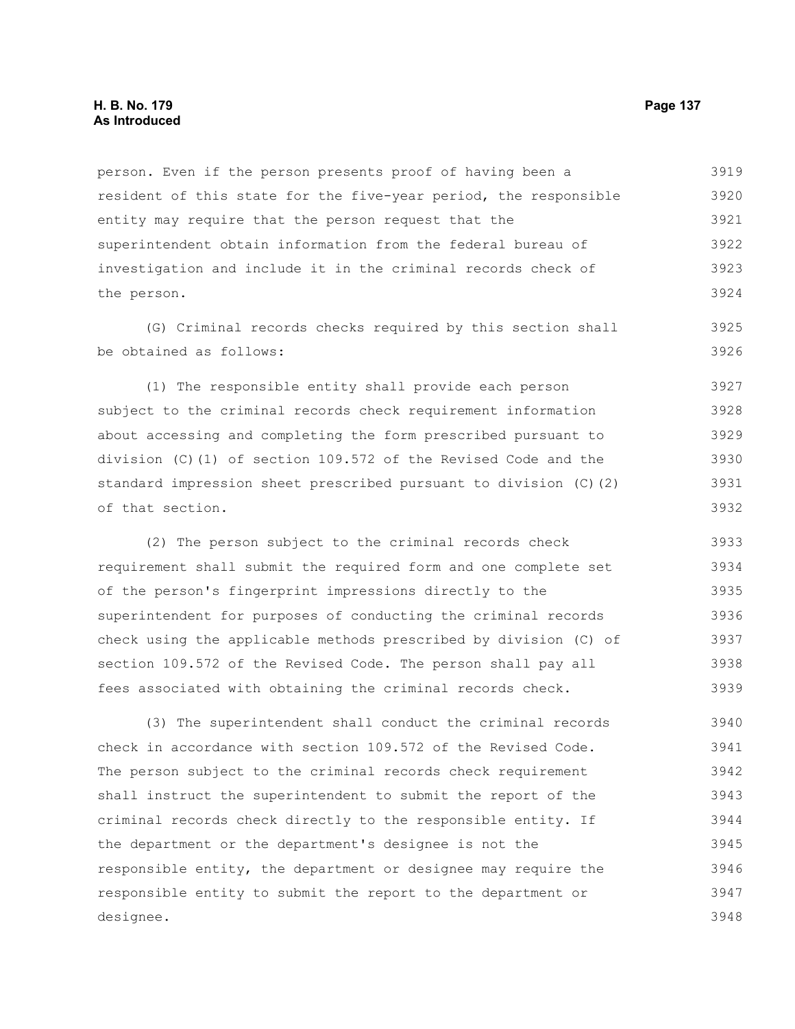person. Even if the person presents proof of having been a resident of this state for the five-year period, the responsible entity may require that the person request that the superintendent obtain information from the federal bureau of investigation and include it in the criminal records check of the person.

(G) Criminal records checks required by this section shall be obtained as follows:

(1) The responsible entity shall provide each person subject to the criminal records check requirement information about accessing and completing the form prescribed pursuant to division (C)(1) of section 109.572 of the Revised Code and the standard impression sheet prescribed pursuant to division (C)(2) of that section.

(2) The person subject to the criminal records check requirement shall submit the required form and one complete set of the person's fingerprint impressions directly to the superintendent for purposes of conducting the criminal records check using the applicable methods prescribed by division (C) of section 109.572 of the Revised Code. The person shall pay all fees associated with obtaining the criminal records check.

(3) The superintendent shall conduct the criminal records check in accordance with section 109.572 of the Revised Code. The person subject to the criminal records check requirement shall instruct the superintendent to submit the report of the criminal records check directly to the responsible entity. If the department or the department's designee is not the responsible entity, the department or designee may require the responsible entity to submit the report to the department or designee.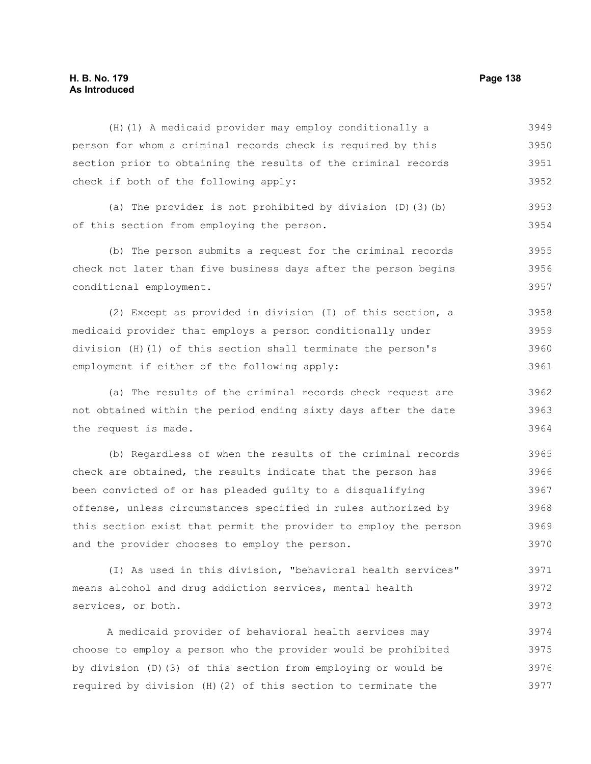(H)(1) A medicaid provider may employ conditionally a person for whom a criminal records check is required by this section prior to obtaining the results of the criminal records check if both of the following apply:

(a) The provider is not prohibited by division (D)(3)(b) of this section from employing the person.

(b) The person submits a request for the criminal records check not later than five business days after the person begins conditional employment.

(2) Except as provided in division (I) of this section, a medicaid provider that employs a person conditionally under division (H)(1) of this section shall terminate the person's employment if either of the following apply:

(a) The results of the criminal records check request are not obtained within the period ending sixty days after the date the request is made.

(b) Regardless of when the results of the criminal records check are obtained, the results indicate that the person has been convicted of or has pleaded guilty to a disqualifying offense, unless circumstances specified in rules authorized by this section exist that permit the provider to employ the person and the provider chooses to employ the person.

(I) As used in this division, "behavioral health services" means alcohol and drug addiction services, mental health services, or both.

A medicaid provider of behavioral health services may choose to employ a person who the provider would be prohibited by division (D)(3) of this section from employing or would be required by division (H)(2) of this section to terminate the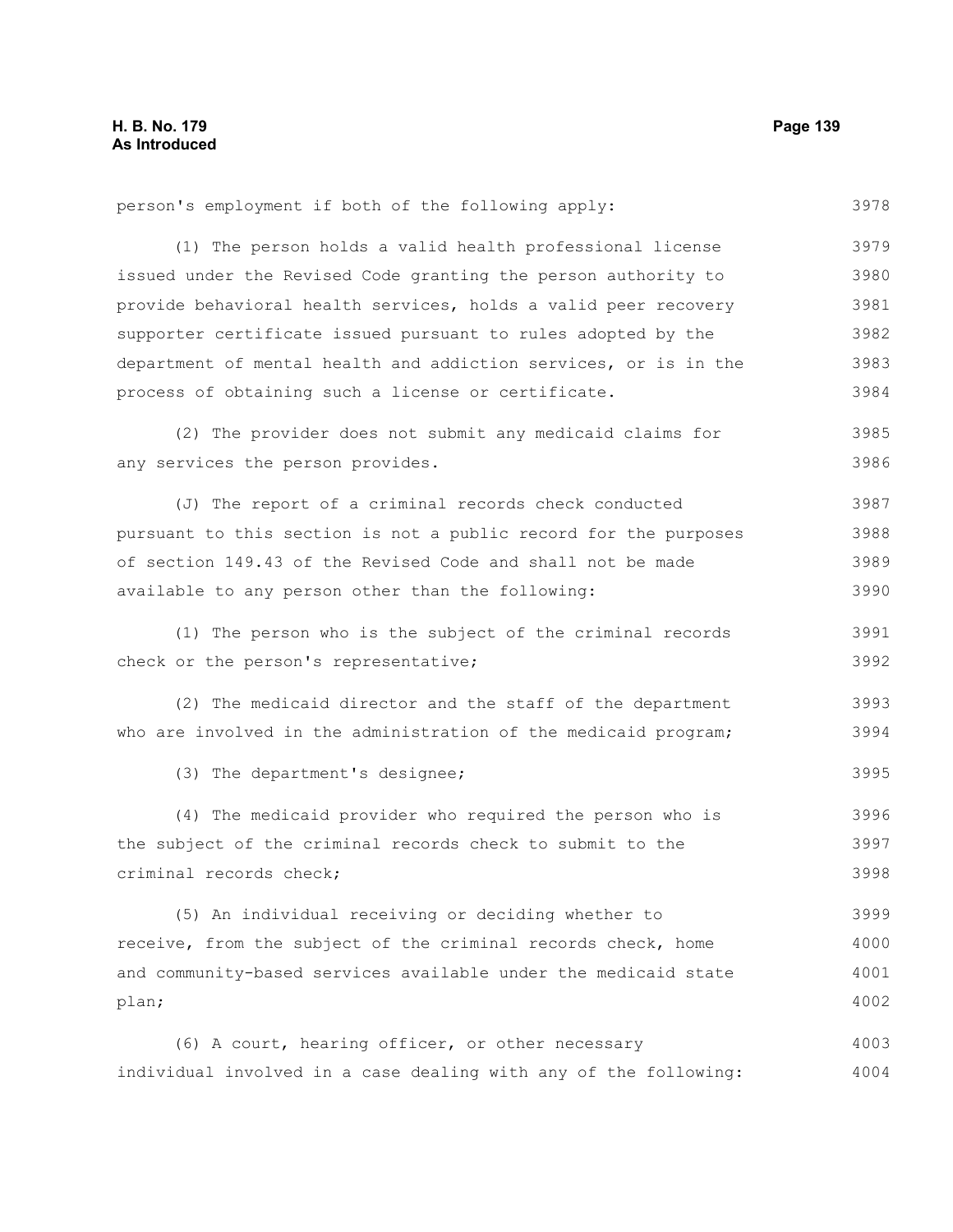person's employment if both of the following apply:

(1) The person holds a valid health professional license issued under the Revised Code granting the person authority to provide behavioral health services, holds a valid peer recovery supporter certificate issued pursuant to rules adopted by the department of mental health and addiction services, or is in the process of obtaining such a license or certificate.

(2) The provider does not submit any medicaid claims for any services the person provides.

(J) The report of a criminal records check conducted pursuant to this section is not a public record for the purposes of section 149.43 of the Revised Code and shall not be made available to any person other than the following:

(1) The person who is the subject of the criminal records check or the person's representative;

(2) The medicaid director and the staff of the department who are involved in the administration of the medicaid program;

(3) The department's designee;

(4) The medicaid provider who required the person who is the subject of the criminal records check to submit to the criminal records check;

(5) An individual receiving or deciding whether to receive, from the subject of the criminal records check, home and community-based services available under the medicaid state plan;

(6) A court, hearing officer, or other necessary individual involved in a case dealing with any of the following: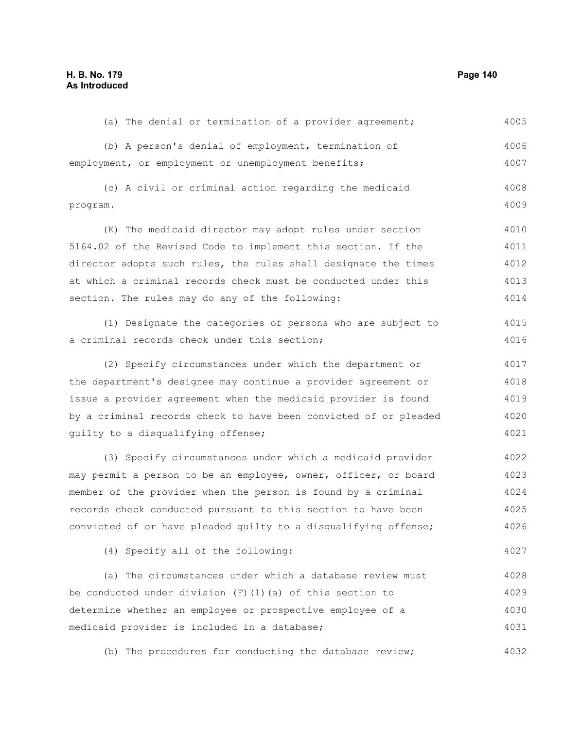(a) The denial or termination of a provider agreement;

(b) A person's denial of employment, termination of employment, or employment or unemployment benefits;

(c) A civil or criminal action regarding the medicaid program.

(K) The medicaid director may adopt rules under section 5164.02 of the Revised Code to implement this section. If the director adopts such rules, the rules shall designate the times at which a criminal records check must be conducted under this section. The rules may do any of the following:

(1) Designate the categories of persons who are subject to a criminal records check under this section;

(2) Specify circumstances under which the department or the department's designee may continue a provider agreement or issue a provider agreement when the medicaid provider is found by a criminal records check to have been convicted of or pleaded guilty to a disqualifying offense;

(3) Specify circumstances under which a medicaid provider may permit a person to be an employee, owner, officer, or board member of the provider when the person is found by a criminal records check conducted pursuant to this section to have been convicted of or have pleaded guilty to a disqualifying offense;

(4) Specify all of the following:

(a) The circumstances under which a database review must be conducted under division (F)(1)(a) of this section to determine whether an employee or prospective employee of a medicaid provider is included in a database;

(b) The procedures for conducting the database review;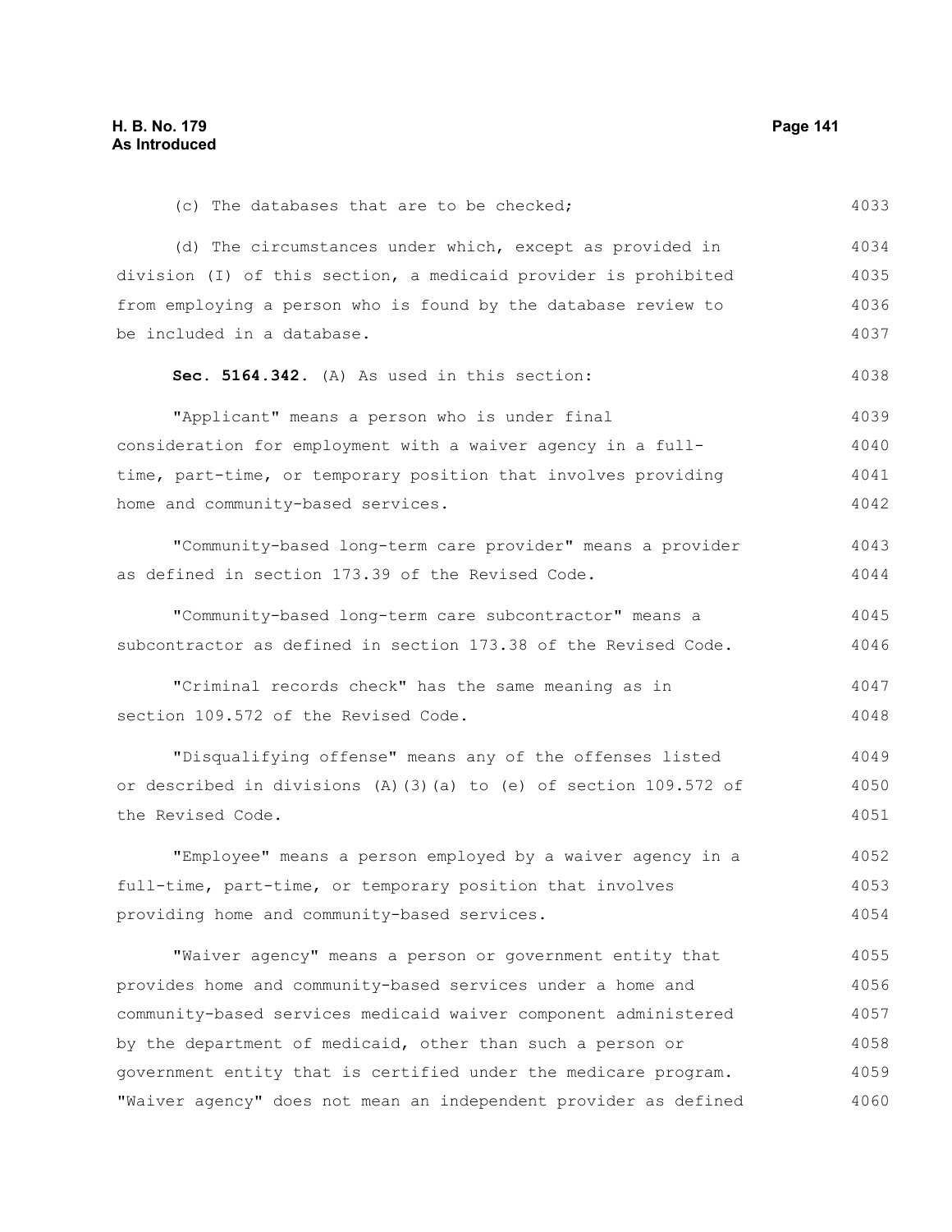(c) The databases that are to be checked;

(d) The circumstances under which, except as provided in division (I) of this section, a medicaid provider is prohibited from employing a person who is found by the database review to be included in a database.

**Sec. 5164.342.** (A) As used in this section:

"Applicant" means a person who is under final consideration for employment with a waiver agency in a full-time, part-time, or temporary position that involves providing home and community-based services.

"Community-based long-term care provider" means a provider as defined in section 173.39 of the Revised Code.

"Community-based long-term care subcontractor" means a subcontractor as defined in section 173.38 of the Revised Code.

"Criminal records check" has the same meaning as in section 109.572 of the Revised Code.

"Disqualifying offense" means any of the offenses listed or described in divisions (A)(3)(a) to (e) of section 109.572 of the Revised Code.

"Employee" means a person employed by a waiver agency in a full-time, part-time, or temporary position that involves providing home and community-based services.

"Waiver agency" means a person or government entity that provides home and community-based services under a home and community-based services medicaid waiver component administered by the department of medicaid, other than such a person or government entity that is certified under the medicare program. "Waiver agency" does not mean an independent provider as defined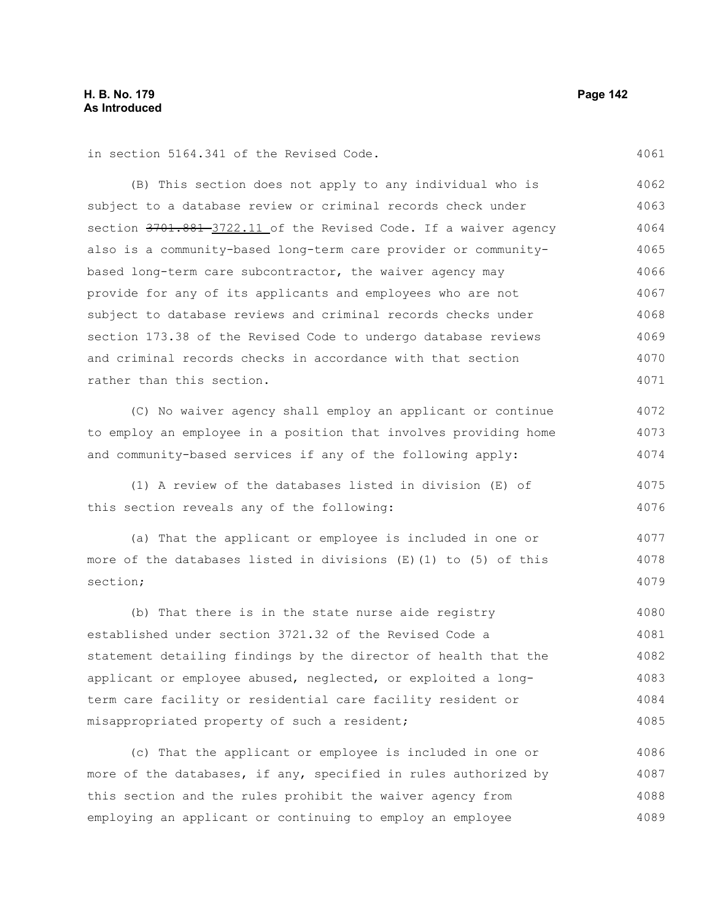in section 5164.341 of the Revised Code.

(B) This section does not apply to any individual who is subject to a database review or criminal records check under section ~~3701.881~~ 3722.11 of the Revised Code. If a waiver agency also is a community-based long-term care provider or community-based long-term care subcontractor, the waiver agency may provide for any of its applicants and employees who are not subject to database reviews and criminal records checks under section 173.38 of the Revised Code to undergo database reviews and criminal records checks in accordance with that section rather than this section.

(C) No waiver agency shall employ an applicant or continue to employ an employee in a position that involves providing home and community-based services if any of the following apply:

(1) A review of the databases listed in division (E) of this section reveals any of the following:

(a) That the applicant or employee is included in one or more of the databases listed in divisions (E)(1) to (5) of this section;

(b) That there is in the state nurse aide registry established under section 3721.32 of the Revised Code a statement detailing findings by the director of health that the applicant or employee abused, neglected, or exploited a long-term care facility or residential care facility resident or misappropriated property of such a resident;

(c) That the applicant or employee is included in one or more of the databases, if any, specified in rules authorized by this section and the rules prohibit the waiver agency from employing an applicant or continuing to employ an employee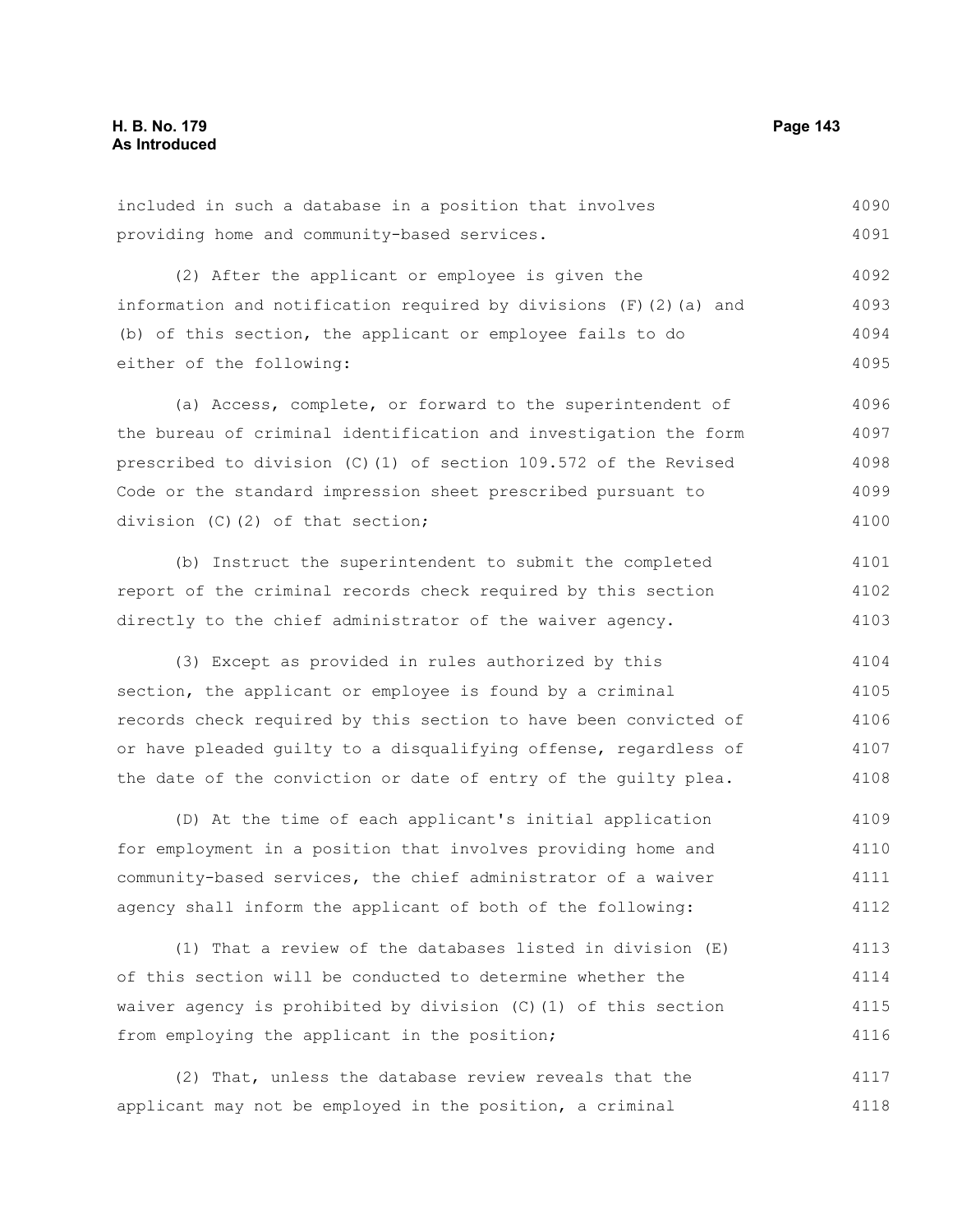included in such a database in a position that involves providing home and community-based services.

(2) After the applicant or employee is given the information and notification required by divisions (F)(2)(a) and (b) of this section, the applicant or employee fails to do either of the following:

(a) Access, complete, or forward to the superintendent of the bureau of criminal identification and investigation the form prescribed to division (C)(1) of section 109.572 of the Revised Code or the standard impression sheet prescribed pursuant to division (C)(2) of that section;

(b) Instruct the superintendent to submit the completed report of the criminal records check required by this section directly to the chief administrator of the waiver agency.

(3) Except as provided in rules authorized by this section, the applicant or employee is found by a criminal records check required by this section to have been convicted of or have pleaded guilty to a disqualifying offense, regardless of the date of the conviction or date of entry of the guilty plea.

(D) At the time of each applicant's initial application for employment in a position that involves providing home and community-based services, the chief administrator of a waiver agency shall inform the applicant of both of the following:

(1) That a review of the databases listed in division (E) of this section will be conducted to determine whether the waiver agency is prohibited by division (C)(1) of this section from employing the applicant in the position;

(2) That, unless the database review reveals that the applicant may not be employed in the position, a criminal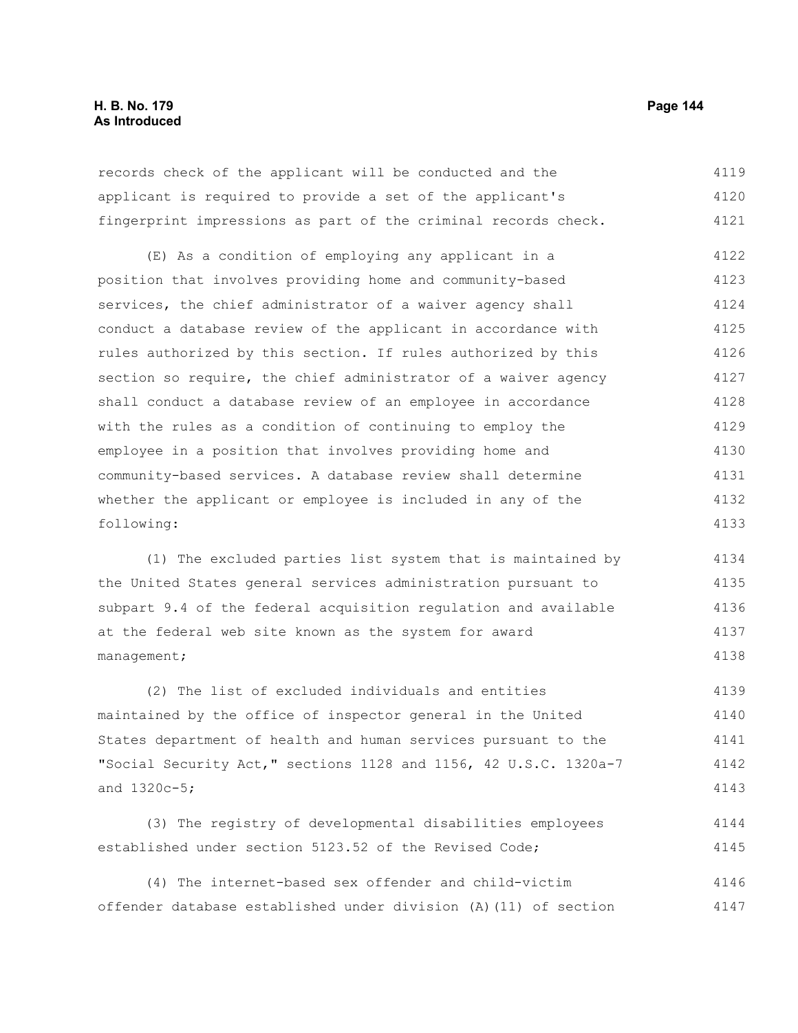records check of the applicant will be conducted and the applicant is required to provide a set of the applicant's fingerprint impressions as part of the criminal records check.

(E) As a condition of employing any applicant in a position that involves providing home and community-based services, the chief administrator of a waiver agency shall conduct a database review of the applicant in accordance with rules authorized by this section. If rules authorized by this section so require, the chief administrator of a waiver agency shall conduct a database review of an employee in accordance with the rules as a condition of continuing to employ the employee in a position that involves providing home and community-based services. A database review shall determine whether the applicant or employee is included in any of the following:

(1) The excluded parties list system that is maintained by the United States general services administration pursuant to subpart 9.4 of the federal acquisition regulation and available at the federal web site known as the system for award management;

(2) The list of excluded individuals and entities maintained by the office of inspector general in the United States department of health and human services pursuant to the "Social Security Act," sections 1128 and 1156, 42 U.S.C. 1320a-7 and 1320c-5;

(3) The registry of developmental disabilities employees established under section 5123.52 of the Revised Code;

(4) The internet-based sex offender and child-victim offender database established under division (A)(11) of section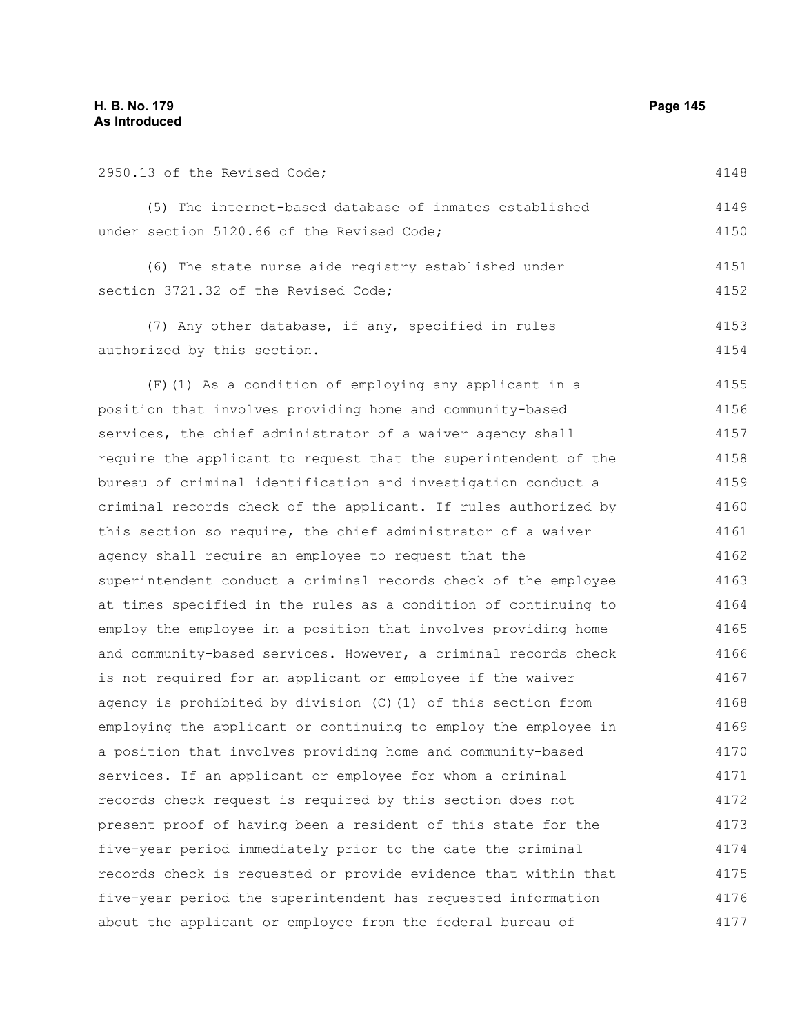2950.13 of the Revised Code;

(5) The internet-based database of inmates established under section 5120.66 of the Revised Code;

(6) The state nurse aide registry established under section 3721.32 of the Revised Code;

(7) Any other database, if any, specified in rules authorized by this section.

(F)(1) As a condition of employing any applicant in a position that involves providing home and community-based services, the chief administrator of a waiver agency shall require the applicant to request that the superintendent of the bureau of criminal identification and investigation conduct a criminal records check of the applicant. If rules authorized by this section so require, the chief administrator of a waiver agency shall require an employee to request that the superintendent conduct a criminal records check of the employee at times specified in the rules as a condition of continuing to employ the employee in a position that involves providing home and community-based services. However, a criminal records check is not required for an applicant or employee if the waiver agency is prohibited by division (C)(1) of this section from employing the applicant or continuing to employ the employee in a position that involves providing home and community-based services. If an applicant or employee for whom a criminal records check request is required by this section does not present proof of having been a resident of this state for the five-year period immediately prior to the date the criminal records check is requested or provide evidence that within that five-year period the superintendent has requested information about the applicant or employee from the federal bureau of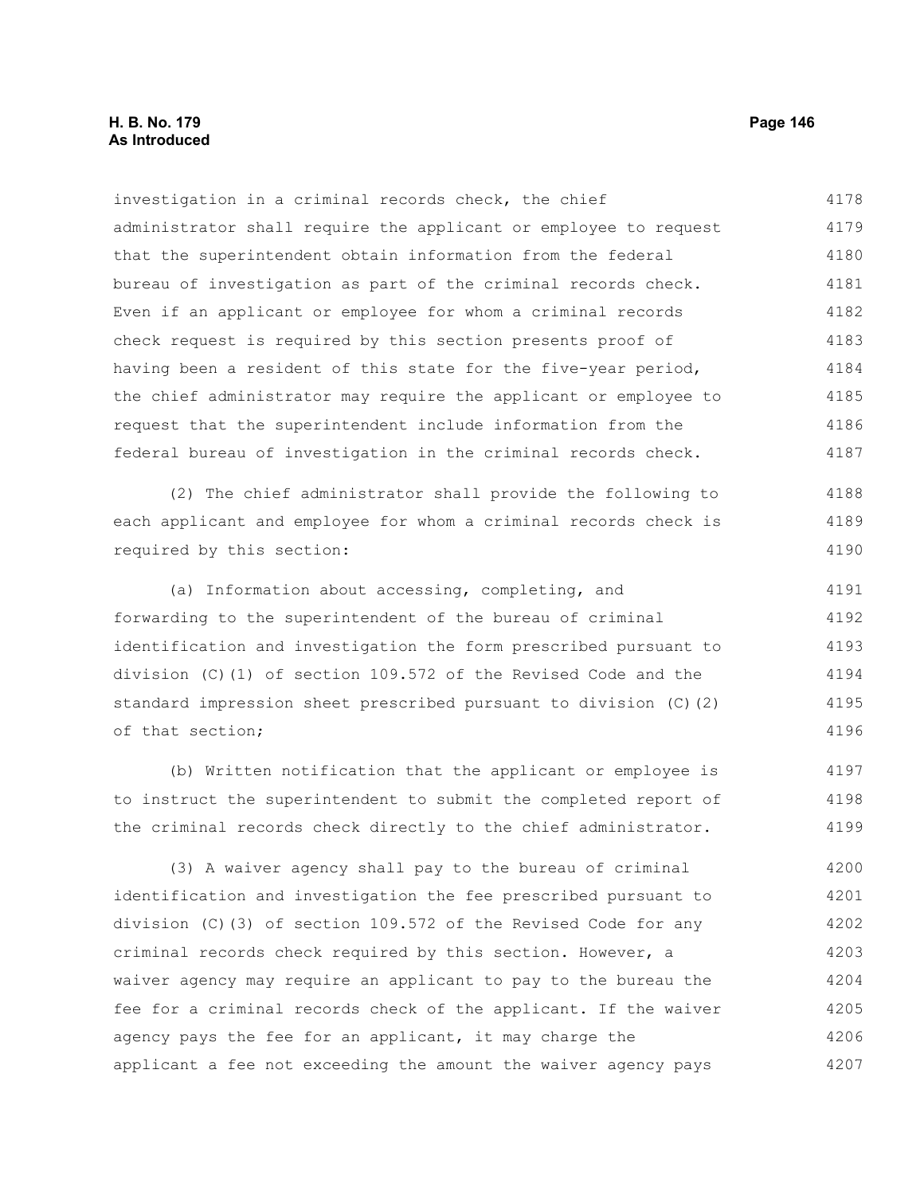investigation in a criminal records check, the chief administrator shall require the applicant or employee to request that the superintendent obtain information from the federal bureau of investigation as part of the criminal records check. Even if an applicant or employee for whom a criminal records check request is required by this section presents proof of having been a resident of this state for the five-year period, the chief administrator may require the applicant or employee to request that the superintendent include information from the federal bureau of investigation in the criminal records check.

(2) The chief administrator shall provide the following to each applicant and employee for whom a criminal records check is required by this section:

(a) Information about accessing, completing, and forwarding to the superintendent of the bureau of criminal identification and investigation the form prescribed pursuant to division (C)(1) of section 109.572 of the Revised Code and the standard impression sheet prescribed pursuant to division (C)(2) of that section;

(b) Written notification that the applicant or employee is to instruct the superintendent to submit the completed report of the criminal records check directly to the chief administrator.

(3) A waiver agency shall pay to the bureau of criminal identification and investigation the fee prescribed pursuant to division (C)(3) of section 109.572 of the Revised Code for any criminal records check required by this section. However, a waiver agency may require an applicant to pay to the bureau the fee for a criminal records check of the applicant. If the waiver agency pays the fee for an applicant, it may charge the applicant a fee not exceeding the amount the waiver agency pays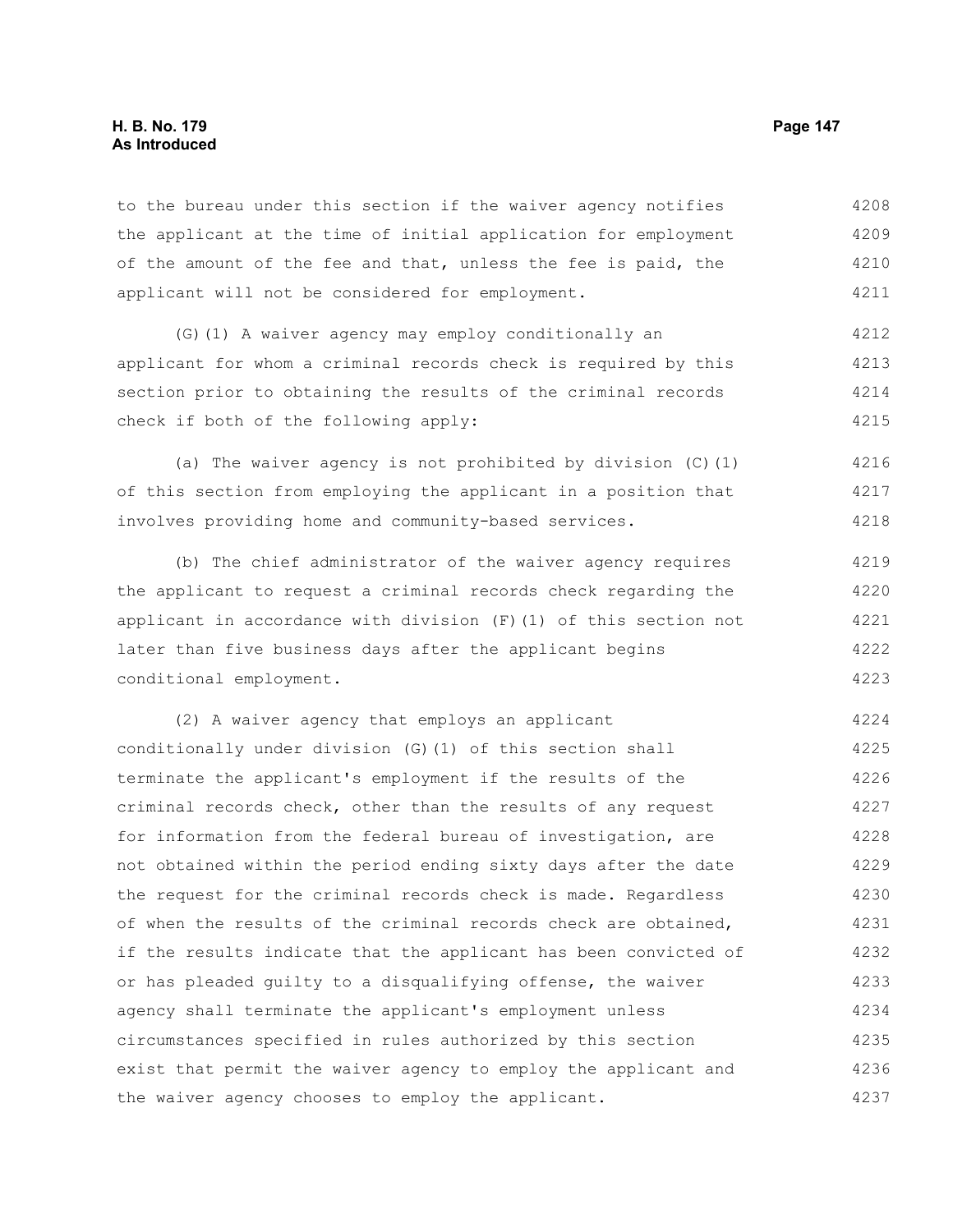to the bureau under this section if the waiver agency notifies the applicant at the time of initial application for employment of the amount of the fee and that, unless the fee is paid, the applicant will not be considered for employment.

(G)(1) A waiver agency may employ conditionally an applicant for whom a criminal records check is required by this section prior to obtaining the results of the criminal records check if both of the following apply:

(a) The waiver agency is not prohibited by division (C)(1) of this section from employing the applicant in a position that involves providing home and community-based services.

(b) The chief administrator of the waiver agency requires the applicant to request a criminal records check regarding the applicant in accordance with division (F)(1) of this section not later than five business days after the applicant begins conditional employment.

(2) A waiver agency that employs an applicant conditionally under division (G)(1) of this section shall terminate the applicant's employment if the results of the criminal records check, other than the results of any request for information from the federal bureau of investigation, are not obtained within the period ending sixty days after the date the request for the criminal records check is made. Regardless of when the results of the criminal records check are obtained, if the results indicate that the applicant has been convicted of or has pleaded guilty to a disqualifying offense, the waiver agency shall terminate the applicant's employment unless circumstances specified in rules authorized by this section exist that permit the waiver agency to employ the applicant and the waiver agency chooses to employ the applicant.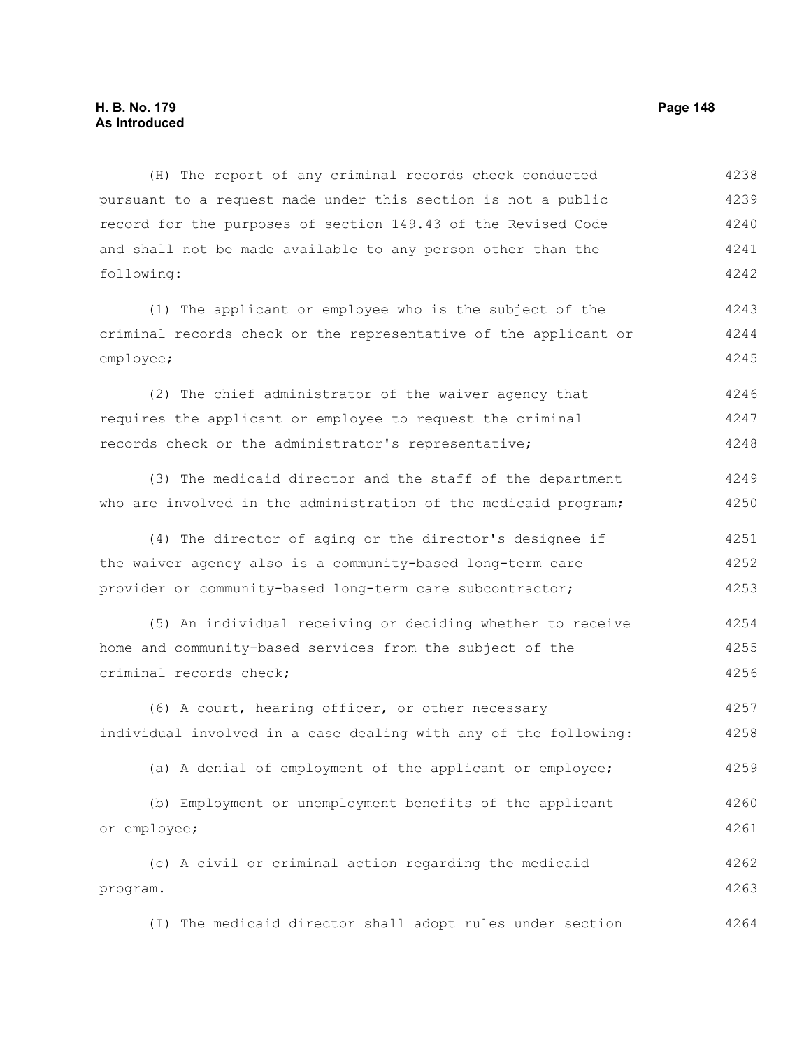(H) The report of any criminal records check conducted pursuant to a request made under this section is not a public record for the purposes of section 149.43 of the Revised Code and shall not be made available to any person other than the following:

(1) The applicant or employee who is the subject of the criminal records check or the representative of the applicant or employee;

(2) The chief administrator of the waiver agency that requires the applicant or employee to request the criminal records check or the administrator's representative;

(3) The medicaid director and the staff of the department who are involved in the administration of the medicaid program;

(4) The director of aging or the director's designee if the waiver agency also is a community-based long-term care provider or community-based long-term care subcontractor;

(5) An individual receiving or deciding whether to receive home and community-based services from the subject of the criminal records check;

(6) A court, hearing officer, or other necessary individual involved in a case dealing with any of the following:

(a) A denial of employment of the applicant or employee;

(b) Employment or unemployment benefits of the applicant or employee;

(c) A civil or criminal action regarding the medicaid program.

(I) The medicaid director shall adopt rules under section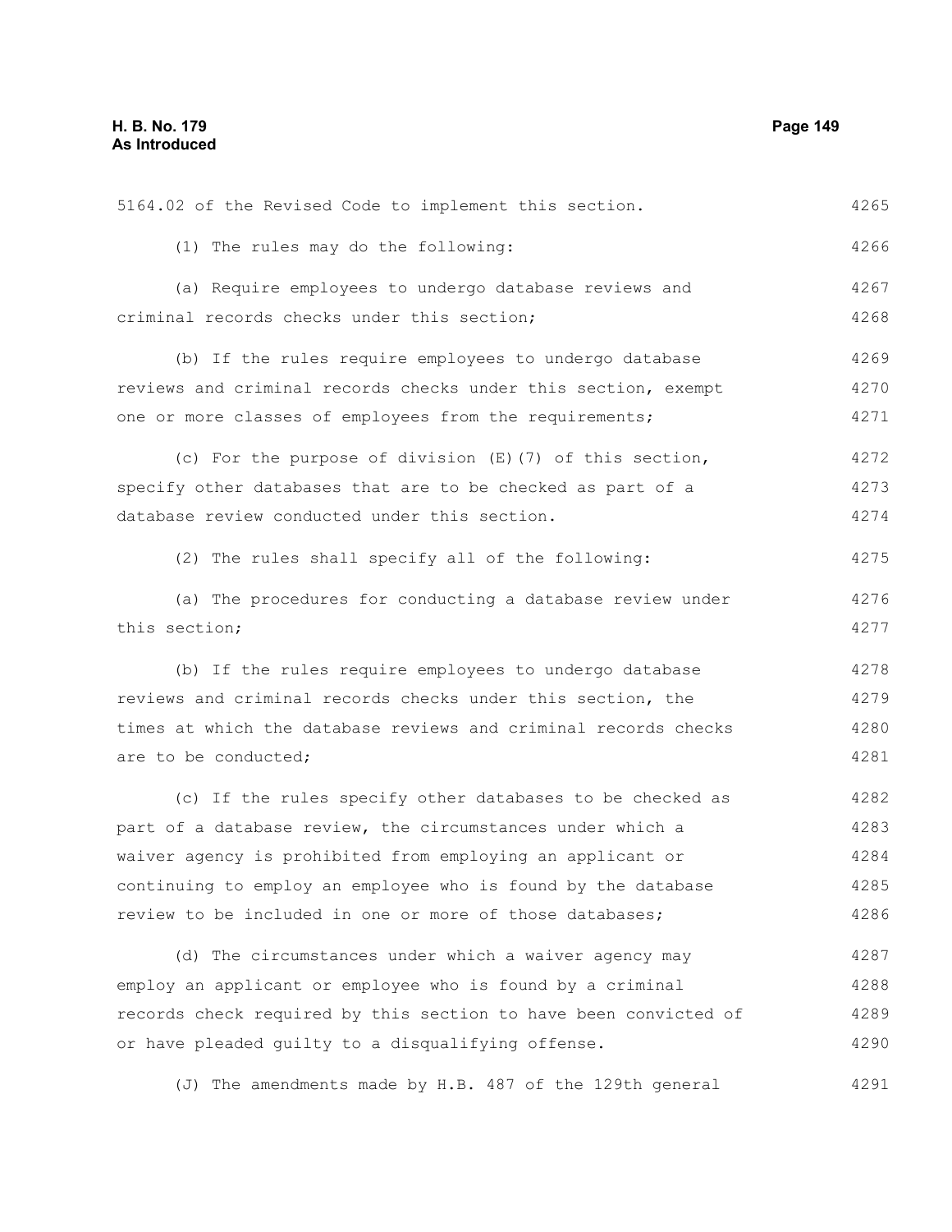5164.02 of the Revised Code to implement this section.

(1) The rules may do the following:

(a) Require employees to undergo database reviews and criminal records checks under this section;

(b) If the rules require employees to undergo database reviews and criminal records checks under this section, exempt one or more classes of employees from the requirements;

(c) For the purpose of division (E)(7) of this section, specify other databases that are to be checked as part of a database review conducted under this section.

(2) The rules shall specify all of the following:

(a) The procedures for conducting a database review under this section;

(b) If the rules require employees to undergo database reviews and criminal records checks under this section, the times at which the database reviews and criminal records checks are to be conducted;

(c) If the rules specify other databases to be checked as part of a database review, the circumstances under which a waiver agency is prohibited from employing an applicant or continuing to employ an employee who is found by the database review to be included in one or more of those databases;

(d) The circumstances under which a waiver agency may employ an applicant or employee who is found by a criminal records check required by this section to have been convicted of or have pleaded guilty to a disqualifying offense.

(J) The amendments made by H.B. 487 of the 129th general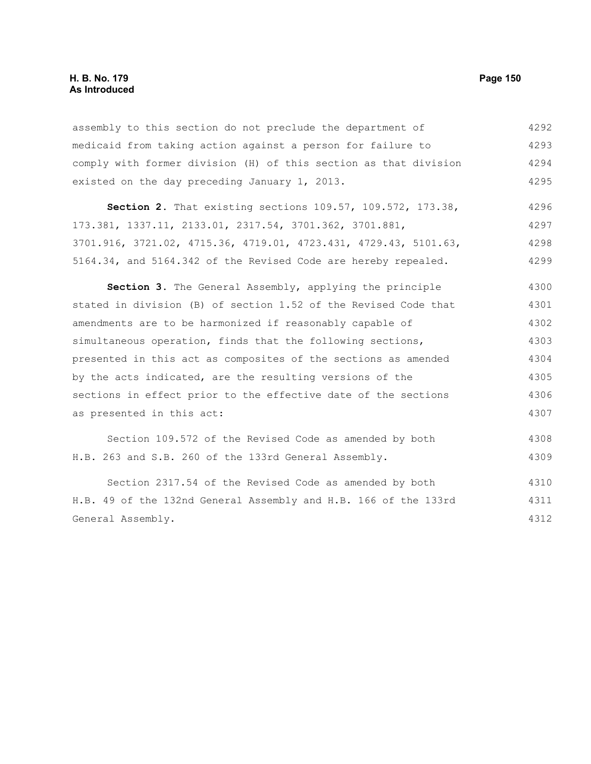assembly to this section do not preclude the department of medicaid from taking action against a person for failure to comply with former division (H) of this section as that division existed on the day preceding January 1, 2013.

**Section 2.** That existing sections 109.57, 109.572, 173.38, 173.381, 1337.11, 2133.01, 2317.54, 3701.362, 3701.881, 3701.916, 3721.02, 4715.36, 4719.01, 4723.431, 4729.43, 5101.63, 5164.34, and 5164.342 of the Revised Code are hereby repealed.

**Section 3.** The General Assembly, applying the principle stated in division (B) of section 1.52 of the Revised Code that amendments are to be harmonized if reasonably capable of simultaneous operation, finds that the following sections, presented in this act as composites of the sections as amended by the acts indicated, are the resulting versions of the sections in effect prior to the effective date of the sections as presented in this act:

Section 109.572 of the Revised Code as amended by both H.B. 263 and S.B. 260 of the 133rd General Assembly.

Section 2317.54 of the Revised Code as amended by both H.B. 49 of the 132nd General Assembly and H.B. 166 of the 133rd General Assembly.